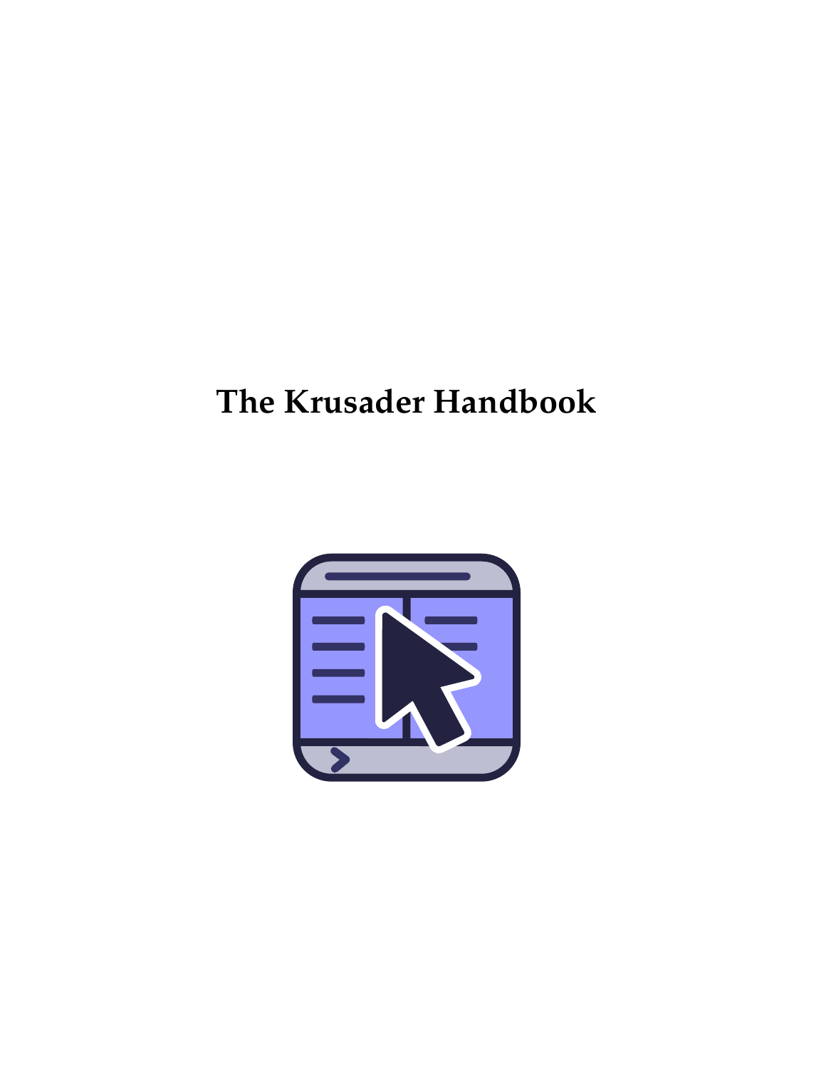# The Krusader Handbook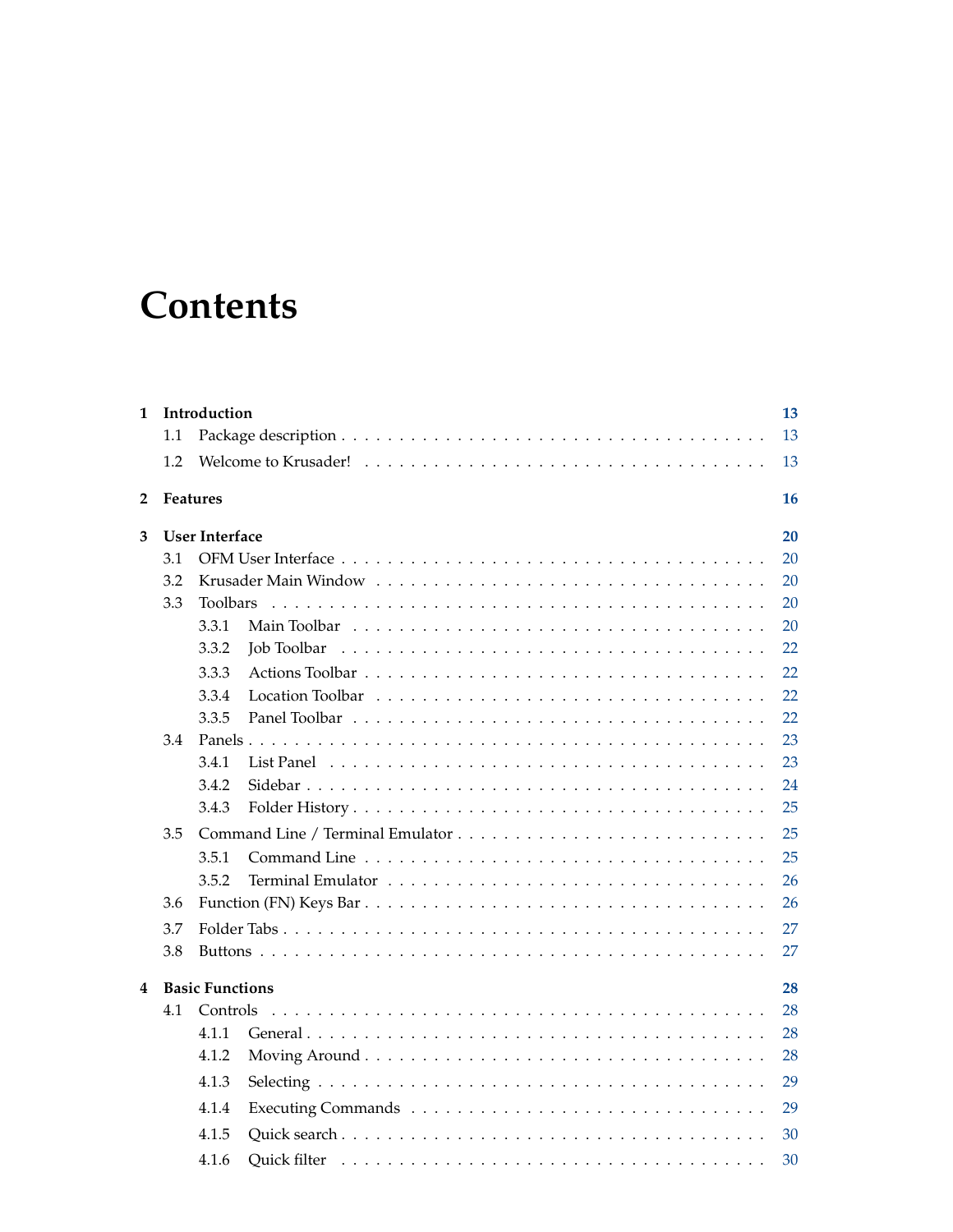# Contents

**1 Introduction** **13**

- 1.1 Package description . . . 13
- 1.2 Welcome to Krusader! . . . 13

**2 Features** **16**

**3 User Interface** **20**

- 3.1 OFM User Interface . . . 20
- 3.2 Krusader Main Window . . . 20
- 3.3 Toolbars . . . 20
  - 3.3.1 Main Toolbar . . . 20
  - 3.3.2 Job Toolbar . . . 22
  - 3.3.3 Actions Toolbar . . . 22
  - 3.3.4 Location Toolbar . . . 22
  - 3.3.5 Panel Toolbar . . . 22
- 3.4 Panels . . . 23
  - 3.4.1 List Panel . . . 23
  - 3.4.2 Sidebar . . . 24
  - 3.4.3 Folder History . . . 25
- 3.5 Command Line / Terminal Emulator . . . 25
  - 3.5.1 Command Line . . . 25
  - 3.5.2 Terminal Emulator . . . 26
- 3.6 Function (FN) Keys Bar . . . 26
- 3.7 Folder Tabs . . . 27
- 3.8 Buttons . . . 27

**4 Basic Functions** **28**

- 4.1 Controls . . . 28
  - 4.1.1 General . . . 28
  - 4.1.2 Moving Around . . . 28
  - 4.1.3 Selecting . . . 29
  - 4.1.4 Executing Commands . . . 29
  - 4.1.5 Quick search . . . 30
  - 4.1.6 Quick filter . . . 30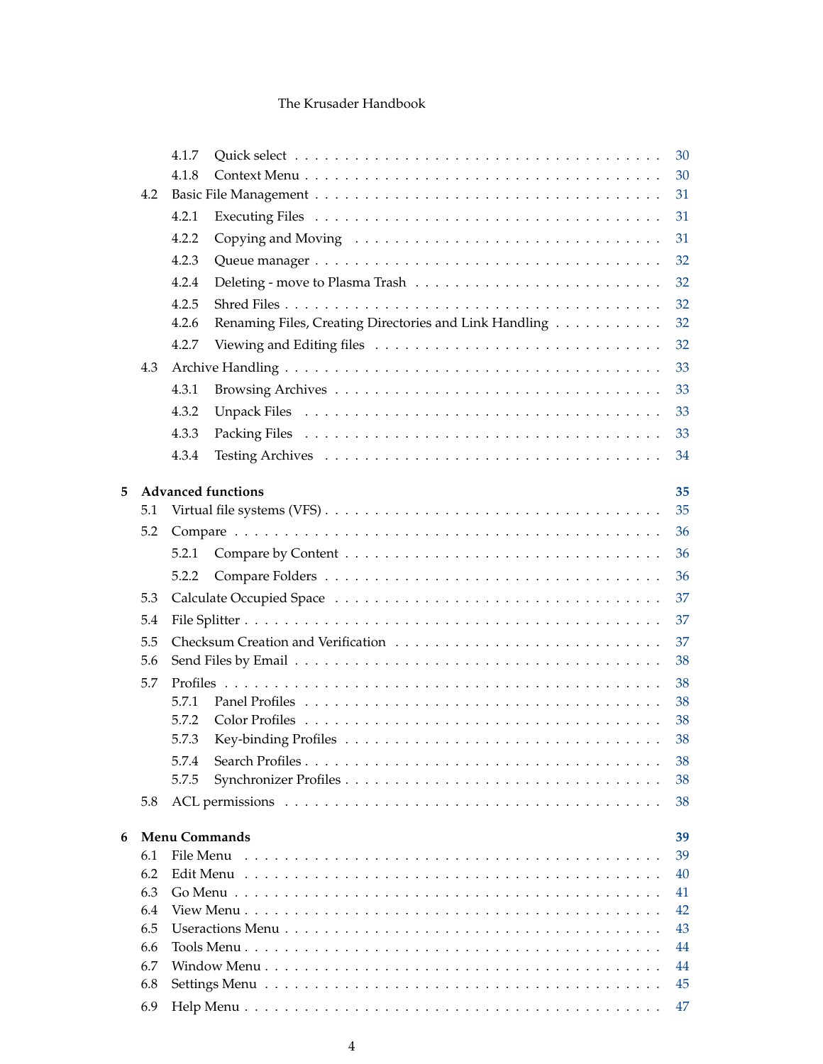4.1.7 Quick select . . . . . . . . . . . . . . . . . . . . . . . . . . . . . . . . 30
4.1.8 Context Menu . . . . . . . . . . . . . . . . . . . . . . . . . . . . . . . 30
4.2 Basic File Management . . . . . . . . . . . . . . . . . . . . . . . . . . . . . 31
4.2.1 Executing Files . . . . . . . . . . . . . . . . . . . . . . . . . . . . . . 31
4.2.2 Copying and Moving . . . . . . . . . . . . . . . . . . . . . . . . . . . 31
4.2.3 Queue manager . . . . . . . . . . . . . . . . . . . . . . . . . . . . . . 32
4.2.4 Deleting - move to Plasma Trash . . . . . . . . . . . . . . . . . . . . . 32
4.2.5 Shred Files . . . . . . . . . . . . . . . . . . . . . . . . . . . . . . . . 32
4.2.6 Renaming Files, Creating Directories and Link Handling . . . . . . . . . . 32
4.2.7 Viewing and Editing files . . . . . . . . . . . . . . . . . . . . . . . . . 32
4.3 Archive Handling . . . . . . . . . . . . . . . . . . . . . . . . . . . . . . . . 33
4.3.1 Browsing Archives . . . . . . . . . . . . . . . . . . . . . . . . . . . . 33
4.3.2 Unpack Files . . . . . . . . . . . . . . . . . . . . . . . . . . . . . . . 33
4.3.3 Packing Files . . . . . . . . . . . . . . . . . . . . . . . . . . . . . . . 33
4.3.4 Testing Archives . . . . . . . . . . . . . . . . . . . . . . . . . . . . . 34

**5 Advanced functions** **35**
5.1 Virtual file systems (VFS) . . . . . . . . . . . . . . . . . . . . . . . . . . . . 35
5.2 Compare . . . . . . . . . . . . . . . . . . . . . . . . . . . . . . . . . . . . 36
5.2.1 Compare by Content . . . . . . . . . . . . . . . . . . . . . . . . . . . 36
5.2.2 Compare Folders . . . . . . . . . . . . . . . . . . . . . . . . . . . . . 36
5.3 Calculate Occupied Space . . . . . . . . . . . . . . . . . . . . . . . . . . . . 37
5.4 File Splitter . . . . . . . . . . . . . . . . . . . . . . . . . . . . . . . . . . . 37
5.5 Checksum Creation and Verification . . . . . . . . . . . . . . . . . . . . . . 37
5.6 Send Files by Email . . . . . . . . . . . . . . . . . . . . . . . . . . . . . . . 38
5.7 Profiles . . . . . . . . . . . . . . . . . . . . . . . . . . . . . . . . . . . . . 38
5.7.1 Panel Profiles . . . . . . . . . . . . . . . . . . . . . . . . . . . . . . . 38
5.7.2 Color Profiles . . . . . . . . . . . . . . . . . . . . . . . . . . . . . . . 38
5.7.3 Key-binding Profiles . . . . . . . . . . . . . . . . . . . . . . . . . . . . 38
5.7.4 Search Profiles . . . . . . . . . . . . . . . . . . . . . . . . . . . . . . . 38
5.7.5 Synchronizer Profiles . . . . . . . . . . . . . . . . . . . . . . . . . . . 38
5.8 ACL permissions . . . . . . . . . . . . . . . . . . . . . . . . . . . . . . . . 38

**6 Menu Commands** **39**
6.1 File Menu . . . . . . . . . . . . . . . . . . . . . . . . . . . . . . . . . . . . 39
6.2 Edit Menu . . . . . . . . . . . . . . . . . . . . . . . . . . . . . . . . . . . . 40
6.3 Go Menu . . . . . . . . . . . . . . . . . . . . . . . . . . . . . . . . . . . . 41
6.4 View Menu . . . . . . . . . . . . . . . . . . . . . . . . . . . . . . . . . . . 42
6.5 Useractions Menu . . . . . . . . . . . . . . . . . . . . . . . . . . . . . . . . 43
6.6 Tools Menu . . . . . . . . . . . . . . . . . . . . . . . . . . . . . . . . . . . 44
6.7 Window Menu . . . . . . . . . . . . . . . . . . . . . . . . . . . . . . . . . . 44
6.8 Settings Menu . . . . . . . . . . . . . . . . . . . . . . . . . . . . . . . . . . 45
6.9 Help Menu . . . . . . . . . . . . . . . . . . . . . . . . . . . . . . . . . . . . 47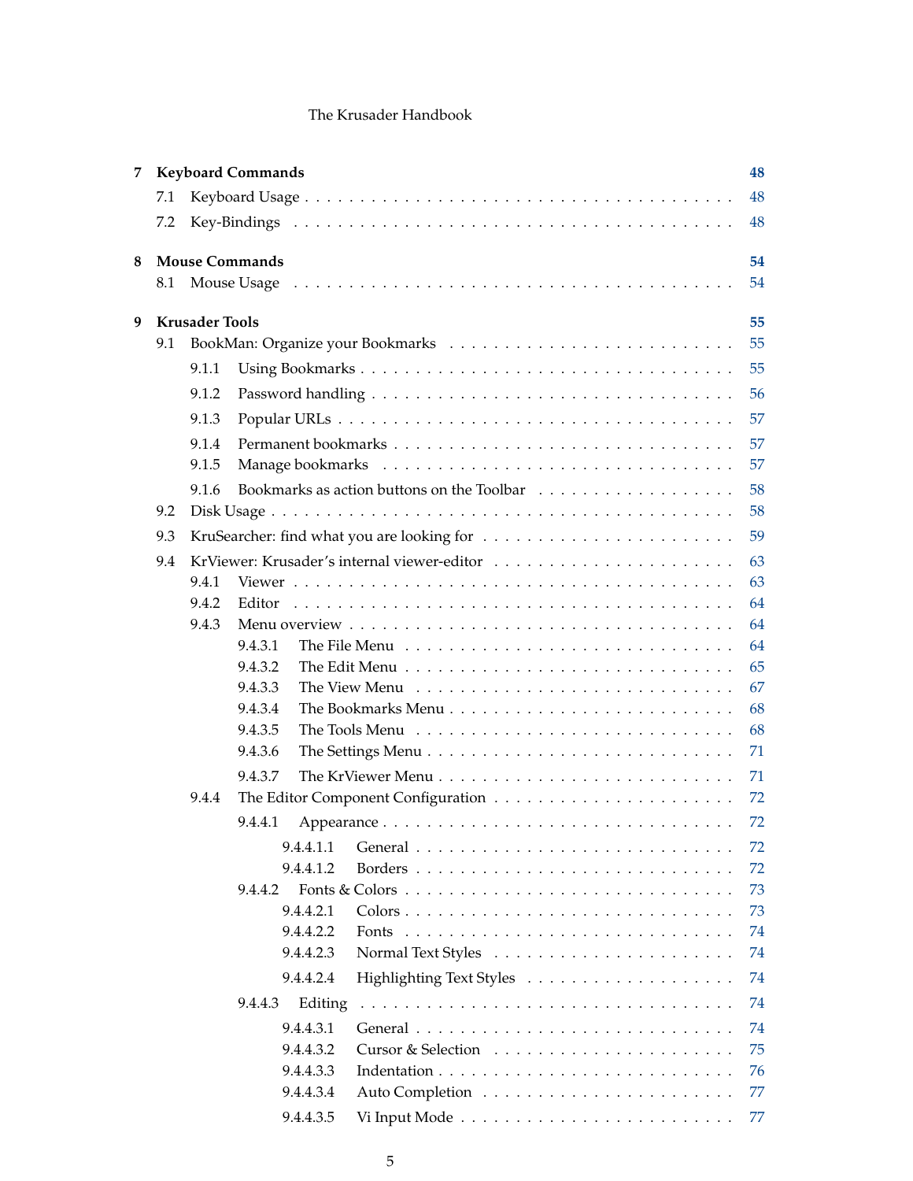| | | |
|---|---|---|
| **7** | **Keyboard Commands** | **48** |
| 7.1 | Keyboard Usage | 48 |
| 7.2 | Key-Bindings | 48 |
| **8** | **Mouse Commands** | **54** |
| 8.1 | Mouse Usage | 54 |
| **9** | **Krusader Tools** | **55** |
| 9.1 | BookMan: Organize your Bookmarks | 55 |
| 9.1.1 | Using Bookmarks | 55 |
| 9.1.2 | Password handling | 56 |
| 9.1.3 | Popular URLs | 57 |
| 9.1.4 | Permanent bookmarks | 57 |
| 9.1.5 | Manage bookmarks | 57 |
| 9.1.6 | Bookmarks as action buttons on the Toolbar | 58 |
| 9.2 | Disk Usage | 58 |
| 9.3 | KruSearcher: find what you are looking for | 59 |
| 9.4 | KrViewer: Krusader's internal viewer-editor | 63 |
| 9.4.1 | Viewer | 63 |
| 9.4.2 | Editor | 64 |
| 9.4.3 | Menu overview | 64 |
| 9.4.3.1 | The File Menu | 64 |
| 9.4.3.2 | The Edit Menu | 65 |
| 9.4.3.3 | The View Menu | 67 |
| 9.4.3.4 | The Bookmarks Menu | 68 |
| 9.4.3.5 | The Tools Menu | 68 |
| 9.4.3.6 | The Settings Menu | 71 |
| 9.4.3.7 | The KrViewer Menu | 71 |
| 9.4.4 | The Editor Component Configuration | 72 |
| 9.4.4.1 | Appearance | 72 |
| 9.4.4.1.1 | General | 72 |
| 9.4.4.1.2 | Borders | 72 |
| 9.4.4.2 | Fonts & Colors | 73 |
| 9.4.4.2.1 | Colors | 73 |
| 9.4.4.2.2 | Fonts | 74 |
| 9.4.4.2.3 | Normal Text Styles | 74 |
| 9.4.4.2.4 | Highlighting Text Styles | 74 |
| 9.4.4.3 | Editing | 74 |
| 9.4.4.3.1 | General | 74 |
| 9.4.4.3.2 | Cursor & Selection | 75 |
| 9.4.4.3.3 | Indentation | 76 |
| 9.4.4.3.4 | Auto Completion | 77 |
| 9.4.4.3.5 | Vi Input Mode | 77 |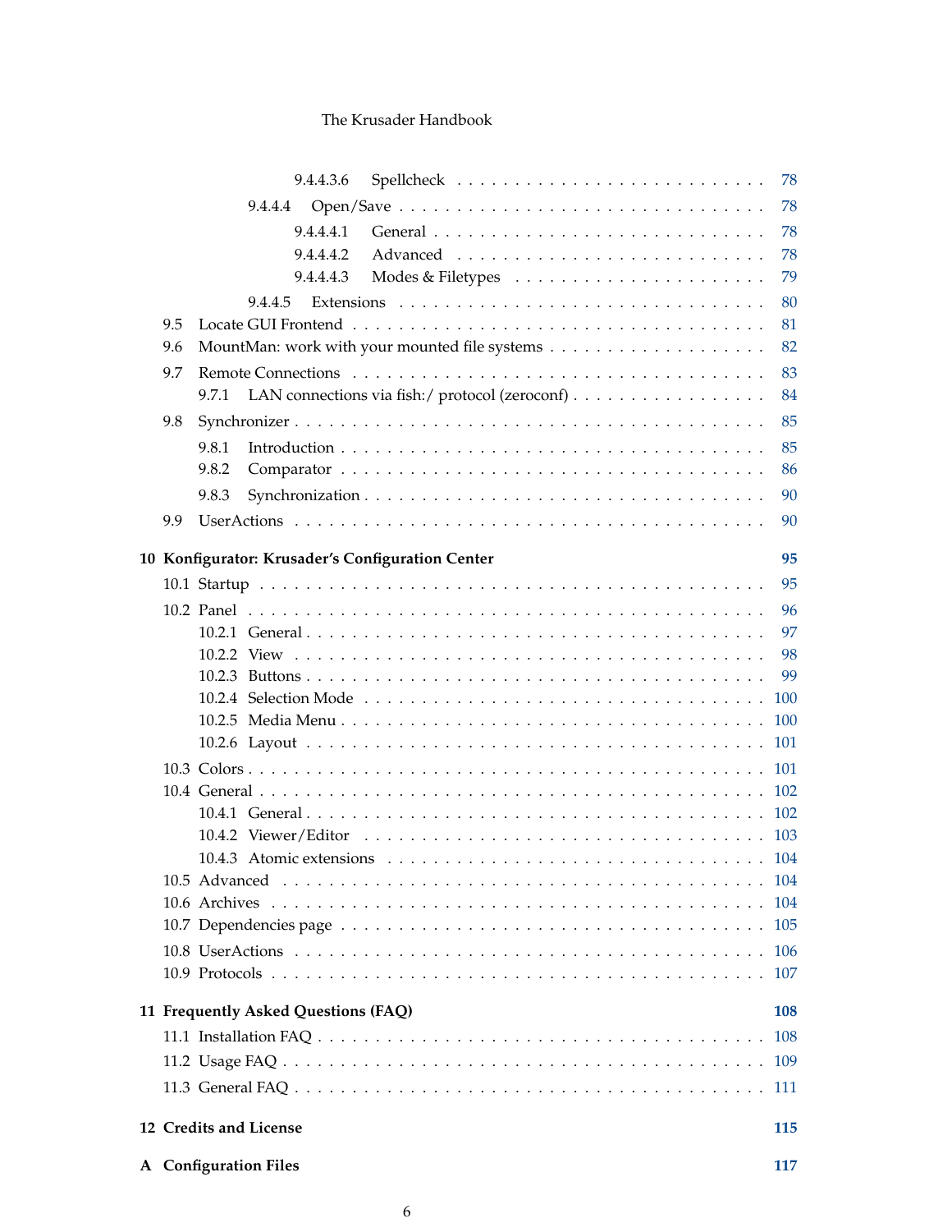- 9.4.4.3.6 Spellcheck . . . 78
- 9.4.4.4 Open/Save . . . 78
  - 9.4.4.4.1 General . . . 78
  - 9.4.4.4.2 Advanced . . . 78
  - 9.4.4.4.3 Modes & Filetypes . . . 79
- 9.4.4.5 Extensions . . . 80
- 9.5 Locate GUI Frontend . . . 81
- 9.6 MountMan: work with your mounted file systems . . . 82
- 9.7 Remote Connections . . . 83
  - 9.7.1 LAN connections via fish:/ protocol (zeroconf) . . . 84
- 9.8 Synchronizer . . . 85
  - 9.8.1 Introduction . . . 85
  - 9.8.2 Comparator . . . 86
  - 9.8.3 Synchronization . . . 90
- 9.9 UserActions . . . 90

**10 Konfigurator: Krusader's Configuration Center** **95**

- 10.1 Startup . . . 95
- 10.2 Panel . . . 96
  - 10.2.1 General . . . 97
  - 10.2.2 View . . . 98
  - 10.2.3 Buttons . . . 99
  - 10.2.4 Selection Mode . . . 100
  - 10.2.5 Media Menu . . . 100
  - 10.2.6 Layout . . . 101
- 10.3 Colors . . . 101
- 10.4 General . . . 102
  - 10.4.1 General . . . 102
  - 10.4.2 Viewer/Editor . . . 103
  - 10.4.3 Atomic extensions . . . 104
- 10.5 Advanced . . . 104
- 10.6 Archives . . . 104
- 10.7 Dependencies page . . . 105
- 10.8 UserActions . . . 106
- 10.9 Protocols . . . 107

**11 Frequently Asked Questions (FAQ)** **108**

- 11.1 Installation FAQ . . . 108
- 11.2 Usage FAQ . . . 109
- 11.3 General FAQ . . . 111

**12 Credits and License** **115**

**A Configuration Files** **117**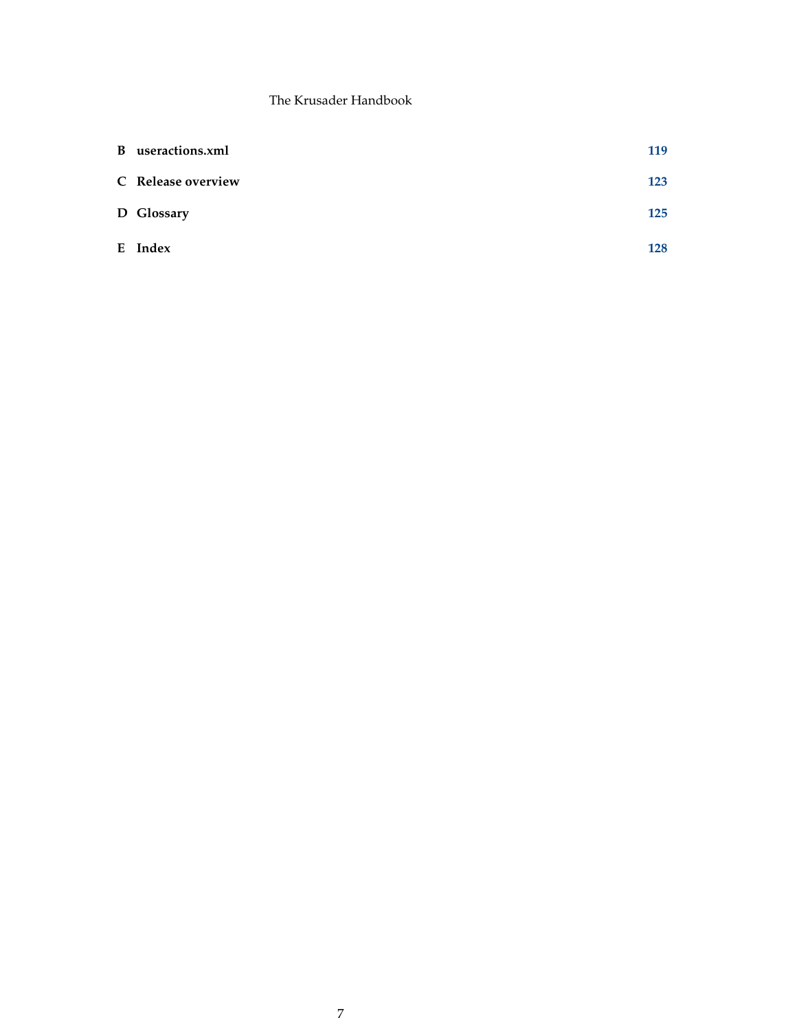**B useractions.xml** **119**

**C Release overview** **123**

**D Glossary** **125**

**E Index** **128**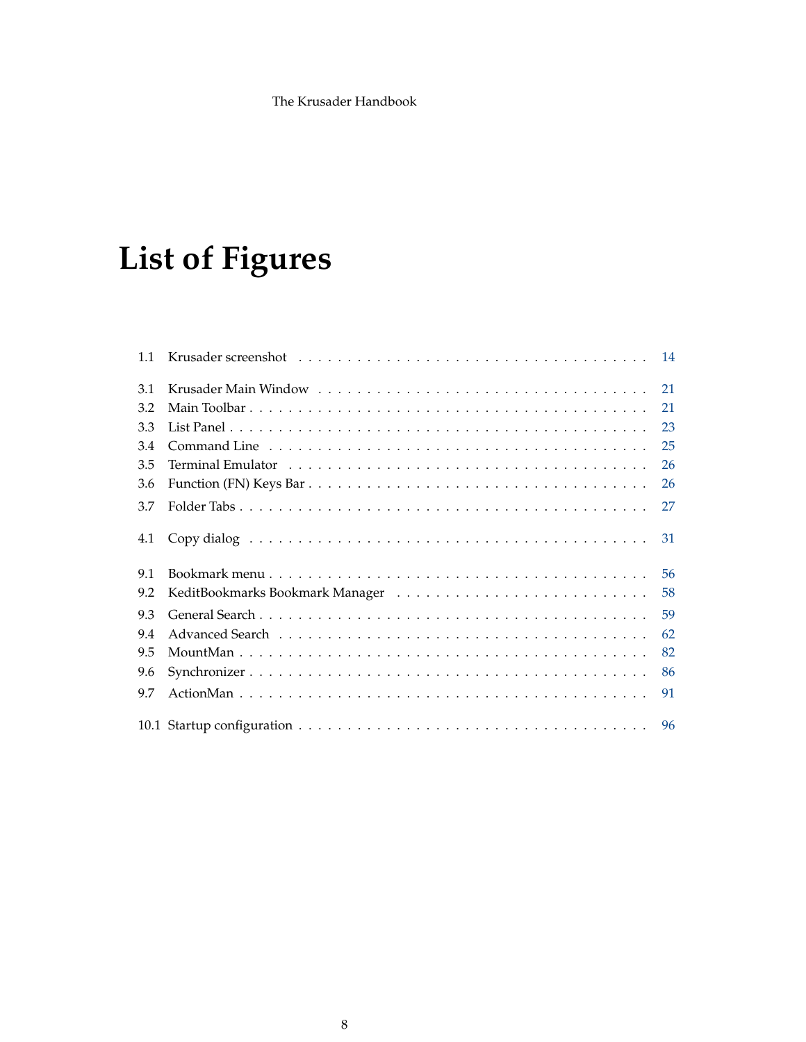# List of Figures

1.1 Krusader screenshot . . . . . . . . . . . . . . . . . . . . . . . . . . . . . . . . . . . 14

3.1 Krusader Main Window . . . . . . . . . . . . . . . . . . . . . . . . . . . . . . . . 21
3.2 Main Toolbar . . . . . . . . . . . . . . . . . . . . . . . . . . . . . . . . . . . . . . 21
3.3 List Panel . . . . . . . . . . . . . . . . . . . . . . . . . . . . . . . . . . . . . . . . 23
3.4 Command Line . . . . . . . . . . . . . . . . . . . . . . . . . . . . . . . . . . . . . 25
3.5 Terminal Emulator . . . . . . . . . . . . . . . . . . . . . . . . . . . . . . . . . . . 26
3.6 Function (FN) Keys Bar . . . . . . . . . . . . . . . . . . . . . . . . . . . . . . . . 26
3.7 Folder Tabs . . . . . . . . . . . . . . . . . . . . . . . . . . . . . . . . . . . . . . . 27

4.1 Copy dialog . . . . . . . . . . . . . . . . . . . . . . . . . . . . . . . . . . . . . . . 31

9.1 Bookmark menu . . . . . . . . . . . . . . . . . . . . . . . . . . . . . . . . . . . . 56
9.2 KeditBookmarks Bookmark Manager . . . . . . . . . . . . . . . . . . . . . . . . 58
9.3 General Search . . . . . . . . . . . . . . . . . . . . . . . . . . . . . . . . . . . . . 59
9.4 Advanced Search . . . . . . . . . . . . . . . . . . . . . . . . . . . . . . . . . . . . 62
9.5 MountMan . . . . . . . . . . . . . . . . . . . . . . . . . . . . . . . . . . . . . . . 82
9.6 Synchronizer . . . . . . . . . . . . . . . . . . . . . . . . . . . . . . . . . . . . . . 86
9.7 ActionMan . . . . . . . . . . . . . . . . . . . . . . . . . . . . . . . . . . . . . . . 91

10.1 Startup configuration . . . . . . . . . . . . . . . . . . . . . . . . . . . . . . . . . 96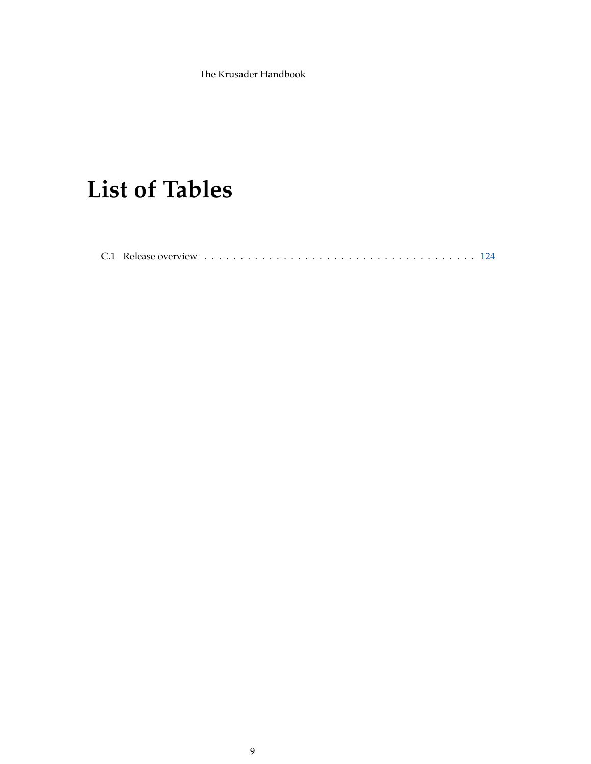# List of Tables

C.1 Release overview . . . . . . . . . . . . . . . . . . . . . . . . . . . . . . . . . . . . . . . 124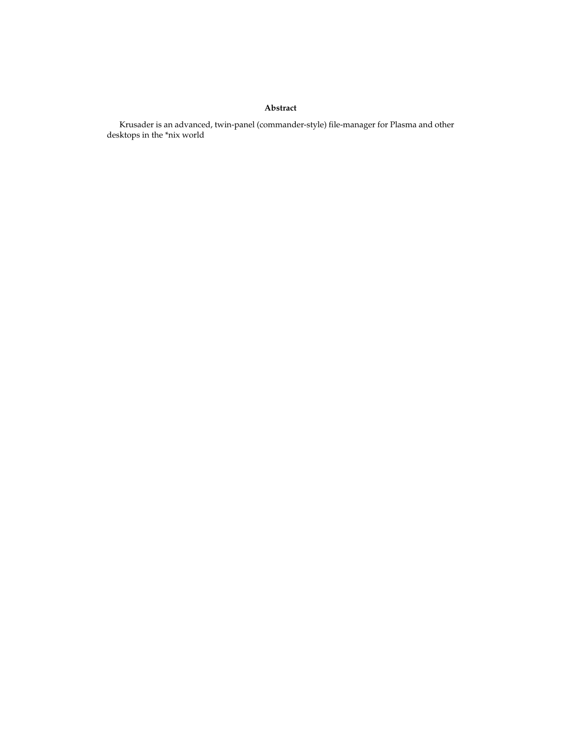**Abstract**

Krusader is an advanced, twin-panel (commander-style) file-manager for Plasma and other desktops in the *nix world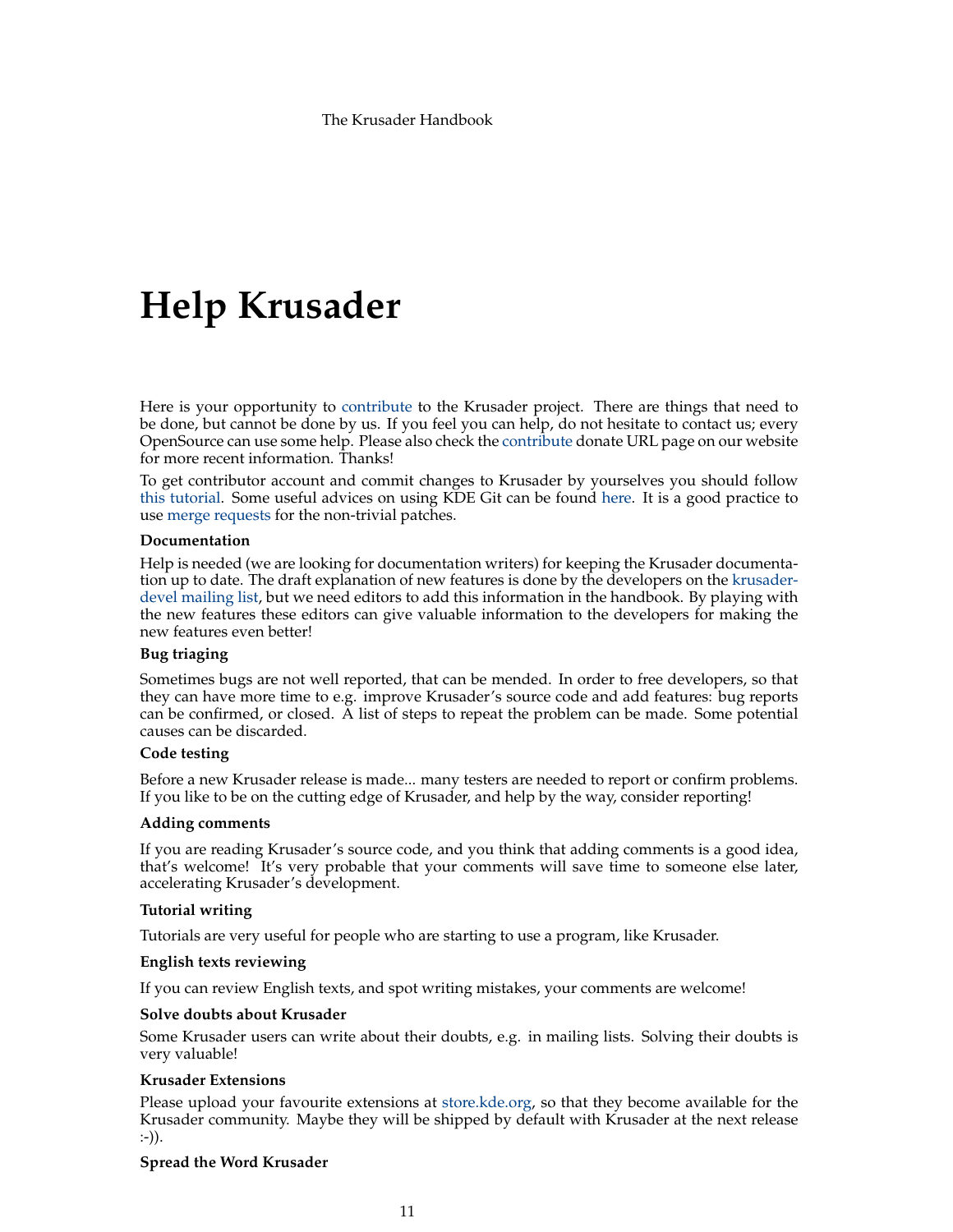# Help Krusader

Here is your opportunity to contribute to the Krusader project. There are things that need to be done, but cannot be done by us. If you feel you can help, do not hesitate to contact us; every OpenSource can use some help. Please also check the contribute donate URL page on our website for more recent information. Thanks!

To get contributor account and commit changes to Krusader by yourselves you should follow this tutorial. Some useful advices on using KDE Git can be found here. It is a good practice to use merge requests for the non-trivial patches.

**Documentation**

Help is needed (we are looking for documentation writers) for keeping the Krusader documentation up to date. The draft explanation of new features is done by the developers on the krusader-devel mailing list, but we need editors to add this information in the handbook. By playing with the new features these editors can give valuable information to the developers for making the new features even better!

**Bug triaging**

Sometimes bugs are not well reported, that can be mended. In order to free developers, so that they can have more time to e.g. improve Krusader's source code and add features: bug reports can be confirmed, or closed. A list of steps to repeat the problem can be made. Some potential causes can be discarded.

**Code testing**

Before a new Krusader release is made... many testers are needed to report or confirm problems. If you like to be on the cutting edge of Krusader, and help by the way, consider reporting!

**Adding comments**

If you are reading Krusader's source code, and you think that adding comments is a good idea, that's welcome! It's very probable that your comments will save time to someone else later, accelerating Krusader's development.

**Tutorial writing**

Tutorials are very useful for people who are starting to use a program, like Krusader.

**English texts reviewing**

If you can review English texts, and spot writing mistakes, your comments are welcome!

**Solve doubts about Krusader**

Some Krusader users can write about their doubts, e.g. in mailing lists. Solving their doubts is very valuable!

**Krusader Extensions**

Please upload your favourite extensions at store.kde.org, so that they become available for the Krusader community. Maybe they will be shipped by default with Krusader at the next release :-)).

**Spread the Word Krusader**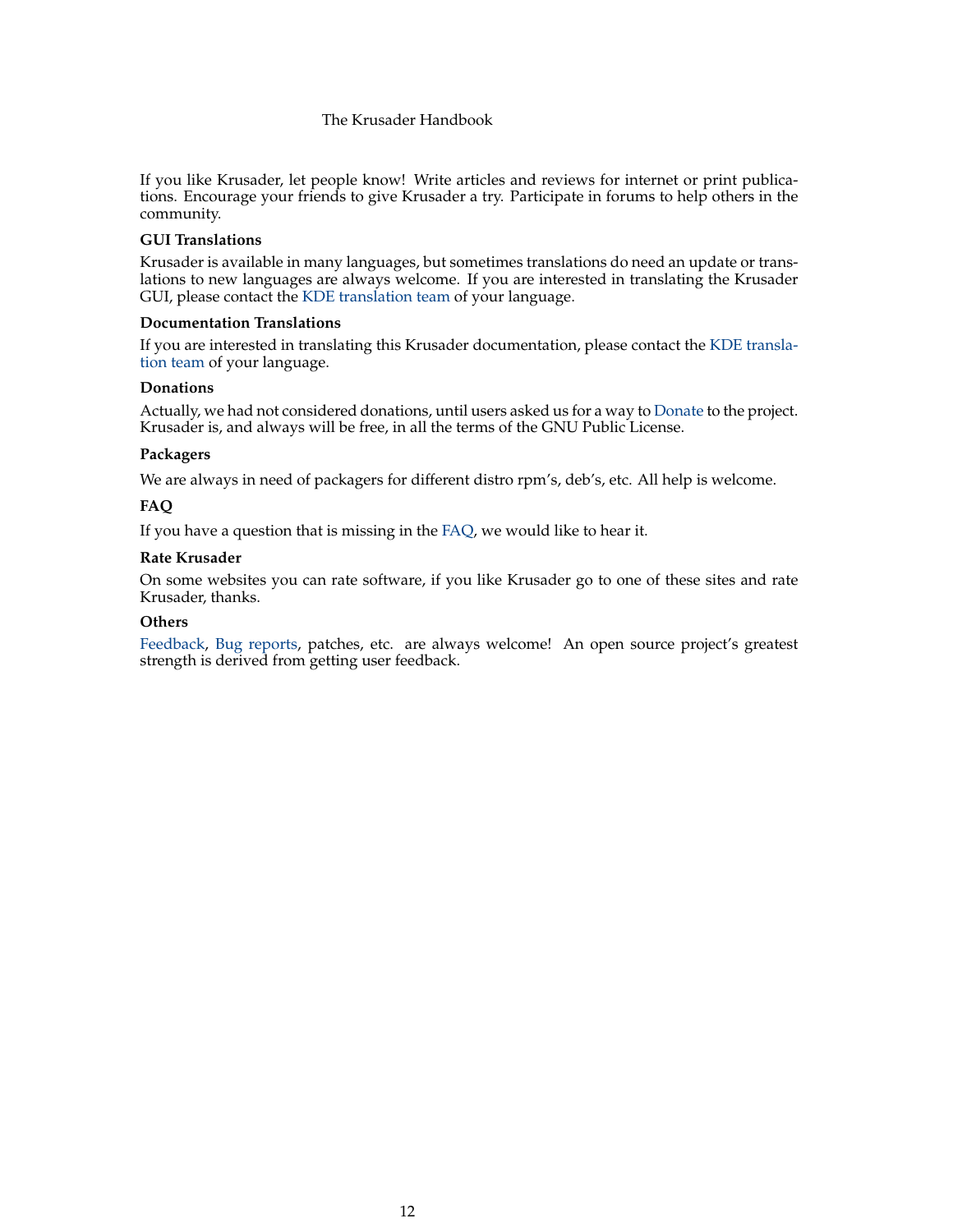If you like Krusader, let people know! Write articles and reviews for internet or print publications. Encourage your friends to give Krusader a try. Participate in forums to help others in the community.

**GUI Translations**

Krusader is available in many languages, but sometimes translations do need an update or translations to new languages are always welcome. If you are interested in translating the Krusader GUI, please contact the KDE translation team of your language.

**Documentation Translations**

If you are interested in translating this Krusader documentation, please contact the KDE translation team of your language.

**Donations**

Actually, we had not considered donations, until users asked us for a way to Donate to the project. Krusader is, and always will be free, in all the terms of the GNU Public License.

**Packagers**

We are always in need of packagers for different distro rpm's, deb's, etc. All help is welcome.

**FAQ**

If you have a question that is missing in the FAQ, we would like to hear it.

**Rate Krusader**

On some websites you can rate software, if you like Krusader go to one of these sites and rate Krusader, thanks.

**Others**

Feedback, Bug reports, patches, etc. are always welcome! An open source project's greatest strength is derived from getting user feedback.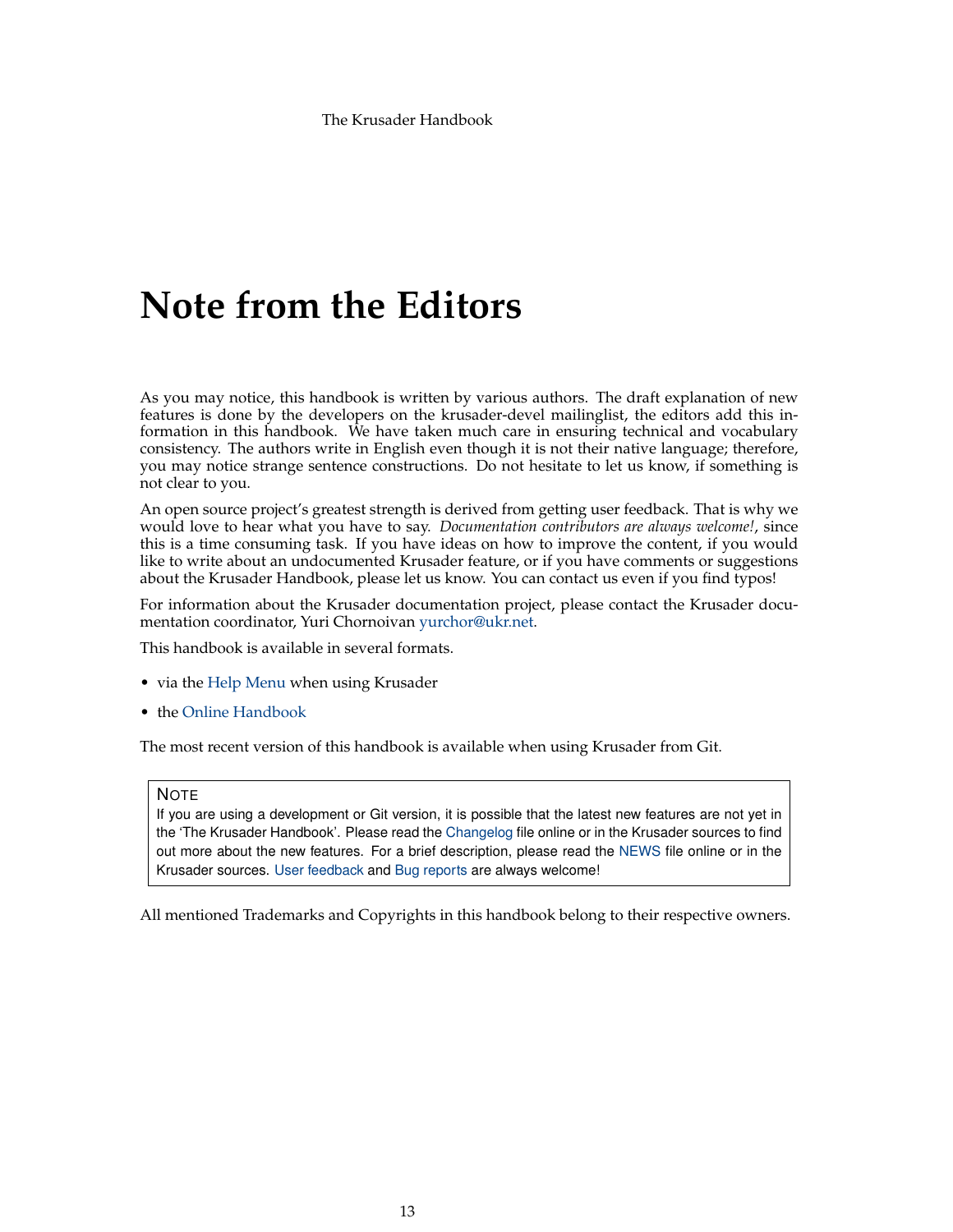# Note from the Editors

As you may notice, this handbook is written by various authors. The draft explanation of new features is done by the developers on the krusader-devel mailinglist, the editors add this information in this handbook. We have taken much care in ensuring technical and vocabulary consistency. The authors write in English even though it is not their native language; therefore, you may notice strange sentence constructions. Do not hesitate to let us know, if something is not clear to you.

An open source project's greatest strength is derived from getting user feedback. That is why we would love to hear what you have to say. *Documentation contributors are always welcome!*, since this is a time consuming task. If you have ideas on how to improve the content, if you would like to write about an undocumented Krusader feature, or if you have comments or suggestions about the Krusader Handbook, please let us know. You can contact us even if you find typos!

For information about the Krusader documentation project, please contact the Krusader documentation coordinator, Yuri Chornoivan yurchor@ukr.net.

This handbook is available in several formats.

- via the Help Menu when using Krusader
- the Online Handbook

The most recent version of this handbook is available when using Krusader from Git.

> **NOTE**
> If you are using a development or Git version, it is possible that the latest new features are not yet in the 'The Krusader Handbook'. Please read the Changelog file online or in the Krusader sources to find out more about the new features. For a brief description, please read the NEWS file online or in the Krusader sources. User feedback and Bug reports are always welcome!

All mentioned Trademarks and Copyrights in this handbook belong to their respective owners.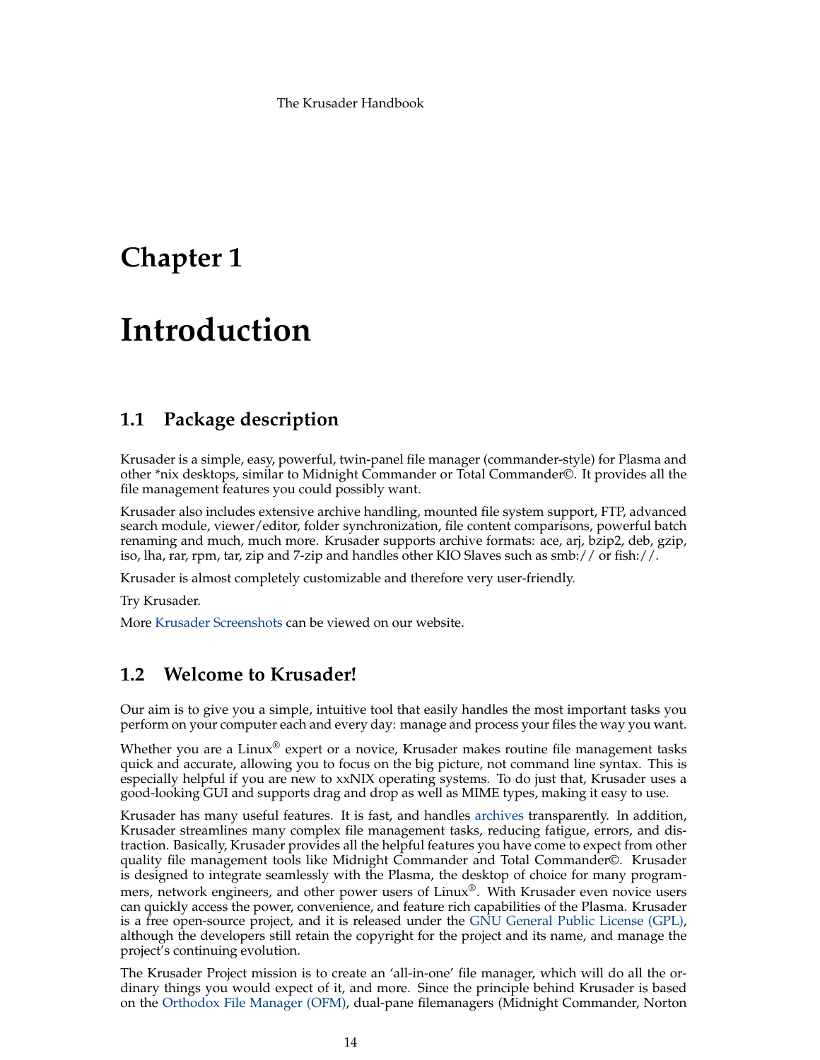# Chapter 1

# Introduction

## 1.1 Package description

Krusader is a simple, easy, powerful, twin-panel file manager (commander-style) for Plasma and other *nix desktops, similar to Midnight Commander or Total Commander©. It provides all the file management features you could possibly want.

Krusader also includes extensive archive handling, mounted file system support, FTP, advanced search module, viewer/editor, folder synchronization, file content comparisons, powerful batch renaming and much, much more. Krusader supports archive formats: ace, arj, bzip2, deb, gzip, iso, lha, rar, rpm, tar, zip and 7-zip and handles other KIO Slaves such as smb:// or fish://.

Krusader is almost completely customizable and therefore very user-friendly.

Try Krusader.

More Krusader Screenshots can be viewed on our website.

## 1.2 Welcome to Krusader!

Our aim is to give you a simple, intuitive tool that easily handles the most important tasks you perform on your computer each and every day: manage and process your files the way you want.

Whether you are a Linux® expert or a novice, Krusader makes routine file management tasks quick and accurate, allowing you to focus on the big picture, not command line syntax. This is especially helpful if you are new to xxNIX operating systems. To do just that, Krusader uses a good-looking GUI and supports drag and drop as well as MIME types, making it easy to use.

Krusader has many useful features. It is fast, and handles archives transparently. In addition, Krusader streamlines many complex file management tasks, reducing fatigue, errors, and distraction. Basically, Krusader provides all the helpful features you have come to expect from other quality file management tools like Midnight Commander and Total Commander©. Krusader is designed to integrate seamlessly with the Plasma, the desktop of choice for many programmers, network engineers, and other power users of Linux®. With Krusader even novice users can quickly access the power, convenience, and feature rich capabilities of the Plasma. Krusader is a free open-source project, and it is released under the GNU General Public License (GPL), although the developers still retain the copyright for the project and its name, and manage the project's continuing evolution.

The Krusader Project mission is to create an 'all-in-one' file manager, which will do all the ordinary things you would expect of it, and more. Since the principle behind Krusader is based on the Orthodox File Manager (OFM), dual-pane filemanagers (Midnight Commander, Norton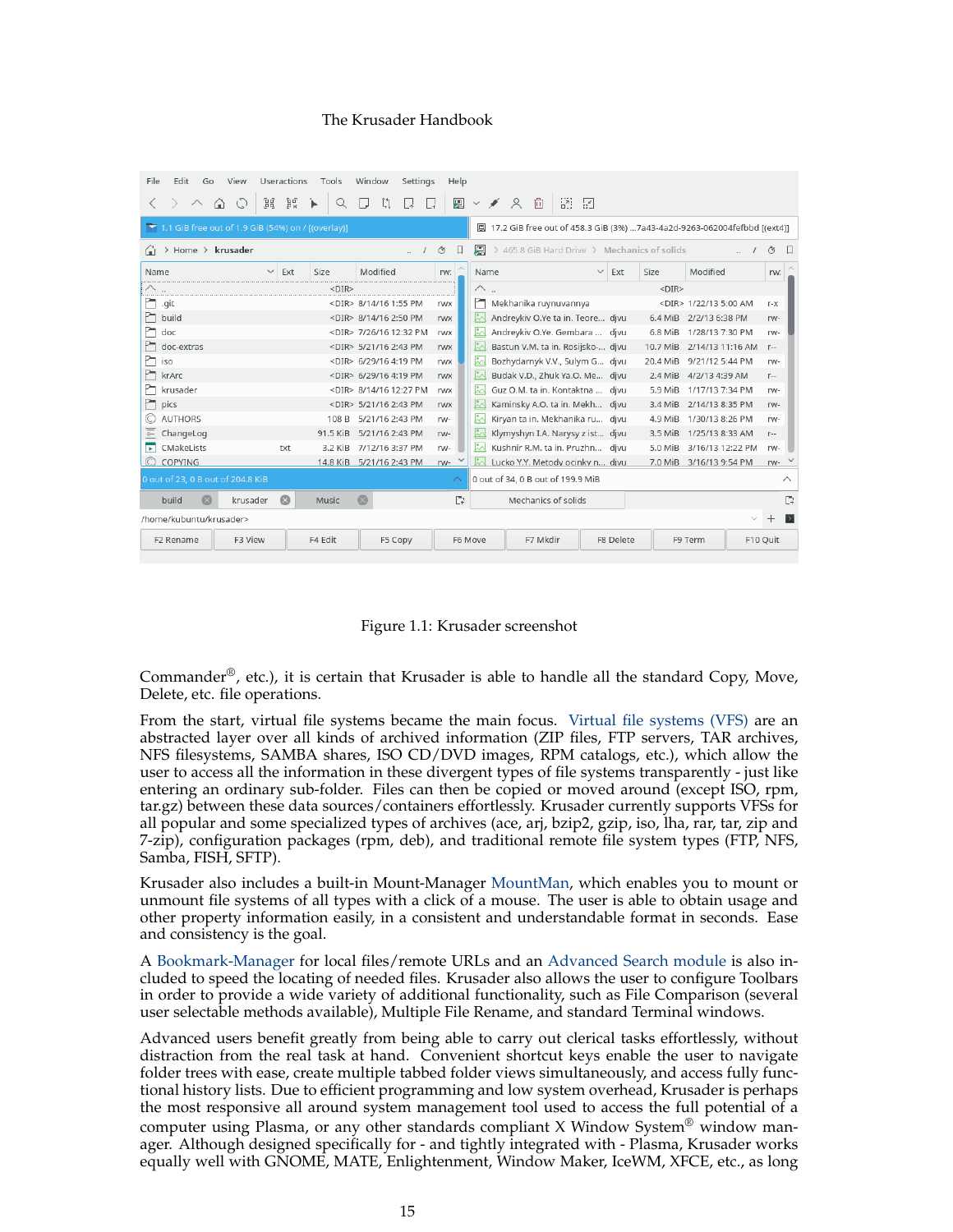Figure 1.1: Krusader screenshot

Commander®, etc.), it is certain that Krusader is able to handle all the standard Copy, Move, Delete, etc. file operations.

From the start, virtual file systems became the main focus. Virtual file systems (VFS) are an abstracted layer over all kinds of archived information (ZIP files, FTP servers, TAR archives, NFS filesystems, SAMBA shares, ISO CD/DVD images, RPM catalogs, etc.), which allow the user to access all the information in these divergent types of file systems transparently - just like entering an ordinary sub-folder. Files can then be copied or moved around (except ISO, rpm, tar.gz) between these data sources/containers effortlessly. Krusader currently supports VFSs for all popular and some specialized types of archives (ace, arj, bzip2, gzip, iso, lha, rar, tar, zip and 7-zip), configuration packages (rpm, deb), and traditional remote file system types (FTP, NFS, Samba, FISH, SFTP).

Krusader also includes a built-in Mount-Manager MountMan, which enables you to mount or unmount file systems of all types with a click of a mouse. The user is able to obtain usage and other property information easily, in a consistent and understandable format in seconds. Ease and consistency is the goal.

A Bookmark-Manager for local files/remote URLs and an Advanced Search module is also included to speed the locating of needed files. Krusader also allows the user to configure Toolbars in order to provide a wide variety of additional functionality, such as File Comparison (several user selectable methods available), Multiple File Rename, and standard Terminal windows.

Advanced users benefit greatly from being able to carry out clerical tasks effortlessly, without distraction from the real task at hand. Convenient shortcut keys enable the user to navigate folder trees with ease, create multiple tabbed folder views simultaneously, and access fully functional history lists. Due to efficient programming and low system overhead, Krusader is perhaps the most responsive all around system management tool used to access the full potential of a computer using Plasma, or any other standards compliant X Window System® window manager. Although designed specifically for - and tightly integrated with - Plasma, Krusader works equally well with GNOME, MATE, Enlightenment, Window Maker, IceWM, XFCE, etc., as long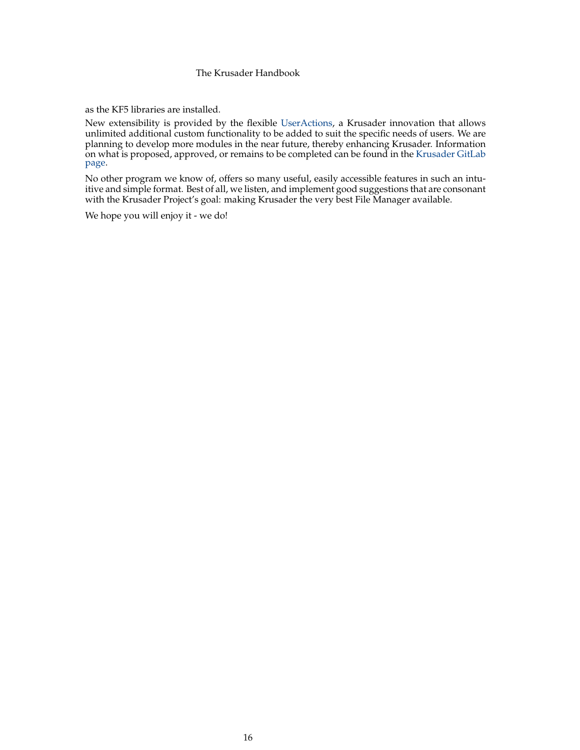as the KF5 libraries are installed.

New extensibility is provided by the flexible UserActions, a Krusader innovation that allows unlimited additional custom functionality to be added to suit the specific needs of users. We are planning to develop more modules in the near future, thereby enhancing Krusader. Information on what is proposed, approved, or remains to be completed can be found in the Krusader GitLab page.

No other program we know of, offers so many useful, easily accessible features in such an intuitive and simple format. Best of all, we listen, and implement good suggestions that are consonant with the Krusader Project's goal: making Krusader the very best File Manager available.

We hope you will enjoy it - we do!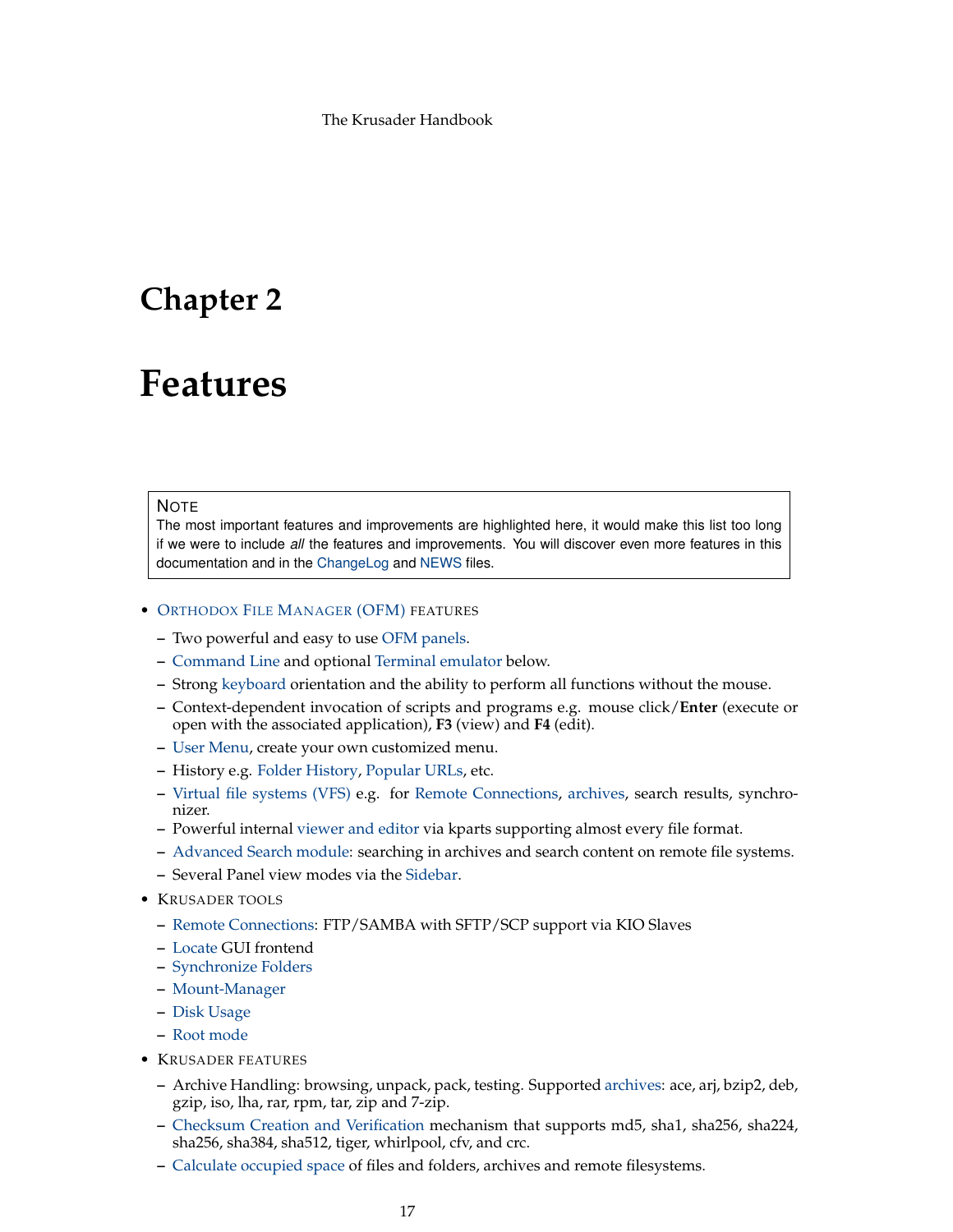# Chapter 2

# Features

> **NOTE**
> The most important features and improvements are highlighted here, it would make this list too long if we were to include *all* the features and improvements. You will discover even more features in this documentation and in the ChangeLog and NEWS files.

- ORTHODOX FILE MANAGER (OFM) FEATURES
  - Two powerful and easy to use OFM panels.
  - Command Line and optional Terminal emulator below.
  - Strong keyboard orientation and the ability to perform all functions without the mouse.
  - Context-dependent invocation of scripts and programs e.g. mouse click/**Enter** (execute or open with the associated application), **F3** (view) and **F4** (edit).
  - User Menu, create your own customized menu.
  - History e.g. Folder History, Popular URLs, etc.
  - Virtual file systems (VFS) e.g. for Remote Connections, archives, search results, synchronizer.
  - Powerful internal viewer and editor via kparts supporting almost every file format.
  - Advanced Search module: searching in archives and search content on remote file systems.
  - Several Panel view modes via the Sidebar.
- KRUSADER TOOLS
  - Remote Connections: FTP/SAMBA with SFTP/SCP support via KIO Slaves
  - Locate GUI frontend
  - Synchronize Folders
  - Mount-Manager
  - Disk Usage
  - Root mode
- KRUSADER FEATURES
  - Archive Handling: browsing, unpack, pack, testing. Supported archives: ace, arj, bzip2, deb, gzip, iso, lha, rar, rpm, tar, zip and 7-zip.
  - Checksum Creation and Verification mechanism that supports md5, sha1, sha256, sha224, sha256, sha384, sha512, tiger, whirlpool, cfv, and crc.
  - Calculate occupied space of files and folders, archives and remote filesystems.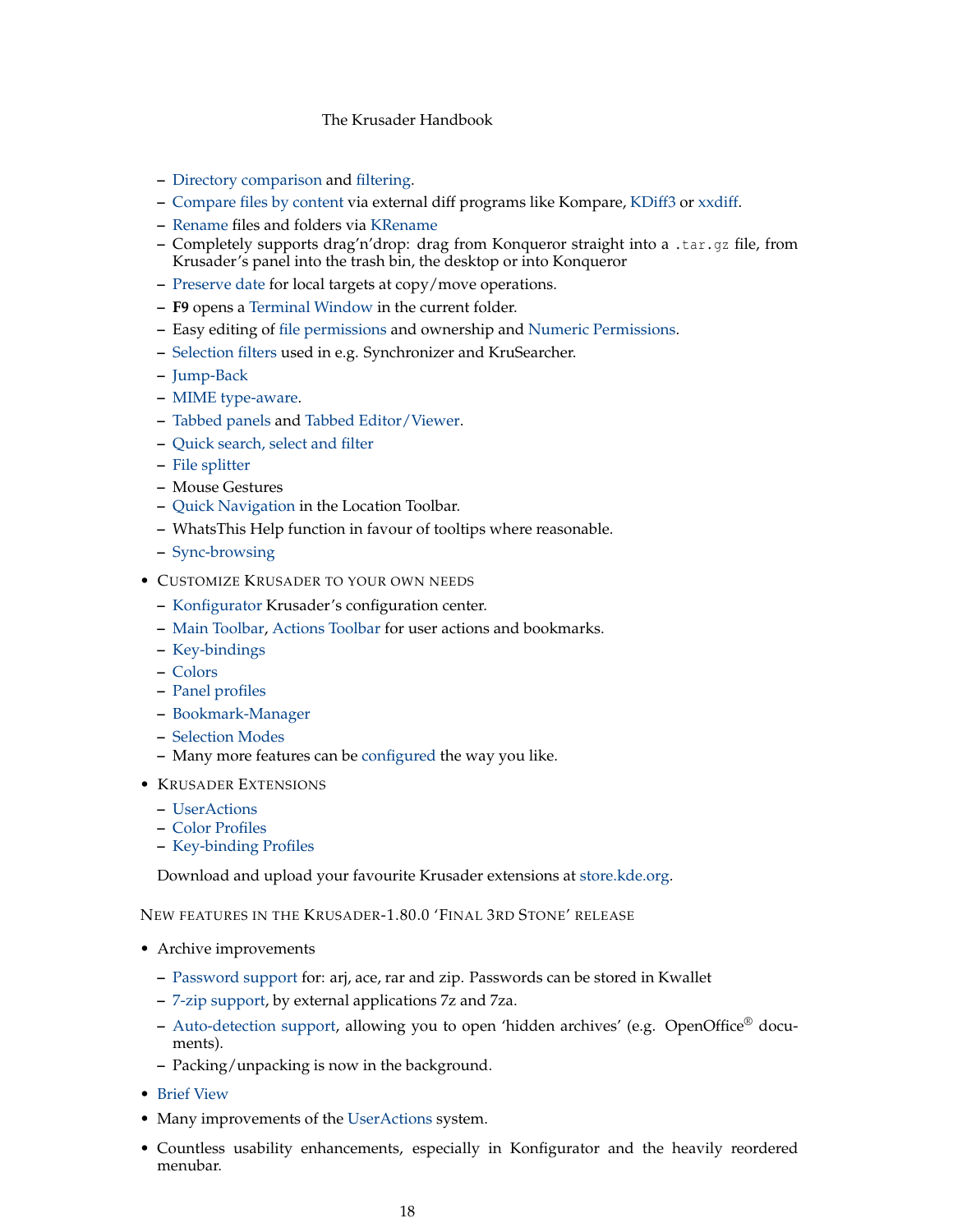- Directory comparison and filtering.
- Compare files by content via external diff programs like Kompare, KDiff3 or xxdiff.
- Rename files and folders via KRename
- Completely supports drag'n'drop: drag from Konqueror straight into a `.tar.gz` file, from Krusader's panel into the trash bin, the desktop or into Konqueror
- Preserve date for local targets at copy/move operations.
- **F9** opens a Terminal Window in the current folder.
- Easy editing of file permissions and ownership and Numeric Permissions.
- Selection filters used in e.g. Synchronizer and KruSearcher.
- Jump-Back
- MIME type-aware.
- Tabbed panels and Tabbed Editor/Viewer.
- Quick search, select and filter
- File splitter
- Mouse Gestures
- Quick Navigation in the Location Toolbar.
- WhatsThis Help function in favour of tooltips where reasonable.
- Sync-browsing

- CUSTOMIZE KRUSADER TO YOUR OWN NEEDS
  - Konfigurator Krusader's configuration center.
  - Main Toolbar, Actions Toolbar for user actions and bookmarks.
  - Key-bindings
  - Colors
  - Panel profiles
  - Bookmark-Manager
  - Selection Modes
  - Many more features can be configured the way you like.

- KRUSADER EXTENSIONS
  - UserActions
  - Color Profiles
  - Key-binding Profiles

  Download and upload your favourite Krusader extensions at store.kde.org.

NEW FEATURES IN THE KRUSADER-1.80.0 'FINAL 3RD STONE' RELEASE

- Archive improvements
  - Password support for: arj, ace, rar and zip. Passwords can be stored in Kwallet
  - 7-zip support, by external applications 7z and 7za.
  - Auto-detection support, allowing you to open 'hidden archives' (e.g. OpenOffice® documents).
  - Packing/unpacking is now in the background.
- Brief View
- Many improvements of the UserActions system.
- Countless usability enhancements, especially in Konfigurator and the heavily reordered menubar.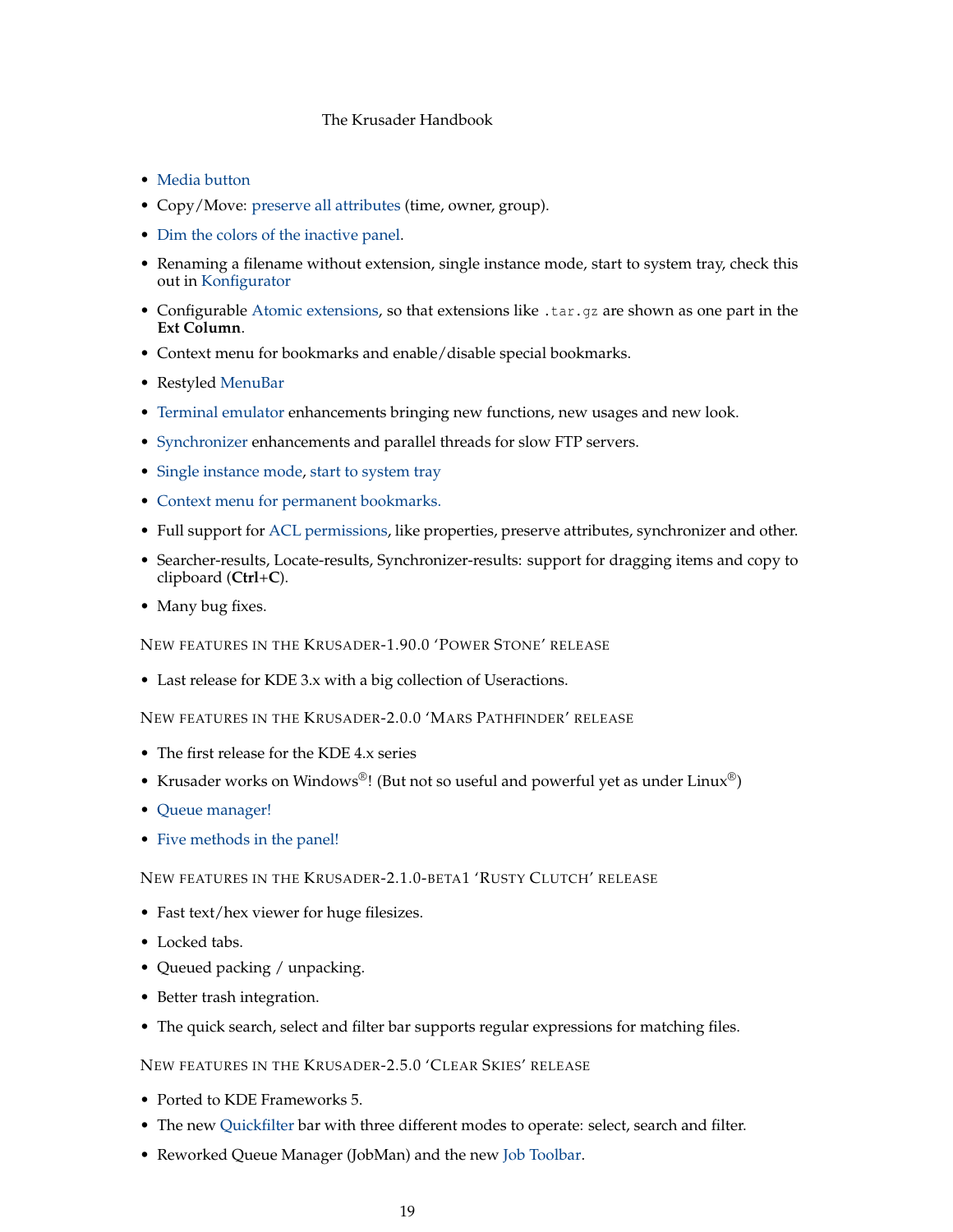- Media button
- Copy/Move: preserve all attributes (time, owner, group).
- Dim the colors of the inactive panel.
- Renaming a filename without extension, single instance mode, start to system tray, check this out in Konfigurator
- Configurable Atomic extensions, so that extensions like `.tar.gz` are shown as one part in the **Ext Column**.
- Context menu for bookmarks and enable/disable special bookmarks.
- Restyled MenuBar
- Terminal emulator enhancements bringing new functions, new usages and new look.
- Synchronizer enhancements and parallel threads for slow FTP servers.
- Single instance mode, start to system tray
- Context menu for permanent bookmarks.
- Full support for ACL permissions, like properties, preserve attributes, synchronizer and other.
- Searcher-results, Locate-results, Synchronizer-results: support for dragging items and copy to clipboard (**Ctrl**+**C**).
- Many bug fixes.

NEW FEATURES IN THE KRUSADER-1.90.0 'POWER STONE' RELEASE

- Last release for KDE 3.x with a big collection of Useractions.

NEW FEATURES IN THE KRUSADER-2.0.0 'MARS PATHFINDER' RELEASE

- The first release for the KDE 4.x series
- Krusader works on Windows®! (But not so useful and powerful yet as under Linux®)
- Queue manager!
- Five methods in the panel!

NEW FEATURES IN THE KRUSADER-2.1.0-BETA1 'RUSTY CLUTCH' RELEASE

- Fast text/hex viewer for huge filesizes.
- Locked tabs.
- Queued packing / unpacking.
- Better trash integration.
- The quick search, select and filter bar supports regular expressions for matching files.

NEW FEATURES IN THE KRUSADER-2.5.0 'CLEAR SKIES' RELEASE

- Ported to KDE Frameworks 5.
- The new Quickfilter bar with three different modes to operate: select, search and filter.
- Reworked Queue Manager (JobMan) and the new Job Toolbar.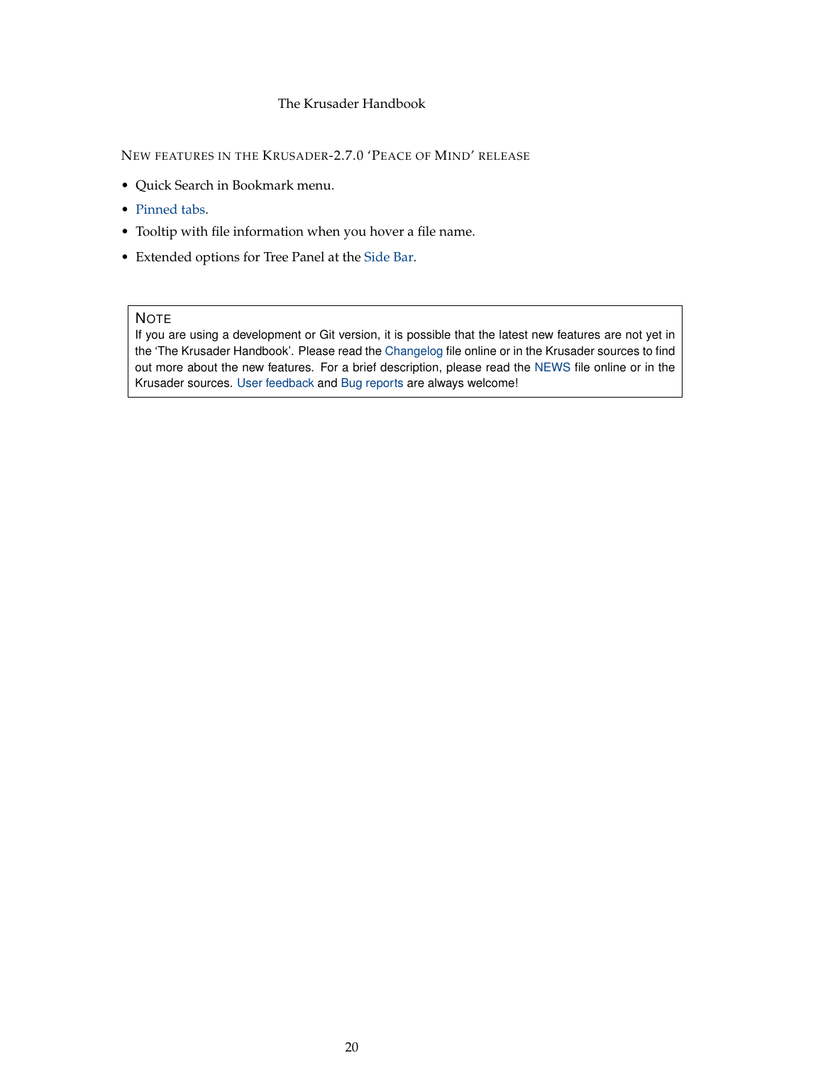### New features in the Krusader-2.7.0 'Peace of Mind' release

- Quick Search in Bookmark menu.
- Pinned tabs.
- Tooltip with file information when you hover a file name.
- Extended options for Tree Panel at the Side Bar.

> **Note**
>
> If you are using a development or Git version, it is possible that the latest new features are not yet in the 'The Krusader Handbook'. Please read the Changelog file online or in the Krusader sources to find out more about the new features. For a brief description, please read the NEWS file online or in the Krusader sources. User feedback and Bug reports are always welcome!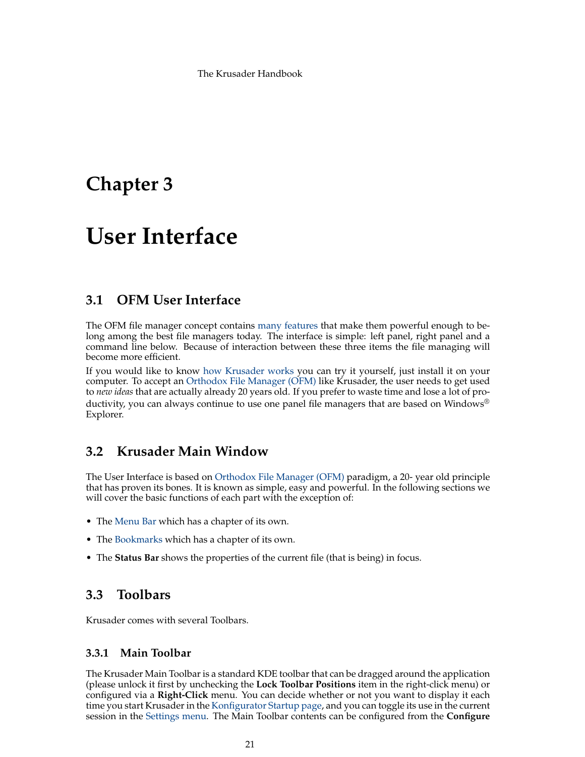# Chapter 3

# User Interface

## 3.1 OFM User Interface

The OFM file manager concept contains many features that make them powerful enough to belong among the best file managers today. The interface is simple: left panel, right panel and a command line below. Because of interaction between these three items the file managing will become more efficient.

If you would like to know how Krusader works you can try it yourself, just install it on your computer. To accept an Orthodox File Manager (OFM) like Krusader, the user needs to get used to *new ideas* that are actually already 20 years old. If you prefer to waste time and lose a lot of productivity, you can always continue to use one panel file managers that are based on Windows® Explorer.

## 3.2 Krusader Main Window

The User Interface is based on Orthodox File Manager (OFM) paradigm, a 20- year old principle that has proven its bones. It is known as simple, easy and powerful. In the following sections we will cover the basic functions of each part with the exception of:

- The Menu Bar which has a chapter of its own.
- The Bookmarks which has a chapter of its own.
- The **Status Bar** shows the properties of the current file (that is being) in focus.

## 3.3 Toolbars

Krusader comes with several Toolbars.

### 3.3.1 Main Toolbar

The Krusader Main Toolbar is a standard KDE toolbar that can be dragged around the application (please unlock it first by unchecking the **Lock Toolbar Positions** item in the right-click menu) or configured via a **Right-Click** menu. You can decide whether or not you want to display it each time you start Krusader in the Konfigurator Startup page, and you can toggle its use in the current session in the Settings menu. The Main Toolbar contents can be configured from the **Configure**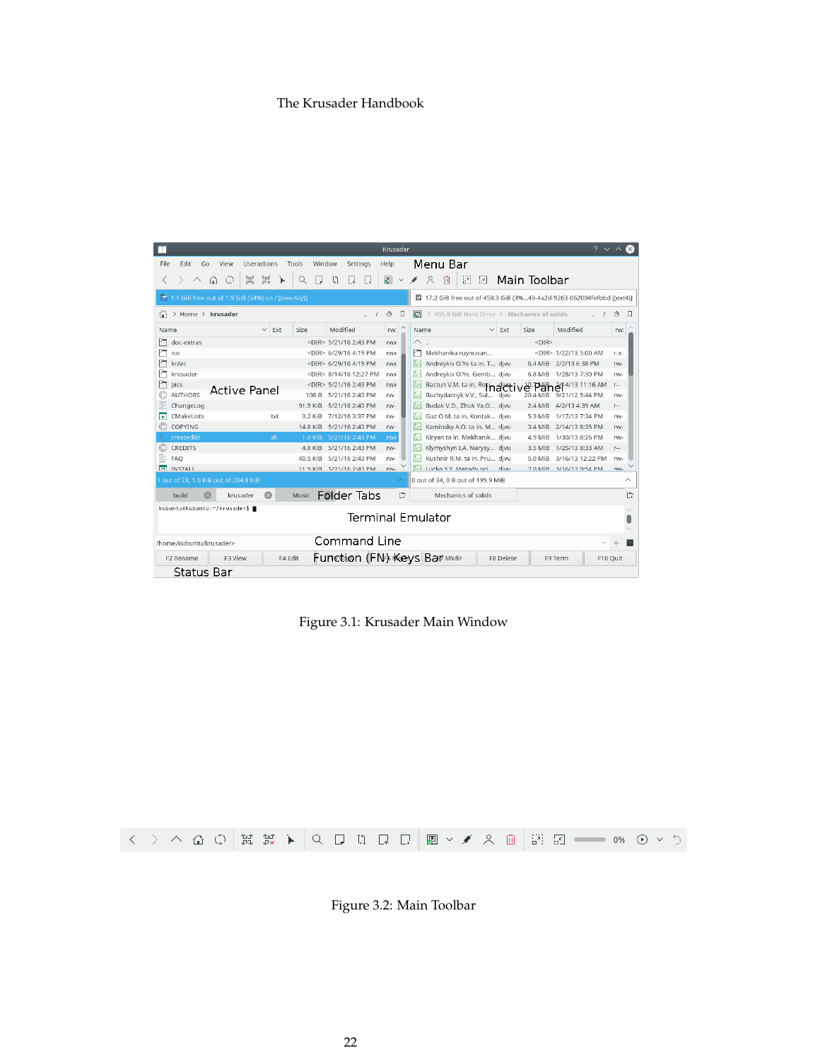Figure 3.1: Krusader Main Window

Figure 3.2: Main Toolbar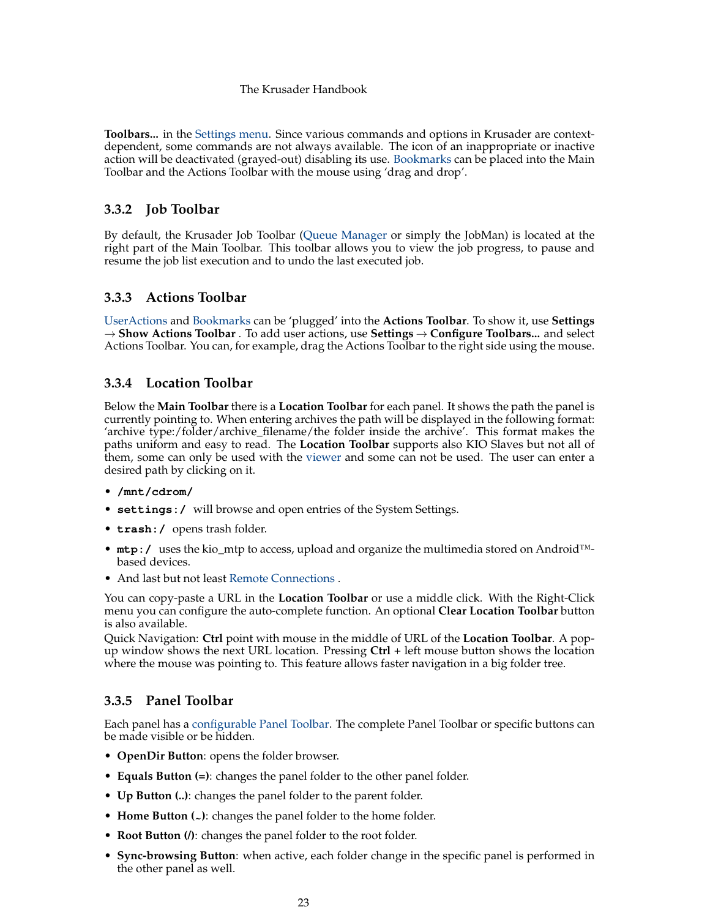**Toolbars...** in the Settings menu. Since various commands and options in Krusader are context-dependent, some commands are not always available. The icon of an inappropriate or inactive action will be deactivated (grayed-out) disabling its use. Bookmarks can be placed into the Main Toolbar and the Actions Toolbar with the mouse using 'drag and drop'.

### 3.3.2 Job Toolbar

By default, the Krusader Job Toolbar (Queue Manager or simply the JobMan) is located at the right part of the Main Toolbar. This toolbar allows you to view the job progress, to pause and resume the job list execution and to undo the last executed job.

### 3.3.3 Actions Toolbar

UserActions and Bookmarks can be 'plugged' into the **Actions Toolbar**. To show it, use **Settings** → **Show Actions Toolbar** . To add user actions, use **Settings** → **Configure Toolbars...** and select Actions Toolbar. You can, for example, drag the Actions Toolbar to the right side using the mouse.

### 3.3.4 Location Toolbar

Below the **Main Toolbar** there is a **Location Toolbar** for each panel. It shows the path the panel is currently pointing to. When entering archives the path will be displayed in the following format: 'archive type:/folder/archive_filename/the folder inside the archive'. This format makes the paths uniform and easy to read. The **Location Toolbar** supports also KIO Slaves but not all of them, some can only be used with the viewer and some can not be used. The user can enter a desired path by clicking on it.

- **`/mnt/cdrom/`**
- **`settings:/`** will browse and open entries of the System Settings.
- **`trash:/`** opens trash folder.
- **`mtp:/`** uses the kio_mtp to access, upload and organize the multimedia stored on Android™-based devices.
- And last but not least Remote Connections .

You can copy-paste a URL in the **Location Toolbar** or use a middle click. With the Right-Click menu you can configure the auto-complete function. An optional **Clear Location Toolbar** button is also available.
Quick Navigation: **Ctrl** point with mouse in the middle of URL of the **Location Toolbar**. A pop-up window shows the next URL location. Pressing **Ctrl** + left mouse button shows the location where the mouse was pointing to. This feature allows faster navigation in a big folder tree.

### 3.3.5 Panel Toolbar

Each panel has a configurable Panel Toolbar. The complete Panel Toolbar or specific buttons can be made visible or be hidden.

- **OpenDir Button**: opens the folder browser.
- **Equals Button (=)**: changes the panel folder to the other panel folder.
- **Up Button (..)**: changes the panel folder to the parent folder.
- **Home Button (~)**: changes the panel folder to the home folder.
- **Root Button (/)**: changes the panel folder to the root folder.
- **Sync-browsing Button**: when active, each folder change in the specific panel is performed in the other panel as well.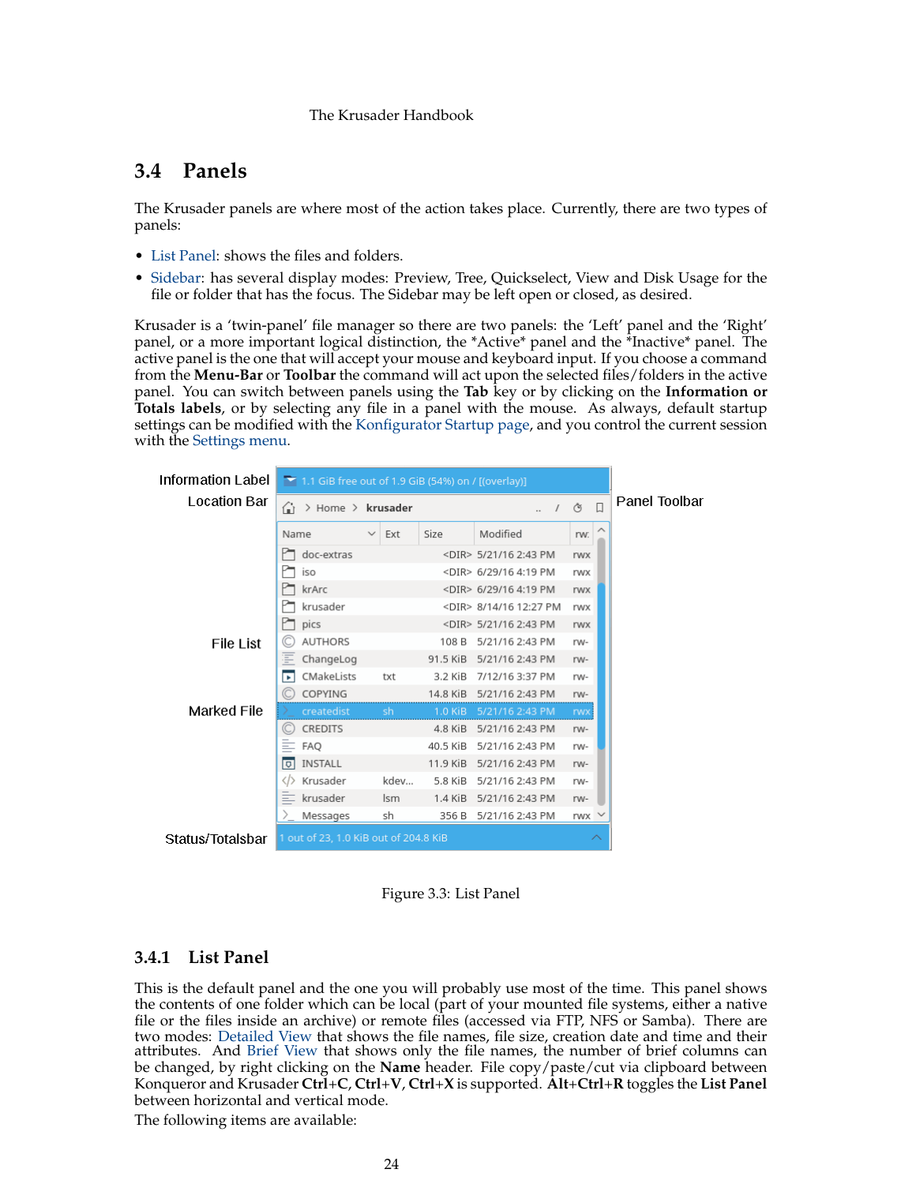## 3.4 Panels

The Krusader panels are where most of the action takes place. Currently, there are two types of panels:

- List Panel: shows the files and folders.
- Sidebar: has several display modes: Preview, Tree, Quickselect, View and Disk Usage for the file or folder that has the focus. The Sidebar may be left open or closed, as desired.

Krusader is a 'twin-panel' file manager so there are two panels: the 'Left' panel and the 'Right' panel, or a more important logical distinction, the *Active* panel and the *Inactive* panel. The active panel is the one that will accept your mouse and keyboard input. If you choose a command from the **Menu-Bar** or **Toolbar** the command will act upon the selected files/folders in the active panel. You can switch between panels using the **Tab** key or by clicking on the **Information or Totals labels**, or by selecting any file in a panel with the mouse. As always, default startup settings can be modified with the Konfigurator Startup page, and you control the current session with the Settings menu.

Figure 3.3: List Panel

### 3.4.1 List Panel

This is the default panel and the one you will probably use most of the time. This panel shows the contents of one folder which can be local (part of your mounted file systems, either a native file or the files inside an archive) or remote files (accessed via FTP, NFS or Samba). There are two modes: Detailed View that shows the file names, file size, creation date and time and their attributes. And Brief View that shows only the file names, the number of brief columns can be changed, by right clicking on the **Name** header. File copy/paste/cut via clipboard between Konqueror and Krusader **Ctrl**+**C**, **Ctrl**+**V**, **Ctrl**+**X** is supported. **Alt**+**Ctrl**+**R** toggles the **List Panel** between horizontal and vertical mode.

The following items are available: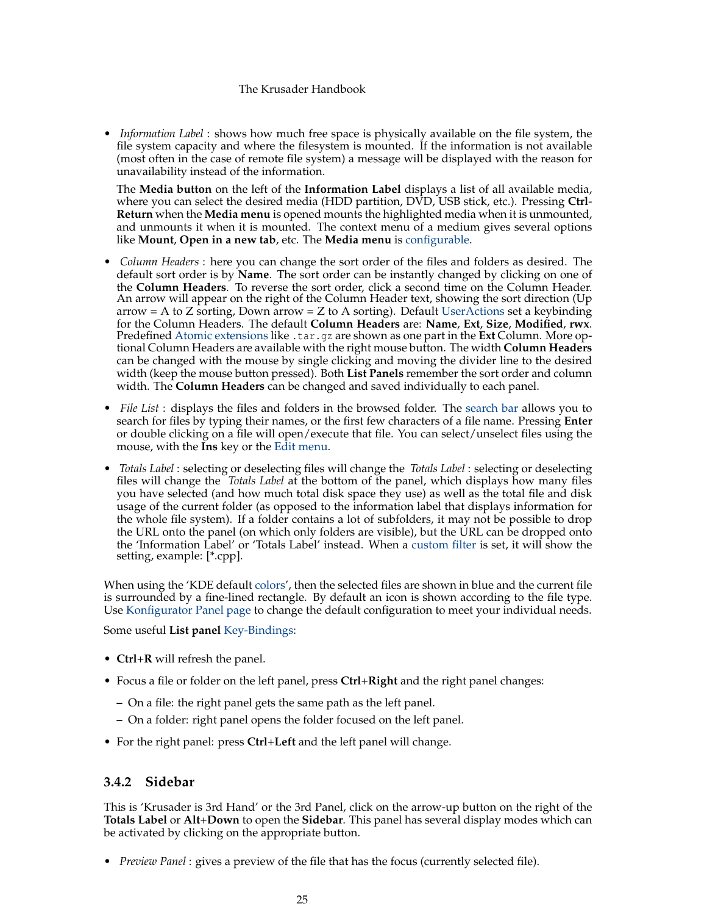- *Information Label* : shows how much free space is physically available on the file system, the file system capacity and where the filesystem is mounted. If the information is not available (most often in the case of remote file system) a message will be displayed with the reason for unavailability instead of the information.

  The **Media button** on the left of the **Information Label** displays a list of all available media, where you can select the desired media (HDD partition, DVD, USB stick, etc.). Pressing **Ctrl-Return** when the **Media menu** is opened mounts the highlighted media when it is unmounted, and unmounts it when it is mounted. The context menu of a medium gives several options like **Mount**, **Open in a new tab**, etc. The **Media menu** is configurable.

- *Column Headers* : here you can change the sort order of the files and folders as desired. The default sort order is by **Name**. The sort order can be instantly changed by clicking on one of the **Column Headers**. To reverse the sort order, click a second time on the Column Header. An arrow will appear on the right of the Column Header text, showing the sort direction (Up arrow = A to Z sorting, Down arrow = Z to A sorting). Default UserActions set a keybinding for the Column Headers. The default **Column Headers** are: **Name**, **Ext**, **Size**, **Modified**, **rwx**. Predefined Atomic extensions like `.tar.gz` are shown as one part in the **Ext** Column. More optional Column Headers are available with the right mouse button. The width **Column Headers** can be changed with the mouse by single clicking and moving the divider line to the desired width (keep the mouse button pressed). Both **List Panels** remember the sort order and column width. The **Column Headers** can be changed and saved individually to each panel.

- *File List* : displays the files and folders in the browsed folder. The search bar allows you to search for files by typing their names, or the first few characters of a file name. Pressing **Enter** or double clicking on a file will open/execute that file. You can select/unselect files using the mouse, with the **Ins** key or the Edit menu.

- *Totals Label* : selecting or deselecting files will change the *Totals Label* : selecting or deselecting files will change the *Totals Label* at the bottom of the panel, which displays how many files you have selected (and how much total disk space they use) as well as the total file and disk usage of the current folder (as opposed to the information label that displays information for the whole file system). If a folder contains a lot of subfolders, it may not be possible to drop the URL onto the panel (on which only folders are visible), but the URL can be dropped onto the 'Information Label' or 'Totals Label' instead. When a custom filter is set, it will show the setting, example: [*.cpp].

When using the 'KDE default colors', then the selected files are shown in blue and the current file is surrounded by a fine-lined rectangle. By default an icon is shown according to the file type. Use Konfigurator Panel page to change the default configuration to meet your individual needs.

Some useful **List panel** Key-Bindings:

- **Ctrl**+**R** will refresh the panel.
- Focus a file or folder on the left panel, press **Ctrl**+**Right** and the right panel changes:
  - On a file: the right panel gets the same path as the left panel.
  - On a folder: right panel opens the folder focused on the left panel.
- For the right panel: press **Ctrl**+**Left** and the left panel will change.

### 3.4.2 Sidebar

This is 'Krusader is 3rd Hand' or the 3rd Panel, click on the arrow-up button on the right of the **Totals Label** or **Alt**+**Down** to open the **Sidebar**. This panel has several display modes which can be activated by clicking on the appropriate button.

- *Preview Panel* : gives a preview of the file that has the focus (currently selected file).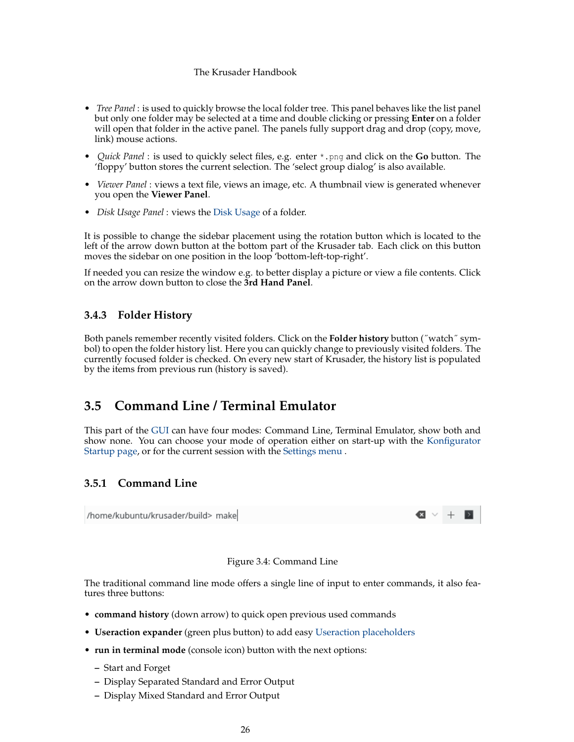- *Tree Panel* : is used to quickly browse the local folder tree. This panel behaves like the list panel but only one folder may be selected at a time and double clicking or pressing **Enter** on a folder will open that folder in the active panel. The panels fully support drag and drop (copy, move, link) mouse actions.
- *Quick Panel* : is used to quickly select files, e.g. enter `*.png` and click on the **Go** button. The 'floppy' button stores the current selection. The 'select group dialog' is also available.
- *Viewer Panel* : views a text file, views an image, etc. A thumbnail view is generated whenever you open the **Viewer Panel**.
- *Disk Usage Panel* : views the Disk Usage of a folder.

It is possible to change the sidebar placement using the rotation button which is located to the left of the arrow down button at the bottom part of the Krusader tab. Each click on this button moves the sidebar on one position in the loop 'bottom-left-top-right'.

If needed you can resize the window e.g. to better display a picture or view a file contents. Click on the arrow down button to close the **3rd Hand Panel**.

### 3.4.3 Folder History

Both panels remember recently visited folders. Click on the **Folder history** button ("watch" symbol) to open the folder history list. Here you can quickly change to previously visited folders. The currently focused folder is checked. On every new start of Krusader, the history list is populated by the items from previous run (history is saved).

## 3.5 Command Line / Terminal Emulator

This part of the GUI can have four modes: Command Line, Terminal Emulator, show both and show none. You can choose your mode of operation either on start-up with the Konfigurator Startup page, or for the current session with the Settings menu .

### 3.5.1 Command Line

/home/kubuntu/krusader/build> make

Figure 3.4: Command Line

The traditional command line mode offers a single line of input to enter commands, it also features three buttons:

- **command history** (down arrow) to quick open previous used commands
- **Useraction expander** (green plus button) to add easy Useraction placeholders
- **run in terminal mode** (console icon) button with the next options:
  - Start and Forget
  - Display Separated Standard and Error Output
  - Display Mixed Standard and Error Output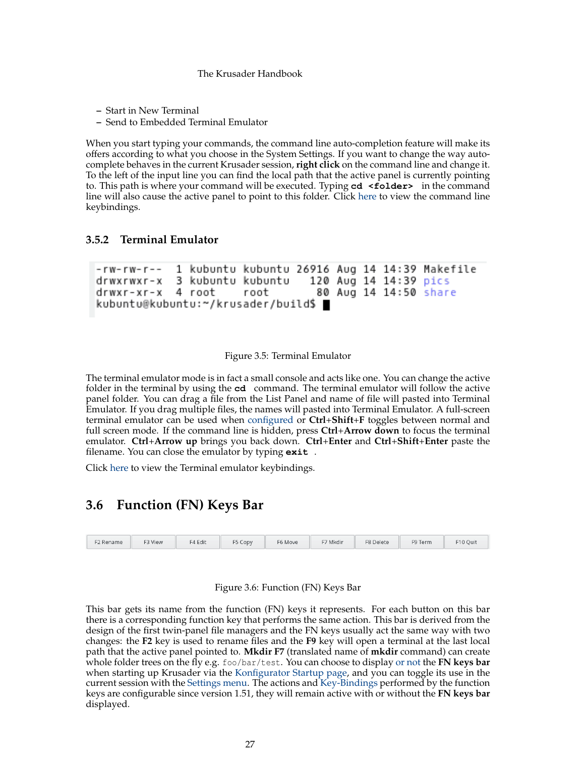- Start in New Terminal
- Send to Embedded Terminal Emulator

When you start typing your commands, the command line auto-completion feature will make its offers according to what you choose in the System Settings. If you want to change the way auto-complete behaves in the current Krusader session, **right click** on the command line and change it. To the left of the input line you can find the local path that the active panel is currently pointing to. This path is where your command will be executed. Typing **cd <folder>** in the command line will also cause the active panel to point to this folder. Click here to view the command line keybindings.

### 3.5.2 Terminal Emulator

```
-rw-rw-r--  1 kubuntu kubuntu 26916 Aug 14 14:39 Makefile
drwxrwxr-x  3 kubuntu kubuntu   120 Aug 14 14:39 pics
drwxr-xr-x  4 root    root       80 Aug 14 14:50 share
kubuntu@kubuntu:~/krusader/build$ █
```

Figure 3.5: Terminal Emulator

The terminal emulator mode is in fact a small console and acts like one. You can change the active folder in the terminal by using the **cd** command. The terminal emulator will follow the active panel folder. You can drag a file from the List Panel and name of file will pasted into Terminal Emulator. If you drag multiple files, the names will pasted into Terminal Emulator. A full-screen terminal emulator can be used when configured or **Ctrl**+**Shift**+**F** toggles between normal and full screen mode. If the command line is hidden, press **Ctrl**+**Arrow down** to focus the terminal emulator. **Ctrl**+**Arrow up** brings you back down. **Ctrl**+**Enter** and **Ctrl**+**Shift**+**Enter** paste the filename. You can close the emulator by typing **exit** .

Click here to view the Terminal emulator keybindings.

## 3.6 Function (FN) Keys Bar

| F2 Rename | F3 View | F4 Edit | F5 Copy | F6 Move | F7 Mkdir | F8 Delete | F9 Term | F10 Quit |
|---|---|---|---|---|---|---|---|---|

Figure 3.6: Function (FN) Keys Bar

This bar gets its name from the function (FN) keys it represents. For each button on this bar there is a corresponding function key that performs the same action. This bar is derived from the design of the first twin-panel file managers and the FN keys usually act the same way with two changes: the **F2** key is used to rename files and the **F9** key will open a terminal at the last local path that the active panel pointed to. **Mkdir F7** (translated name of **mkdir** command) can create whole folder trees on the fly e.g. foo/bar/test. You can choose to display or not the **FN keys bar** when starting up Krusader via the Konfigurator Startup page, and you can toggle its use in the current session with the Settings menu. The actions and Key-Bindings performed by the function keys are configurable since version 1.51, they will remain active with or without the **FN keys bar** displayed.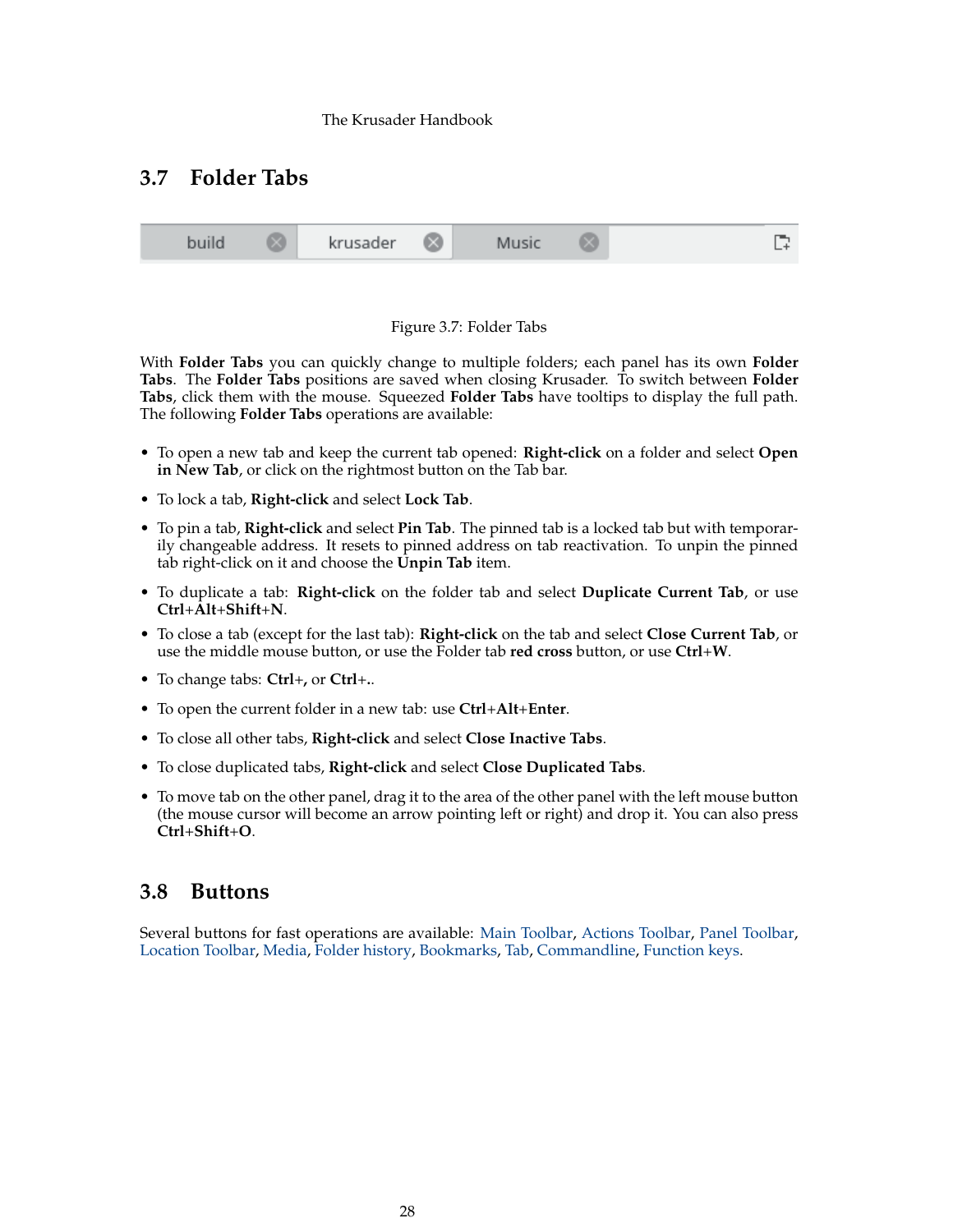## 3.7 Folder Tabs

Figure 3.7: Folder Tabs

With **Folder Tabs** you can quickly change to multiple folders; each panel has its own **Folder Tabs**. The **Folder Tabs** positions are saved when closing Krusader. To switch between **Folder Tabs**, click them with the mouse. Squeezed **Folder Tabs** have tooltips to display the full path. The following **Folder Tabs** operations are available:

- To open a new tab and keep the current tab opened: **Right-click** on a folder and select **Open in New Tab**, or click on the rightmost button on the Tab bar.
- To lock a tab, **Right-click** and select **Lock Tab**.
- To pin a tab, **Right-click** and select **Pin Tab**. The pinned tab is a locked tab but with temporarily changeable address. It resets to pinned address on tab reactivation. To unpin the pinned tab right-click on it and choose the **Unpin Tab** item.
- To duplicate a tab: **Right-click** on the folder tab and select **Duplicate Current Tab**, or use **Ctrl**+**Alt**+**Shift**+**N**.
- To close a tab (except for the last tab): **Right-click** on the tab and select **Close Current Tab**, or use the middle mouse button, or use the Folder tab **red cross** button, or use **Ctrl**+**W**.
- To change tabs: **Ctrl**+**,** or **Ctrl**+**.**.
- To open the current folder in a new tab: use **Ctrl**+**Alt**+**Enter**.
- To close all other tabs, **Right-click** and select **Close Inactive Tabs**.
- To close duplicated tabs, **Right-click** and select **Close Duplicated Tabs**.
- To move tab on the other panel, drag it to the area of the other panel with the left mouse button (the mouse cursor will become an arrow pointing left or right) and drop it. You can also press **Ctrl**+**Shift**+**O**.

## 3.8 Buttons

Several buttons for fast operations are available: Main Toolbar, Actions Toolbar, Panel Toolbar, Location Toolbar, Media, Folder history, Bookmarks, Tab, Commandline, Function keys.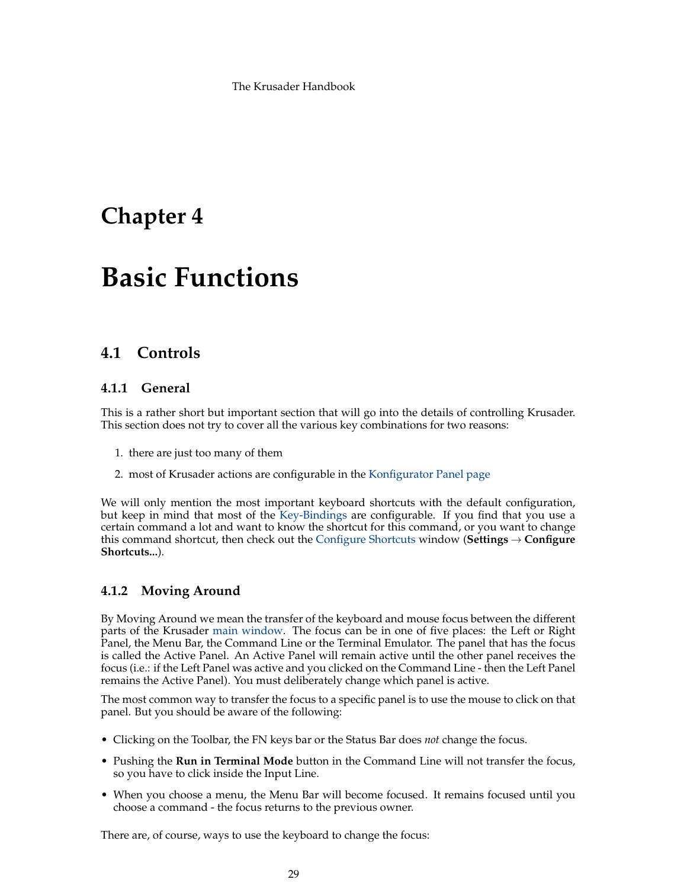# Chapter 4

# Basic Functions

## 4.1 Controls

### 4.1.1 General

This is a rather short but important section that will go into the details of controlling Krusader. This section does not try to cover all the various key combinations for two reasons:

1. there are just too many of them
2. most of Krusader actions are configurable in the Konfigurator Panel page

We will only mention the most important keyboard shortcuts with the default configuration, but keep in mind that most of the Key-Bindings are configurable. If you find that you use a certain command a lot and want to know the shortcut for this command, or you want to change this command shortcut, then check out the Configure Shortcuts window (**Settings** → **Configure Shortcuts...**).

### 4.1.2 Moving Around

By Moving Around we mean the transfer of the keyboard and mouse focus between the different parts of the Krusader main window. The focus can be in one of five places: the Left or Right Panel, the Menu Bar, the Command Line or the Terminal Emulator. The panel that has the focus is called the Active Panel. An Active Panel will remain active until the other panel receives the focus (i.e.: if the Left Panel was active and you clicked on the Command Line - then the Left Panel remains the Active Panel). You must deliberately change which panel is active.

The most common way to transfer the focus to a specific panel is to use the mouse to click on that panel. But you should be aware of the following:

- Clicking on the Toolbar, the FN keys bar or the Status Bar does *not* change the focus.
- Pushing the **Run in Terminal Mode** button in the Command Line will not transfer the focus, so you have to click inside the Input Line.
- When you choose a menu, the Menu Bar will become focused. It remains focused until you choose a command - the focus returns to the previous owner.

There are, of course, ways to use the keyboard to change the focus: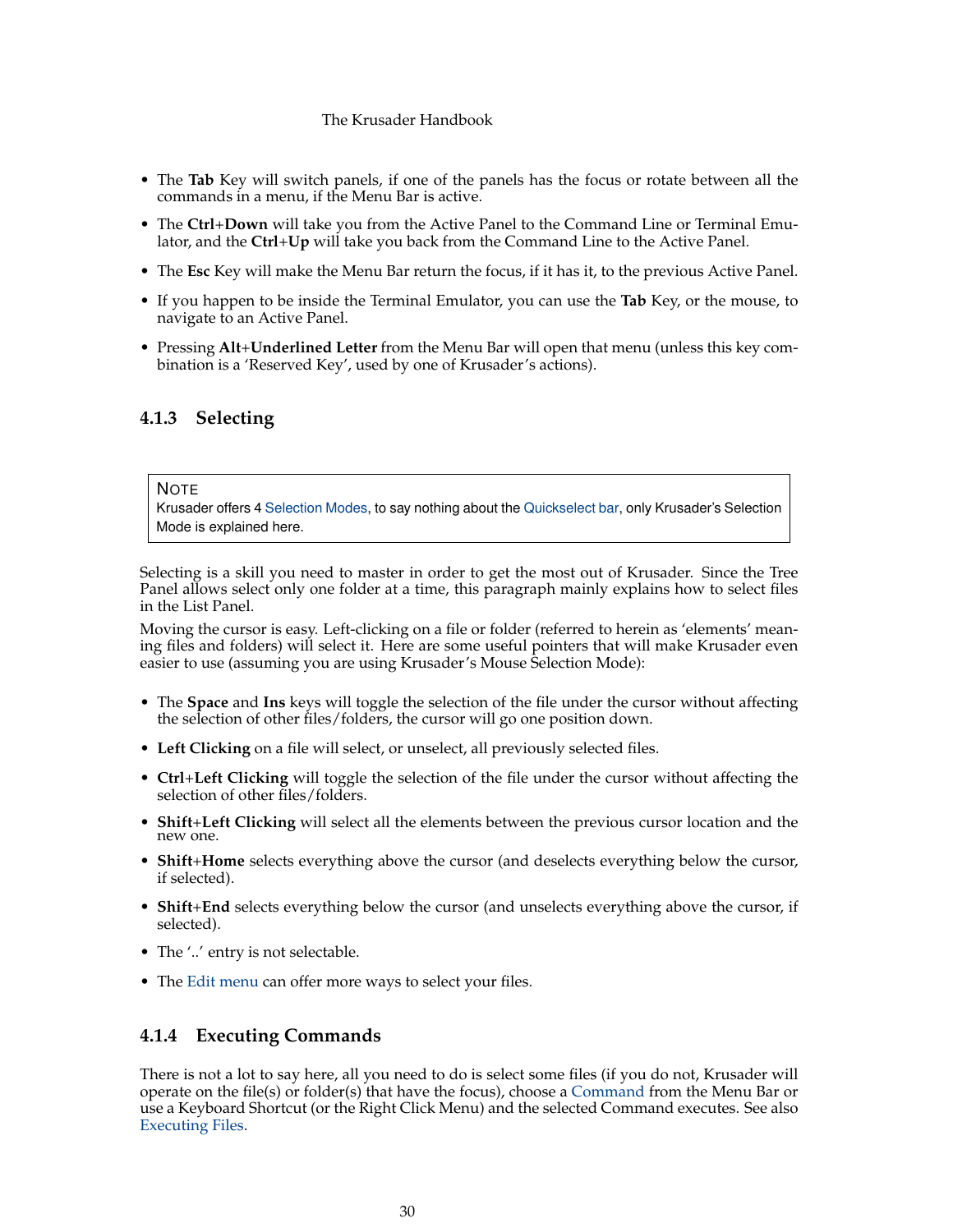- The **Tab** Key will switch panels, if one of the panels has the focus or rotate between all the commands in a menu, if the Menu Bar is active.
- The **Ctrl**+**Down** will take you from the Active Panel to the Command Line or Terminal Emulator, and the **Ctrl**+**Up** will take you back from the Command Line to the Active Panel.
- The **Esc** Key will make the Menu Bar return the focus, if it has it, to the previous Active Panel.
- If you happen to be inside the Terminal Emulator, you can use the **Tab** Key, or the mouse, to navigate to an Active Panel.
- Pressing **Alt**+**Underlined Letter** from the Menu Bar will open that menu (unless this key combination is a 'Reserved Key', used by one of Krusader's actions).

### 4.1.3 Selecting

> NOTE
> Krusader offers 4 Selection Modes, to say nothing about the Quickselect bar, only Krusader's Selection Mode is explained here.

Selecting is a skill you need to master in order to get the most out of Krusader. Since the Tree Panel allows select only one folder at a time, this paragraph mainly explains how to select files in the List Panel.

Moving the cursor is easy. Left-clicking on a file or folder (referred to herein as 'elements' meaning files and folders) will select it. Here are some useful pointers that will make Krusader even easier to use (assuming you are using Krusader's Mouse Selection Mode):

- The **Space** and **Ins** keys will toggle the selection of the file under the cursor without affecting the selection of other files/folders, the cursor will go one position down.
- **Left Clicking** on a file will select, or unselect, all previously selected files.
- **Ctrl**+**Left Clicking** will toggle the selection of the file under the cursor without affecting the selection of other files/folders.
- **Shift**+**Left Clicking** will select all the elements between the previous cursor location and the new one.
- **Shift**+**Home** selects everything above the cursor (and deselects everything below the cursor, if selected).
- **Shift**+**End** selects everything below the cursor (and unselects everything above the cursor, if selected).
- The '..' entry is not selectable.
- The Edit menu can offer more ways to select your files.

### 4.1.4 Executing Commands

There is not a lot to say here, all you need to do is select some files (if you do not, Krusader will operate on the file(s) or folder(s) that have the focus), choose a Command from the Menu Bar or use a Keyboard Shortcut (or the Right Click Menu) and the selected Command executes. See also Executing Files.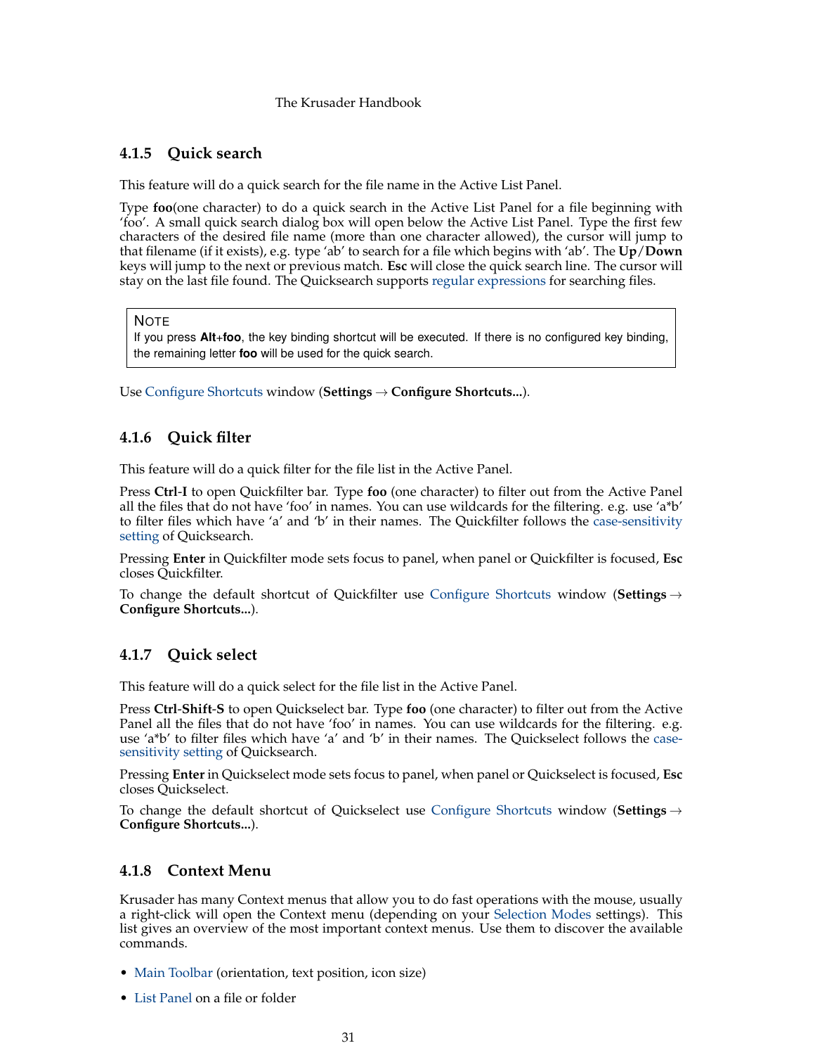### 4.1.5 Quick search

This feature will do a quick search for the file name in the Active List Panel.

Type **foo**(one character) to do a quick search in the Active List Panel for a file beginning with 'foo'. A small quick search dialog box will open below the Active List Panel. Type the first few characters of the desired file name (more than one character allowed), the cursor will jump to that filename (if it exists), e.g. type 'ab' to search for a file which begins with 'ab'. The **Up**/**Down** keys will jump to the next or previous match. **Esc** will close the quick search line. The cursor will stay on the last file found. The Quicksearch supports regular expressions for searching files.

> NOTE
> If you press **Alt**+**foo**, the key binding shortcut will be executed. If there is no configured key binding, the remaining letter **foo** will be used for the quick search.

Use Configure Shortcuts window (**Settings** → **Configure Shortcuts...**).

### 4.1.6 Quick filter

This feature will do a quick filter for the file list in the Active Panel.

Press **Ctrl-I** to open Quickfilter bar. Type **foo** (one character) to filter out from the Active Panel all the files that do not have 'foo' in names. You can use wildcards for the filtering. e.g. use 'a*b' to filter files which have 'a' and 'b' in their names. The Quickfilter follows the case-sensitivity setting of Quicksearch.

Pressing **Enter** in Quickfilter mode sets focus to panel, when panel or Quickfilter is focused, **Esc** closes Quickfilter.

To change the default shortcut of Quickfilter use Configure Shortcuts window (**Settings** → **Configure Shortcuts...**).

### 4.1.7 Quick select

This feature will do a quick select for the file list in the Active Panel.

Press **Ctrl-Shift-S** to open Quickselect bar. Type **foo** (one character) to filter out from the Active Panel all the files that do not have 'foo' in names. You can use wildcards for the filtering. e.g. use 'a*b' to filter files which have 'a' and 'b' in their names. The Quickselect follows the case-sensitivity setting of Quicksearch.

Pressing **Enter** in Quickselect mode sets focus to panel, when panel or Quickselect is focused, **Esc** closes Quickselect.

To change the default shortcut of Quickselect use Configure Shortcuts window (**Settings** → **Configure Shortcuts...**).

### 4.1.8 Context Menu

Krusader has many Context menus that allow you to do fast operations with the mouse, usually a right-click will open the Context menu (depending on your Selection Modes settings). This list gives an overview of the most important context menus. Use them to discover the available commands.

- Main Toolbar (orientation, text position, icon size)
- List Panel on a file or folder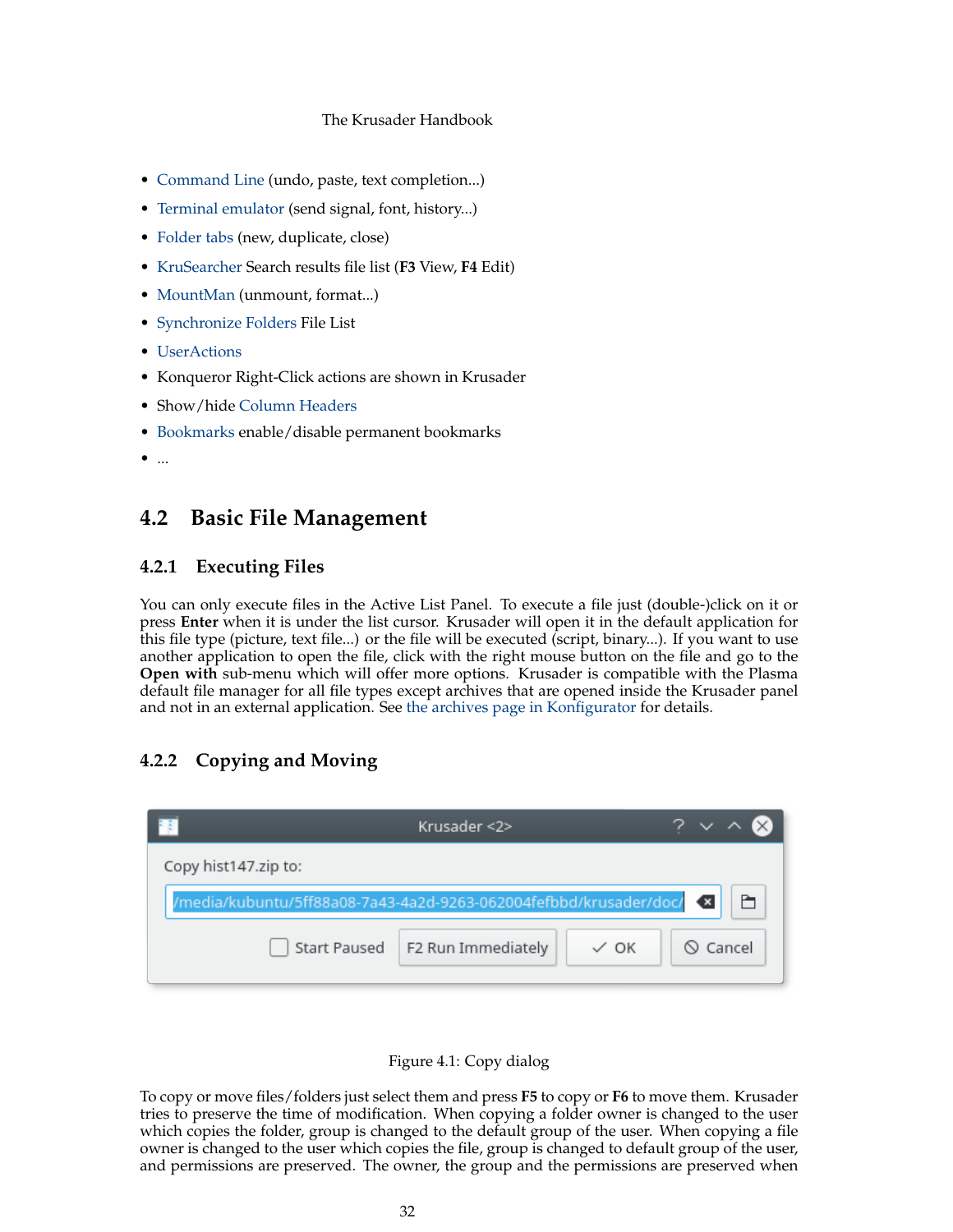- Command Line (undo, paste, text completion...)
- Terminal emulator (send signal, font, history...)
- Folder tabs (new, duplicate, close)
- KruSearcher Search results file list (**F3** View, **F4** Edit)
- MountMan (unmount, format...)
- Synchronize Folders File List
- UserActions
- Konqueror Right-Click actions are shown in Krusader
- Show/hide Column Headers
- Bookmarks enable/disable permanent bookmarks
- ...

## 4.2 Basic File Management

### 4.2.1 Executing Files

You can only execute files in the Active List Panel. To execute a file just (double-)click on it or press **Enter** when it is under the list cursor. Krusader will open it in the default application for this file type (picture, text file...) or the file will be executed (script, binary...). If you want to use another application to open the file, click with the right mouse button on the file and go to the **Open with** sub-menu which will offer more options. Krusader is compatible with the Plasma default file manager for all file types except archives that are opened inside the Krusader panel and not in an external application. See the archives page in Konfigurator for details.

### 4.2.2 Copying and Moving

Figure 4.1: Copy dialog

To copy or move files/folders just select them and press **F5** to copy or **F6** to move them. Krusader tries to preserve the time of modification. When copying a folder owner is changed to the user which copies the folder, group is changed to the default group of the user. When copying a file owner is changed to the user which copies the file, group is changed to default group of the user, and permissions are preserved. The owner, the group and the permissions are preserved when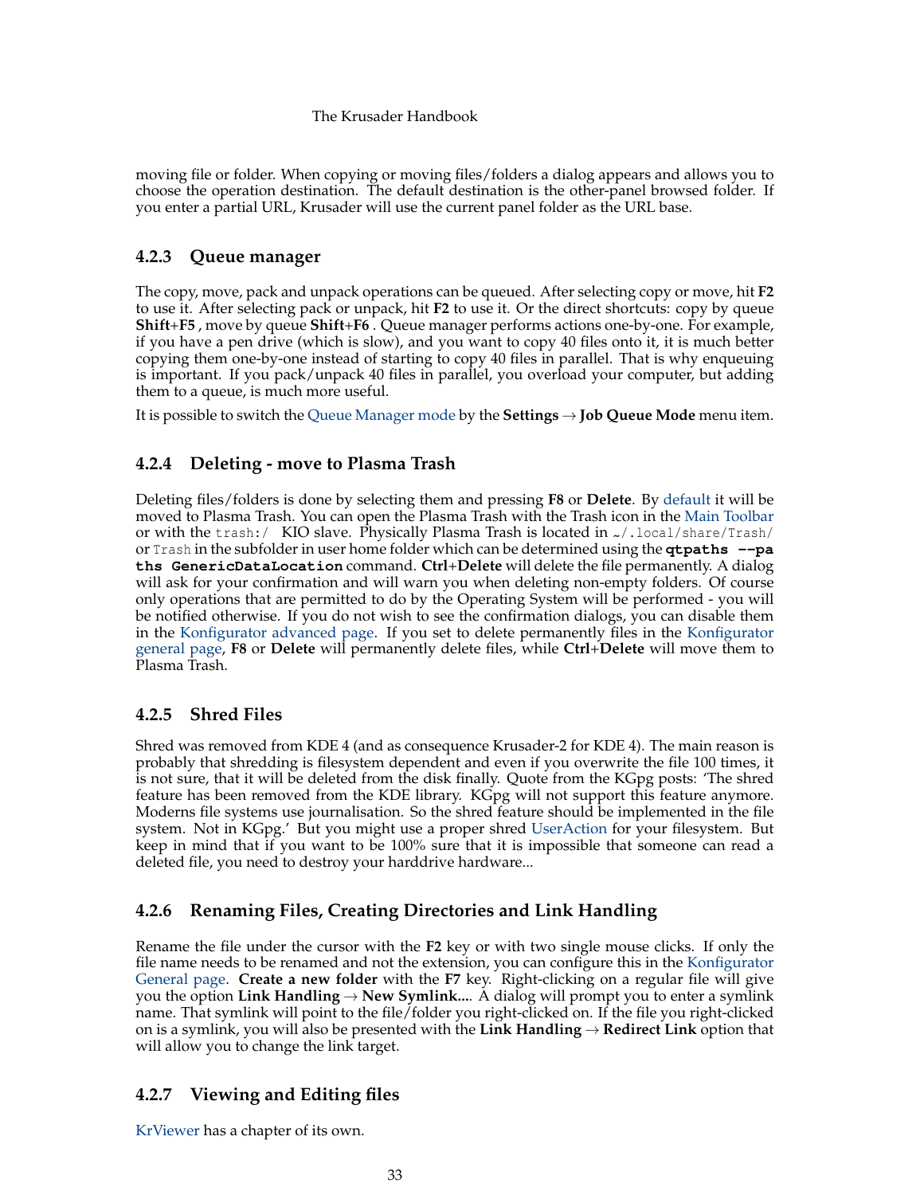moving file or folder. When copying or moving files/folders a dialog appears and allows you to choose the operation destination. The default destination is the other-panel browsed folder. If you enter a partial URL, Krusader will use the current panel folder as the URL base.

### 4.2.3 Queue manager

The copy, move, pack and unpack operations can be queued. After selecting copy or move, hit **F2** to use it. After selecting pack or unpack, hit **F2** to use it. Or the direct shortcuts: copy by queue **Shift**+**F5** , move by queue **Shift**+**F6** . Queue manager performs actions one-by-one. For example, if you have a pen drive (which is slow), and you want to copy 40 files onto it, it is much better copying them one-by-one instead of starting to copy 40 files in parallel. That is why enqueuing is important. If you pack/unpack 40 files in parallel, you overload your computer, but adding them to a queue, is much more useful.

It is possible to switch the Queue Manager mode by the **Settings** → **Job Queue Mode** menu item.

### 4.2.4 Deleting - move to Plasma Trash

Deleting files/folders is done by selecting them and pressing **F8** or **Delete**. By default it will be moved to Plasma Trash. You can open the Plasma Trash with the Trash icon in the Main Toolbar or with the `trash:/` KIO slave. Physically Plasma Trash is located in `~/.local/share/Trash/` or `Trash` in the subfolder in user home folder which can be determined using the **`qtpaths --paths GenericDataLocation`** command. **Ctrl**+**Delete** will delete the file permanently. A dialog will ask for your confirmation and will warn you when deleting non-empty folders. Of course only operations that are permitted to do by the Operating System will be performed - you will be notified otherwise. If you do not wish to see the confirmation dialogs, you can disable them in the Konfigurator advanced page. If you set to delete permanently files in the Konfigurator general page, **F8** or **Delete** will permanently delete files, while **Ctrl**+**Delete** will move them to Plasma Trash.

### 4.2.5 Shred Files

Shred was removed from KDE 4 (and as consequence Krusader-2 for KDE 4). The main reason is probably that shredding is filesystem dependent and even if you overwrite the file 100 times, it is not sure, that it will be deleted from the disk finally. Quote from the KGpg posts: 'The shred feature has been removed from the KDE library. KGpg will not support this feature anymore. Moderns file systems use journalisation. So the shred feature should be implemented in the file system. Not in KGpg.' But you might use a proper shred UserAction for your filesystem. But keep in mind that if you want to be 100% sure that it is impossible that someone can read a deleted file, you need to destroy your harddrive hardware...

### 4.2.6 Renaming Files, Creating Directories and Link Handling

Rename the file under the cursor with the **F2** key or with two single mouse clicks. If only the file name needs to be renamed and not the extension, you can configure this in the Konfigurator General page. **Create a new folder** with the **F7** key. Right-clicking on a regular file will give you the option **Link Handling** → **New Symlink...**. A dialog will prompt you to enter a symlink name. That symlink will point to the file/folder you right-clicked on. If the file you right-clicked on is a symlink, you will also be presented with the **Link Handling** → **Redirect Link** option that will allow you to change the link target.

### 4.2.7 Viewing and Editing files

KrViewer has a chapter of its own.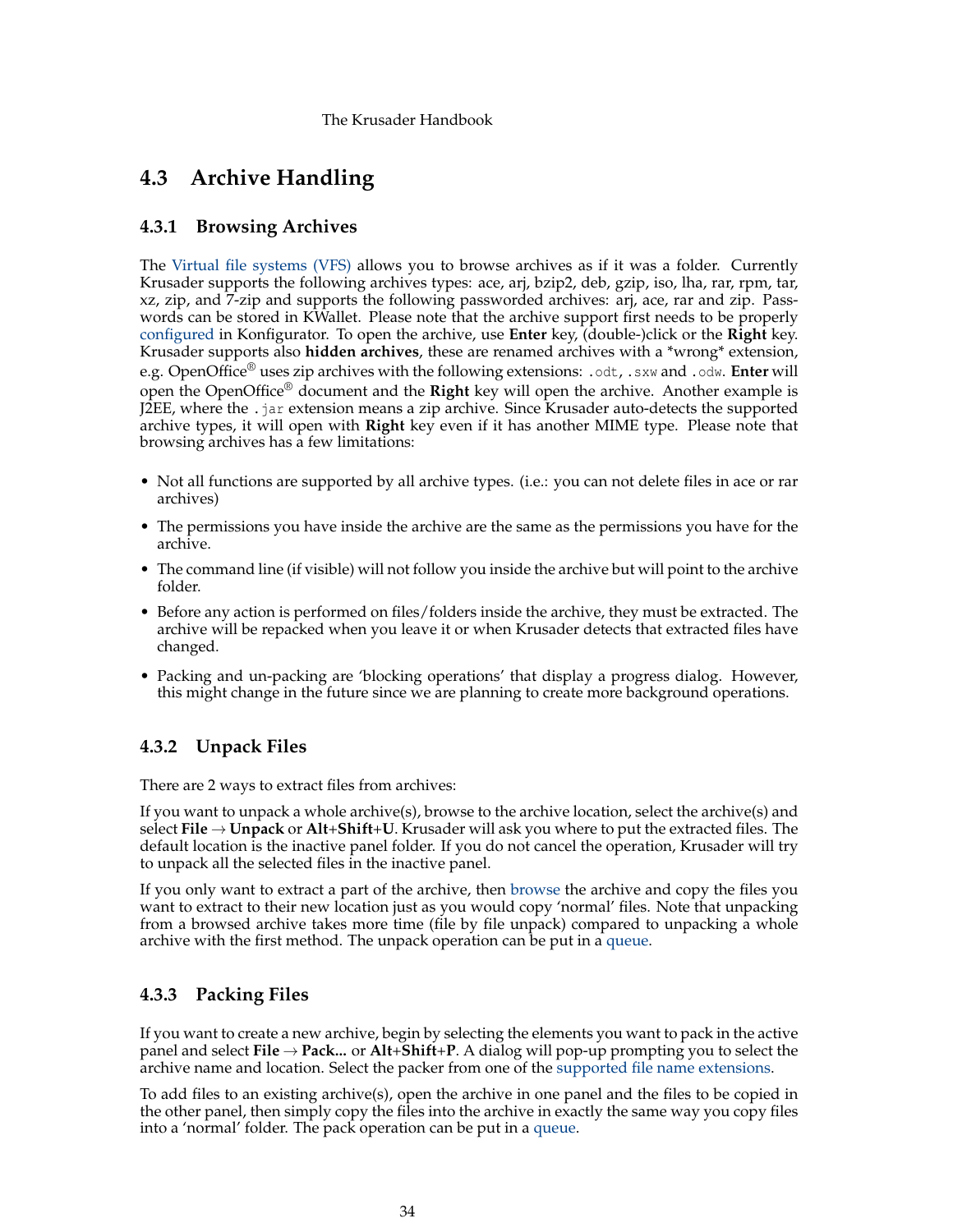## 4.3 Archive Handling

### 4.3.1 Browsing Archives

The Virtual file systems (VFS) allows you to browse archives as if it was a folder. Currently Krusader supports the following archives types: ace, arj, bzip2, deb, gzip, iso, lha, rar, rpm, tar, xz, zip, and 7-zip and supports the following passworded archives: arj, ace, rar and zip. Passwords can be stored in KWallet. Please note that the archive support first needs to be properly configured in Konfigurator. To open the archive, use **Enter** key, (double-)click or the **Right** key. Krusader supports also **hidden archives**, these are renamed archives with a *wrong* extension, e.g. OpenOffice® uses zip archives with the following extensions: `.odt`, `.sxw` and `.odw`. **Enter** will open the OpenOffice® document and the **Right** key will open the archive. Another example is J2EE, where the `.jar` extension means a zip archive. Since Krusader auto-detects the supported archive types, it will open with **Right** key even if it has another MIME type. Please note that browsing archives has a few limitations:

- Not all functions are supported by all archive types. (i.e.: you can not delete files in ace or rar archives)
- The permissions you have inside the archive are the same as the permissions you have for the archive.
- The command line (if visible) will not follow you inside the archive but will point to the archive folder.
- Before any action is performed on files/folders inside the archive, they must be extracted. The archive will be repacked when you leave it or when Krusader detects that extracted files have changed.
- Packing and un-packing are 'blocking operations' that display a progress dialog. However, this might change in the future since we are planning to create more background operations.

### 4.3.2 Unpack Files

There are 2 ways to extract files from archives:

If you want to unpack a whole archive(s), browse to the archive location, select the archive(s) and select **File** → **Unpack** or **Alt**+**Shift**+**U**. Krusader will ask you where to put the extracted files. The default location is the inactive panel folder. If you do not cancel the operation, Krusader will try to unpack all the selected files in the inactive panel.

If you only want to extract a part of the archive, then browse the archive and copy the files you want to extract to their new location just as you would copy 'normal' files. Note that unpacking from a browsed archive takes more time (file by file unpack) compared to unpacking a whole archive with the first method. The unpack operation can be put in a queue.

### 4.3.3 Packing Files

If you want to create a new archive, begin by selecting the elements you want to pack in the active panel and select **File** → **Pack...** or **Alt**+**Shift**+**P**. A dialog will pop-up prompting you to select the archive name and location. Select the packer from one of the supported file name extensions.

To add files to an existing archive(s), open the archive in one panel and the files to be copied in the other panel, then simply copy the files into the archive in exactly the same way you copy files into a 'normal' folder. The pack operation can be put in a queue.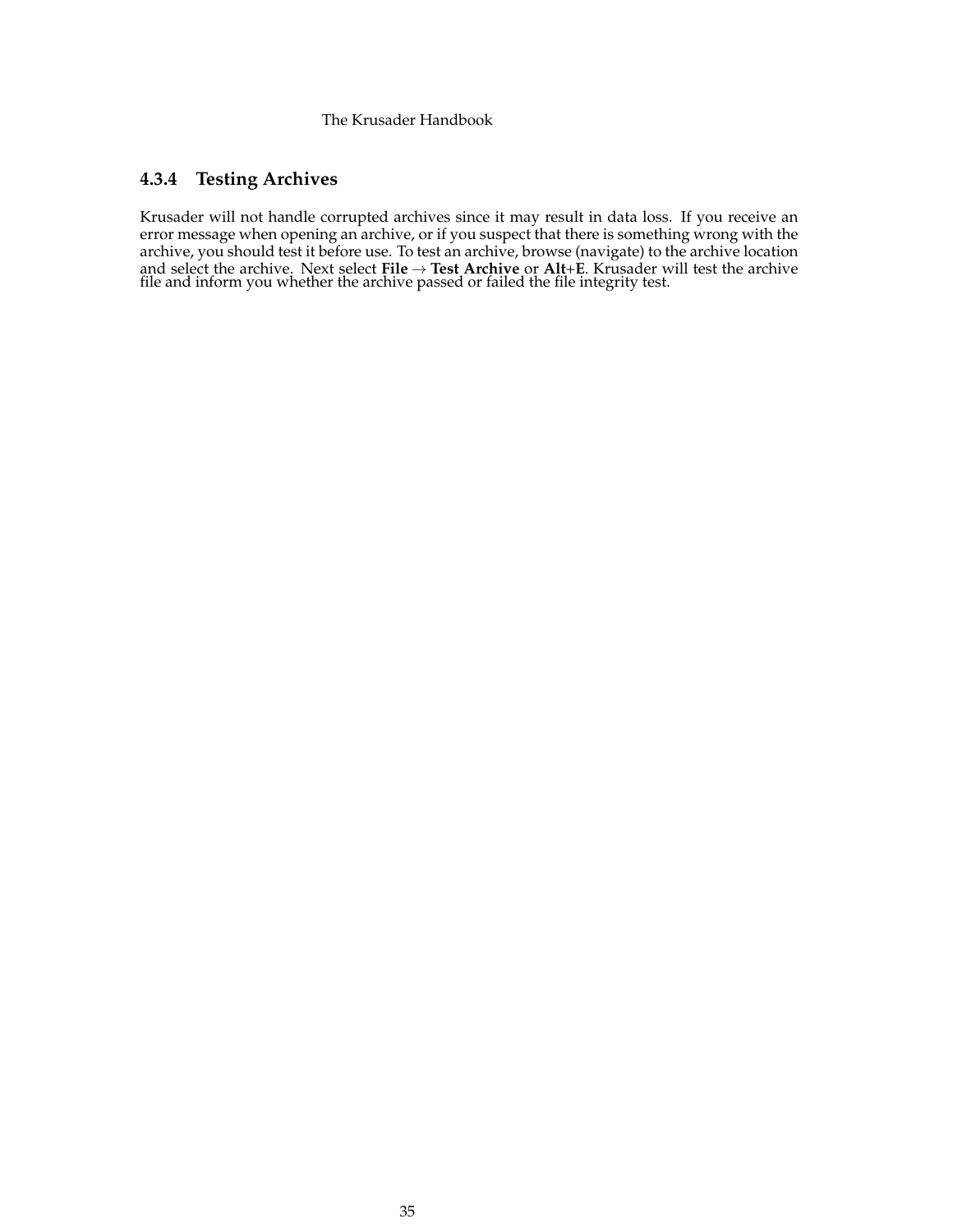### 4.3.4 Testing Archives

Krusader will not handle corrupted archives since it may result in data loss. If you receive an error message when opening an archive, or if you suspect that there is something wrong with the archive, you should test it before use. To test an archive, browse (navigate) to the archive location and select the archive. Next select **File** → **Test Archive** or **Alt**+**E**. Krusader will test the archive file and inform you whether the archive passed or failed the file integrity test.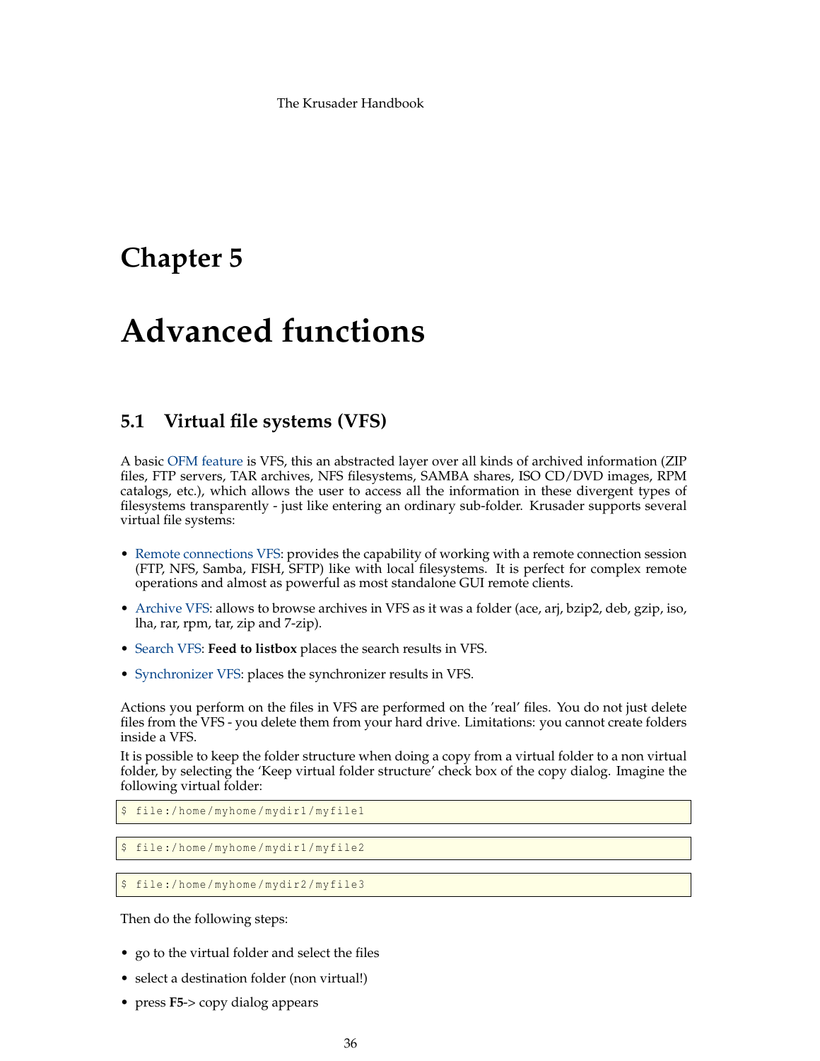# Chapter 5

# Advanced functions

## 5.1 Virtual file systems (VFS)

A basic OFM feature is VFS, this an abstracted layer over all kinds of archived information (ZIP files, FTP servers, TAR archives, NFS filesystems, SAMBA shares, ISO CD/DVD images, RPM catalogs, etc.), which allows the user to access all the information in these divergent types of filesystems transparently - just like entering an ordinary sub-folder. Krusader supports several virtual file systems:

- Remote connections VFS: provides the capability of working with a remote connection session (FTP, NFS, Samba, FISH, SFTP) like with local filesystems. It is perfect for complex remote operations and almost as powerful as most standalone GUI remote clients.
- Archive VFS: allows to browse archives in VFS as it was a folder (ace, arj, bzip2, deb, gzip, iso, lha, rar, rpm, tar, zip and 7-zip).
- Search VFS: **Feed to listbox** places the search results in VFS.
- Synchronizer VFS: places the synchronizer results in VFS.

Actions you perform on the files in VFS are performed on the 'real' files. You do not just delete files from the VFS - you delete them from your hard drive. Limitations: you cannot create folders inside a VFS.

It is possible to keep the folder structure when doing a copy from a virtual folder to a non virtual folder, by selecting the 'Keep virtual folder structure' check box of the copy dialog. Imagine the following virtual folder:

```
$ file:/home/myhome/mydir1/myfile1
```

```
$ file:/home/myhome/mydir1/myfile2
```

```
$ file:/home/myhome/mydir2/myfile3
```

Then do the following steps:

- go to the virtual folder and select the files
- select a destination folder (non virtual!)
- press **F5**-> copy dialog appears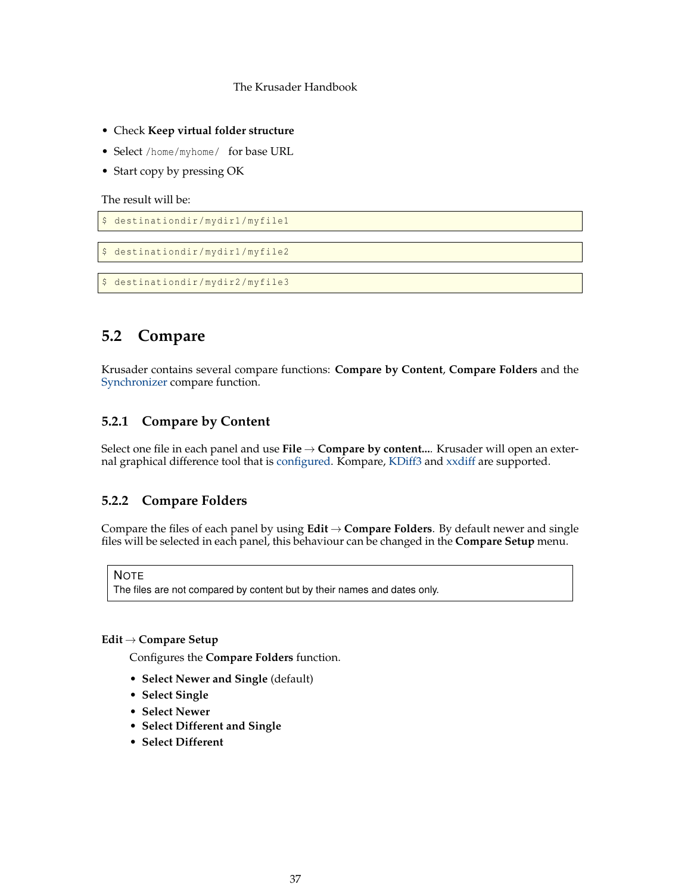- Check **Keep virtual folder structure**
- Select `/home/myhome/` for base URL
- Start copy by pressing OK

The result will be:

```
$ destinationdir/mydir1/myfile1
```

```
$ destinationdir/mydir1/myfile2
```

```
$ destinationdir/mydir2/myfile3
```

## 5.2 Compare

Krusader contains several compare functions: **Compare by Content**, **Compare Folders** and the Synchronizer compare function.

### 5.2.1 Compare by Content

Select one file in each panel and use **File** → **Compare by content...**. Krusader will open an external graphical difference tool that is configured. Kompare, KDiff3 and xxdiff are supported.

### 5.2.2 Compare Folders

Compare the files of each panel by using **Edit** → **Compare Folders**. By default newer and single files will be selected in each panel, this behaviour can be changed in the **Compare Setup** menu.

> NOTE
> The files are not compared by content but by their names and dates only.

**Edit** → **Compare Setup**

Configures the **Compare Folders** function.

- **Select Newer and Single** (default)
- **Select Single**
- **Select Newer**
- **Select Different and Single**
- **Select Different**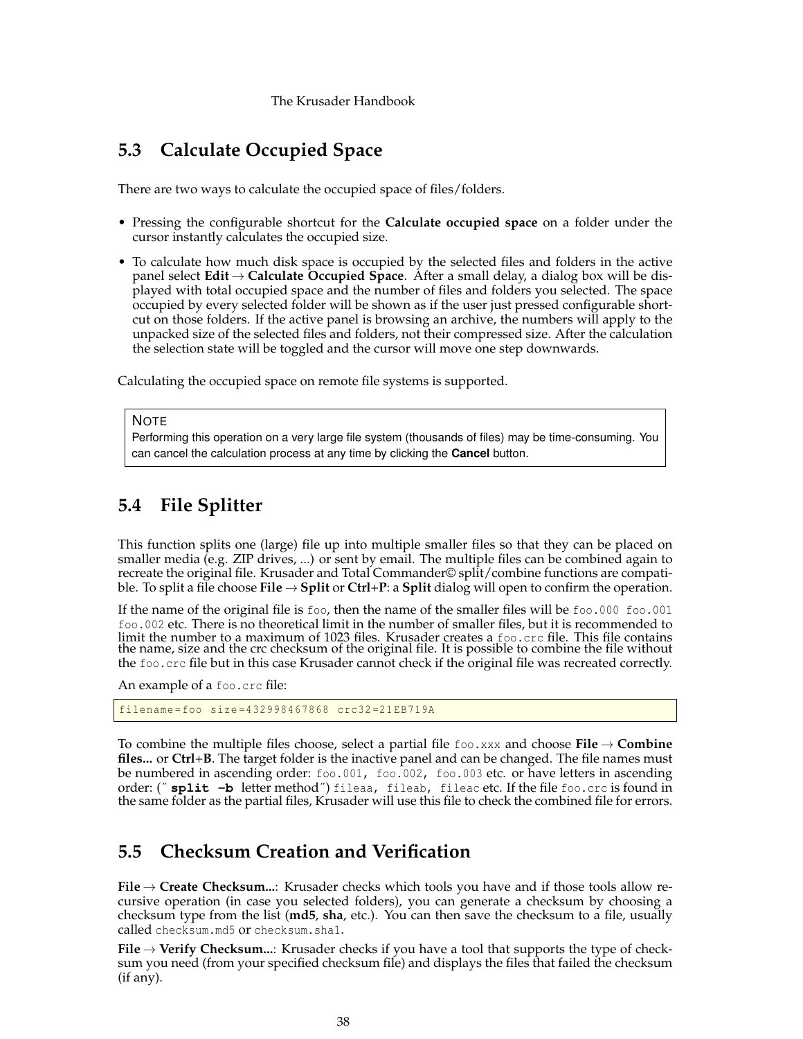## 5.3 Calculate Occupied Space

There are two ways to calculate the occupied space of files/folders.

- Pressing the configurable shortcut for the **Calculate occupied space** on a folder under the cursor instantly calculates the occupied size.
- To calculate how much disk space is occupied by the selected files and folders in the active panel select **Edit** → **Calculate Occupied Space**. After a small delay, a dialog box will be displayed with total occupied space and the number of files and folders you selected. The space occupied by every selected folder will be shown as if the user just pressed configurable shortcut on those folders. If the active panel is browsing an archive, the numbers will apply to the unpacked size of the selected files and folders, not their compressed size. After the calculation the selection state will be toggled and the cursor will move one step downwards.

Calculating the occupied space on remote file systems is supported.

> NOTE
> Performing this operation on a very large file system (thousands of files) may be time-consuming. You can cancel the calculation process at any time by clicking the **Cancel** button.

## 5.4 File Splitter

This function splits one (large) file up into multiple smaller files so that they can be placed on smaller media (e.g. ZIP drives, ...) or sent by email. The multiple files can be combined again to recreate the original file. Krusader and Total Commander© split/combine functions are compatible. To split a file choose **File** → **Split** or **Ctrl**+**P**: a **Split** dialog will open to confirm the operation.

If the name of the original file is `foo`, then the name of the smaller files will be `foo.000 foo.001 foo.002` etc. There is no theoretical limit in the number of smaller files, but it is recommended to limit the number to a maximum of 1023 files. Krusader creates a `foo.crc` file. This file contains the name, size and the crc checksum of the original file. It is possible to combine the file without the `foo.crc` file but in this case Krusader cannot check if the original file was recreated correctly.

An example of a `foo.crc` file:

```
filename=foo size=432998467868 crc32=21EB719A
```

To combine the multiple files choose, select a partial file `foo.xxx` and choose **File** → **Combine files...** or **Ctrl**+**B**. The target folder is the inactive panel and can be changed. The file names must be numbered in ascending order: `foo.001, foo.002, foo.003` etc. or have letters in ascending order: ("**`split -b`** letter method") `fileaa, fileab, fileac` etc. If the file `foo.crc` is found in the same folder as the partial files, Krusader will use this file to check the combined file for errors.

## 5.5 Checksum Creation and Verification

**File** → **Create Checksum...**: Krusader checks which tools you have and if those tools allow recursive operation (in case you selected folders), you can generate a checksum by choosing a checksum type from the list (**md5**, **sha**, etc.). You can then save the checksum to a file, usually called `checksum.md5` or `checksum.sha1`.

**File** → **Verify Checksum...**: Krusader checks if you have a tool that supports the type of checksum you need (from your specified checksum file) and displays the files that failed the checksum (if any).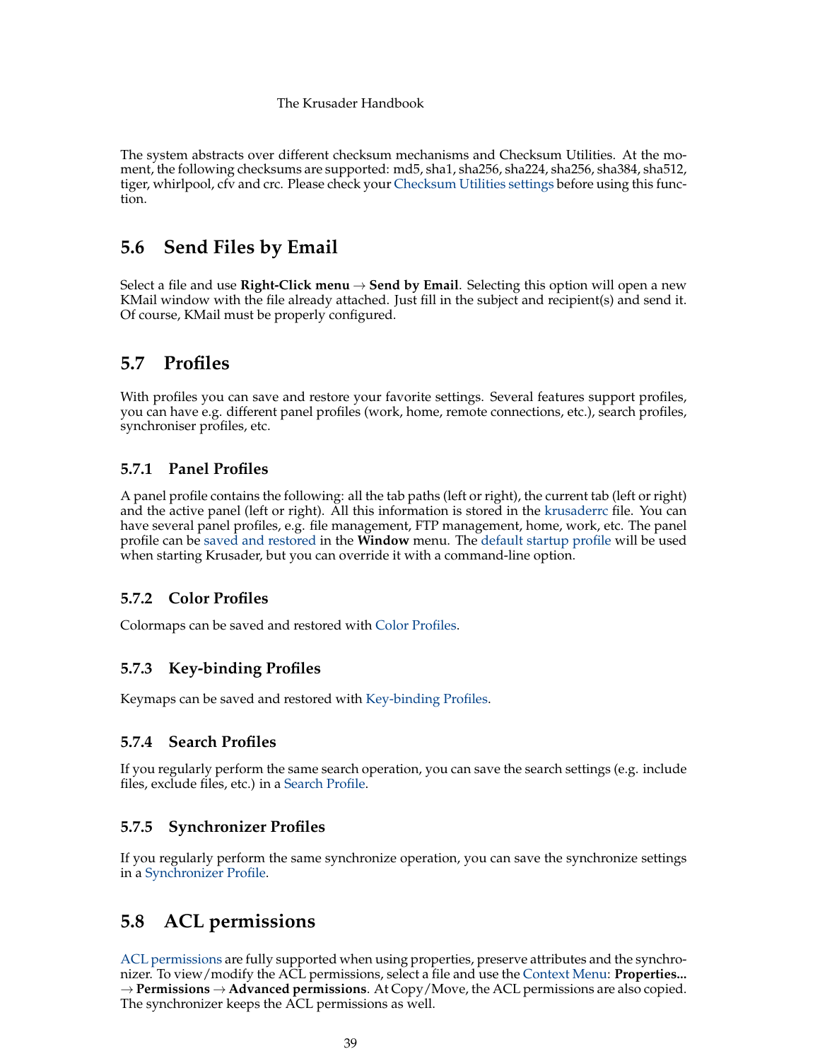The system abstracts over different checksum mechanisms and Checksum Utilities. At the moment, the following checksums are supported: md5, sha1, sha256, sha224, sha256, sha384, sha512, tiger, whirlpool, cfv and crc. Please check your Checksum Utilities settings before using this function.

## 5.6 Send Files by Email

Select a file and use **Right-Click menu** → **Send by Email**. Selecting this option will open a new KMail window with the file already attached. Just fill in the subject and recipient(s) and send it. Of course, KMail must be properly configured.

## 5.7 Profiles

With profiles you can save and restore your favorite settings. Several features support profiles, you can have e.g. different panel profiles (work, home, remote connections, etc.), search profiles, synchroniser profiles, etc.

### 5.7.1 Panel Profiles

A panel profile contains the following: all the tab paths (left or right), the current tab (left or right) and the active panel (left or right). All this information is stored in the krusaderrc file. You can have several panel profiles, e.g. file management, FTP management, home, work, etc. The panel profile can be saved and restored in the **Window** menu. The default startup profile will be used when starting Krusader, but you can override it with a command-line option.

### 5.7.2 Color Profiles

Colormaps can be saved and restored with Color Profiles.

### 5.7.3 Key-binding Profiles

Keymaps can be saved and restored with Key-binding Profiles.

### 5.7.4 Search Profiles

If you regularly perform the same search operation, you can save the search settings (e.g. include files, exclude files, etc.) in a Search Profile.

### 5.7.5 Synchronizer Profiles

If you regularly perform the same synchronize operation, you can save the synchronize settings in a Synchronizer Profile.

## 5.8 ACL permissions

ACL permissions are fully supported when using properties, preserve attributes and the synchronizer. To view/modify the ACL permissions, select a file and use the Context Menu: **Properties...** → **Permissions** → **Advanced permissions**. At Copy/Move, the ACL permissions are also copied. The synchronizer keeps the ACL permissions as well.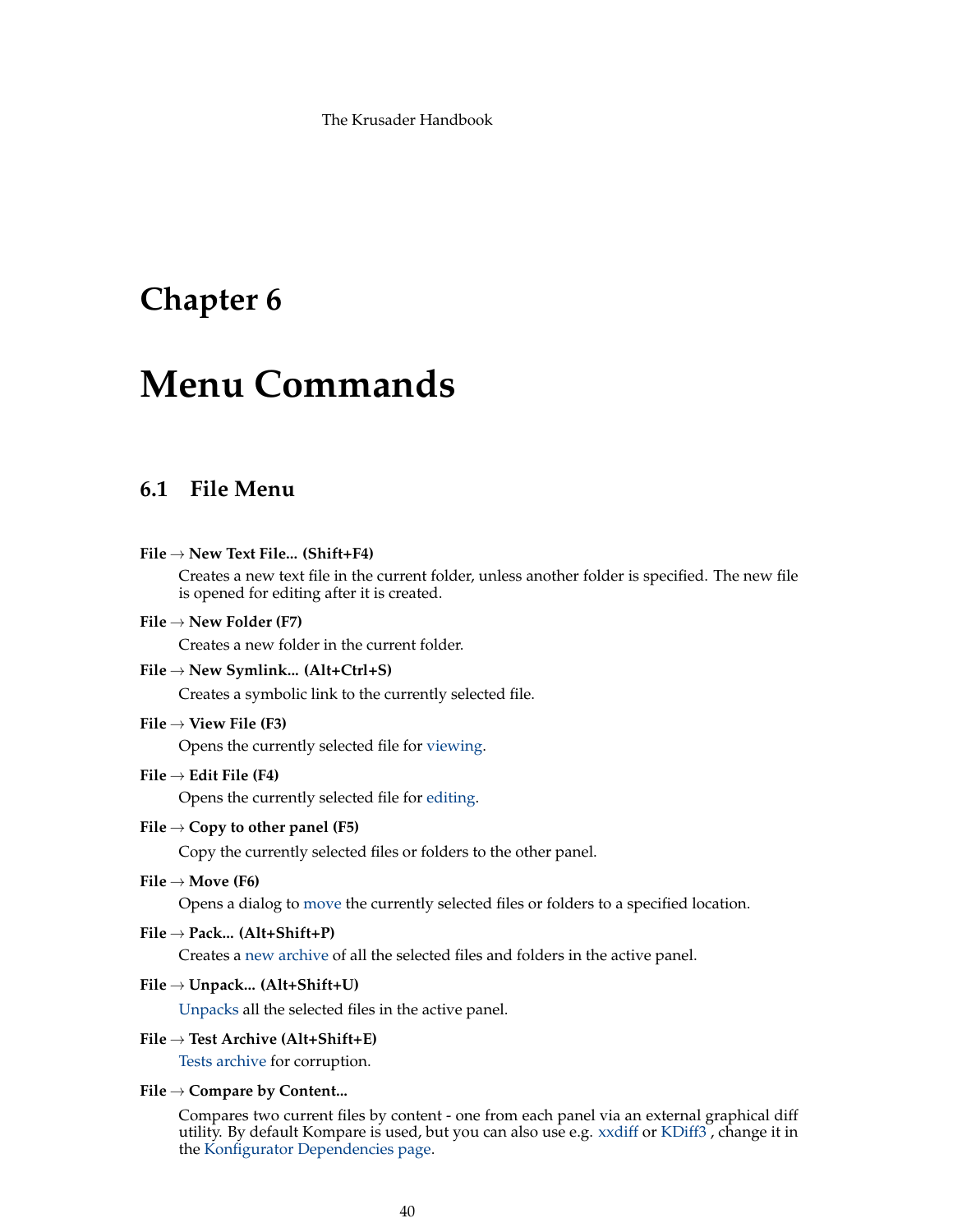# Chapter 6

# Menu Commands

## 6.1 File Menu

**File → New Text File... (Shift+F4)**
Creates a new text file in the current folder, unless another folder is specified. The new file is opened for editing after it is created.

**File → New Folder (F7)**
Creates a new folder in the current folder.

**File → New Symlink... (Alt+Ctrl+S)**
Creates a symbolic link to the currently selected file.

**File → View File (F3)**
Opens the currently selected file for viewing.

**File → Edit File (F4)**
Opens the currently selected file for editing.

**File → Copy to other panel (F5)**
Copy the currently selected files or folders to the other panel.

**File → Move (F6)**
Opens a dialog to move the currently selected files or folders to a specified location.

**File → Pack... (Alt+Shift+P)**
Creates a new archive of all the selected files and folders in the active panel.

**File → Unpack... (Alt+Shift+U)**
Unpacks all the selected files in the active panel.

**File → Test Archive (Alt+Shift+E)**
Tests archive for corruption.

**File → Compare by Content...**
Compares two current files by content - one from each panel via an external graphical diff utility. By default Kompare is used, but you can also use e.g. xxdiff or KDiff3 , change it in the Konfigurator Dependencies page.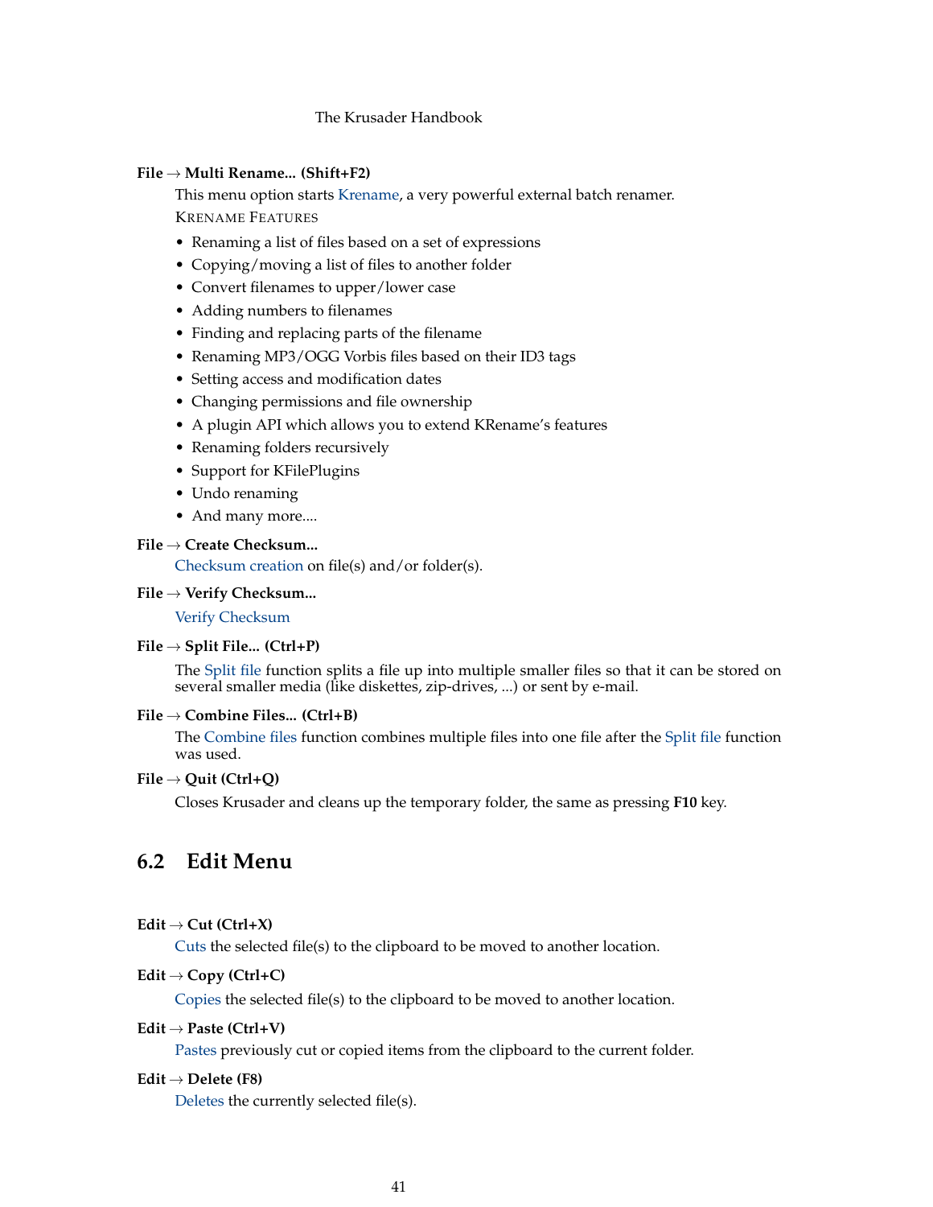**File → Multi Rename... (Shift+F2)**

This menu option starts Krename, a very powerful external batch renamer.

KRENAME FEATURES

- Renaming a list of files based on a set of expressions
- Copying/moving a list of files to another folder
- Convert filenames to upper/lower case
- Adding numbers to filenames
- Finding and replacing parts of the filename
- Renaming MP3/OGG Vorbis files based on their ID3 tags
- Setting access and modification dates
- Changing permissions and file ownership
- A plugin API which allows you to extend KRename's features
- Renaming folders recursively
- Support for KFilePlugins
- Undo renaming
- And many more....

**File → Create Checksum...**

Checksum creation on file(s) and/or folder(s).

**File → Verify Checksum...**

Verify Checksum

**File → Split File... (Ctrl+P)**

The Split file function splits a file up into multiple smaller files so that it can be stored on several smaller media (like diskettes, zip-drives, ...) or sent by e-mail.

**File → Combine Files... (Ctrl+B)**

The Combine files function combines multiple files into one file after the Split file function was used.

**File → Quit (Ctrl+Q)**

Closes Krusader and cleans up the temporary folder, the same as pressing **F10** key.

## 6.2 Edit Menu

**Edit → Cut (Ctrl+X)**

Cuts the selected file(s) to the clipboard to be moved to another location.

**Edit → Copy (Ctrl+C)**

Copies the selected file(s) to the clipboard to be moved to another location.

**Edit → Paste (Ctrl+V)**

Pastes previously cut or copied items from the clipboard to the current folder.

**Edit → Delete (F8)**

Deletes the currently selected file(s).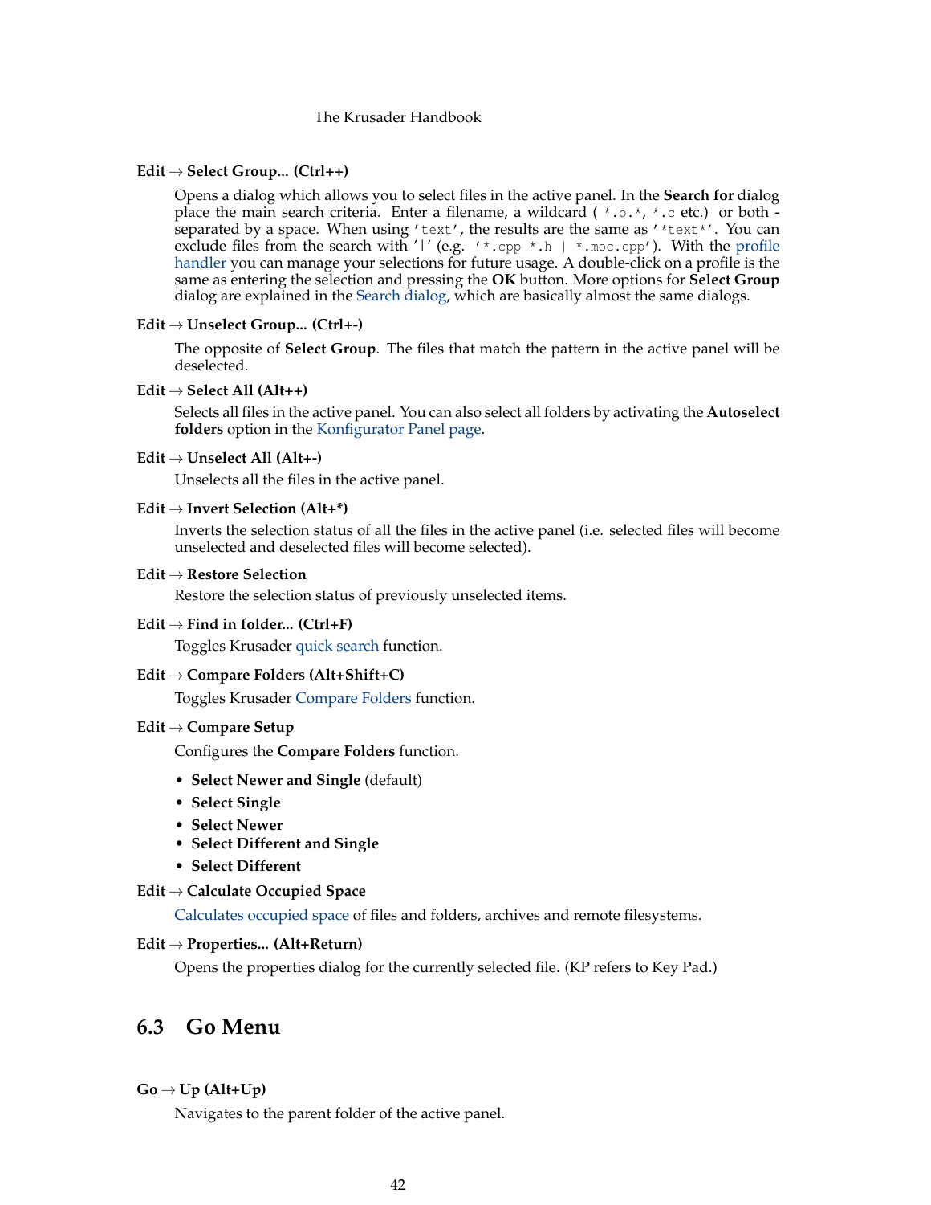**Edit → Select Group... (Ctrl++)**

Opens a dialog which allows you to select files in the active panel. In the **Search for** dialog place the main search criteria. Enter a filename, a wildcard ( `*.o.*`, `*.c` etc.) or both - separated by a space. When using `'text'`, the results are the same as `'*text*'`. You can exclude files from the search with '|' (e.g. `'*.cpp *.h | *.moc.cpp'`). With the profile handler you can manage your selections for future usage. A double-click on a profile is the same as entering the selection and pressing the **OK** button. More options for **Select Group** dialog are explained in the Search dialog, which are basically almost the same dialogs.

**Edit → Unselect Group... (Ctrl+-)**

The opposite of **Select Group**. The files that match the pattern in the active panel will be deselected.

**Edit → Select All (Alt++)**

Selects all files in the active panel. You can also select all folders by activating the **Autoselect folders** option in the Konfigurator Panel page.

**Edit → Unselect All (Alt+-)**

Unselects all the files in the active panel.

**Edit → Invert Selection (Alt+*)**

Inverts the selection status of all the files in the active panel (i.e. selected files will become unselected and deselected files will become selected).

**Edit → Restore Selection**

Restore the selection status of previously unselected items.

**Edit → Find in folder... (Ctrl+F)**

Toggles Krusader quick search function.

**Edit → Compare Folders (Alt+Shift+C)**

Toggles Krusader Compare Folders function.

**Edit → Compare Setup**

Configures the **Compare Folders** function.

- **Select Newer and Single** (default)
- **Select Single**
- **Select Newer**
- **Select Different and Single**
- **Select Different**

**Edit → Calculate Occupied Space**

Calculates occupied space of files and folders, archives and remote filesystems.

**Edit → Properties... (Alt+Return)**

Opens the properties dialog for the currently selected file. (KP refers to Key Pad.)

## 6.3 Go Menu

**Go → Up (Alt+Up)**

Navigates to the parent folder of the active panel.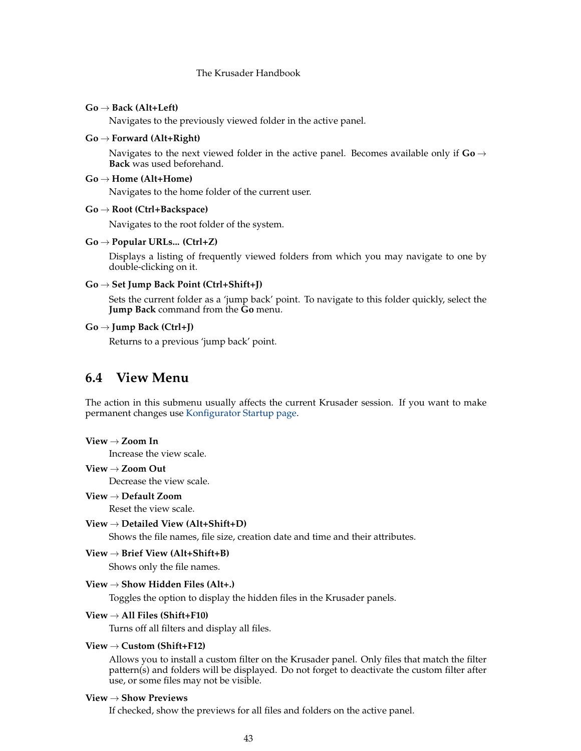**Go → Back (Alt+Left)**

Navigates to the previously viewed folder in the active panel.

**Go → Forward (Alt+Right)**

Navigates to the next viewed folder in the active panel. Becomes available only if **Go → Back** was used beforehand.

**Go → Home (Alt+Home)**

Navigates to the home folder of the current user.

**Go → Root (Ctrl+Backspace)**

Navigates to the root folder of the system.

**Go → Popular URLs... (Ctrl+Z)**

Displays a listing of frequently viewed folders from which you may navigate to one by double-clicking on it.

**Go → Set Jump Back Point (Ctrl+Shift+J)**

Sets the current folder as a 'jump back' point. To navigate to this folder quickly, select the **Jump Back** command from the **Go** menu.

**Go → Jump Back (Ctrl+J)**

Returns to a previous 'jump back' point.

## 6.4 View Menu

The action in this submenu usually affects the current Krusader session. If you want to make permanent changes use Konfigurator Startup page.

**View → Zoom In**

Increase the view scale.

**View → Zoom Out**

Decrease the view scale.

**View → Default Zoom**

Reset the view scale.

**View → Detailed View (Alt+Shift+D)**

Shows the file names, file size, creation date and time and their attributes.

**View → Brief View (Alt+Shift+B)**

Shows only the file names.

**View → Show Hidden Files (Alt+.)**

Toggles the option to display the hidden files in the Krusader panels.

**View → All Files (Shift+F10)**

Turns off all filters and display all files.

**View → Custom (Shift+F12)**

Allows you to install a custom filter on the Krusader panel. Only files that match the filter pattern(s) and folders will be displayed. Do not forget to deactivate the custom filter after use, or some files may not be visible.

**View → Show Previews**

If checked, show the previews for all files and folders on the active panel.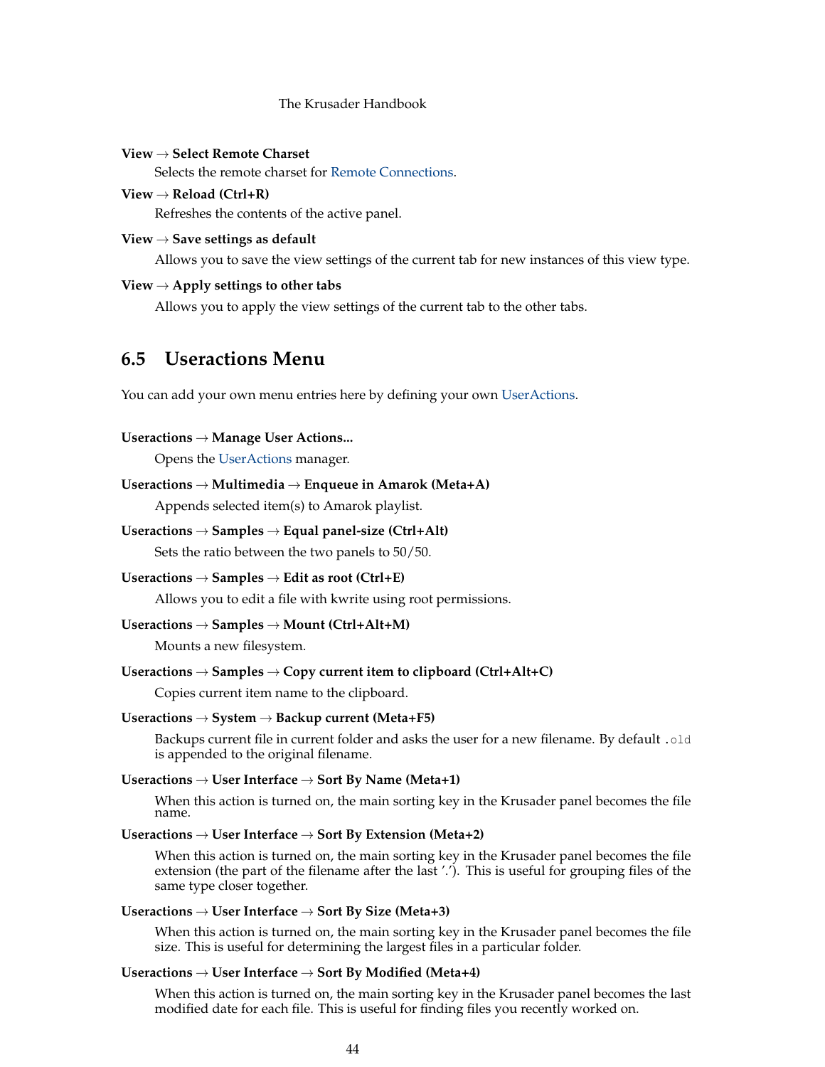**View → Select Remote Charset**

Selects the remote charset for Remote Connections.

**View → Reload (Ctrl+R)**

Refreshes the contents of the active panel.

**View → Save settings as default**

Allows you to save the view settings of the current tab for new instances of this view type.

**View → Apply settings to other tabs**

Allows you to apply the view settings of the current tab to the other tabs.

## 6.5 Useractions Menu

You can add your own menu entries here by defining your own UserActions.

**Useractions → Manage User Actions...**

Opens the UserActions manager.

**Useractions → Multimedia → Enqueue in Amarok (Meta+A)**

Appends selected item(s) to Amarok playlist.

**Useractions → Samples → Equal panel-size (Ctrl+Alt)**

Sets the ratio between the two panels to 50/50.

**Useractions → Samples → Edit as root (Ctrl+E)**

Allows you to edit a file with kwrite using root permissions.

**Useractions → Samples → Mount (Ctrl+Alt+M)**

Mounts a new filesystem.

**Useractions → Samples → Copy current item to clipboard (Ctrl+Alt+C)**

Copies current item name to the clipboard.

**Useractions → System → Backup current (Meta+F5)**

Backups current file in current folder and asks the user for a new filename. By default `.old` is appended to the original filename.

**Useractions → User Interface → Sort By Name (Meta+1)**

When this action is turned on, the main sorting key in the Krusader panel becomes the file name.

**Useractions → User Interface → Sort By Extension (Meta+2)**

When this action is turned on, the main sorting key in the Krusader panel becomes the file extension (the part of the filename after the last '.'). This is useful for grouping files of the same type closer together.

**Useractions → User Interface → Sort By Size (Meta+3)**

When this action is turned on, the main sorting key in the Krusader panel becomes the file size. This is useful for determining the largest files in a particular folder.

**Useractions → User Interface → Sort By Modified (Meta+4)**

When this action is turned on, the main sorting key in the Krusader panel becomes the last modified date for each file. This is useful for finding files you recently worked on.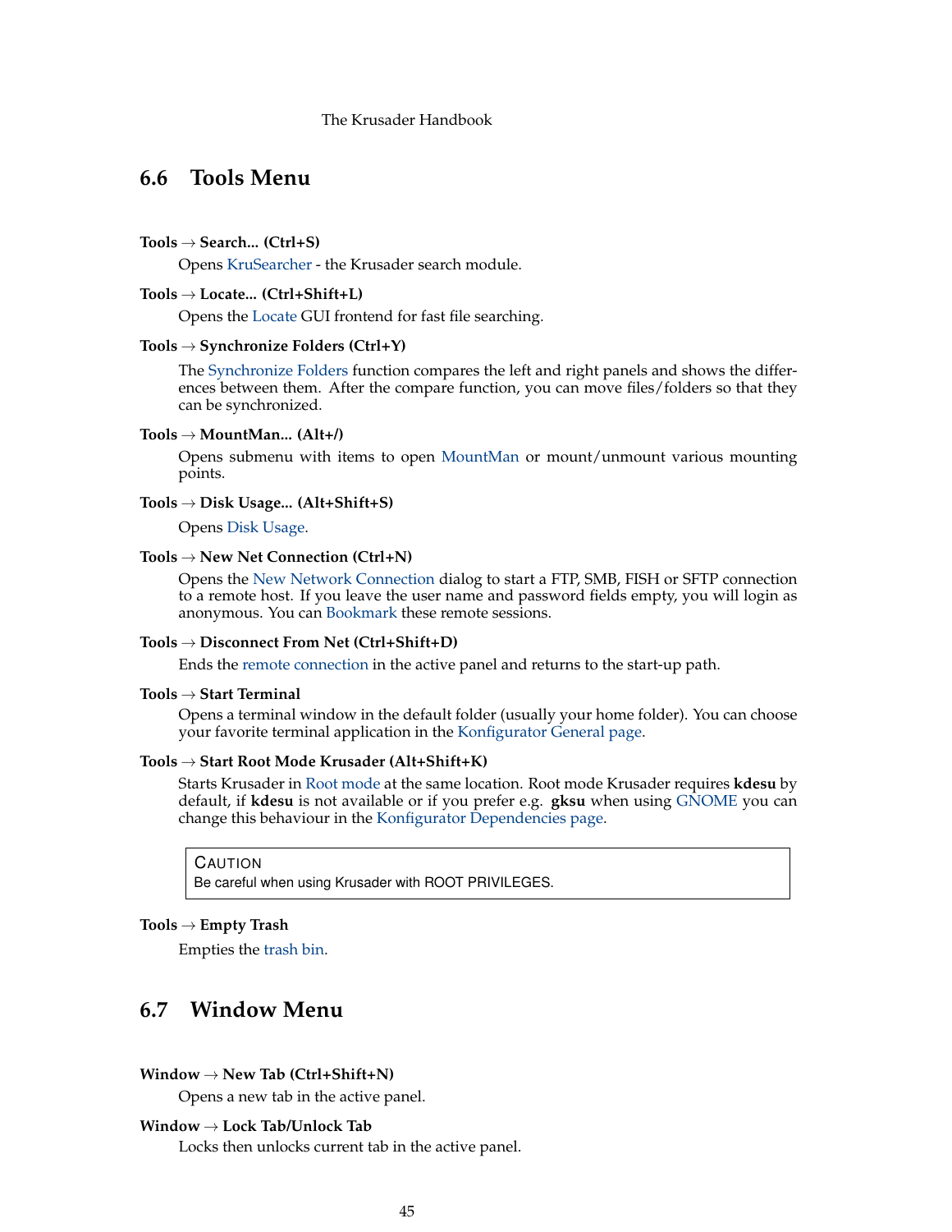## 6.6 Tools Menu

**Tools → Search... (Ctrl+S)**
Opens KruSearcher - the Krusader search module.

**Tools → Locate... (Ctrl+Shift+L)**
Opens the Locate GUI frontend for fast file searching.

**Tools → Synchronize Folders (Ctrl+Y)**
The Synchronize Folders function compares the left and right panels and shows the differences between them. After the compare function, you can move files/folders so that they can be synchronized.

**Tools → MountMan... (Alt+/)**
Opens submenu with items to open MountMan or mount/unmount various mounting points.

**Tools → Disk Usage... (Alt+Shift+S)**
Opens Disk Usage.

**Tools → New Net Connection (Ctrl+N)**
Opens the New Network Connection dialog to start a FTP, SMB, FISH or SFTP connection to a remote host. If you leave the user name and password fields empty, you will login as anonymous. You can Bookmark these remote sessions.

**Tools → Disconnect From Net (Ctrl+Shift+D)**
Ends the remote connection in the active panel and returns to the start-up path.

**Tools → Start Terminal**
Opens a terminal window in the default folder (usually your home folder). You can choose your favorite terminal application in the Konfigurator General page.

**Tools → Start Root Mode Krusader (Alt+Shift+K)**
Starts Krusader in Root mode at the same location. Root mode Krusader requires **kdesu** by default, if **kdesu** is not available or if you prefer e.g. **gksu** when using GNOME you can change this behaviour in the Konfigurator Dependencies page.

> CAUTION
> Be careful when using Krusader with ROOT PRIVILEGES.

**Tools → Empty Trash**
Empties the trash bin.

## 6.7 Window Menu

**Window → New Tab (Ctrl+Shift+N)**
Opens a new tab in the active panel.

**Window → Lock Tab/Unlock Tab**
Locks then unlocks current tab in the active panel.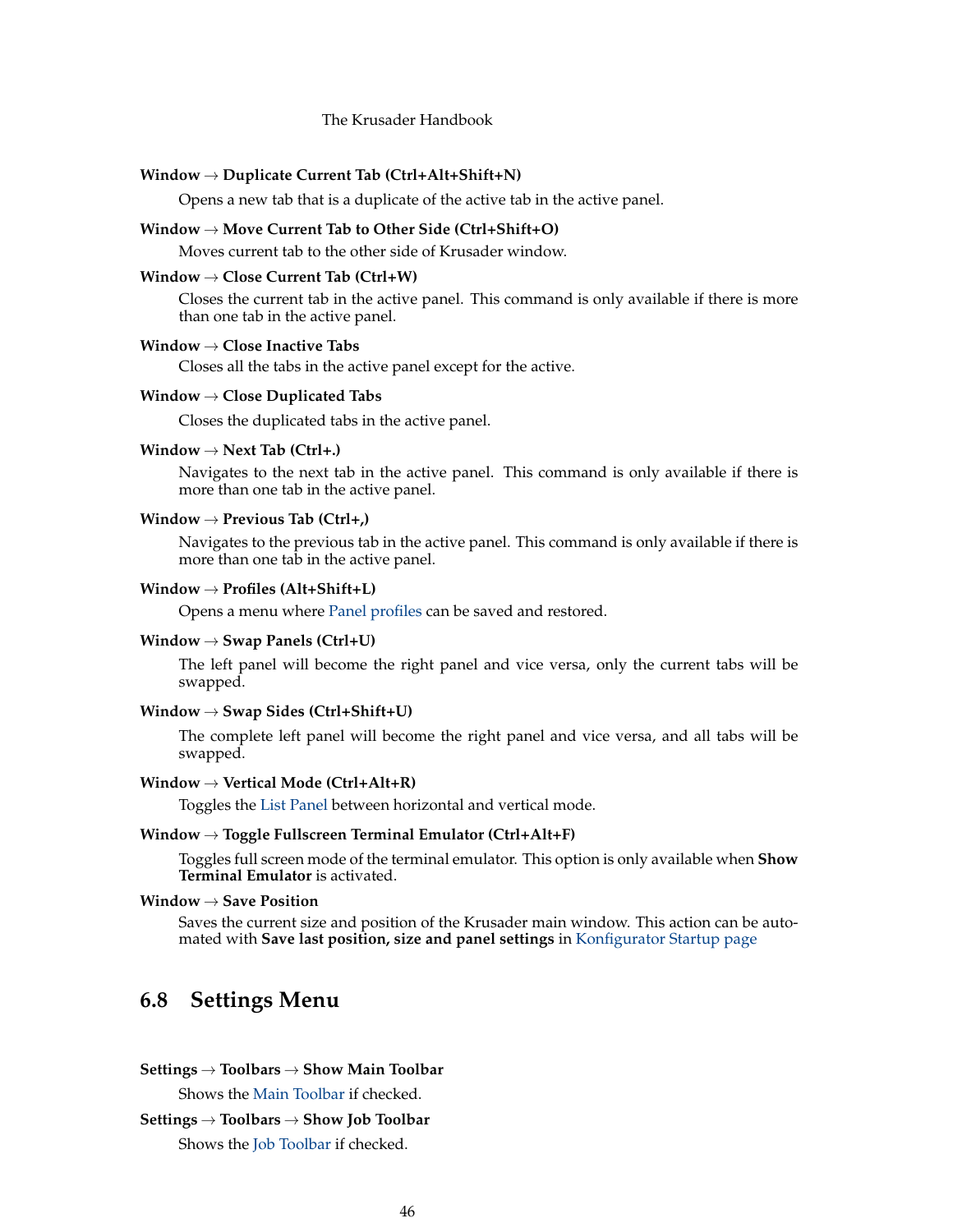**Window → Duplicate Current Tab (Ctrl+Alt+Shift+N)**

Opens a new tab that is a duplicate of the active tab in the active panel.

**Window → Move Current Tab to Other Side (Ctrl+Shift+O)**

Moves current tab to the other side of Krusader window.

**Window → Close Current Tab (Ctrl+W)**

Closes the current tab in the active panel. This command is only available if there is more than one tab in the active panel.

**Window → Close Inactive Tabs**

Closes all the tabs in the active panel except for the active.

**Window → Close Duplicated Tabs**

Closes the duplicated tabs in the active panel.

**Window → Next Tab (Ctrl+.)**

Navigates to the next tab in the active panel. This command is only available if there is more than one tab in the active panel.

**Window → Previous Tab (Ctrl+,)**

Navigates to the previous tab in the active panel. This command is only available if there is more than one tab in the active panel.

**Window → Profiles (Alt+Shift+L)**

Opens a menu where Panel profiles can be saved and restored.

**Window → Swap Panels (Ctrl+U)**

The left panel will become the right panel and vice versa, only the current tabs will be swapped.

**Window → Swap Sides (Ctrl+Shift+U)**

The complete left panel will become the right panel and vice versa, and all tabs will be swapped.

**Window → Vertical Mode (Ctrl+Alt+R)**

Toggles the List Panel between horizontal and vertical mode.

**Window → Toggle Fullscreen Terminal Emulator (Ctrl+Alt+F)**

Toggles full screen mode of the terminal emulator. This option is only available when **Show Terminal Emulator** is activated.

**Window → Save Position**

Saves the current size and position of the Krusader main window. This action can be automated with **Save last position, size and panel settings** in Konfigurator Startup page

## 6.8 Settings Menu

**Settings → Toolbars → Show Main Toolbar**

Shows the Main Toolbar if checked.

**Settings → Toolbars → Show Job Toolbar**

Shows the Job Toolbar if checked.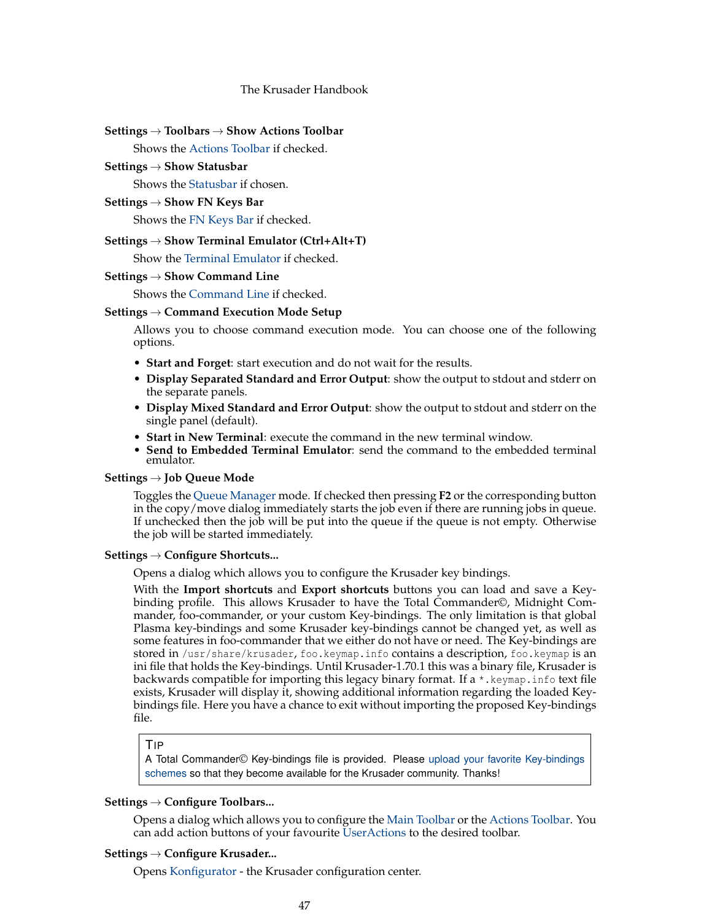**Settings → Toolbars → Show Actions Toolbar**

Shows the Actions Toolbar if checked.

**Settings → Show Statusbar**

Shows the Statusbar if chosen.

**Settings → Show FN Keys Bar**

Shows the FN Keys Bar if checked.

**Settings → Show Terminal Emulator (Ctrl+Alt+T)**

Show the Terminal Emulator if checked.

**Settings → Show Command Line**

Shows the Command Line if checked.

**Settings → Command Execution Mode Setup**

Allows you to choose command execution mode. You can choose one of the following options.

- **Start and Forget**: start execution and do not wait for the results.
- **Display Separated Standard and Error Output**: show the output to stdout and stderr on the separate panels.
- **Display Mixed Standard and Error Output**: show the output to stdout and stderr on the single panel (default).
- **Start in New Terminal**: execute the command in the new terminal window.
- **Send to Embedded Terminal Emulator**: send the command to the embedded terminal emulator.

**Settings → Job Queue Mode**

Toggles the Queue Manager mode. If checked then pressing **F2** or the corresponding button in the copy/move dialog immediately starts the job even if there are running jobs in queue. If unchecked then the job will be put into the queue if the queue is not empty. Otherwise the job will be started immediately.

**Settings → Configure Shortcuts...**

Opens a dialog which allows you to configure the Krusader key bindings.

With the **Import shortcuts** and **Export shortcuts** buttons you can load and save a Key-binding profile. This allows Krusader to have the Total Commander©, Midnight Commander, foo-commander, or your custom Key-bindings. The only limitation is that global Plasma key-bindings and some Krusader key-bindings cannot be changed yet, as well as some features in foo-commander that we either do not have or need. The Key-bindings are stored in `/usr/share/krusader`, `foo.keymap.info` contains a description, `foo.keymap` is an ini file that holds the Key-bindings. Until Krusader-1.70.1 this was a binary file, Krusader is backwards compatible for importing this legacy binary format. If a `*.keymap.info` text file exists, Krusader will display it, showing additional information regarding the loaded Key-bindings file. Here you have a chance to exit without importing the proposed Key-bindings file.

> **TIP**
> A Total Commander© Key-bindings file is provided. Please upload your favorite Key-bindings schemes so that they become available for the Krusader community. Thanks!

**Settings → Configure Toolbars...**

Opens a dialog which allows you to configure the Main Toolbar or the Actions Toolbar. You can add action buttons of your favourite UserActions to the desired toolbar.

**Settings → Configure Krusader...**

Opens Konfigurator - the Krusader configuration center.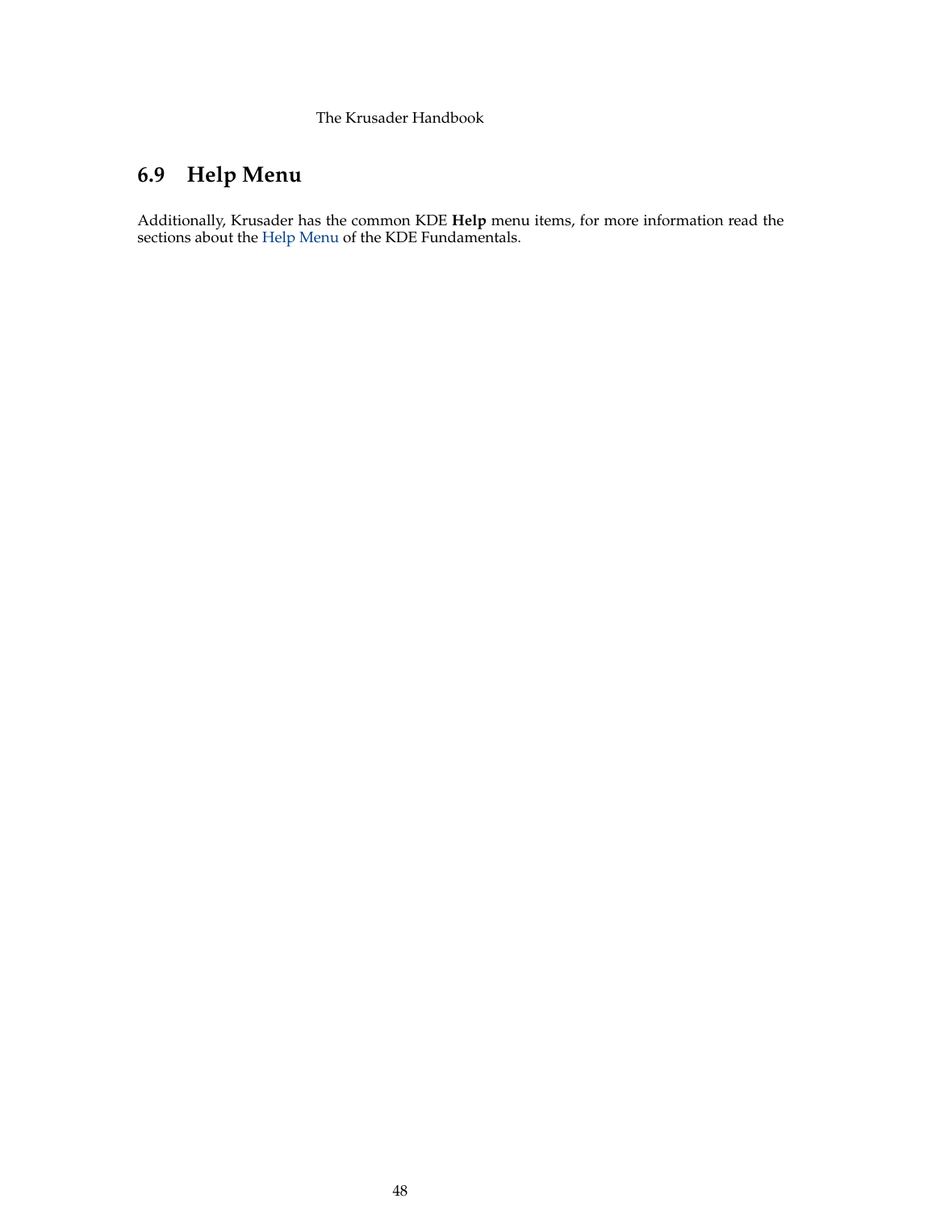## 6.9 Help Menu

Additionally, Krusader has the common KDE **Help** menu items, for more information read the sections about the Help Menu of the KDE Fundamentals.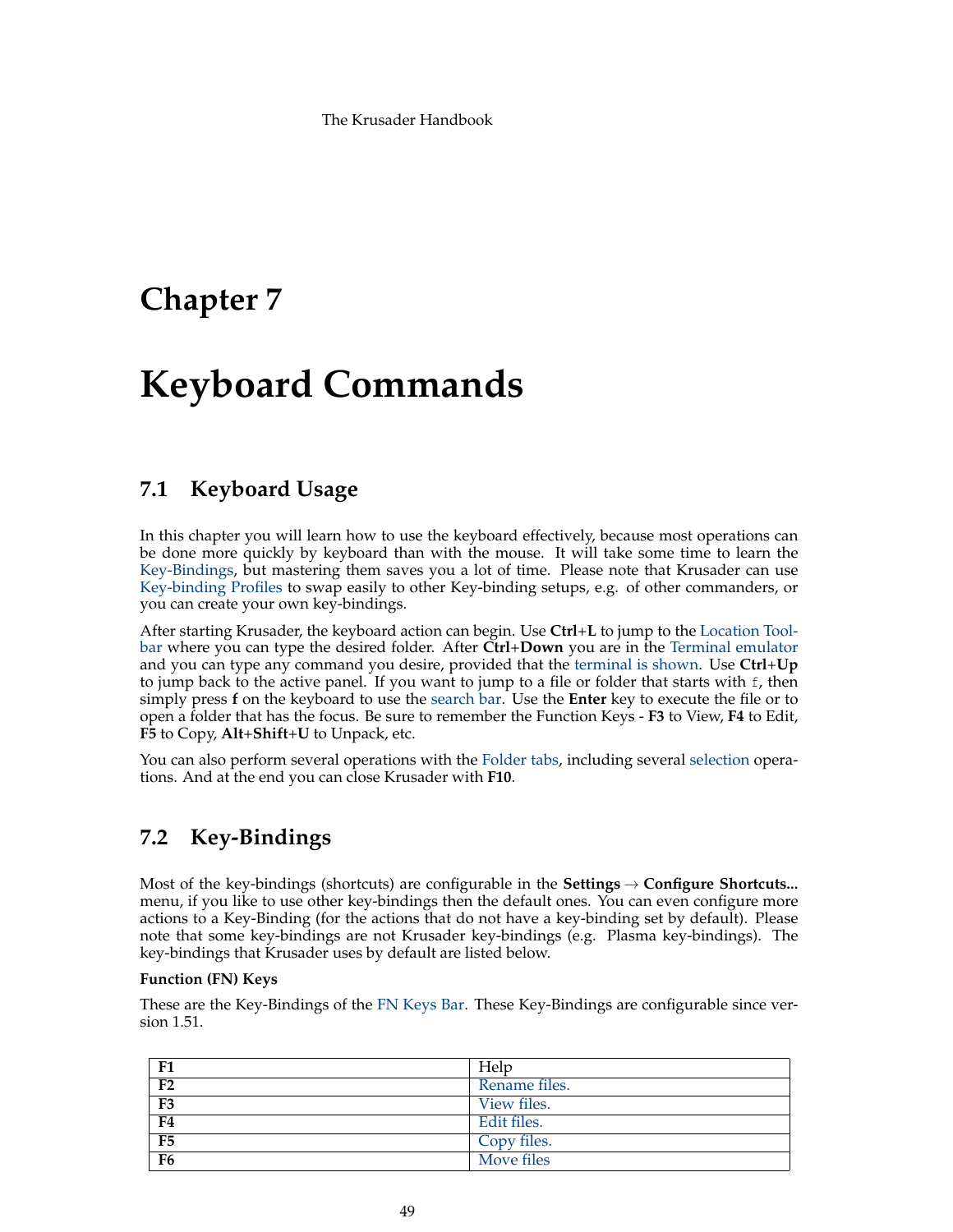# Chapter 7

# Keyboard Commands

## 7.1 Keyboard Usage

In this chapter you will learn how to use the keyboard effectively, because most operations can be done more quickly by keyboard than with the mouse. It will take some time to learn the Key-Bindings, but mastering them saves you a lot of time. Please note that Krusader can use Key-binding Profiles to swap easily to other Key-binding setups, e.g. of other commanders, or you can create your own key-bindings.

After starting Krusader, the keyboard action can begin. Use **Ctrl**+**L** to jump to the Location Toolbar where you can type the desired folder. After **Ctrl**+**Down** you are in the Terminal emulator and you can type any command you desire, provided that the terminal is shown. Use **Ctrl**+**Up** to jump back to the active panel. If you want to jump to a file or folder that starts with `f`, then simply press **f** on the keyboard to use the search bar. Use the **Enter** key to execute the file or to open a folder that has the focus. Be sure to remember the Function Keys - **F3** to View, **F4** to Edit, **F5** to Copy, **Alt**+**Shift**+**U** to Unpack, etc.

You can also perform several operations with the Folder tabs, including several selection operations. And at the end you can close Krusader with **F10**.

## 7.2 Key-Bindings

Most of the key-bindings (shortcuts) are configurable in the **Settings** → **Configure Shortcuts...** menu, if you like to use other key-bindings then the default ones. You can even configure more actions to a Key-Binding (for the actions that do not have a key-binding set by default). Please note that some key-bindings are not Krusader key-bindings (e.g. Plasma key-bindings). The key-bindings that Krusader uses by default are listed below.

**Function (FN) Keys**

These are the Key-Bindings of the FN Keys Bar. These Key-Bindings are configurable since version 1.51.

| | |
|---|---|
| **F1** | Help |
| **F2** | Rename files. |
| **F3** | View files. |
| **F4** | Edit files. |
| **F5** | Copy files. |
| **F6** | Move files |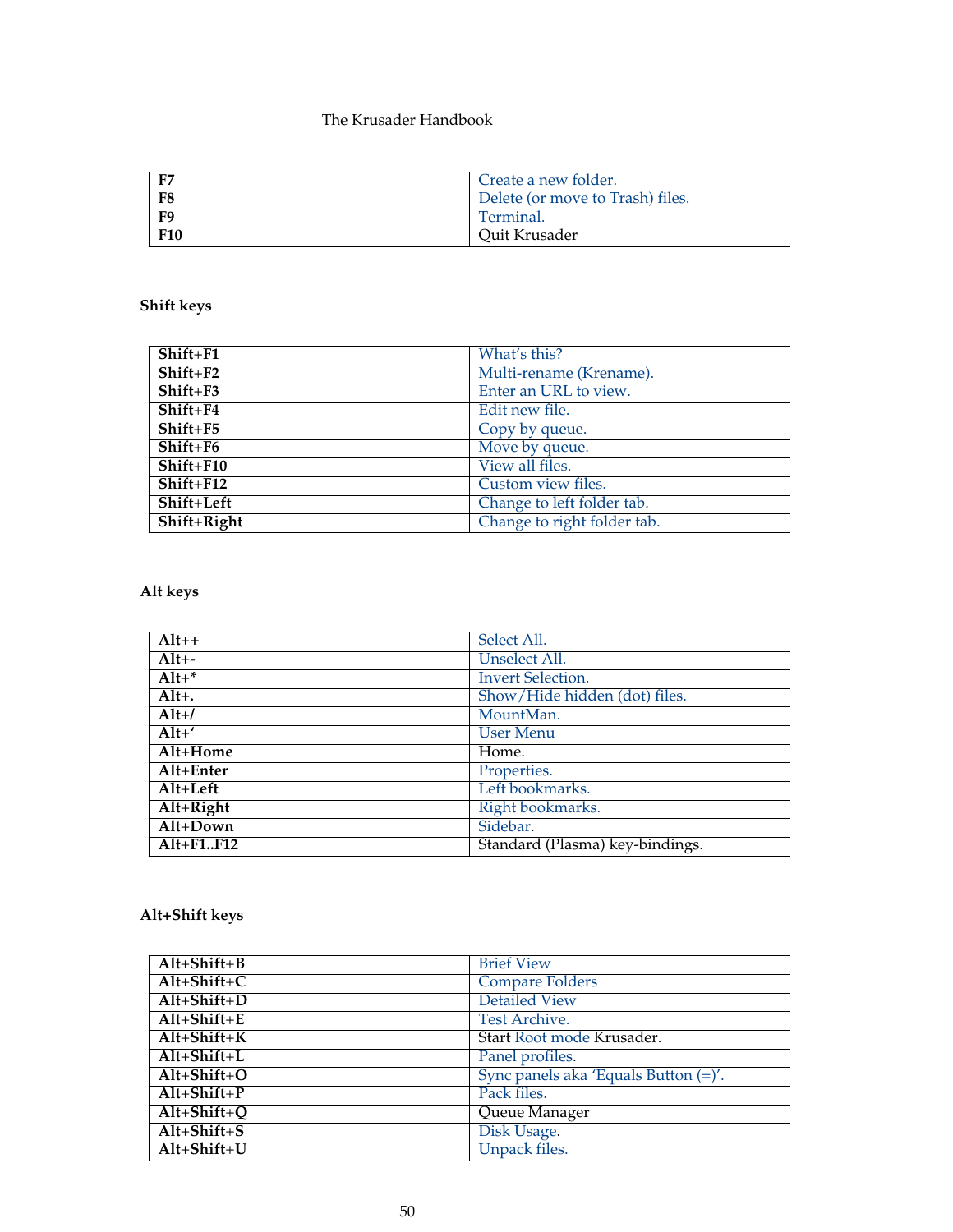| F7 | Create a new folder. |
|---|---|
| F8 | Delete (or move to Trash) files. |
| F9 | Terminal. |
| F10 | Quit Krusader |

### Shift keys

| Shift+F1 | What's this? |
|---|---|
| Shift+F2 | Multi-rename (Krename). |
| Shift+F3 | Enter an URL to view. |
| Shift+F4 | Edit new file. |
| Shift+F5 | Copy by queue. |
| Shift+F6 | Move by queue. |
| Shift+F10 | View all files. |
| Shift+F12 | Custom view files. |
| Shift+Left | Change to left folder tab. |
| Shift+Right | Change to right folder tab. |

### Alt keys

| Alt++ | Select All. |
|---|---|
| Alt+- | Unselect All. |
| Alt+* | Invert Selection. |
| Alt+. | Show/Hide hidden (dot) files. |
| Alt+/ | MountMan. |
| Alt+' | User Menu |
| Alt+Home | Home. |
| Alt+Enter | Properties. |
| Alt+Left | Left bookmarks. |
| Alt+Right | Right bookmarks. |
| Alt+Down | Sidebar. |
| Alt+F1..F12 | Standard (Plasma) key-bindings. |

### Alt+Shift keys

| Alt+Shift+B | Brief View |
|---|---|
| Alt+Shift+C | Compare Folders |
| Alt+Shift+D | Detailed View |
| Alt+Shift+E | Test Archive. |
| Alt+Shift+K | Start Root mode Krusader. |
| Alt+Shift+L | Panel profiles. |
| Alt+Shift+O | Sync panels aka 'Equals Button (=)'. |
| Alt+Shift+P | Pack files. |
| Alt+Shift+Q | Queue Manager |
| Alt+Shift+S | Disk Usage. |
| Alt+Shift+U | Unpack files. |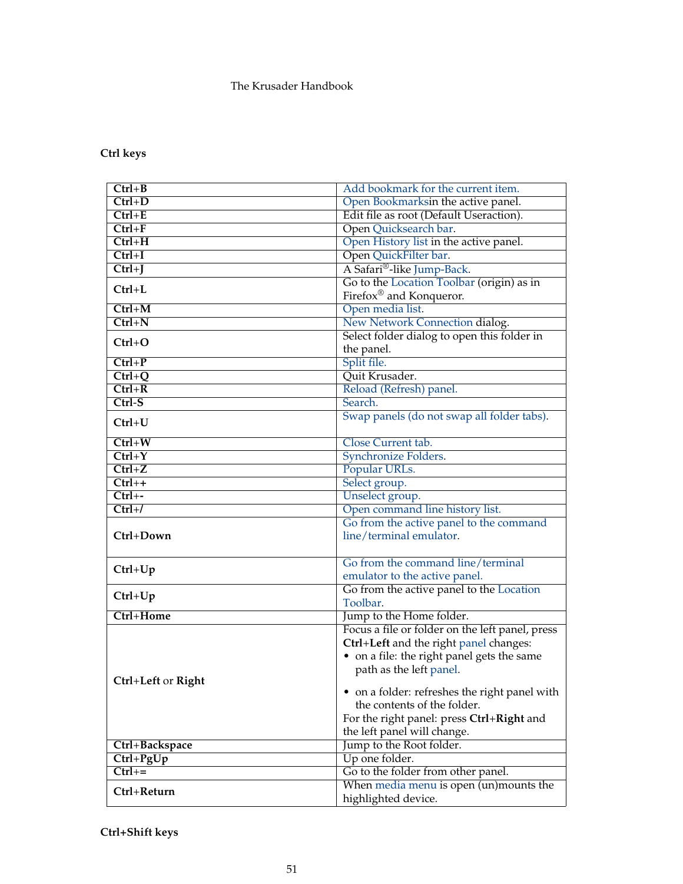### Ctrl keys

| | |
|---|---|
| **Ctrl+B** | Add bookmark for the current item. |
| **Ctrl+D** | Open Bookmarksin the active panel. |
| **Ctrl+E** | Edit file as root (Default Useraction). |
| **Ctrl+F** | Open Quicksearch bar. |
| **Ctrl+H** | Open History list in the active panel. |
| **Ctrl+I** | Open QuickFilter bar. |
| **Ctrl+J** | A Safari®-like Jump-Back. |
| **Ctrl+L** | Go to the Location Toolbar (origin) as in Firefox® and Konqueror. |
| **Ctrl+M** | Open media list. |
| **Ctrl+N** | New Network Connection dialog. |
| **Ctrl+O** | Select folder dialog to open this folder in the panel. |
| **Ctrl+P** | Split file. |
| **Ctrl+Q** | Quit Krusader. |
| **Ctrl+R** | Reload (Refresh) panel. |
| **Ctrl-S** | Search. |
| **Ctrl+U** | Swap panels (do not swap all folder tabs). |
| **Ctrl+W** | Close Current tab. |
| **Ctrl+Y** | Synchronize Folders. |
| **Ctrl+Z** | Popular URLs. |
| **Ctrl++** | Select group. |
| **Ctrl+-** | Unselect group. |
| **Ctrl+/** | Open command line history list. |
| **Ctrl+Down** | Go from the active panel to the command line/terminal emulator. |
| **Ctrl+Up** | Go from the command line/terminal emulator to the active panel. |
| **Ctrl+Up** | Go from the active panel to the Location Toolbar. |
| **Ctrl+Home** | Jump to the Home folder. |
| **Ctrl+Left** or **Right** | Focus a file or folder on the left panel, press **Ctrl+Left** and the right panel changes:<br>• on a file: the right panel gets the same path as the left panel.<br>• on a folder: refreshes the right panel with the contents of the folder.<br>For the right panel: press **Ctrl+Right** and the left panel will change. |
| **Ctrl+Backspace** | Jump to the Root folder. |
| **Ctrl+PgUp** | Up one folder. |
| **Ctrl+=** | Go to the folder from other panel. |
| **Ctrl+Return** | When media menu is open (un)mounts the highlighted device. |

### Ctrl+Shift keys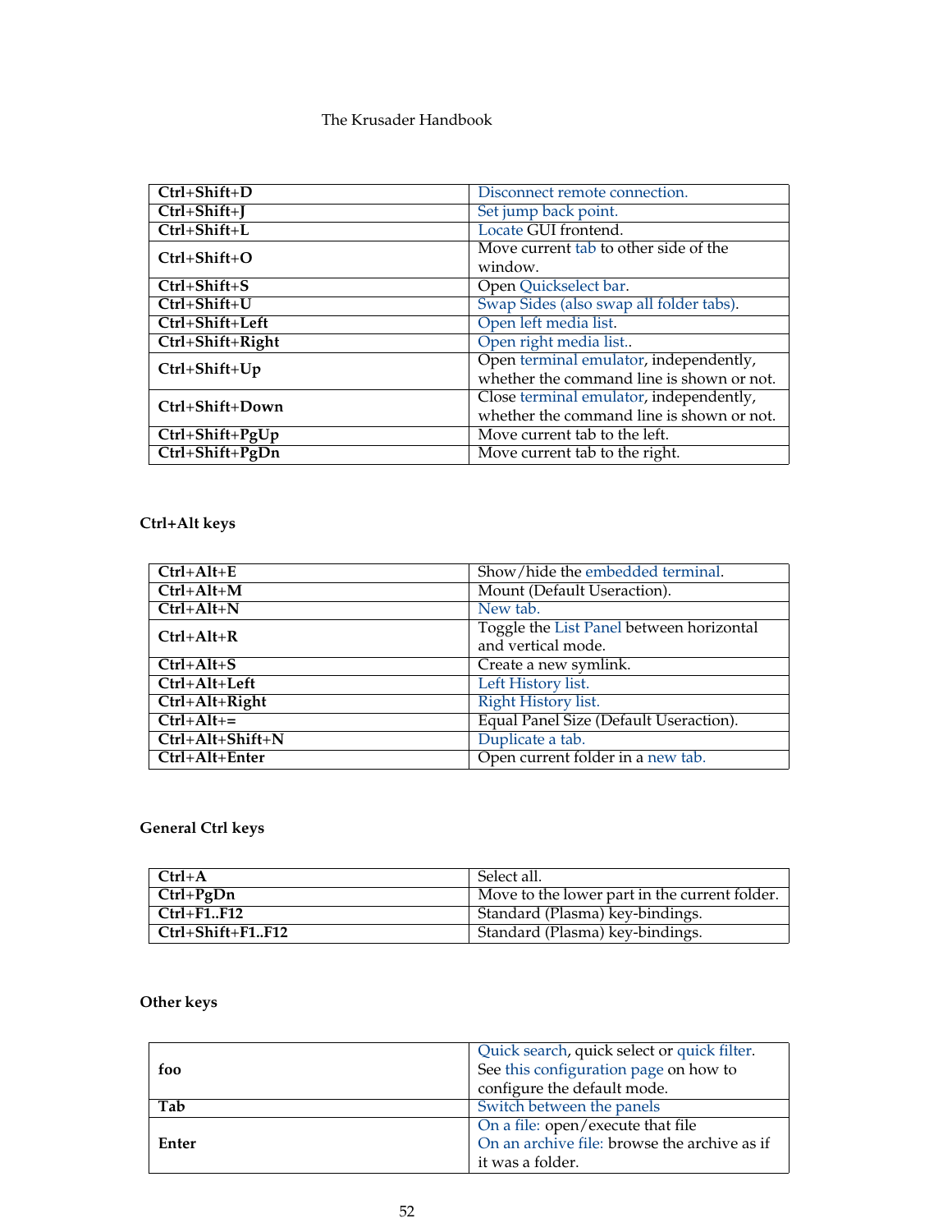| **Ctrl+Shift+D** | Disconnect remote connection. |
| --- | --- |
| **Ctrl+Shift+J** | Set jump back point. |
| **Ctrl+Shift+L** | Locate GUI frontend. |
| **Ctrl+Shift+O** | Move current tab to other side of the window. |
| **Ctrl+Shift+S** | Open Quickselect bar. |
| **Ctrl+Shift+U** | Swap Sides (also swap all folder tabs). |
| **Ctrl+Shift+Left** | Open left media list. |
| **Ctrl+Shift+Right** | Open right media list.. |
| **Ctrl+Shift+Up** | Open terminal emulator, independently, whether the command line is shown or not. |
| **Ctrl+Shift+Down** | Close terminal emulator, independently, whether the command line is shown or not. |
| **Ctrl+Shift+PgUp** | Move current tab to the left. |
| **Ctrl+Shift+PgDn** | Move current tab to the right. |

### Ctrl+Alt keys

| **Ctrl+Alt+E** | Show/hide the embedded terminal. |
| --- | --- |
| **Ctrl+Alt+M** | Mount (Default Useraction). |
| **Ctrl+Alt+N** | New tab. |
| **Ctrl+Alt+R** | Toggle the List Panel between horizontal and vertical mode. |
| **Ctrl+Alt+S** | Create a new symlink. |
| **Ctrl+Alt+Left** | Left History list. |
| **Ctrl+Alt+Right** | Right History list. |
| **Ctrl+Alt+=** | Equal Panel Size (Default Useraction). |
| **Ctrl+Alt+Shift+N** | Duplicate a tab. |
| **Ctrl+Alt+Enter** | Open current folder in a new tab. |

### General Ctrl keys

| **Ctrl+A** | Select all. |
| --- | --- |
| **Ctrl+PgDn** | Move to the lower part in the current folder. |
| **Ctrl+F1..F12** | Standard (Plasma) key-bindings. |
| **Ctrl+Shift+F1..F12** | Standard (Plasma) key-bindings. |

### Other keys

| **foo** | Quick search, quick select or quick filter. See this configuration page on how to configure the default mode. |
| --- | --- |
| **Tab** | Switch between the panels |
| **Enter** | On a file: open/execute that file<br>On an archive file: browse the archive as if it was a folder. |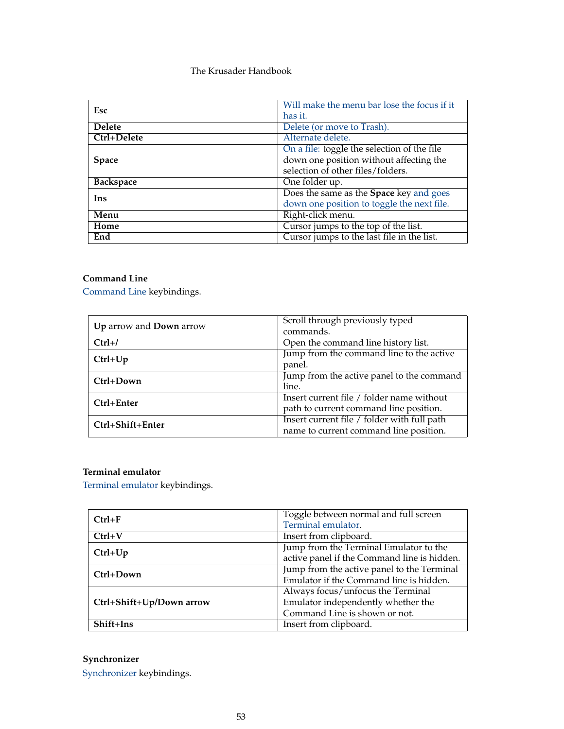| | |
|---|---|
| **Esc** | Will make the menu bar lose the focus if it has it. |
| **Delete** | Delete (or move to Trash). |
| **Ctrl+Delete** | Alternate delete. |
| **Space** | On a file: toggle the selection of the file down one position without affecting the selection of other files/folders. |
| **Backspace** | One folder up. |
| **Ins** | Does the same as the **Space** key and goes down one position to toggle the next file. |
| **Menu** | Right-click menu. |
| **Home** | Cursor jumps to the top of the list. |
| **End** | Cursor jumps to the last file in the list. |

**Command Line**

Command Line keybindings.

| | |
|---|---|
| **Up** arrow and **Down** arrow | Scroll through previously typed commands. |
| **Ctrl+/** | Open the command line history list. |
| **Ctrl+Up** | Jump from the command line to the active panel. |
| **Ctrl+Down** | Jump from the active panel to the command line. |
| **Ctrl+Enter** | Insert current file / folder name without path to current command line position. |
| **Ctrl+Shift+Enter** | Insert current file / folder with full path name to current command line position. |

**Terminal emulator**

Terminal emulator keybindings.

| | |
|---|---|
| **Ctrl+F** | Toggle between normal and full screen Terminal emulator. |
| **Ctrl+V** | Insert from clipboard. |
| **Ctrl+Up** | Jump from the Terminal Emulator to the active panel if the Command line is hidden. |
| **Ctrl+Down** | Jump from the active panel to the Terminal Emulator if the Command line is hidden. |
| **Ctrl+Shift+Up/Down arrow** | Always focus/unfocus the Terminal Emulator independently whether the Command Line is shown or not. |
| **Shift+Ins** | Insert from clipboard. |

**Synchronizer**

Synchronizer keybindings.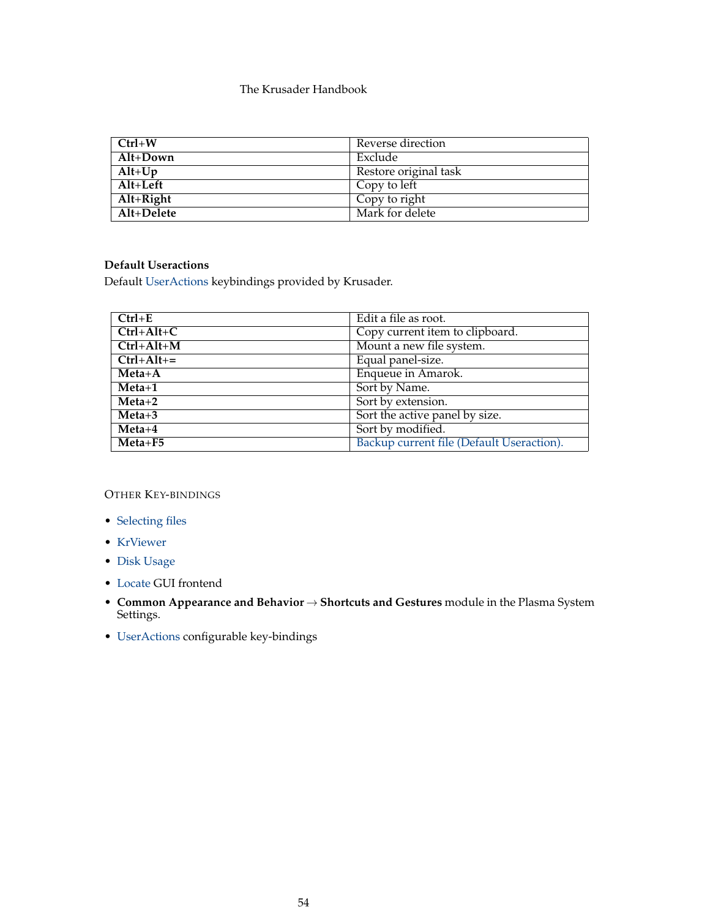| | |
|---|---|
| **Ctrl+W** | Reverse direction |
| **Alt+Down** | Exclude |
| **Alt+Up** | Restore original task |
| **Alt+Left** | Copy to left |
| **Alt+Right** | Copy to right |
| **Alt+Delete** | Mark for delete |

### Default Useractions

Default UserActions keybindings provided by Krusader.

| | |
|---|---|
| **Ctrl+E** | Edit a file as root. |
| **Ctrl+Alt+C** | Copy current item to clipboard. |
| **Ctrl+Alt+M** | Mount a new file system. |
| **Ctrl+Alt+=** | Equal panel-size. |
| **Meta+A** | Enqueue in Amarok. |
| **Meta+1** | Sort by Name. |
| **Meta+2** | Sort by extension. |
| **Meta+3** | Sort the active panel by size. |
| **Meta+4** | Sort by modified. |
| **Meta+F5** | Backup current file (Default Useraction). |

### OTHER KEY-BINDINGS

- Selecting files
- KrViewer
- Disk Usage
- Locate GUI frontend
- **Common Appearance and Behavior** → **Shortcuts and Gestures** module in the Plasma System Settings.
- UserActions configurable key-bindings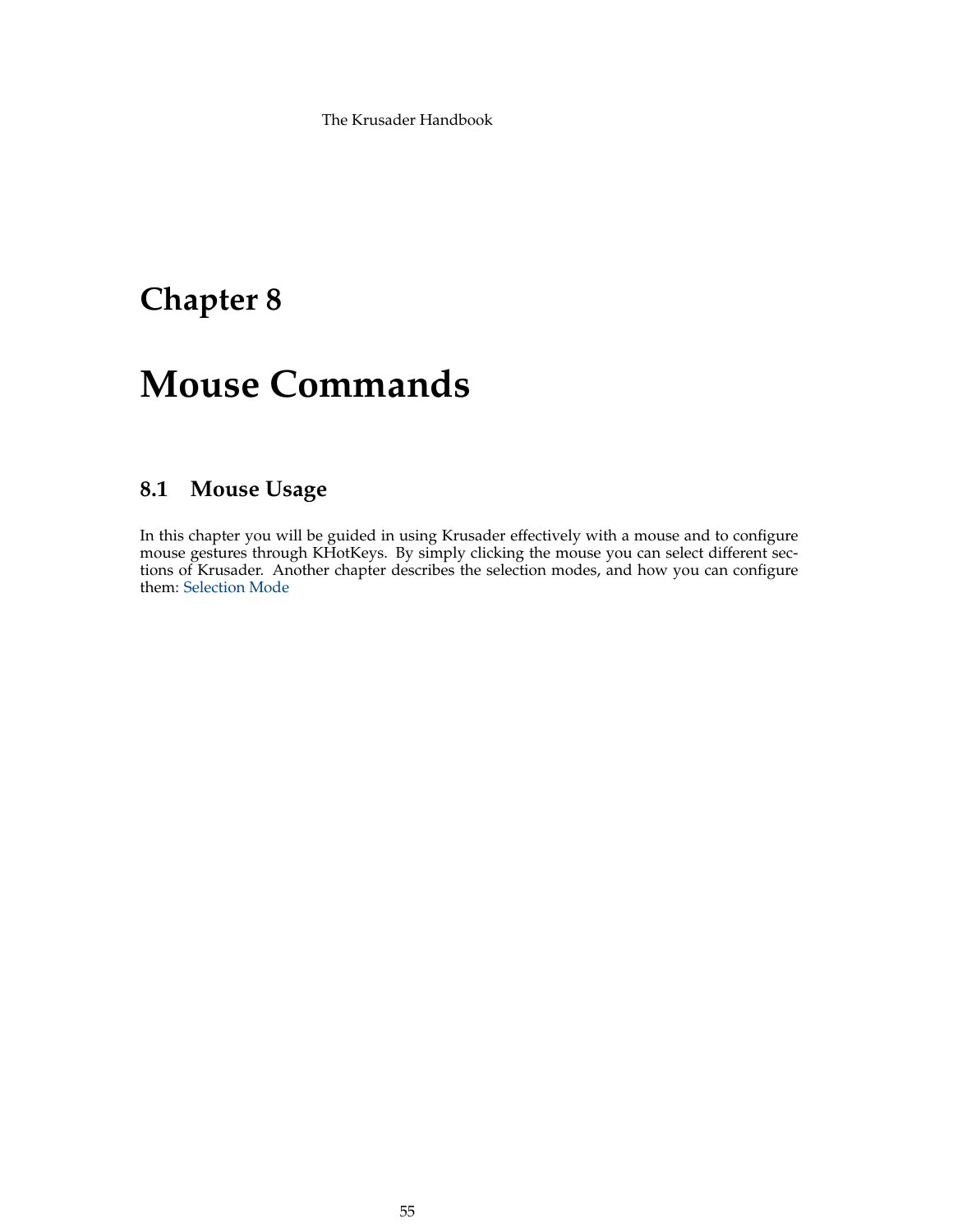# Chapter 8

# Mouse Commands

## 8.1 Mouse Usage

In this chapter you will be guided in using Krusader effectively with a mouse and to configure mouse gestures through KHotKeys. By simply clicking the mouse you can select different sections of Krusader. Another chapter describes the selection modes, and how you can configure them: Selection Mode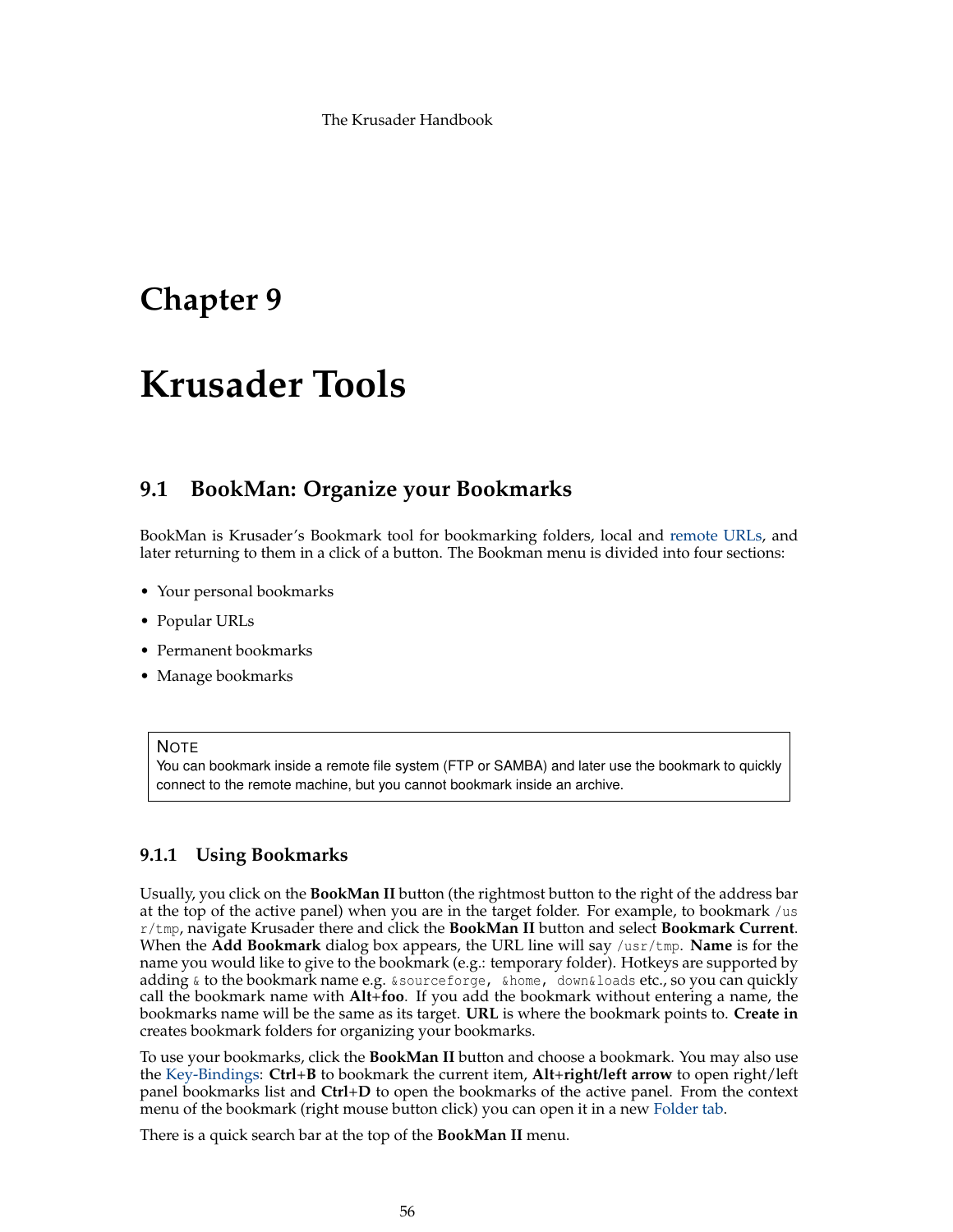# Chapter 9

# Krusader Tools

## 9.1 BookMan: Organize your Bookmarks

BookMan is Krusader's Bookmark tool for bookmarking folders, local and remote URLs, and later returning to them in a click of a button. The Bookman menu is divided into four sections:

- Your personal bookmarks
- Popular URLs
- Permanent bookmarks
- Manage bookmarks

> **NOTE**
> You can bookmark inside a remote file system (FTP or SAMBA) and later use the bookmark to quickly connect to the remote machine, but you cannot bookmark inside an archive.

### 9.1.1 Using Bookmarks

Usually, you click on the **BookMan II** button (the rightmost button to the right of the address bar at the top of the active panel) when you are in the target folder. For example, to bookmark `/usr/tmp`, navigate Krusader there and click the **BookMan II** button and select **Bookmark Current**. When the **Add Bookmark** dialog box appears, the URL line will say `/usr/tmp`. **Name** is for the name you would like to give to the bookmark (e.g.: temporary folder). Hotkeys are supported by adding `&` to the bookmark name e.g. `&sourceforge, &home, down&loads` etc., so you can quickly call the bookmark name with **Alt**+**foo**. If you add the bookmark without entering a name, the bookmarks name will be the same as its target. **URL** is where the bookmark points to. **Create in** creates bookmark folders for organizing your bookmarks.

To use your bookmarks, click the **BookMan II** button and choose a bookmark. You may also use the Key-Bindings: **Ctrl**+**B** to bookmark the current item, **Alt**+**right/left arrow** to open right/left panel bookmarks list and **Ctrl**+**D** to open the bookmarks of the active panel. From the context menu of the bookmark (right mouse button click) you can open it in a new Folder tab.

There is a quick search bar at the top of the **BookMan II** menu.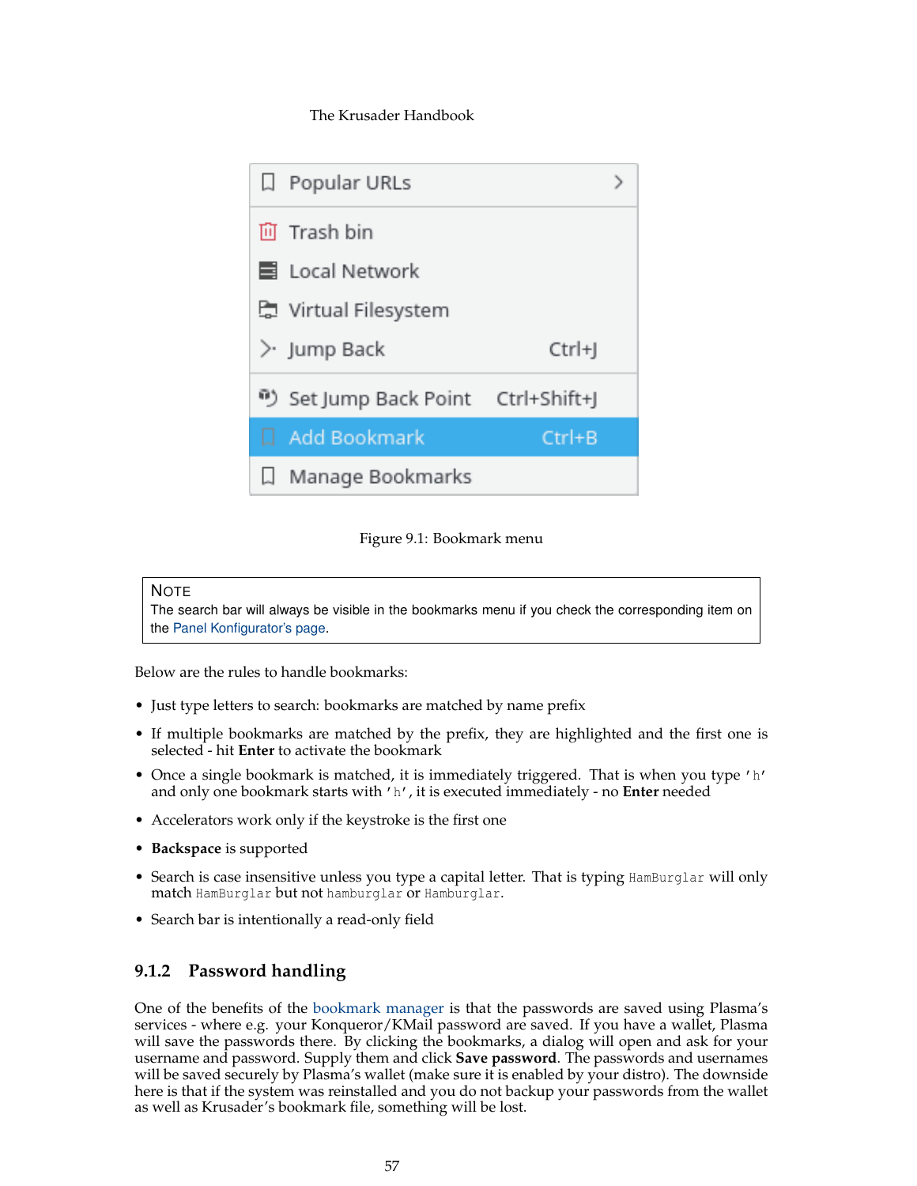Figure 9.1: Bookmark menu

> **NOTE**
> The search bar will always be visible in the bookmarks menu if you check the corresponding item on the Panel Konfigurator's page.

Below are the rules to handle bookmarks:

- Just type letters to search: bookmarks are matched by name prefix
- If multiple bookmarks are matched by the prefix, they are highlighted and the first one is selected - hit **Enter** to activate the bookmark
- Once a single bookmark is matched, it is immediately triggered. That is when you type `'h'` and only one bookmark starts with `'h'`, it is executed immediately - no **Enter** needed
- Accelerators work only if the keystroke is the first one
- **Backspace** is supported
- Search is case insensitive unless you type a capital letter. That is typing `HamBurglar` will only match `HamBurglar` but not `hamburglar` or `Hamburglar`.
- Search bar is intentionally a read-only field

### 9.1.2 Password handling

One of the benefits of the bookmark manager is that the passwords are saved using Plasma's services - where e.g. your Konqueror/KMail password are saved. If you have a wallet, Plasma will save the passwords there. By clicking the bookmarks, a dialog will open and ask for your username and password. Supply them and click **Save password**. The passwords and usernames will be saved securely by Plasma's wallet (make sure it is enabled by your distro). The downside here is that if the system was reinstalled and you do not backup your passwords from the wallet as well as Krusader's bookmark file, something will be lost.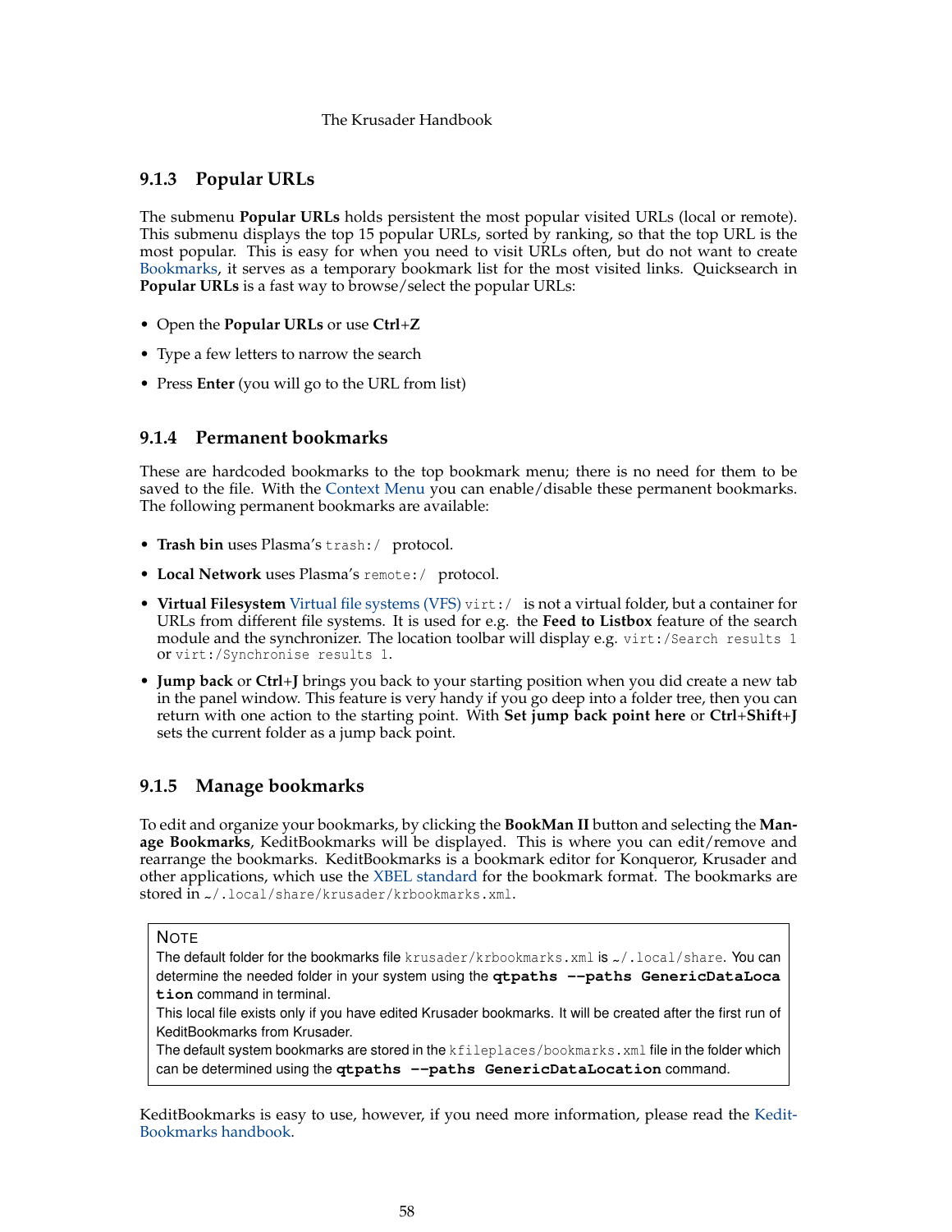### 9.1.3 Popular URLs

The submenu **Popular URLs** holds persistent the most popular visited URLs (local or remote). This submenu displays the top 15 popular URLs, sorted by ranking, so that the top URL is the most popular. This is easy for when you need to visit URLs often, but do not want to create Bookmarks, it serves as a temporary bookmark list for the most visited links. Quicksearch in **Popular URLs** is a fast way to browse/select the popular URLs:

- Open the **Popular URLs** or use **Ctrl**+**Z**
- Type a few letters to narrow the search
- Press **Enter** (you will go to the URL from list)

### 9.1.4 Permanent bookmarks

These are hardcoded bookmarks to the top bookmark menu; there is no need for them to be saved to the file. With the Context Menu you can enable/disable these permanent bookmarks. The following permanent bookmarks are available:

- **Trash bin** uses Plasma's `trash:/` protocol.
- **Local Network** uses Plasma's `remote:/` protocol.
- **Virtual Filesystem** Virtual file systems (VFS) `virt:/` is not a virtual folder, but a container for URLs from different file systems. It is used for e.g. the **Feed to Listbox** feature of the search module and the synchronizer. The location toolbar will display e.g. `virt:/Search results 1` or `virt:/Synchronise results 1`.
- **Jump back** or **Ctrl**+**J** brings you back to your starting position when you did create a new tab in the panel window. This feature is very handy if you go deep into a folder tree, then you can return with one action to the starting point. With **Set jump back point here** or **Ctrl**+**Shift**+**J** sets the current folder as a jump back point.

### 9.1.5 Manage bookmarks

To edit and organize your bookmarks, by clicking the **BookMan II** button and selecting the **Manage Bookmarks**, KeditBookmarks will be displayed. This is where you can edit/remove and rearrange the bookmarks. KeditBookmarks is a bookmark editor for Konqueror, Krusader and other applications, which use the XBEL standard for the bookmark format. The bookmarks are stored in `~/.local/share/krusader/krbookmarks.xml`.

> **NOTE**
> The default folder for the bookmarks file `krusader/krbookmarks.xml` is `~/.local/share`. You can determine the needed folder in your system using the **`qtpaths --paths GenericDataLocation`** command in terminal.
> This local file exists only if you have edited Krusader bookmarks. It will be created after the first run of KeditBookmarks from Krusader.
> The default system bookmarks are stored in the `kfileplaces/bookmarks.xml` file in the folder which can be determined using the **`qtpaths --paths GenericDataLocation`** command.

KeditBookmarks is easy to use, however, if you need more information, please read the KeditBookmarks handbook.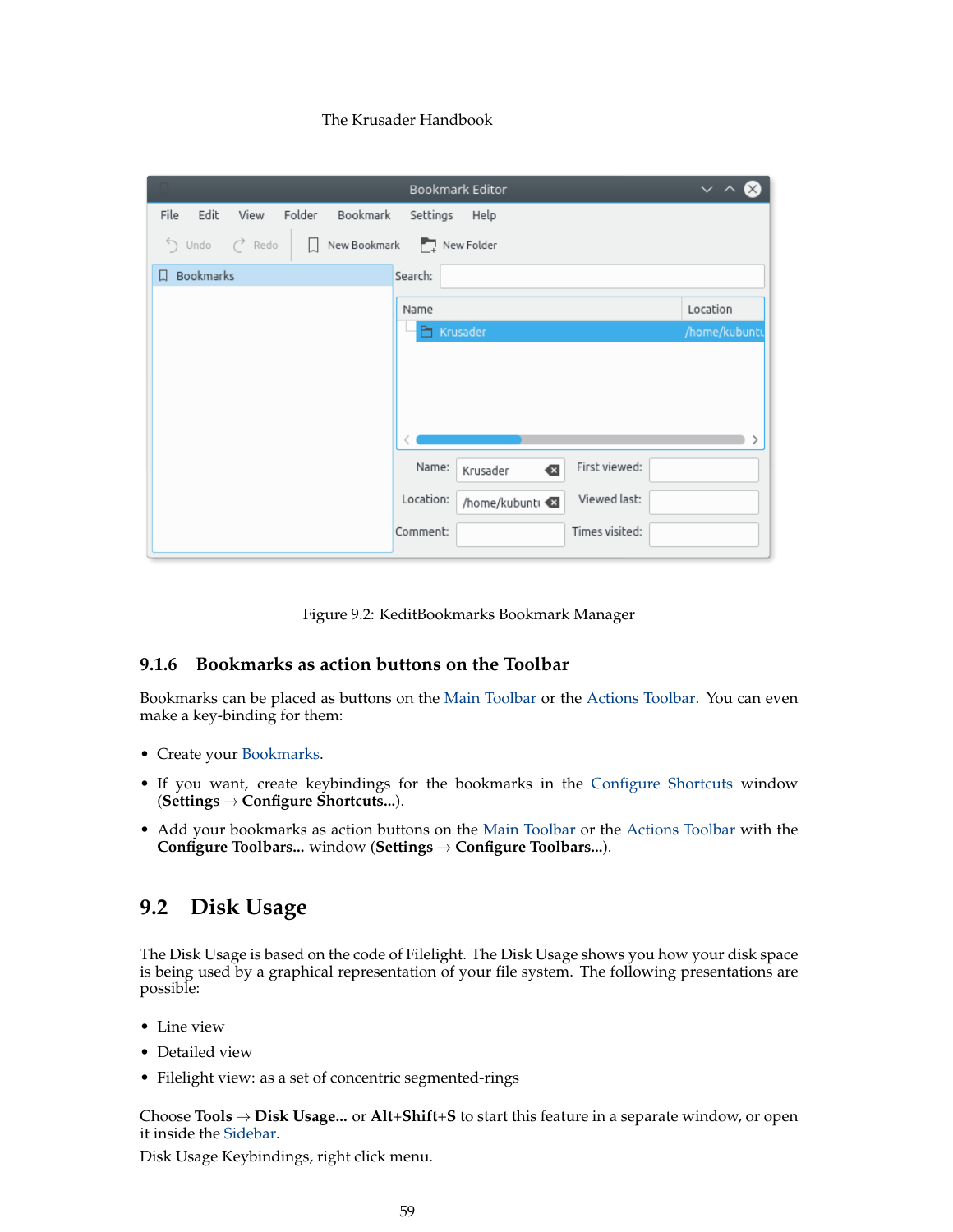Figure 9.2: KeditBookmarks Bookmark Manager

### 9.1.6 Bookmarks as action buttons on the Toolbar

Bookmarks can be placed as buttons on the Main Toolbar or the Actions Toolbar. You can even make a key-binding for them:

- Create your Bookmarks.
- If you want, create keybindings for the bookmarks in the Configure Shortcuts window (**Settings** → **Configure Shortcuts...**).
- Add your bookmarks as action buttons on the Main Toolbar or the Actions Toolbar with the **Configure Toolbars...** window (**Settings** → **Configure Toolbars...**).

## 9.2 Disk Usage

The Disk Usage is based on the code of Filelight. The Disk Usage shows you how your disk space is being used by a graphical representation of your file system. The following presentations are possible:

- Line view
- Detailed view
- Filelight view: as a set of concentric segmented-rings

Choose **Tools** → **Disk Usage...** or **Alt**+**Shift**+**S** to start this feature in a separate window, or open it inside the Sidebar.

Disk Usage Keybindings, right click menu.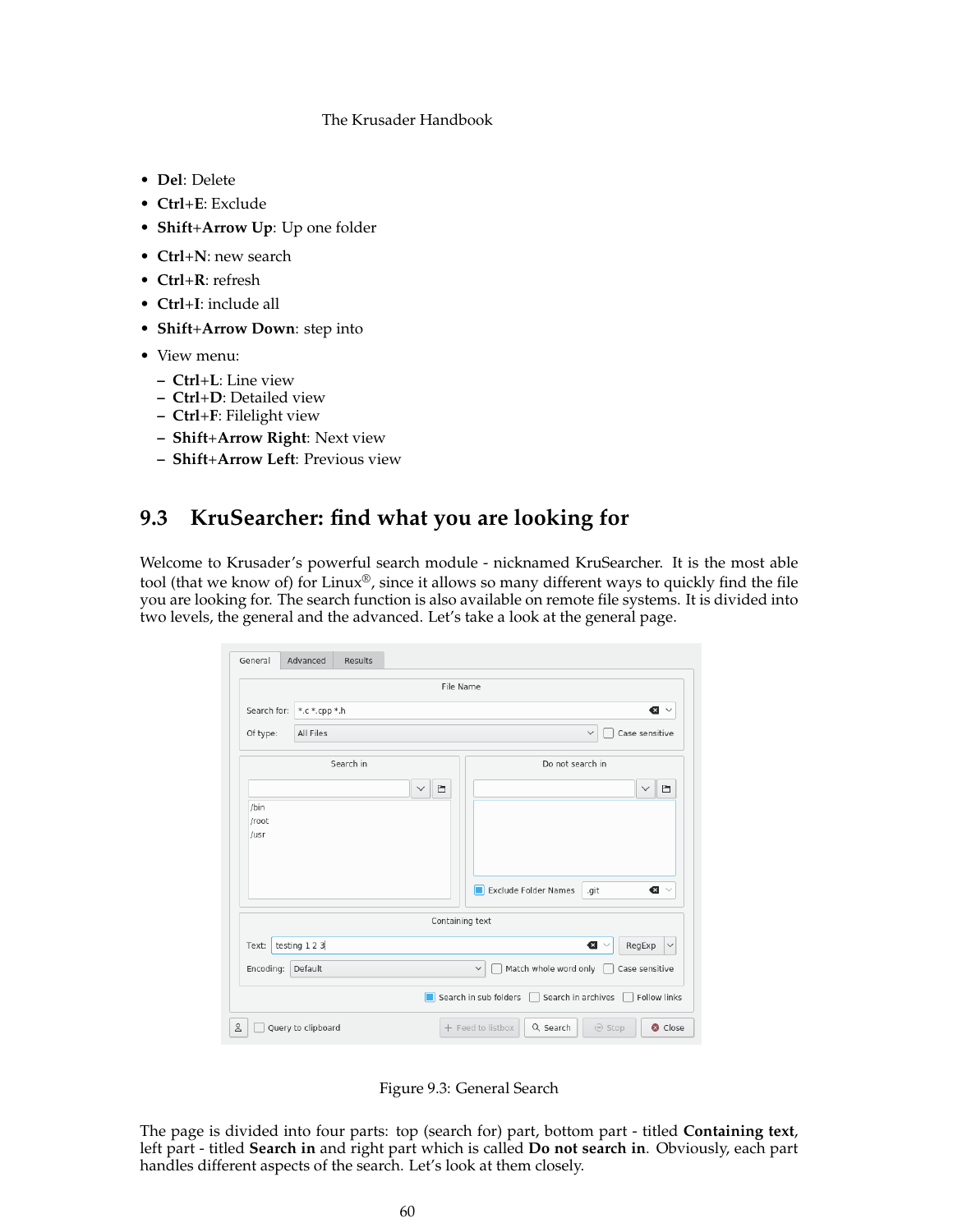- **Del**: Delete
- **Ctrl+E**: Exclude
- **Shift+Arrow Up**: Up one folder
- **Ctrl+N**: new search
- **Ctrl+R**: refresh
- **Ctrl+I**: include all
- **Shift+Arrow Down**: step into
- View menu:
  - **Ctrl+L**: Line view
  - **Ctrl+D**: Detailed view
  - **Ctrl+F**: Filelight view
  - **Shift+Arrow Right**: Next view
  - **Shift+Arrow Left**: Previous view

## 9.3 KruSearcher: find what you are looking for

Welcome to Krusader's powerful search module - nicknamed KruSearcher. It is the most able tool (that we know of) for Linux®, since it allows so many different ways to quickly find the file you are looking for. The search function is also available on remote file systems. It is divided into two levels, the general and the advanced. Let's take a look at the general page.

Figure 9.3: General Search

The page is divided into four parts: top (search for) part, bottom part - titled **Containing text**, left part - titled **Search in** and right part which is called **Do not search in**. Obviously, each part handles different aspects of the search. Let's look at them closely.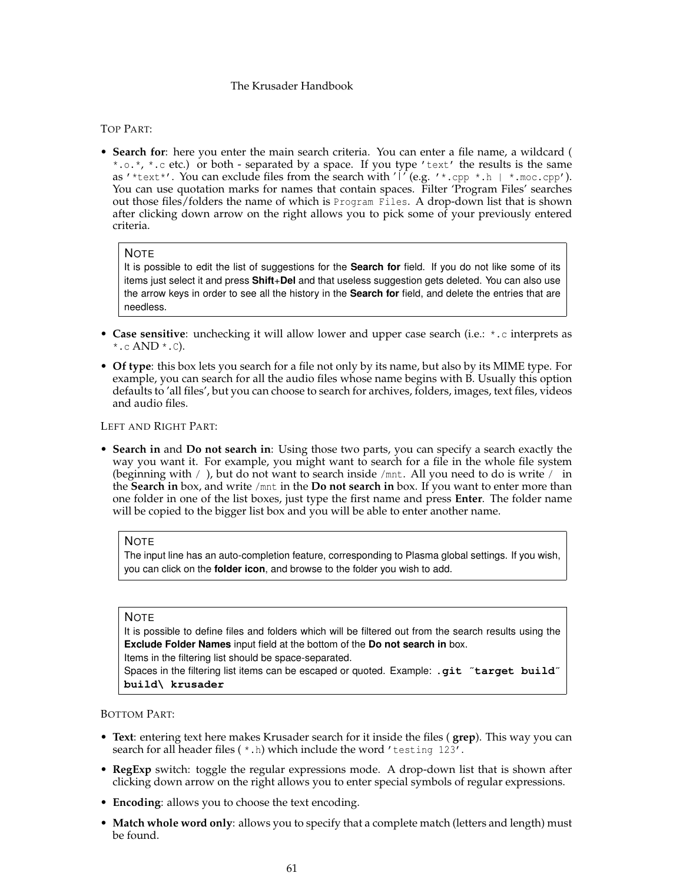TOP PART:

- **Search for**: here you enter the main search criteria. You can enter a file name, a wildcard ( `*.o.*`, `*.c` etc.) or both - separated by a space. If you type `'text'` the results is the same as `'*text*'`. You can exclude files from the search with `'|'` (e.g. `'*.cpp *.h | *.moc.cpp'`). You can use quotation marks for names that contain spaces. Filter 'Program Files' searches out those files/folders the name of which is `Program Files`. A drop-down list that is shown after clicking down arrow on the right allows you to pick some of your previously entered criteria.

> **NOTE**
> It is possible to edit the list of suggestions for the **Search for** field. If you do not like some of its items just select it and press **Shift**+**Del** and that useless suggestion gets deleted. You can also use the arrow keys in order to see all the history in the **Search for** field, and delete the entries that are needless.

- **Case sensitive**: unchecking it will allow lower and upper case search (i.e.: `*.c` interprets as `*.c` AND `*.C`).
- **Of type**: this box lets you search for a file not only by its name, but also by its MIME type. For example, you can search for all the audio files whose name begins with B. Usually this option defaults to 'all files', but you can choose to search for archives, folders, images, text files, videos and audio files.

LEFT AND RIGHT PART:

- **Search in** and **Do not search in**: Using those two parts, you can specify a search exactly the way you want it. For example, you might want to search for a file in the whole file system (beginning with `/` ), but do not want to search inside `/mnt`. All you need to do is write `/` in the **Search in** box, and write `/mnt` in the **Do not search in** box. If you want to enter more than one folder in one of the list boxes, just type the first name and press **Enter**. The folder name will be copied to the bigger list box and you will be able to enter another name.

> **NOTE**
> The input line has an auto-completion feature, corresponding to Plasma global settings. If you wish, you can click on the **folder icon**, and browse to the folder you wish to add.

> **NOTE**
> It is possible to define files and folders which will be filtered out from the search results using the **Exclude Folder Names** input field at the bottom of the **Do not search in** box.
> Items in the filtering list should be space-separated.
> Spaces in the filtering list items can be escaped or quoted. Example: **`.git "target build" build\ krusader`**

BOTTOM PART:

- **Text**: entering text here makes Krusader search for it inside the files ( **grep**). This way you can search for all header files ( `*.h`) which include the word `'testing 123'`.
- **RegExp** switch: toggle the regular expressions mode. A drop-down list that is shown after clicking down arrow on the right allows you to enter special symbols of regular expressions.
- **Encoding**: allows you to choose the text encoding.
- **Match whole word only**: allows you to specify that a complete match (letters and length) must be found.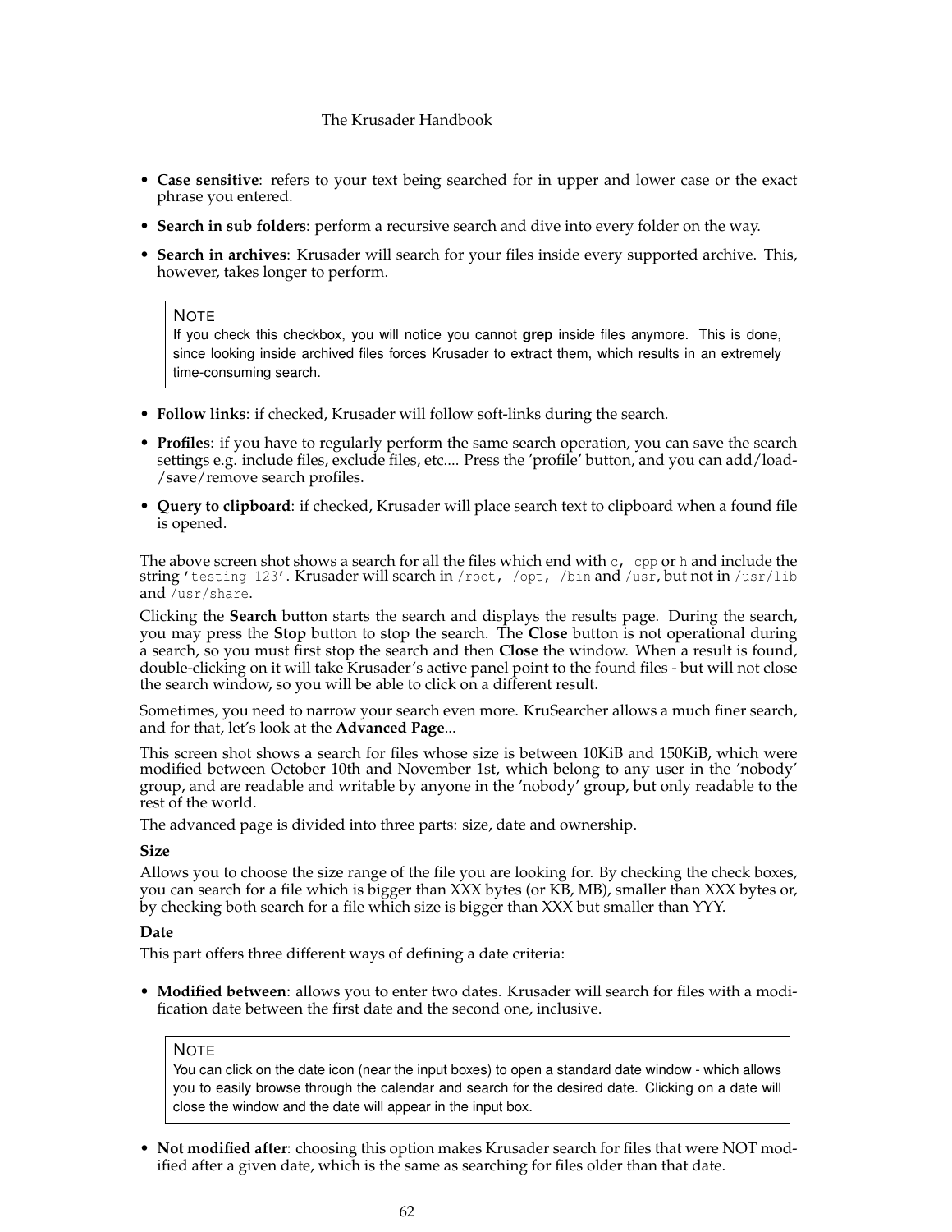- **Case sensitive**: refers to your text being searched for in upper and lower case or the exact phrase you entered.
- **Search in sub folders**: perform a recursive search and dive into every folder on the way.
- **Search in archives**: Krusader will search for your files inside every supported archive. This, however, takes longer to perform.

> NOTE
> If you check this checkbox, you will notice you cannot **grep** inside files anymore. This is done, since looking inside archived files forces Krusader to extract them, which results in an extremely time-consuming search.

- **Follow links**: if checked, Krusader will follow soft-links during the search.
- **Profiles**: if you have to regularly perform the same search operation, you can save the search settings e.g. include files, exclude files, etc.... Press the 'profile' button, and you can add/load-/save/remove search profiles.
- **Query to clipboard**: if checked, Krusader will place search text to clipboard when a found file is opened.

The above screen shot shows a search for all the files which end with `c, cpp` or `h` and include the string `'testing 123'`. Krusader will search in `/root, /opt, /bin` and `/usr`, but not in `/usr/lib` and `/usr/share`.

Clicking the **Search** button starts the search and displays the results page. During the search, you may press the **Stop** button to stop the search. The **Close** button is not operational during a search, so you must first stop the search and then **Close** the window. When a result is found, double-clicking on it will take Krusader's active panel point to the found files - but will not close the search window, so you will be able to click on a different result.

Sometimes, you need to narrow your search even more. KruSearcher allows a much finer search, and for that, let's look at the **Advanced Page**...

This screen shot shows a search for files whose size is between 10KiB and 150KiB, which were modified between October 10th and November 1st, which belong to any user in the 'nobody' group, and are readable and writable by anyone in the 'nobody' group, but only readable to the rest of the world.

The advanced page is divided into three parts: size, date and ownership.

**Size**

Allows you to choose the size range of the file you are looking for. By checking the check boxes, you can search for a file which is bigger than XXX bytes (or KB, MB), smaller than XXX bytes or, by checking both search for a file which size is bigger than XXX but smaller than YYY.

**Date**

This part offers three different ways of defining a date criteria:

- **Modified between**: allows you to enter two dates. Krusader will search for files with a modification date between the first date and the second one, inclusive.

> NOTE
> You can click on the date icon (near the input boxes) to open a standard date window - which allows you to easily browse through the calendar and search for the desired date. Clicking on a date will close the window and the date will appear in the input box.

- **Not modified after**: choosing this option makes Krusader search for files that were NOT modified after a given date, which is the same as searching for files older than that date.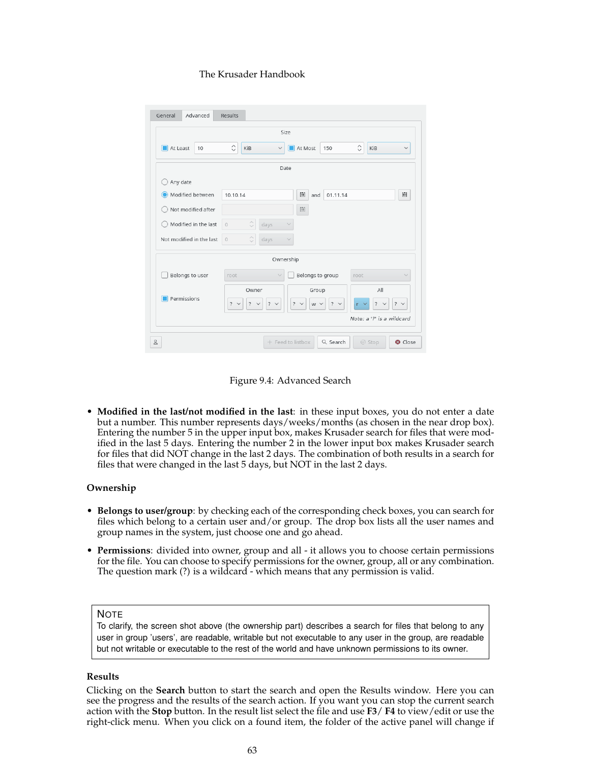Figure 9.4: Advanced Search

- **Modified in the last/not modified in the last**: in these input boxes, you do not enter a date but a number. This number represents days/weeks/months (as chosen in the near drop box). Entering the number 5 in the upper input box, makes Krusader search for files that were modified in the last 5 days. Entering the number 2 in the lower input box makes Krusader search for files that did NOT change in the last 2 days. The combination of both results in a search for files that were changed in the last 5 days, but NOT in the last 2 days.

### Ownership

- **Belongs to user/group**: by checking each of the corresponding check boxes, you can search for files which belong to a certain user and/or group. The drop box lists all the user names and group names in the system, just choose one and go ahead.
- **Permissions**: divided into owner, group and all - it allows you to choose certain permissions for the file. You can choose to specify permissions for the owner, group, all or any combination. The question mark (?) is a wildcard - which means that any permission is valid.

> **NOTE**
> To clarify, the screen shot above (the ownership part) describes a search for files that belong to any user in group 'users', are readable, writable but not executable to any user in the group, are readable but not writable or executable to the rest of the world and have unknown permissions to its owner.

### Results

Clicking on the **Search** button to start the search and open the Results window. Here you can see the progress and the results of the search action. If you want you can stop the current search action with the **Stop** button. In the result list select the file and use **F3**/ **F4** to view/edit or use the right-click menu. When you click on a found item, the folder of the active panel will change if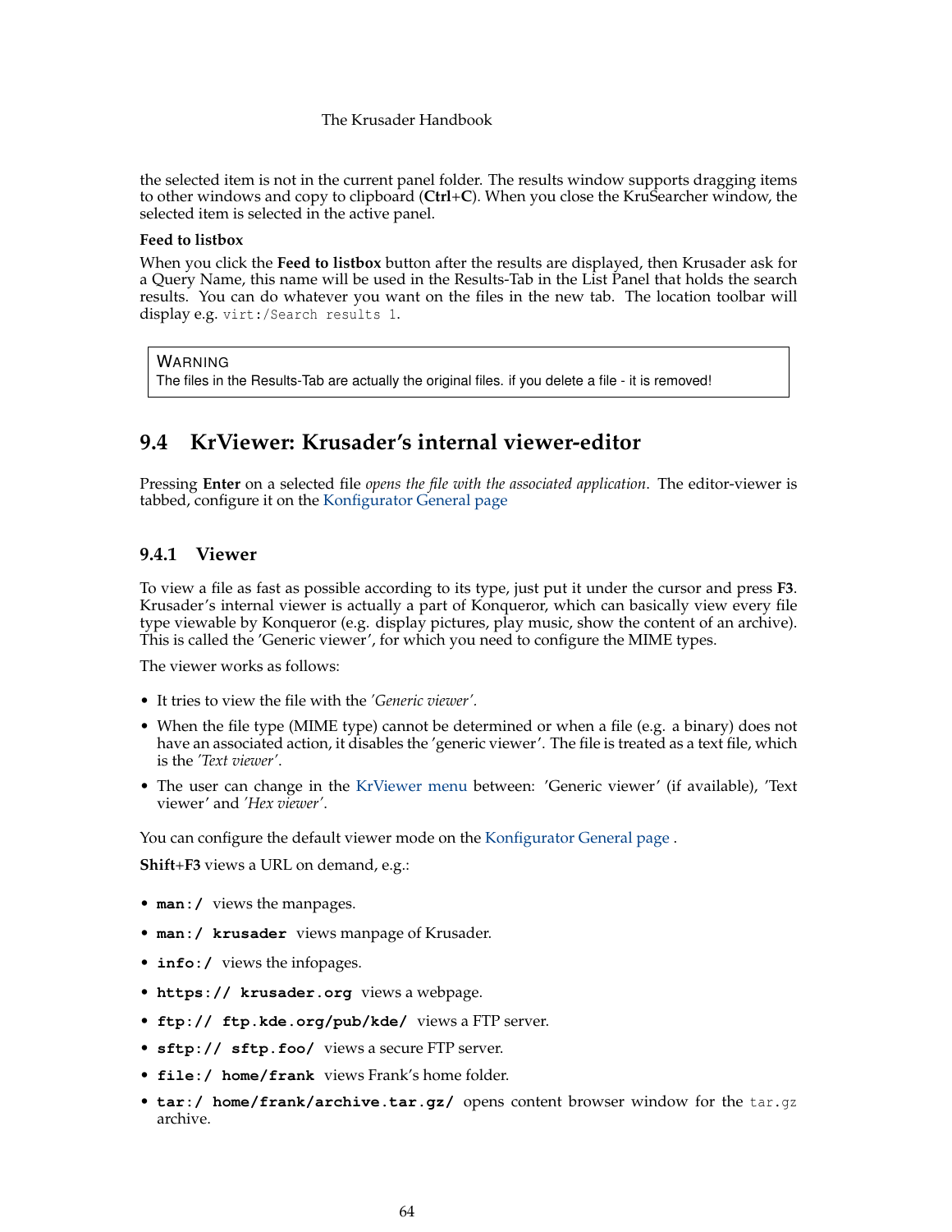the selected item is not in the current panel folder. The results window supports dragging items to other windows and copy to clipboard (**Ctrl**+**C**). When you close the KruSearcher window, the selected item is selected in the active panel.

**Feed to listbox**

When you click the **Feed to listbox** button after the results are displayed, then Krusader ask for a Query Name, this name will be used in the Results-Tab in the List Panel that holds the search results. You can do whatever you want on the files in the new tab. The location toolbar will display e.g. `virt:/Search results 1`.

> WARNING
> The files in the Results-Tab are actually the original files. if you delete a file - it is removed!

## 9.4 KrViewer: Krusader's internal viewer-editor

Pressing **Enter** on a selected file *opens the file with the associated application*. The editor-viewer is tabbed, configure it on the Konfigurator General page

### 9.4.1 Viewer

To view a file as fast as possible according to its type, just put it under the cursor and press **F3**. Krusader's internal viewer is actually a part of Konqueror, which can basically view every file type viewable by Konqueror (e.g. display pictures, play music, show the content of an archive). This is called the 'Generic viewer', for which you need to configure the MIME types.

The viewer works as follows:

- It tries to view the file with the *'Generic viewer'*.
- When the file type (MIME type) cannot be determined or when a file (e.g. a binary) does not have an associated action, it disables the 'generic viewer'. The file is treated as a text file, which is the *'Text viewer'*.
- The user can change in the KrViewer menu between: 'Generic viewer' (if available), 'Text viewer' and *'Hex viewer'*.

You can configure the default viewer mode on the Konfigurator General page .

**Shift**+**F3** views a URL on demand, e.g.:

- **`man:/`** views the manpages.
- **`man:/ krusader`** views manpage of Krusader.
- **`info:/`** views the infopages.
- **`https:// krusader.org`** views a webpage.
- **`ftp:// ftp.kde.org/pub/kde/`** views a FTP server.
- **`sftp:// sftp.foo/`** views a secure FTP server.
- **`file:/ home/frank`** views Frank's home folder.
- **`tar:/ home/frank/archive.tar.gz/`** opens content browser window for the `tar.gz` archive.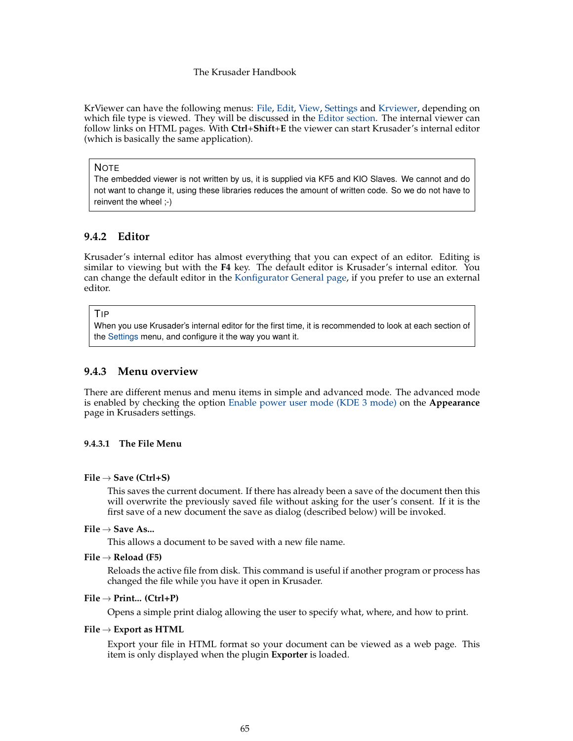KrViewer can have the following menus: File, Edit, View, Settings and Krviewer, depending on which file type is viewed. They will be discussed in the Editor section. The internal viewer can follow links on HTML pages. With **Ctrl**+**Shift**+**E** the viewer can start Krusader's internal editor (which is basically the same application).

> **NOTE**
> The embedded viewer is not written by us, it is supplied via KF5 and KIO Slaves. We cannot and do not want to change it, using these libraries reduces the amount of written code. So we do not have to reinvent the wheel ;-)

### 9.4.2 Editor

Krusader's internal editor has almost everything that you can expect of an editor. Editing is similar to viewing but with the **F4** key. The default editor is Krusader's internal editor. You can change the default editor in the Konfigurator General page, if you prefer to use an external editor.

> **TIP**
> When you use Krusader's internal editor for the first time, it is recommended to look at each section of the Settings menu, and configure it the way you want it.

### 9.4.3 Menu overview

There are different menus and menu items in simple and advanced mode. The advanced mode is enabled by checking the option Enable power user mode (KDE 3 mode) on the **Appearance** page in Krusaders settings.

#### 9.4.3.1 The File Menu

**File → Save (Ctrl+S)**
This saves the current document. If there has already been a save of the document then this will overwrite the previously saved file without asking for the user's consent. If it is the first save of a new document the save as dialog (described below) will be invoked.

**File → Save As...**
This allows a document to be saved with a new file name.

**File → Reload (F5)**
Reloads the active file from disk. This command is useful if another program or process has changed the file while you have it open in Krusader.

**File → Print... (Ctrl+P)**
Opens a simple print dialog allowing the user to specify what, where, and how to print.

**File → Export as HTML**
Export your file in HTML format so your document can be viewed as a web page. This item is only displayed when the plugin **Exporter** is loaded.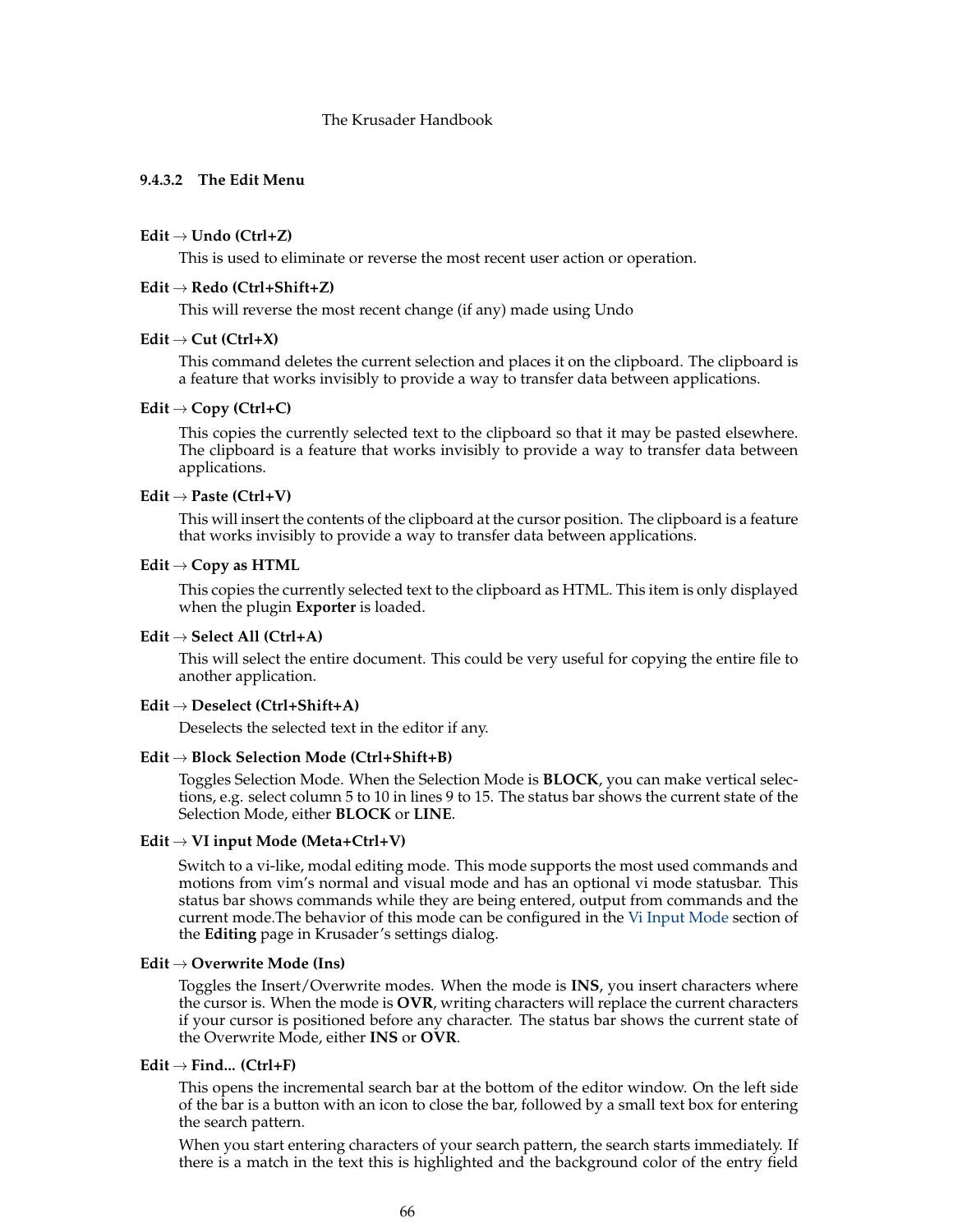#### 9.4.3.2 The Edit Menu

**Edit → Undo (Ctrl+Z)**

This is used to eliminate or reverse the most recent user action or operation.

**Edit → Redo (Ctrl+Shift+Z)**

This will reverse the most recent change (if any) made using Undo

**Edit → Cut (Ctrl+X)**

This command deletes the current selection and places it on the clipboard. The clipboard is a feature that works invisibly to provide a way to transfer data between applications.

**Edit → Copy (Ctrl+C)**

This copies the currently selected text to the clipboard so that it may be pasted elsewhere. The clipboard is a feature that works invisibly to provide a way to transfer data between applications.

**Edit → Paste (Ctrl+V)**

This will insert the contents of the clipboard at the cursor position. The clipboard is a feature that works invisibly to provide a way to transfer data between applications.

**Edit → Copy as HTML**

This copies the currently selected text to the clipboard as HTML. This item is only displayed when the plugin **Exporter** is loaded.

**Edit → Select All (Ctrl+A)**

This will select the entire document. This could be very useful for copying the entire file to another application.

**Edit → Deselect (Ctrl+Shift+A)**

Deselects the selected text in the editor if any.

**Edit → Block Selection Mode (Ctrl+Shift+B)**

Toggles Selection Mode. When the Selection Mode is **BLOCK**, you can make vertical selections, e.g. select column 5 to 10 in lines 9 to 15. The status bar shows the current state of the Selection Mode, either **BLOCK** or **LINE**.

**Edit → VI input Mode (Meta+Ctrl+V)**

Switch to a vi-like, modal editing mode. This mode supports the most used commands and motions from vim's normal and visual mode and has an optional vi mode statusbar. This status bar shows commands while they are being entered, output from commands and the current mode.The behavior of this mode can be configured in the Vi Input Mode section of the **Editing** page in Krusader's settings dialog.

**Edit → Overwrite Mode (Ins)**

Toggles the Insert/Overwrite modes. When the mode is **INS**, you insert characters where the cursor is. When the mode is **OVR**, writing characters will replace the current characters if your cursor is positioned before any character. The status bar shows the current state of the Overwrite Mode, either **INS** or **OVR**.

**Edit → Find... (Ctrl+F)**

This opens the incremental search bar at the bottom of the editor window. On the left side of the bar is a button with an icon to close the bar, followed by a small text box for entering the search pattern.

When you start entering characters of your search pattern, the search starts immediately. If there is a match in the text this is highlighted and the background color of the entry field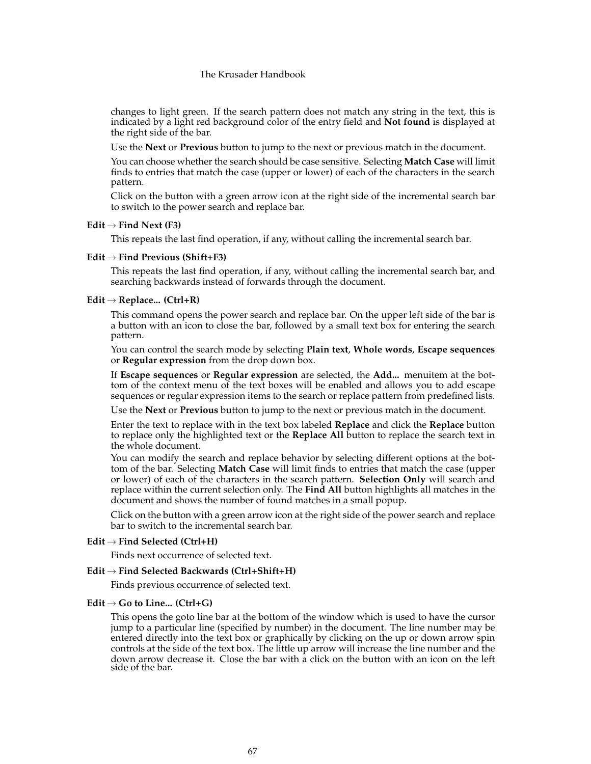changes to light green. If the search pattern does not match any string in the text, this is indicated by a light red background color of the entry field and **Not found** is displayed at the right side of the bar.

Use the **Next** or **Previous** button to jump to the next or previous match in the document.

You can choose whether the search should be case sensitive. Selecting **Match Case** will limit finds to entries that match the case (upper or lower) of each of the characters in the search pattern.

Click on the button with a green arrow icon at the right side of the incremental search bar to switch to the power search and replace bar.

**Edit → Find Next (F3)**

This repeats the last find operation, if any, without calling the incremental search bar.

**Edit → Find Previous (Shift+F3)**

This repeats the last find operation, if any, without calling the incremental search bar, and searching backwards instead of forwards through the document.

**Edit → Replace... (Ctrl+R)**

This command opens the power search and replace bar. On the upper left side of the bar is a button with an icon to close the bar, followed by a small text box for entering the search pattern.

You can control the search mode by selecting **Plain text**, **Whole words**, **Escape sequences** or **Regular expression** from the drop down box.

If **Escape sequences** or **Regular expression** are selected, the **Add...** menuitem at the bottom of the context menu of the text boxes will be enabled and allows you to add escape sequences or regular expression items to the search or replace pattern from predefined lists.

Use the **Next** or **Previous** button to jump to the next or previous match in the document.

Enter the text to replace with in the text box labeled **Replace** and click the **Replace** button to replace only the highlighted text or the **Replace All** button to replace the search text in the whole document.

You can modify the search and replace behavior by selecting different options at the bottom of the bar. Selecting **Match Case** will limit finds to entries that match the case (upper or lower) of each of the characters in the search pattern. **Selection Only** will search and replace within the current selection only. The **Find All** button highlights all matches in the document and shows the number of found matches in a small popup.

Click on the button with a green arrow icon at the right side of the power search and replace bar to switch to the incremental search bar.

**Edit → Find Selected (Ctrl+H)**

Finds next occurrence of selected text.

**Edit → Find Selected Backwards (Ctrl+Shift+H)**

Finds previous occurrence of selected text.

**Edit → Go to Line... (Ctrl+G)**

This opens the goto line bar at the bottom of the window which is used to have the cursor jump to a particular line (specified by number) in the document. The line number may be entered directly into the text box or graphically by clicking on the up or down arrow spin controls at the side of the text box. The little up arrow will increase the line number and the down arrow decrease it. Close the bar with a click on the button with an icon on the left side of the bar.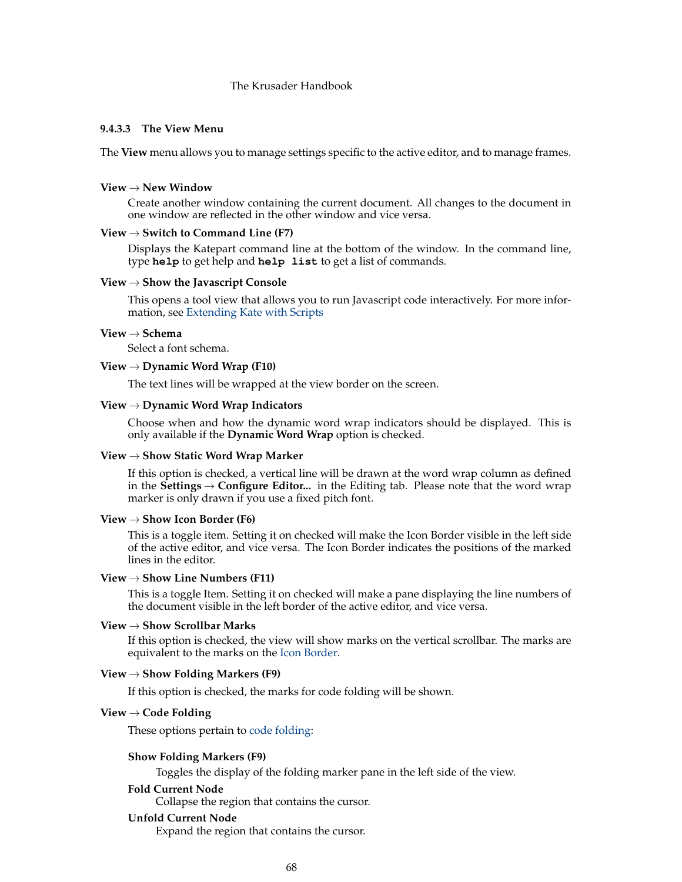#### 9.4.3.3 The View Menu

The **View** menu allows you to manage settings specific to the active editor, and to manage frames.

**View → New Window**
: Create another window containing the current document. All changes to the document in one window are reflected in the other window and vice versa.

**View → Switch to Command Line (F7)**
: Displays the Katepart command line at the bottom of the window. In the command line, type `help` to get help and `help list` to get a list of commands.

**View → Show the Javascript Console**
: This opens a tool view that allows you to run Javascript code interactively. For more information, see Extending Kate with Scripts

**View → Schema**
: Select a font schema.

**View → Dynamic Word Wrap (F10)**
: The text lines will be wrapped at the view border on the screen.

**View → Dynamic Word Wrap Indicators**
: Choose when and how the dynamic word wrap indicators should be displayed. This is only available if the **Dynamic Word Wrap** option is checked.

**View → Show Static Word Wrap Marker**
: If this option is checked, a vertical line will be drawn at the word wrap column as defined in the **Settings** → **Configure Editor...** in the Editing tab. Please note that the word wrap marker is only drawn if you use a fixed pitch font.

**View → Show Icon Border (F6)**
: This is a toggle item. Setting it on checked will make the Icon Border visible in the left side of the active editor, and vice versa. The Icon Border indicates the positions of the marked lines in the editor.

**View → Show Line Numbers (F11)**
: This is a toggle Item. Setting it on checked will make a pane displaying the line numbers of the document visible in the left border of the active editor, and vice versa.

**View → Show Scrollbar Marks**
: If this option is checked, the view will show marks on the vertical scrollbar. The marks are equivalent to the marks on the Icon Border.

**View → Show Folding Markers (F9)**
: If this option is checked, the marks for code folding will be shown.

**View → Code Folding**
: These options pertain to code folding:

  **Show Folding Markers (F9)**
  : Toggles the display of the folding marker pane in the left side of the view.

  **Fold Current Node**
  : Collapse the region that contains the cursor.

  **Unfold Current Node**
  : Expand the region that contains the cursor.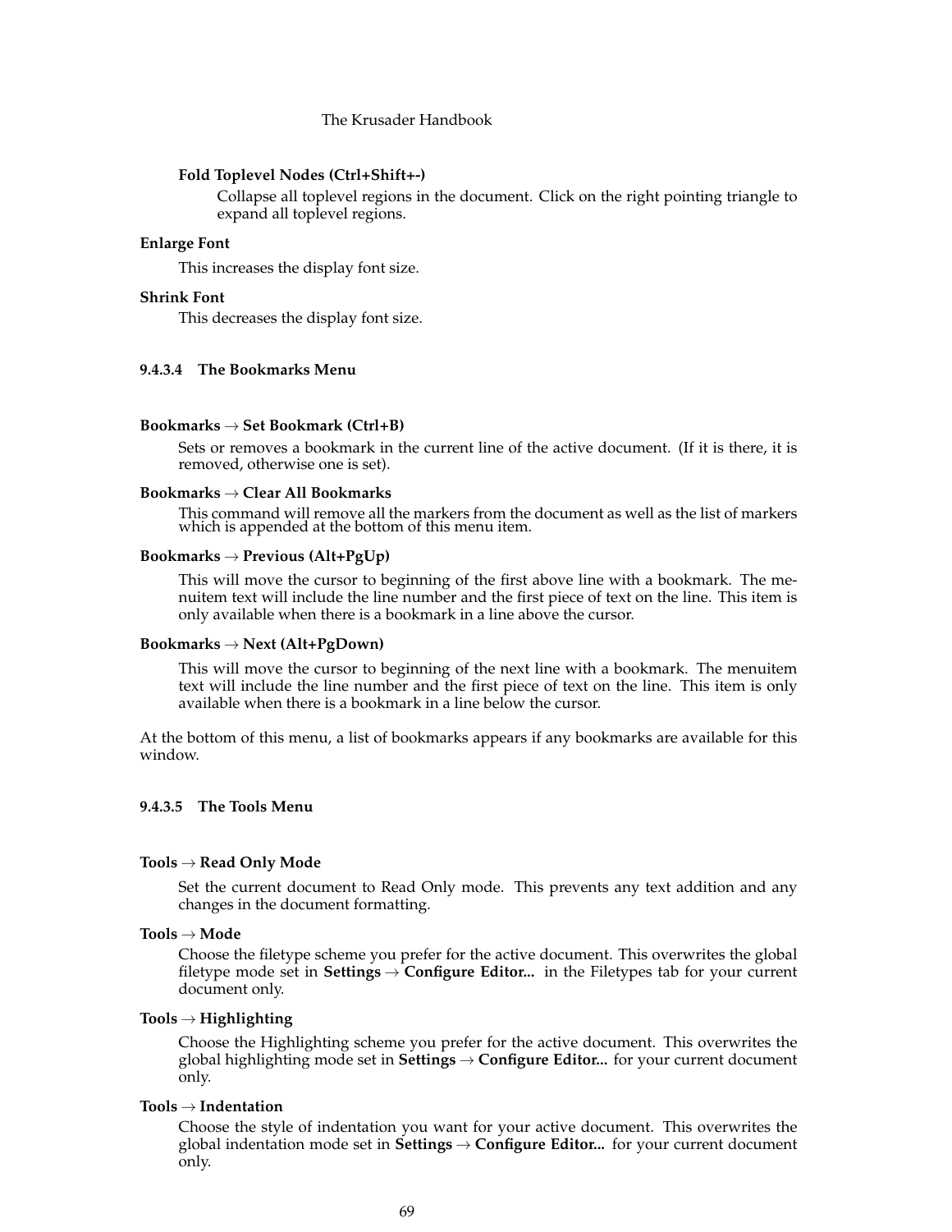**Fold Toplevel Nodes (Ctrl+Shift+-)**

Collapse all toplevel regions in the document. Click on the right pointing triangle to expand all toplevel regions.

**Enlarge Font**

This increases the display font size.

**Shrink Font**

This decreases the display font size.

#### 9.4.3.4 The Bookmarks Menu

**Bookmarks → Set Bookmark (Ctrl+B)**

Sets or removes a bookmark in the current line of the active document. (If it is there, it is removed, otherwise one is set).

**Bookmarks → Clear All Bookmarks**

This command will remove all the markers from the document as well as the list of markers which is appended at the bottom of this menu item.

**Bookmarks → Previous (Alt+PgUp)**

This will move the cursor to beginning of the first above line with a bookmark. The menuitem text will include the line number and the first piece of text on the line. This item is only available when there is a bookmark in a line above the cursor.

**Bookmarks → Next (Alt+PgDown)**

This will move the cursor to beginning of the next line with a bookmark. The menuitem text will include the line number and the first piece of text on the line. This item is only available when there is a bookmark in a line below the cursor.

At the bottom of this menu, a list of bookmarks appears if any bookmarks are available for this window.

#### 9.4.3.5 The Tools Menu

**Tools → Read Only Mode**

Set the current document to Read Only mode. This prevents any text addition and any changes in the document formatting.

**Tools → Mode**

Choose the filetype scheme you prefer for the active document. This overwrites the global filetype mode set in **Settings → Configure Editor...** in the Filetypes tab for your current document only.

**Tools → Highlighting**

Choose the Highlighting scheme you prefer for the active document. This overwrites the global highlighting mode set in **Settings → Configure Editor...** for your current document only.

**Tools → Indentation**

Choose the style of indentation you want for your active document. This overwrites the global indentation mode set in **Settings → Configure Editor...** for your current document only.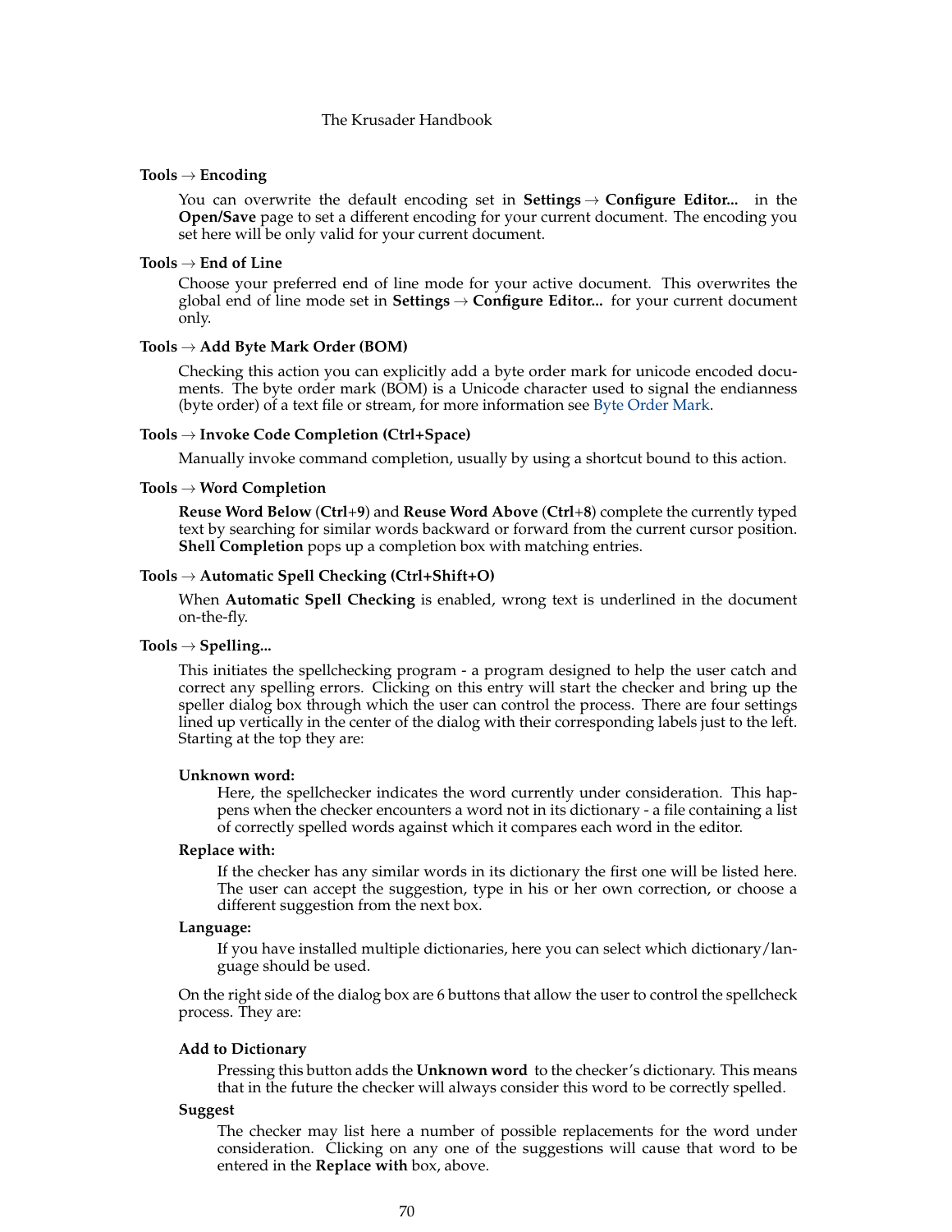**Tools → Encoding**

You can overwrite the default encoding set in **Settings → Configure Editor...** in the **Open/Save** page to set a different encoding for your current document. The encoding you set here will be only valid for your current document.

**Tools → End of Line**

Choose your preferred end of line mode for your active document. This overwrites the global end of line mode set in **Settings → Configure Editor...** for your current document only.

**Tools → Add Byte Mark Order (BOM)**

Checking this action you can explicitly add a byte order mark for unicode encoded documents. The byte order mark (BOM) is a Unicode character used to signal the endianness (byte order) of a text file or stream, for more information see Byte Order Mark.

**Tools → Invoke Code Completion (Ctrl+Space)**

Manually invoke command completion, usually by using a shortcut bound to this action.

**Tools → Word Completion**

**Reuse Word Below** (**Ctrl**+**9**) and **Reuse Word Above** (**Ctrl**+**8**) complete the currently typed text by searching for similar words backward or forward from the current cursor position. **Shell Completion** pops up a completion box with matching entries.

**Tools → Automatic Spell Checking (Ctrl+Shift+O)**

When **Automatic Spell Checking** is enabled, wrong text is underlined in the document on-the-fly.

**Tools → Spelling...**

This initiates the spellchecking program - a program designed to help the user catch and correct any spelling errors. Clicking on this entry will start the checker and bring up the speller dialog box through which the user can control the process. There are four settings lined up vertically in the center of the dialog with their corresponding labels just to the left. Starting at the top they are:

**Unknown word:**

Here, the spellchecker indicates the word currently under consideration. This happens when the checker encounters a word not in its dictionary - a file containing a list of correctly spelled words against which it compares each word in the editor.

**Replace with:**

If the checker has any similar words in its dictionary the first one will be listed here. The user can accept the suggestion, type in his or her own correction, or choose a different suggestion from the next box.

**Language:**

If you have installed multiple dictionaries, here you can select which dictionary/language should be used.

On the right side of the dialog box are 6 buttons that allow the user to control the spellcheck process. They are:

**Add to Dictionary**

Pressing this button adds the **Unknown word** to the checker's dictionary. This means that in the future the checker will always consider this word to be correctly spelled.

**Suggest**

The checker may list here a number of possible replacements for the word under consideration. Clicking on any one of the suggestions will cause that word to be entered in the **Replace with** box, above.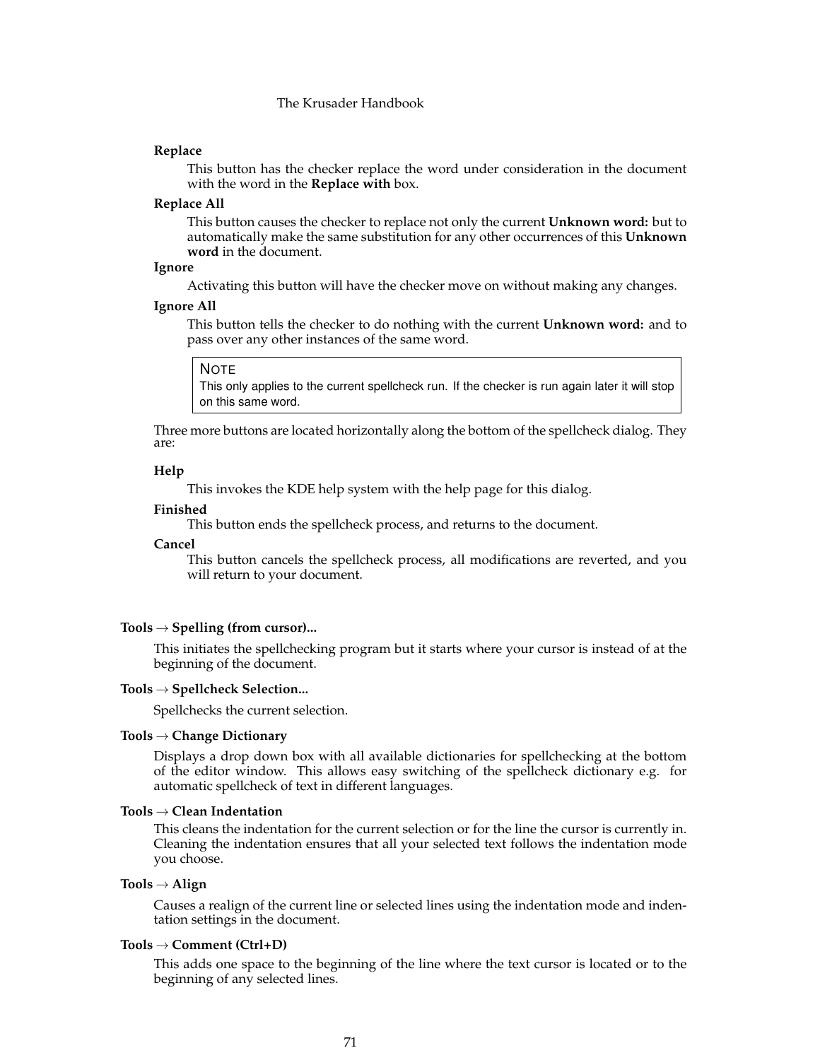**Replace**

This button has the checker replace the word under consideration in the document with the word in the **Replace with** box.

**Replace All**

This button causes the checker to replace not only the current **Unknown word:** but to automatically make the same substitution for any other occurrences of this **Unknown word** in the document.

**Ignore**

Activating this button will have the checker move on without making any changes.

**Ignore All**

This button tells the checker to do nothing with the current **Unknown word:** and to pass over any other instances of the same word.

> NOTE
> This only applies to the current spellcheck run. If the checker is run again later it will stop on this same word.

Three more buttons are located horizontally along the bottom of the spellcheck dialog. They are:

**Help**

This invokes the KDE help system with the help page for this dialog.

**Finished**

This button ends the spellcheck process, and returns to the document.

**Cancel**

This button cancels the spellcheck process, all modifications are reverted, and you will return to your document.

**Tools → Spelling (from cursor)...**

This initiates the spellchecking program but it starts where your cursor is instead of at the beginning of the document.

**Tools → Spellcheck Selection...**

Spellchecks the current selection.

**Tools → Change Dictionary**

Displays a drop down box with all available dictionaries for spellchecking at the bottom of the editor window. This allows easy switching of the spellcheck dictionary e.g. for automatic spellcheck of text in different languages.

**Tools → Clean Indentation**

This cleans the indentation for the current selection or for the line the cursor is currently in. Cleaning the indentation ensures that all your selected text follows the indentation mode you choose.

**Tools → Align**

Causes a realign of the current line or selected lines using the indentation mode and indentation settings in the document.

**Tools → Comment (Ctrl+D)**

This adds one space to the beginning of the line where the text cursor is located or to the beginning of any selected lines.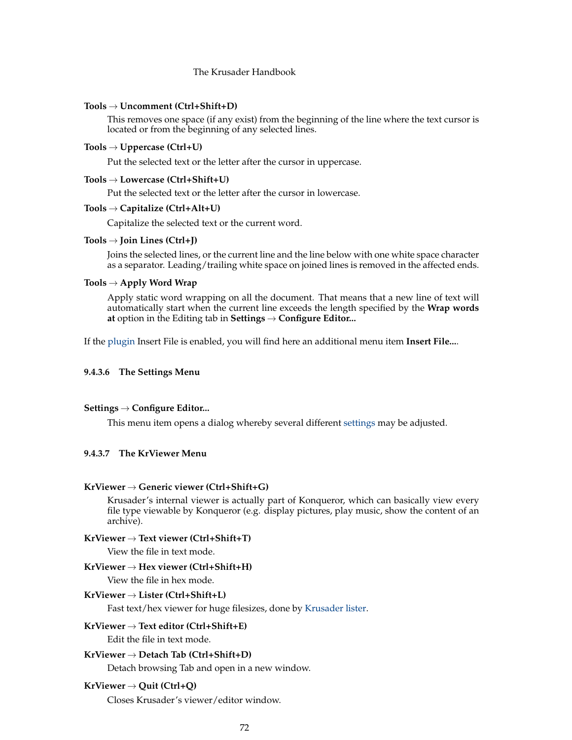**Tools** → **Uncomment (Ctrl+Shift+D)**

This removes one space (if any exist) from the beginning of the line where the text cursor is located or from the beginning of any selected lines.

**Tools** → **Uppercase (Ctrl+U)**

Put the selected text or the letter after the cursor in uppercase.

**Tools** → **Lowercase (Ctrl+Shift+U)**

Put the selected text or the letter after the cursor in lowercase.

**Tools** → **Capitalize (Ctrl+Alt+U)**

Capitalize the selected text or the current word.

**Tools** → **Join Lines (Ctrl+J)**

Joins the selected lines, or the current line and the line below with one white space character as a separator. Leading/trailing white space on joined lines is removed in the affected ends.

**Tools** → **Apply Word Wrap**

Apply static word wrapping on all the document. That means that a new line of text will automatically start when the current line exceeds the length specified by the **Wrap words at** option in the Editing tab in **Settings** → **Configure Editor...**

If the plugin Insert File is enabled, you will find here an additional menu item **Insert File...**.

#### 9.4.3.6 The Settings Menu

**Settings** → **Configure Editor...**

This menu item opens a dialog whereby several different settings may be adjusted.

#### 9.4.3.7 The KrViewer Menu

**KrViewer** → **Generic viewer (Ctrl+Shift+G)**

Krusader's internal viewer is actually part of Konqueror, which can basically view every file type viewable by Konqueror (e.g. display pictures, play music, show the content of an archive).

**KrViewer** → **Text viewer (Ctrl+Shift+T)**

View the file in text mode.

**KrViewer** → **Hex viewer (Ctrl+Shift+H)**

View the file in hex mode.

**KrViewer** → **Lister (Ctrl+Shift+L)**

Fast text/hex viewer for huge filesizes, done by Krusader lister.

**KrViewer** → **Text editor (Ctrl+Shift+E)**

Edit the file in text mode.

**KrViewer** → **Detach Tab (Ctrl+Shift+D)**

Detach browsing Tab and open in a new window.

**KrViewer** → **Quit (Ctrl+Q)**

Closes Krusader's viewer/editor window.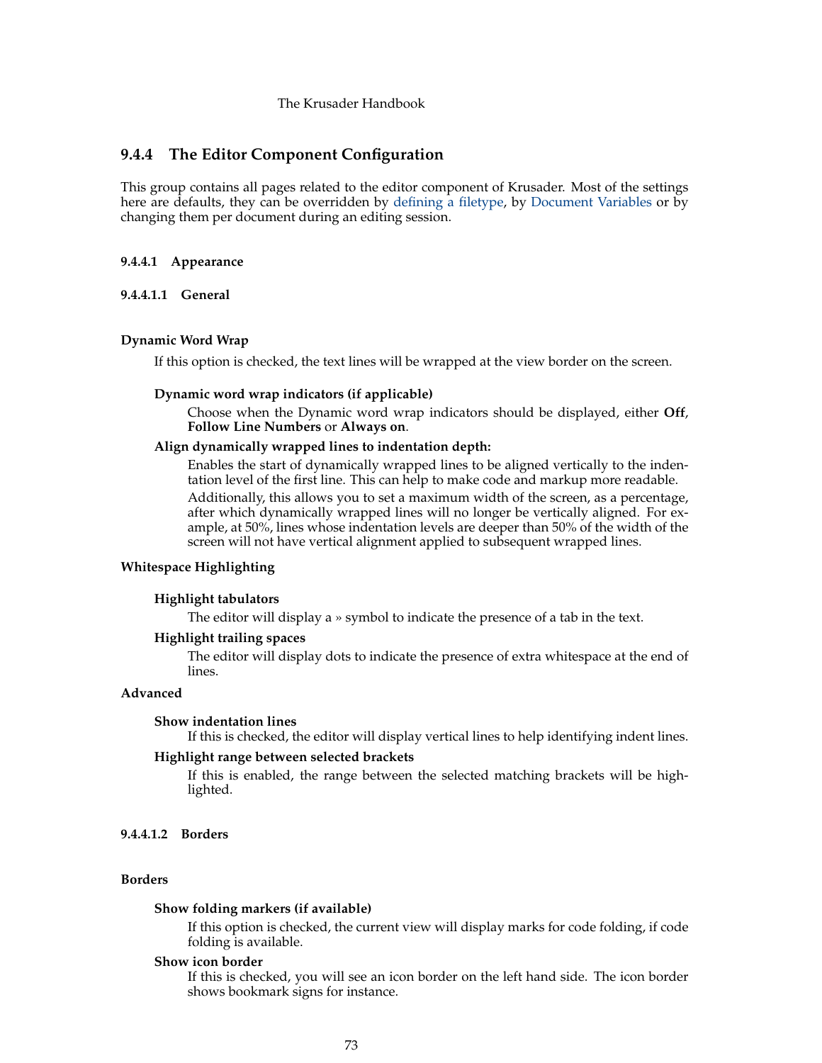### 9.4.4 The Editor Component Configuration

This group contains all pages related to the editor component of Krusader. Most of the settings here are defaults, they can be overridden by defining a filetype, by Document Variables or by changing them per document during an editing session.

#### 9.4.4.1 Appearance

##### 9.4.4.1.1 General

**Dynamic Word Wrap**

If this option is checked, the text lines will be wrapped at the view border on the screen.

**Dynamic word wrap indicators (if applicable)**

Choose when the Dynamic word wrap indicators should be displayed, either **Off**, **Follow Line Numbers** or **Always on**.

**Align dynamically wrapped lines to indentation depth:**

Enables the start of dynamically wrapped lines to be aligned vertically to the indentation level of the first line. This can help to make code and markup more readable.

Additionally, this allows you to set a maximum width of the screen, as a percentage, after which dynamically wrapped lines will no longer be vertically aligned. For example, at 50%, lines whose indentation levels are deeper than 50% of the width of the screen will not have vertical alignment applied to subsequent wrapped lines.

**Whitespace Highlighting**

**Highlight tabulators**

The editor will display a » symbol to indicate the presence of a tab in the text.

**Highlight trailing spaces**

The editor will display dots to indicate the presence of extra whitespace at the end of lines.

**Advanced**

**Show indentation lines**

If this is checked, the editor will display vertical lines to help identifying indent lines.

**Highlight range between selected brackets**

If this is enabled, the range between the selected matching brackets will be highlighted.

##### 9.4.4.1.2 Borders

**Borders**

**Show folding markers (if available)**

If this option is checked, the current view will display marks for code folding, if code folding is available.

**Show icon border**

If this is checked, you will see an icon border on the left hand side. The icon border shows bookmark signs for instance.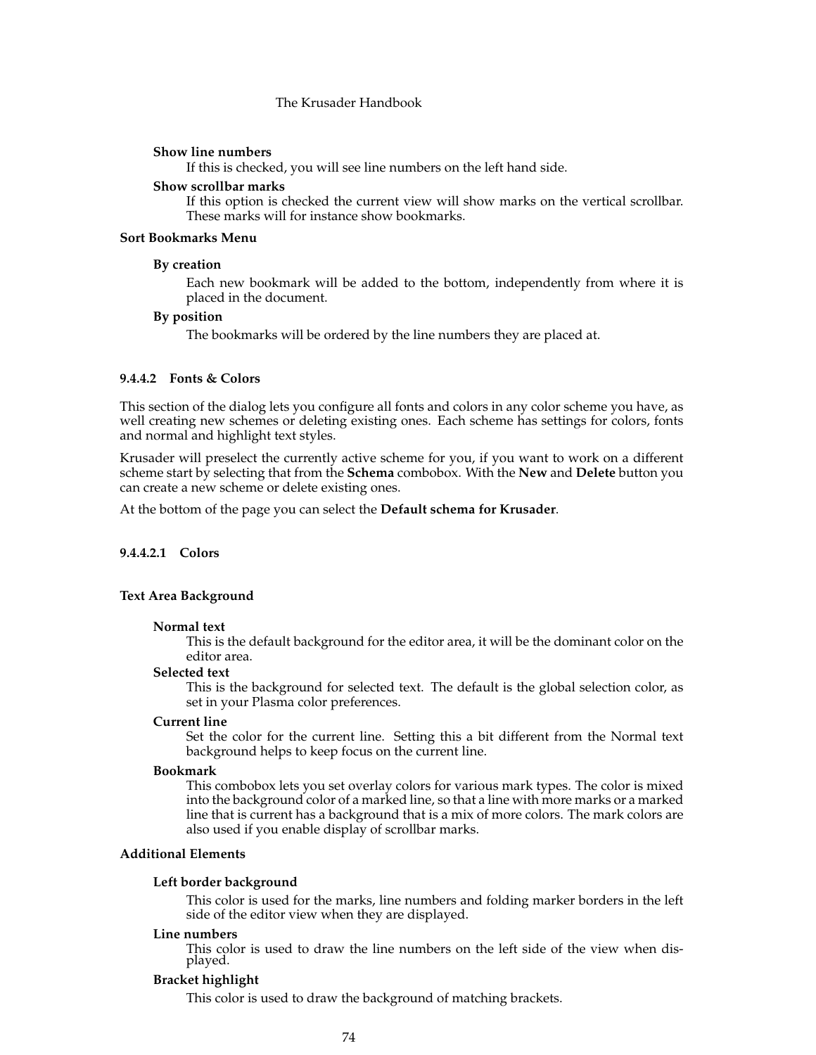**Show line numbers**

If this is checked, you will see line numbers on the left hand side.

**Show scrollbar marks**

If this option is checked the current view will show marks on the vertical scrollbar. These marks will for instance show bookmarks.

**Sort Bookmarks Menu**

**By creation**

Each new bookmark will be added to the bottom, independently from where it is placed in the document.

**By position**

The bookmarks will be ordered by the line numbers they are placed at.

#### 9.4.4.2 Fonts & Colors

This section of the dialog lets you configure all fonts and colors in any color scheme you have, as well creating new schemes or deleting existing ones. Each scheme has settings for colors, fonts and normal and highlight text styles.

Krusader will preselect the currently active scheme for you, if you want to work on a different scheme start by selecting that from the **Schema** combobox. With the **New** and **Delete** button you can create a new scheme or delete existing ones.

At the bottom of the page you can select the **Default schema for Krusader**.

##### 9.4.4.2.1 Colors

**Text Area Background**

**Normal text**

This is the default background for the editor area, it will be the dominant color on the editor area.

**Selected text**

This is the background for selected text. The default is the global selection color, as set in your Plasma color preferences.

**Current line**

Set the color for the current line. Setting this a bit different from the Normal text background helps to keep focus on the current line.

**Bookmark**

This combobox lets you set overlay colors for various mark types. The color is mixed into the background color of a marked line, so that a line with more marks or a marked line that is current has a background that is a mix of more colors. The mark colors are also used if you enable display of scrollbar marks.

**Additional Elements**

**Left border background**

This color is used for the marks, line numbers and folding marker borders in the left side of the editor view when they are displayed.

**Line numbers**

This color is used to draw the line numbers on the left side of the view when displayed.

**Bracket highlight**

This color is used to draw the background of matching brackets.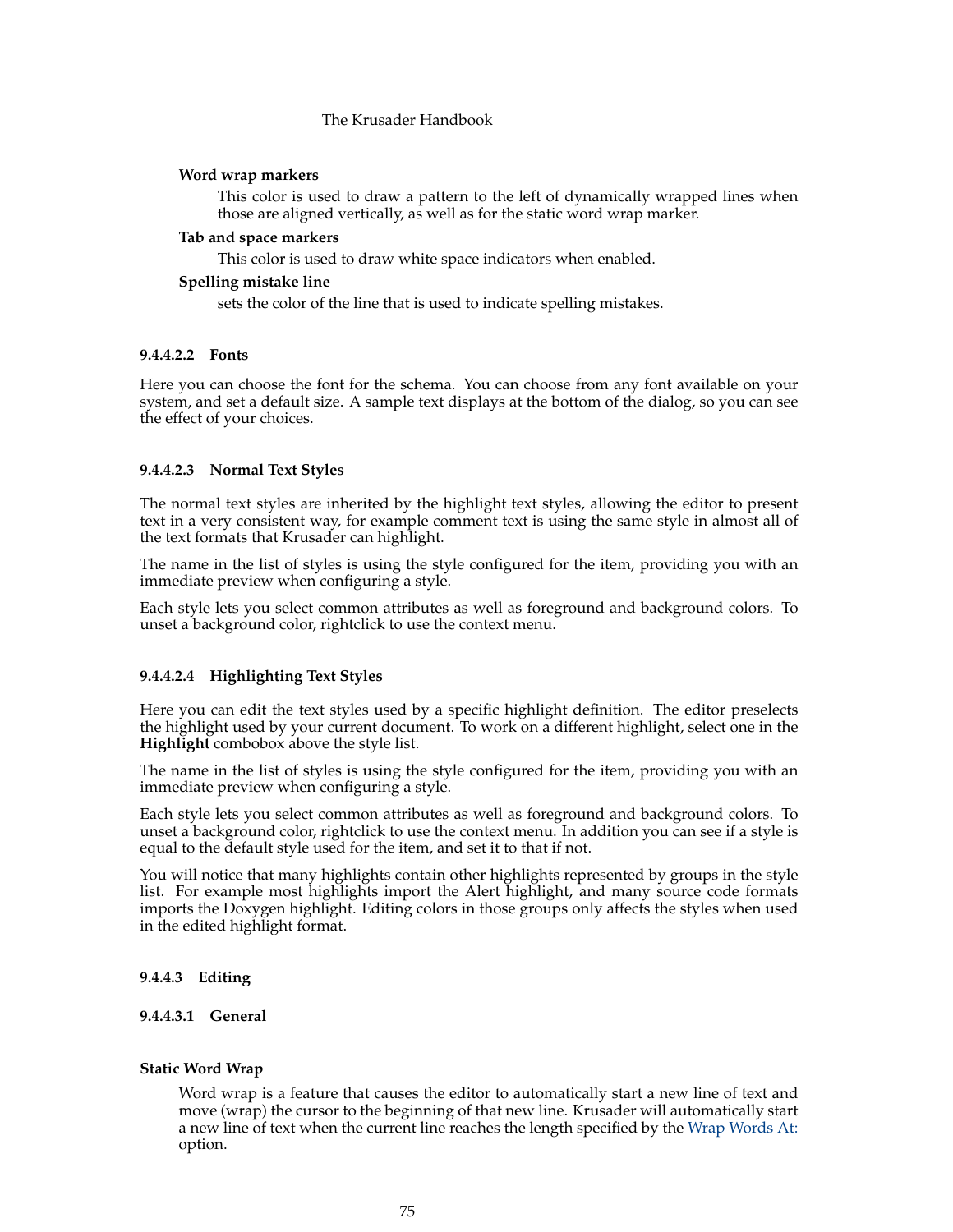**Word wrap markers**

This color is used to draw a pattern to the left of dynamically wrapped lines when those are aligned vertically, as well as for the static word wrap marker.

**Tab and space markers**

This color is used to draw white space indicators when enabled.

**Spelling mistake line**

sets the color of the line that is used to indicate spelling mistakes.

##### 9.4.4.2.2 Fonts

Here you can choose the font for the schema. You can choose from any font available on your system, and set a default size. A sample text displays at the bottom of the dialog, so you can see the effect of your choices.

##### 9.4.4.2.3 Normal Text Styles

The normal text styles are inherited by the highlight text styles, allowing the editor to present text in a very consistent way, for example comment text is using the same style in almost all of the text formats that Krusader can highlight.

The name in the list of styles is using the style configured for the item, providing you with an immediate preview when configuring a style.

Each style lets you select common attributes as well as foreground and background colors. To unset a background color, rightclick to use the context menu.

##### 9.4.4.2.4 Highlighting Text Styles

Here you can edit the text styles used by a specific highlight definition. The editor preselects the highlight used by your current document. To work on a different highlight, select one in the **Highlight** combobox above the style list.

The name in the list of styles is using the style configured for the item, providing you with an immediate preview when configuring a style.

Each style lets you select common attributes as well as foreground and background colors. To unset a background color, rightclick to use the context menu. In addition you can see if a style is equal to the default style used for the item, and set it to that if not.

You will notice that many highlights contain other highlights represented by groups in the style list. For example most highlights import the Alert highlight, and many source code formats imports the Doxygen highlight. Editing colors in those groups only affects the styles when used in the edited highlight format.

#### 9.4.4.3 Editing

##### 9.4.4.3.1 General

**Static Word Wrap**

Word wrap is a feature that causes the editor to automatically start a new line of text and move (wrap) the cursor to the beginning of that new line. Krusader will automatically start a new line of text when the current line reaches the length specified by the Wrap Words At: option.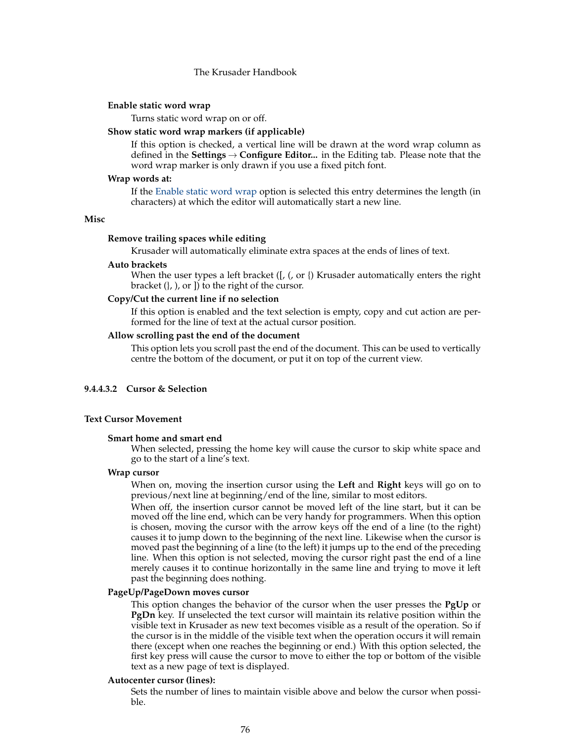**Enable static word wrap**

Turns static word wrap on or off.

**Show static word wrap markers (if applicable)**

If this option is checked, a vertical line will be drawn at the word wrap column as defined in the **Settings** → **Configure Editor...** in the Editing tab. Please note that the word wrap marker is only drawn if you use a fixed pitch font.

**Wrap words at:**

If the Enable static word wrap option is selected this entry determines the length (in characters) at which the editor will automatically start a new line.

**Misc**

**Remove trailing spaces while editing**

Krusader will automatically eliminate extra spaces at the ends of lines of text.

**Auto brackets**

When the user types a left bracket ([, (, or {) Krusader automatically enters the right bracket (}, ), or ]) to the right of the cursor.

**Copy/Cut the current line if no selection**

If this option is enabled and the text selection is empty, copy and cut action are performed for the line of text at the actual cursor position.

**Allow scrolling past the end of the document**

This option lets you scroll past the end of the document. This can be used to vertically centre the bottom of the document, or put it on top of the current view.

#### 9.4.4.3.2 Cursor & Selection

**Text Cursor Movement**

**Smart home and smart end**

When selected, pressing the home key will cause the cursor to skip white space and go to the start of a line's text.

**Wrap cursor**

When on, moving the insertion cursor using the **Left** and **Right** keys will go on to previous/next line at beginning/end of the line, similar to most editors.

When off, the insertion cursor cannot be moved left of the line start, but it can be moved off the line end, which can be very handy for programmers. When this option is chosen, moving the cursor with the arrow keys off the end of a line (to the right) causes it to jump down to the beginning of the next line. Likewise when the cursor is moved past the beginning of a line (to the left) it jumps up to the end of the preceding line. When this option is not selected, moving the cursor right past the end of a line merely causes it to continue horizontally in the same line and trying to move it left past the beginning does nothing.

**PageUp/PageDown moves cursor**

This option changes the behavior of the cursor when the user presses the **PgUp** or **PgDn** key. If unselected the text cursor will maintain its relative position within the visible text in Krusader as new text becomes visible as a result of the operation. So if the cursor is in the middle of the visible text when the operation occurs it will remain there (except when one reaches the beginning or end.) With this option selected, the first key press will cause the cursor to move to either the top or bottom of the visible text as a new page of text is displayed.

**Autocenter cursor (lines):**

Sets the number of lines to maintain visible above and below the cursor when possible.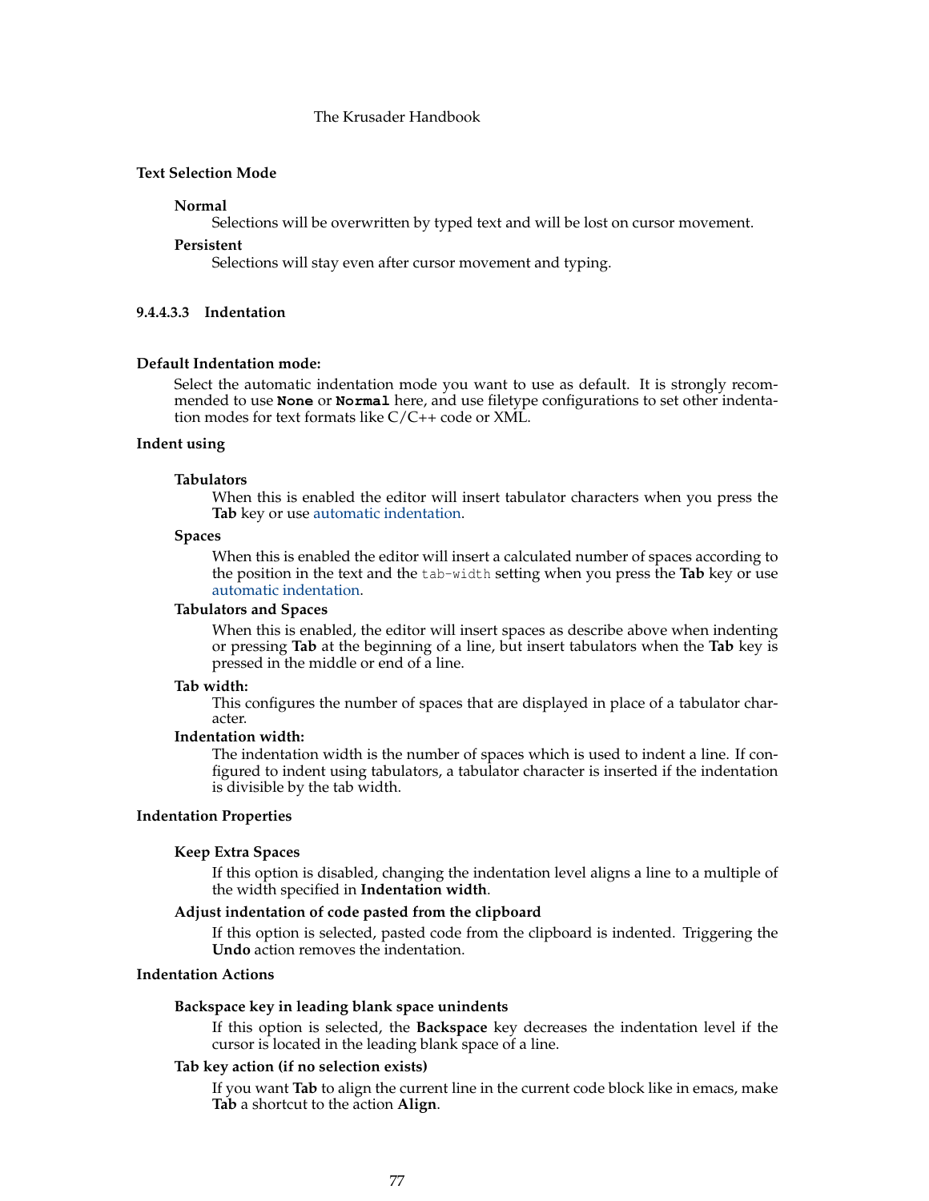**Text Selection Mode**

**Normal**
Selections will be overwritten by typed text and will be lost on cursor movement.

**Persistent**
Selections will stay even after cursor movement and typing.

#### 9.4.4.3.3 Indentation

**Default Indentation mode:**
Select the automatic indentation mode you want to use as default. It is strongly recommended to use **None** or **Normal** here, and use filetype configurations to set other indentation modes for text formats like C/C++ code or XML.

**Indent using**

**Tabulators**
When this is enabled the editor will insert tabulator characters when you press the **Tab** key or use automatic indentation.

**Spaces**
When this is enabled the editor will insert a calculated number of spaces according to the position in the text and the `tab-width` setting when you press the **Tab** key or use automatic indentation.

**Tabulators and Spaces**
When this is enabled, the editor will insert spaces as describe above when indenting or pressing **Tab** at the beginning of a line, but insert tabulators when the **Tab** key is pressed in the middle or end of a line.

**Tab width:**
This configures the number of spaces that are displayed in place of a tabulator character.

**Indentation width:**
The indentation width is the number of spaces which is used to indent a line. If configured to indent using tabulators, a tabulator character is inserted if the indentation is divisible by the tab width.

**Indentation Properties**

**Keep Extra Spaces**
If this option is disabled, changing the indentation level aligns a line to a multiple of the width specified in **Indentation width**.

**Adjust indentation of code pasted from the clipboard**
If this option is selected, pasted code from the clipboard is indented. Triggering the **Undo** action removes the indentation.

**Indentation Actions**

**Backspace key in leading blank space unindents**
If this option is selected, the **Backspace** key decreases the indentation level if the cursor is located in the leading blank space of a line.

**Tab key action (if no selection exists)**
If you want **Tab** to align the current line in the current code block like in emacs, make **Tab** a shortcut to the action **Align**.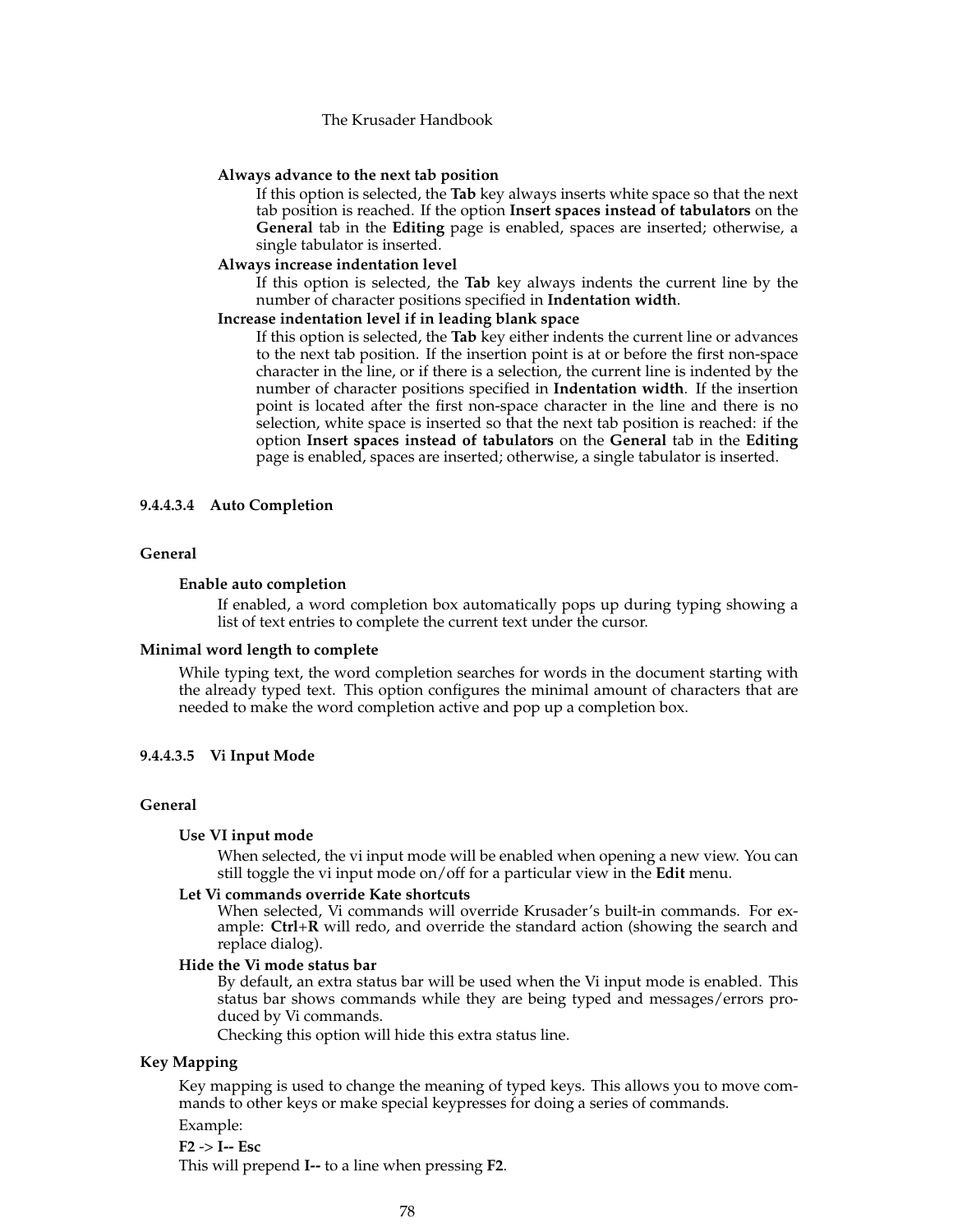**Always advance to the next tab position**

If this option is selected, the **Tab** key always inserts white space so that the next tab position is reached. If the option **Insert spaces instead of tabulators** on the **General** tab in the **Editing** page is enabled, spaces are inserted; otherwise, a single tabulator is inserted.

**Always increase indentation level**

If this option is selected, the **Tab** key always indents the current line by the number of character positions specified in **Indentation width**.

**Increase indentation level if in leading blank space**

If this option is selected, the **Tab** key either indents the current line or advances to the next tab position. If the insertion point is at or before the first non-space character in the line, or if there is a selection, the current line is indented by the number of character positions specified in **Indentation width**. If the insertion point is located after the first non-space character in the line and there is no selection, white space is inserted so that the next tab position is reached: if the option **Insert spaces instead of tabulators** on the **General** tab in the **Editing** page is enabled, spaces are inserted; otherwise, a single tabulator is inserted.

#### 9.4.4.3.4 Auto Completion

**General**

**Enable auto completion**

If enabled, a word completion box automatically pops up during typing showing a list of text entries to complete the current text under the cursor.

**Minimal word length to complete**

While typing text, the word completion searches for words in the document starting with the already typed text. This option configures the minimal amount of characters that are needed to make the word completion active and pop up a completion box.

#### 9.4.4.3.5 Vi Input Mode

**General**

**Use VI input mode**

When selected, the vi input mode will be enabled when opening a new view. You can still toggle the vi input mode on/off for a particular view in the **Edit** menu.

**Let Vi commands override Kate shortcuts**

When selected, Vi commands will override Krusader's built-in commands. For example: **Ctrl**+**R** will redo, and override the standard action (showing the search and replace dialog).

**Hide the Vi mode status bar**

By default, an extra status bar will be used when the Vi input mode is enabled. This status bar shows commands while they are being typed and messages/errors produced by Vi commands.

Checking this option will hide this extra status line.

**Key Mapping**

Key mapping is used to change the meaning of typed keys. This allows you to move commands to other keys or make special keypresses for doing a series of commands.

Example:

**F2** -> **I-- Esc**

This will prepend **I--** to a line when pressing **F2**.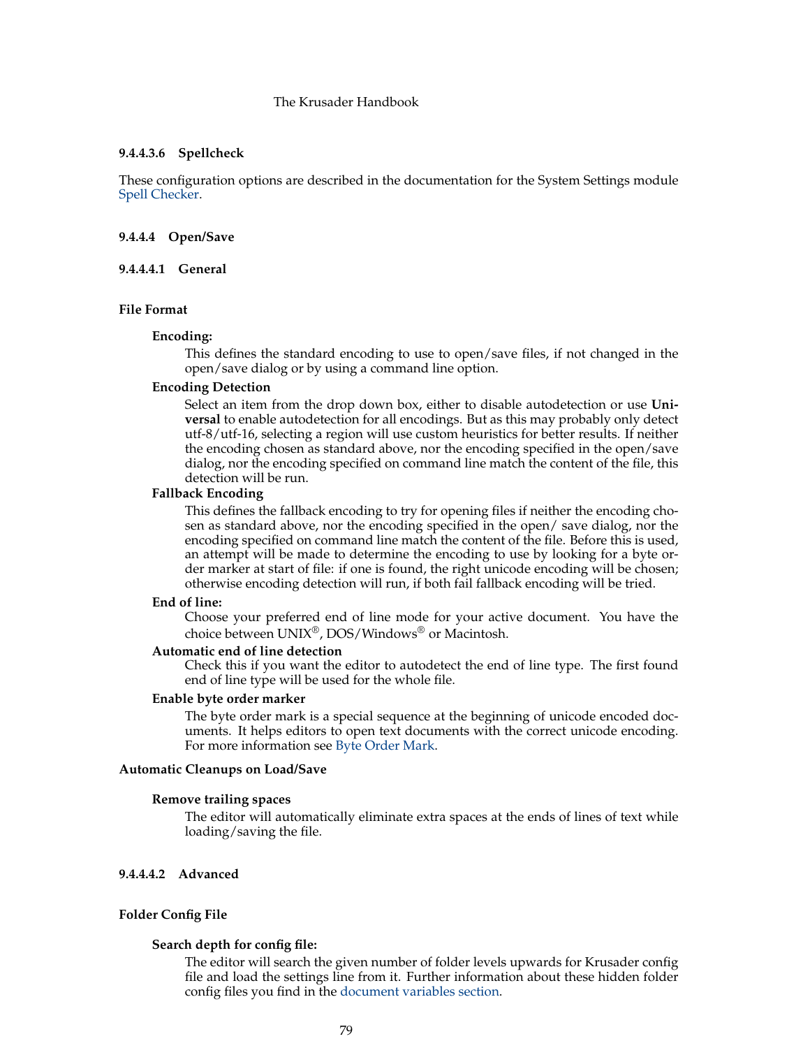#### 9.4.4.3.6 Spellcheck

These configuration options are described in the documentation for the System Settings module Spell Checker.

### 9.4.4 Open/Save

#### 9.4.4.1 General

**File Format**

**Encoding:**
This defines the standard encoding to use to open/save files, if not changed in the open/save dialog or by using a command line option.

**Encoding Detection**
Select an item from the drop down box, either to disable autodetection or use **Universal** to enable autodetection for all encodings. But as this may probably only detect utf-8/utf-16, selecting a region will use custom heuristics for better results. If neither the encoding chosen as standard above, nor the encoding specified in the open/save dialog, nor the encoding specified on command line match the content of the file, this detection will be run.

**Fallback Encoding**
This defines the fallback encoding to try for opening files if neither the encoding chosen as standard above, nor the encoding specified in the open/ save dialog, nor the encoding specified on command line match the content of the file. Before this is used, an attempt will be made to determine the encoding to use by looking for a byte order marker at start of file: if one is found, the right unicode encoding will be chosen; otherwise encoding detection will run, if both fail fallback encoding will be tried.

**End of line:**
Choose your preferred end of line mode for your active document. You have the choice between UNIX®, DOS/Windows® or Macintosh.

**Automatic end of line detection**
Check this if you want the editor to autodetect the end of line type. The first found end of line type will be used for the whole file.

**Enable byte order marker**
The byte order mark is a special sequence at the beginning of unicode encoded documents. It helps editors to open text documents with the correct unicode encoding. For more information see Byte Order Mark.

**Automatic Cleanups on Load/Save**

**Remove trailing spaces**
The editor will automatically eliminate extra spaces at the ends of lines of text while loading/saving the file.

#### 9.4.4.2 Advanced

**Folder Config File**

**Search depth for config file:**
The editor will search the given number of folder levels upwards for Krusader config file and load the settings line from it. Further information about these hidden folder config files you find in the document variables section.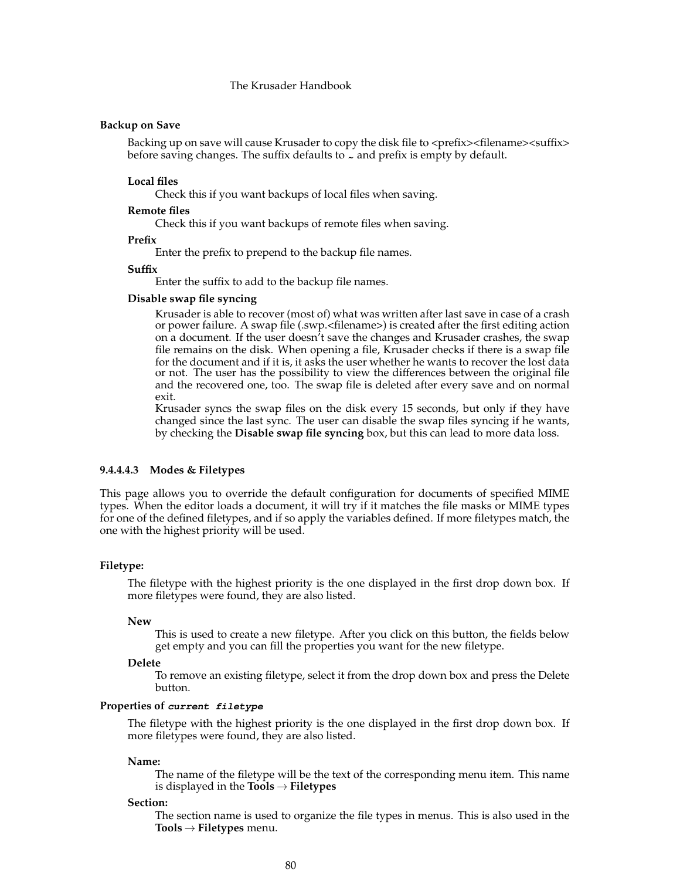**Backup on Save**

Backing up on save will cause Krusader to copy the disk file to <prefix><filename><suffix> before saving changes. The suffix defaults to ~ and prefix is empty by default.

**Local files**
: Check this if you want backups of local files when saving.

**Remote files**
: Check this if you want backups of remote files when saving.

**Prefix**
: Enter the prefix to prepend to the backup file names.

**Suffix**
: Enter the suffix to add to the backup file names.

**Disable swap file syncing**
: Krusader is able to recover (most of) what was written after last save in case of a crash or power failure. A swap file (.swp.<filename>) is created after the first editing action on a document. If the user doesn't save the changes and Krusader crashes, the swap file remains on the disk. When opening a file, Krusader checks if there is a swap file for the document and if it is, it asks the user whether he wants to recover the lost data or not. The user has the possibility to view the differences between the original file and the recovered one, too. The swap file is deleted after every save and on normal exit.
Krusader syncs the swap files on the disk every 15 seconds, but only if they have changed since the last sync. The user can disable the swap files syncing if he wants, by checking the **Disable swap file syncing** box, but this can lead to more data loss.

#### 9.4.4.4.3 Modes & Filetypes

This page allows you to override the default configuration for documents of specified MIME types. When the editor loads a document, it will try if it matches the file masks or MIME types for one of the defined filetypes, and if so apply the variables defined. If more filetypes match, the one with the highest priority will be used.

**Filetype:**

The filetype with the highest priority is the one displayed in the first drop down box. If more filetypes were found, they are also listed.

**New**
: This is used to create a new filetype. After you click on this button, the fields below get empty and you can fill the properties you want for the new filetype.

**Delete**
: To remove an existing filetype, select it from the drop down box and press the Delete button.

**Properties of *`current filetype`***

The filetype with the highest priority is the one displayed in the first drop down box. If more filetypes were found, they are also listed.

**Name:**
: The name of the filetype will be the text of the corresponding menu item. This name is displayed in the **Tools** → **Filetypes**

**Section:**
: The section name is used to organize the file types in menus. This is also used in the **Tools** → **Filetypes** menu.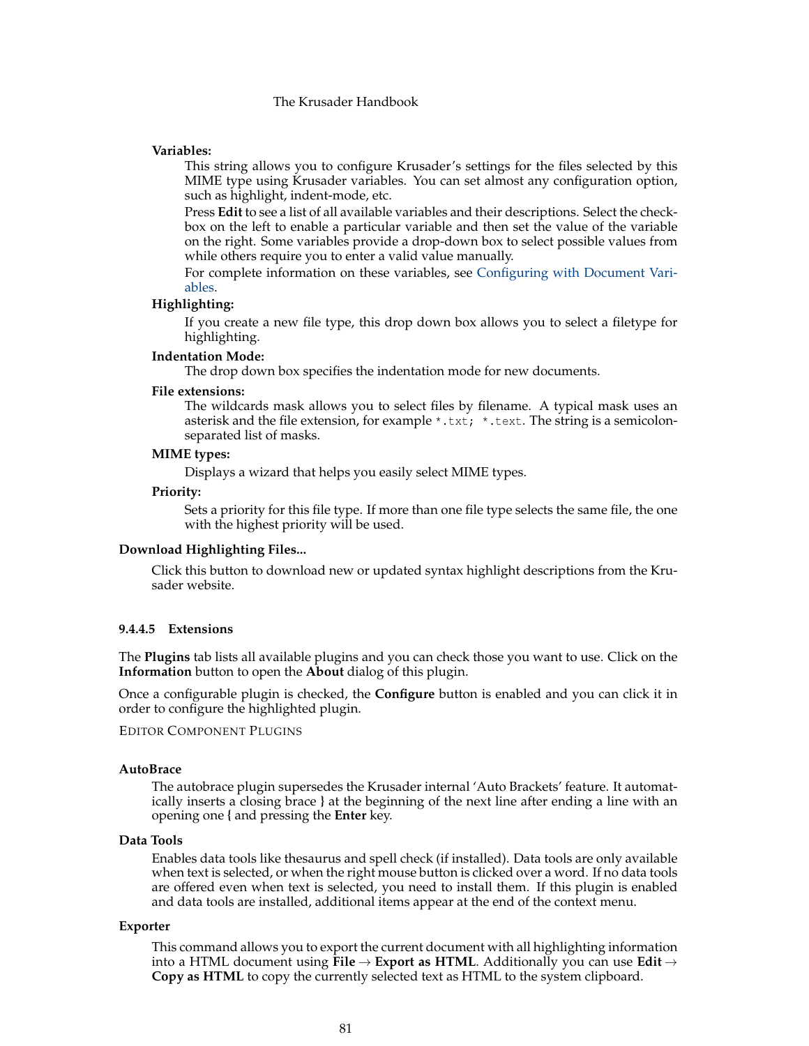**Variables:**

This string allows you to configure Krusader's settings for the files selected by this MIME type using Krusader variables. You can set almost any configuration option, such as highlight, indent-mode, etc.

Press **Edit** to see a list of all available variables and their descriptions. Select the checkbox on the left to enable a particular variable and then set the value of the variable on the right. Some variables provide a drop-down box to select possible values from while others require you to enter a valid value manually.

For complete information on these variables, see Configuring with Document Variables.

**Highlighting:**

If you create a new file type, this drop down box allows you to select a filetype for highlighting.

**Indentation Mode:**

The drop down box specifies the indentation mode for new documents.

**File extensions:**

The wildcards mask allows you to select files by filename. A typical mask uses an asterisk and the file extension, for example `*.txt; *.text`. The string is a semicolon-separated list of masks.

**MIME types:**

Displays a wizard that helps you easily select MIME types.

**Priority:**

Sets a priority for this file type. If more than one file type selects the same file, the one with the highest priority will be used.

**Download Highlighting Files...**

Click this button to download new or updated syntax highlight descriptions from the Krusader website.

#### 9.4.4.5 Extensions

The **Plugins** tab lists all available plugins and you can check those you want to use. Click on the **Information** button to open the **About** dialog of this plugin.

Once a configurable plugin is checked, the **Configure** button is enabled and you can click it in order to configure the highlighted plugin.

EDITOR COMPONENT PLUGINS

**AutoBrace**

The autobrace plugin supersedes the Krusader internal 'Auto Brackets' feature. It automatically inserts a closing brace } at the beginning of the next line after ending a line with an opening one { and pressing the **Enter** key.

**Data Tools**

Enables data tools like thesaurus and spell check (if installed). Data tools are only available when text is selected, or when the right mouse button is clicked over a word. If no data tools are offered even when text is selected, you need to install them. If this plugin is enabled and data tools are installed, additional items appear at the end of the context menu.

**Exporter**

This command allows you to export the current document with all highlighting information into a HTML document using **File** → **Export as HTML**. Additionally you can use **Edit** → **Copy as HTML** to copy the currently selected text as HTML to the system clipboard.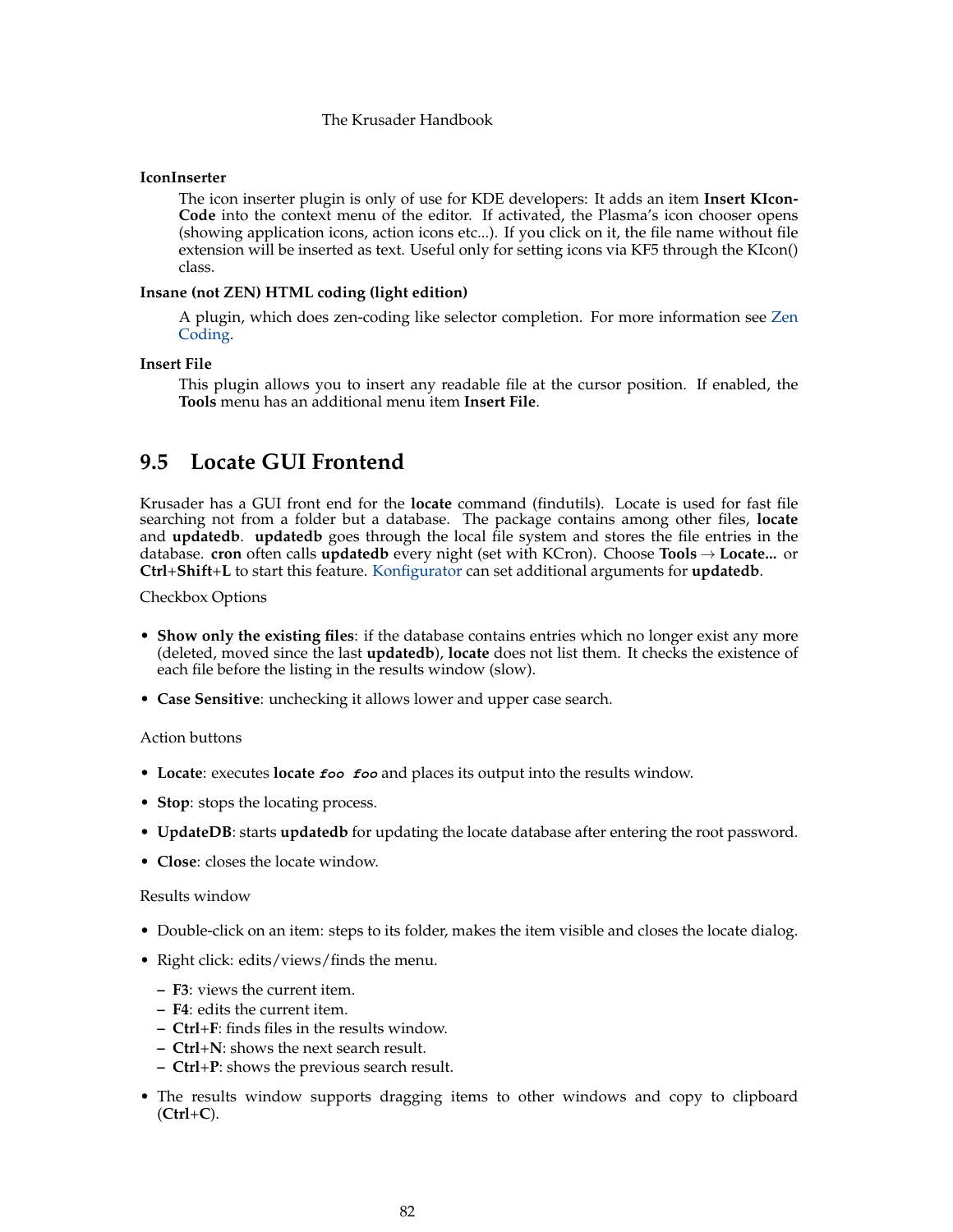**IconInserter**

The icon inserter plugin is only of use for KDE developers: It adds an item **Insert KIconCode** into the context menu of the editor. If activated, the Plasma's icon chooser opens (showing application icons, action icons etc...). If you click on it, the file name without file extension will be inserted as text. Useful only for setting icons via KF5 through the KIcon() class.

**Insane (not ZEN) HTML coding (light edition)**

A plugin, which does zen-coding like selector completion. For more information see Zen Coding.

**Insert File**

This plugin allows you to insert any readable file at the cursor position. If enabled, the **Tools** menu has an additional menu item **Insert File**.

## 9.5 Locate GUI Frontend

Krusader has a GUI front end for the **locate** command (findutils). Locate is used for fast file searching not from a folder but a database. The package contains among other files, **locate** and **updatedb**. **updatedb** goes through the local file system and stores the file entries in the database. **cron** often calls **updatedb** every night (set with KCron). Choose **Tools** → **Locate...** or **Ctrl**+**Shift**+**L** to start this feature. Konfigurator can set additional arguments for **updatedb**.

Checkbox Options

- **Show only the existing files**: if the database contains entries which no longer exist any more (deleted, moved since the last **updatedb**), **locate** does not list them. It checks the existence of each file before the listing in the results window (slow).
- **Case Sensitive**: unchecking it allows lower and upper case search.

Action buttons

- **Locate**: executes **locate** ***foo foo*** and places its output into the results window.
- **Stop**: stops the locating process.
- **UpdateDB**: starts **updatedb** for updating the locate database after entering the root password.
- **Close**: closes the locate window.

Results window

- Double-click on an item: steps to its folder, makes the item visible and closes the locate dialog.
- Right click: edits/views/finds the menu.
  - **F3**: views the current item.
  - **F4**: edits the current item.
  - **Ctrl**+**F**: finds files in the results window.
  - **Ctrl**+**N**: shows the next search result.
  - **Ctrl**+**P**: shows the previous search result.
- The results window supports dragging items to other windows and copy to clipboard (**Ctrl**+**C**).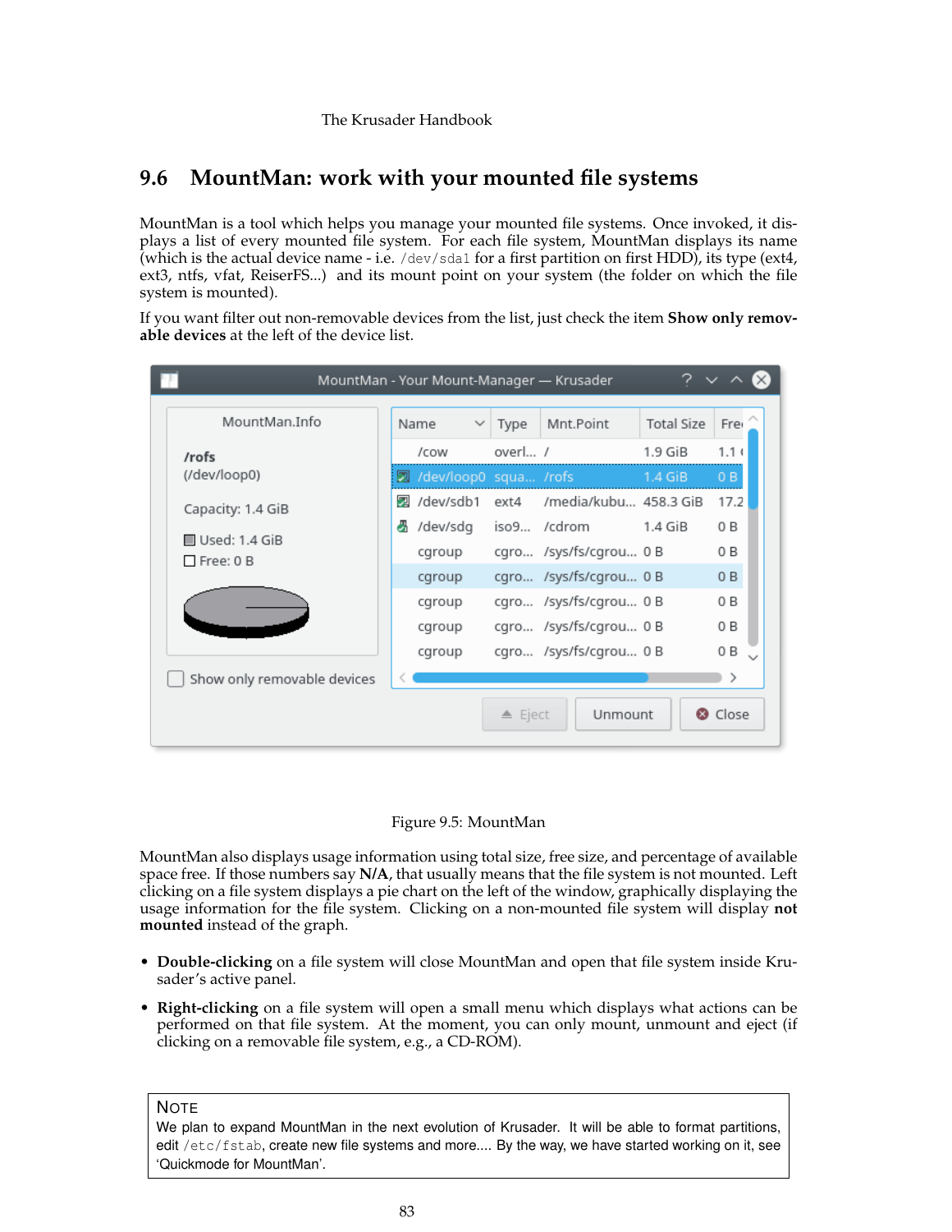## 9.6 MountMan: work with your mounted file systems

MountMan is a tool which helps you manage your mounted file systems. Once invoked, it displays a list of every mounted file system. For each file system, MountMan displays its name (which is the actual device name - i.e. `/dev/sda1` for a first partition on first HDD), its type (ext4, ext3, ntfs, vfat, ReiserFS...) and its mount point on your system (the folder on which the file system is mounted).

If you want filter out non-removable devices from the list, just check the item **Show only removable devices** at the left of the device list.

Figure 9.5: MountMan

MountMan also displays usage information using total size, free size, and percentage of available space free. If those numbers say **N/A**, that usually means that the file system is not mounted. Left clicking on a file system displays a pie chart on the left of the window, graphically displaying the usage information for the file system. Clicking on a non-mounted file system will display **not mounted** instead of the graph.

- **Double-clicking** on a file system will close MountMan and open that file system inside Krusader's active panel.
- **Right-clicking** on a file system will open a small menu which displays what actions can be performed on that file system. At the moment, you can only mount, unmount and eject (if clicking on a removable file system, e.g., a CD-ROM).

> **NOTE**
> We plan to expand MountMan in the next evolution of Krusader. It will be able to format partitions, edit `/etc/fstab`, create new file systems and more.... By the way, we have started working on it, see 'Quickmode for MountMan'.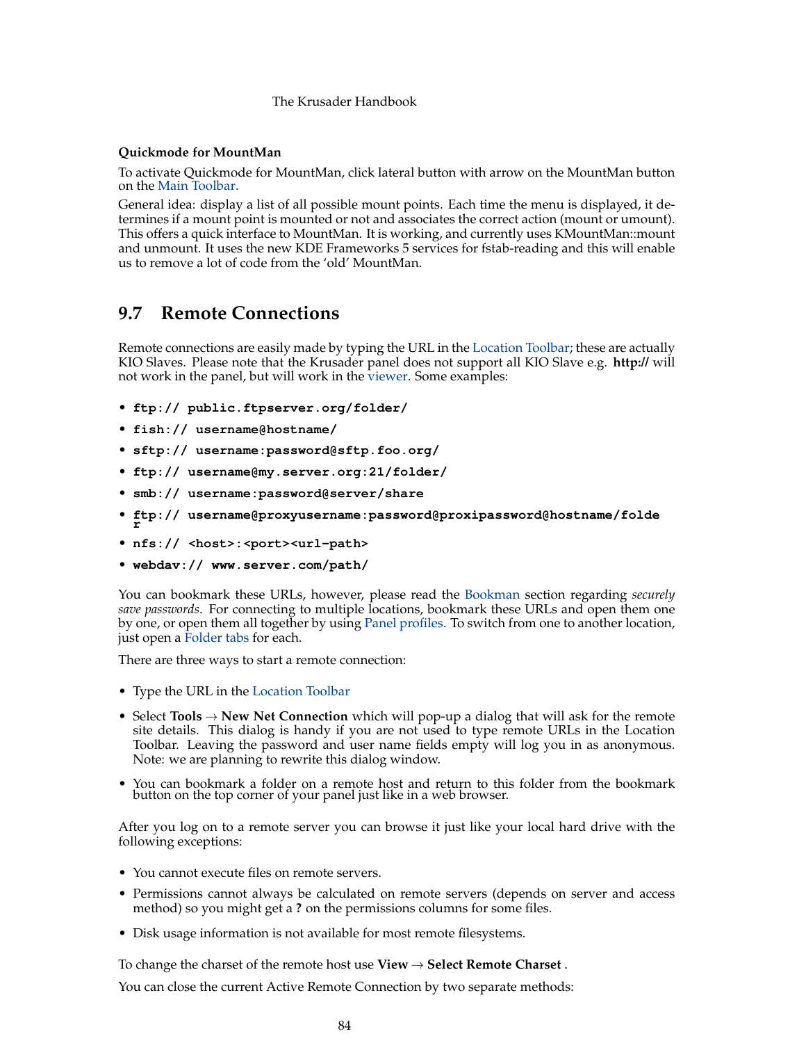### Quickmode for MountMan

To activate Quickmode for MountMan, click lateral button with arrow on the MountMan button on the Main Toolbar.

General idea: display a list of all possible mount points. Each time the menu is displayed, it determines if a mount point is mounted or not and associates the correct action (mount or umount). This offers a quick interface to MountMan. It is working, and currently uses KMountMan::mount and unmount. It uses the new KDE Frameworks 5 services for fstab-reading and this will enable us to remove a lot of code from the 'old' MountMan.

## 9.7 Remote Connections

Remote connections are easily made by typing the URL in the Location Toolbar; these are actually KIO Slaves. Please note that the Krusader panel does not support all KIO Slave e.g. **http://** will not work in the panel, but will work in the viewer. Some examples:

- **`ftp:// public.ftpserver.org/folder/`**
- **`fish:// username@hostname/`**
- **`sftp:// username:password@sftp.foo.org/`**
- **`ftp:// username@my.server.org:21/folder/`**
- **`smb:// username:password@server/share`**
- **`ftp:// username@proxyusername:password@proxipassword@hostname/folder`**
- **`nfs:// <host>:<port><url-path>`**
- **`webdav:// www.server.com/path/`**

You can bookmark these URLs, however, please read the Bookman section regarding *securely save passwords*. For connecting to multiple locations, bookmark these URLs and open them one by one, or open them all together by using Panel profiles. To switch from one to another location, just open a Folder tabs for each.

There are three ways to start a remote connection:

- Type the URL in the Location Toolbar
- Select **Tools** → **New Net Connection** which will pop-up a dialog that will ask for the remote site details. This dialog is handy if you are not used to type remote URLs in the Location Toolbar. Leaving the password and user name fields empty will log you in as anonymous. Note: we are planning to rewrite this dialog window.
- You can bookmark a folder on a remote host and return to this folder from the bookmark button on the top corner of your panel just like in a web browser.

After you log on to a remote server you can browse it just like your local hard drive with the following exceptions:

- You cannot execute files on remote servers.
- Permissions cannot always be calculated on remote servers (depends on server and access method) so you might get a **?** on the permissions columns for some files.
- Disk usage information is not available for most remote filesystems.

To change the charset of the remote host use **View** → **Select Remote Charset** .

You can close the current Active Remote Connection by two separate methods: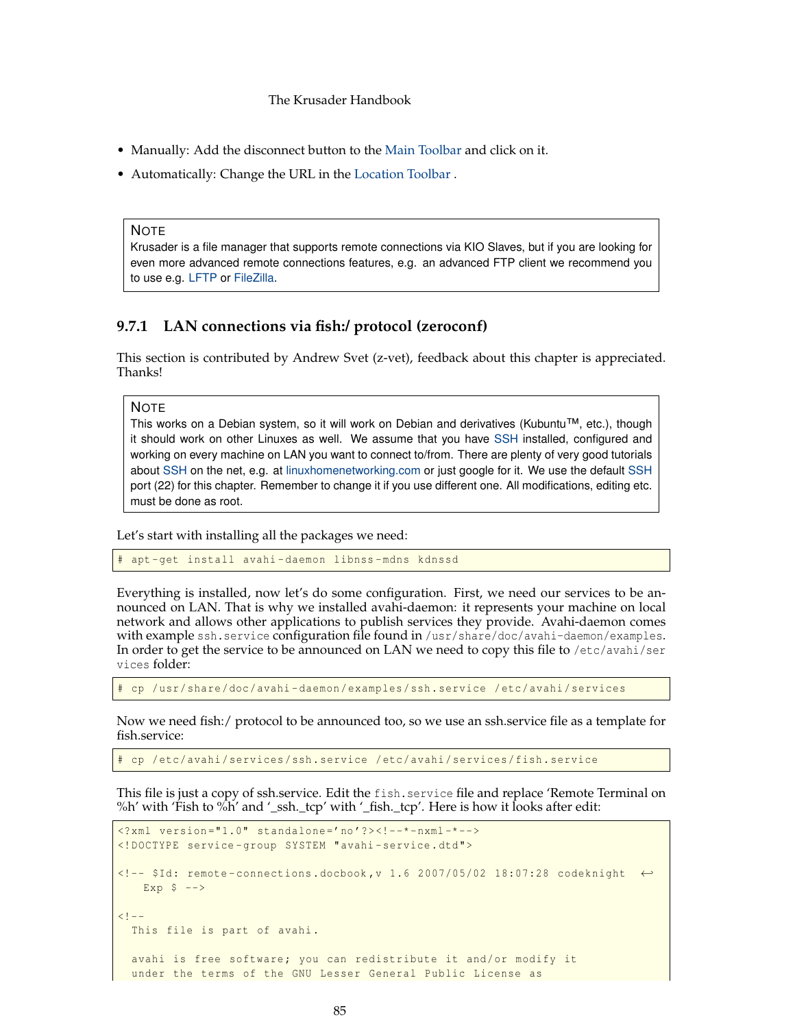- Manually: Add the disconnect button to the Main Toolbar and click on it.
- Automatically: Change the URL in the Location Toolbar .

> **NOTE**
> Krusader is a file manager that supports remote connections via KIO Slaves, but if you are looking for even more advanced remote connections features, e.g. an advanced FTP client we recommend you to use e.g. LFTP or FileZilla.

### 9.7.1 LAN connections via fish:/ protocol (zeroconf)

This section is contributed by Andrew Svet (z-vet), feedback about this chapter is appreciated. Thanks!

> **NOTE**
> This works on a Debian system, so it will work on Debian and derivatives (Kubuntu™, etc.), though it should work on other Linuxes as well. We assume that you have SSH installed, configured and working on every machine on LAN you want to connect to/from. There are plenty of very good tutorials about SSH on the net, e.g. at linuxhomenetworking.com or just google for it. We use the default SSH port (22) for this chapter. Remember to change it if you use different one. All modifications, editing etc. must be done as root.

Let's start with installing all the packages we need:

```
# apt-get install avahi-daemon libnss-mdns kdnssd
```

Everything is installed, now let's do some configuration. First, we need our services to be announced on LAN. That is why we installed avahi-daemon: it represents your machine on local network and allows other applications to publish services they provide. Avahi-daemon comes with example `ssh.service` configuration file found in `/usr/share/doc/avahi-daemon/examples`. In order to get the service to be announced on LAN we need to copy this file to `/etc/avahi/services` folder:

```
# cp /usr/share/doc/avahi-daemon/examples/ssh.service /etc/avahi/services
```

Now we need fish:/ protocol to be announced too, so we use an ssh.service file as a template for fish.service:

```
# cp /etc/avahi/services/ssh.service /etc/avahi/services/fish.service
```

This file is just a copy of ssh.service. Edit the `fish.service` file and replace 'Remote Terminal on %h' with 'Fish to %h' and '_ssh._tcp' with '_fish._tcp'. Here is how it looks after edit:

```
<?xml version="1.0" standalone='no'?><!--*-nxml-*-->
<!DOCTYPE service-group SYSTEM "avahi-service.dtd">

<!-- $Id: remote-connections.docbook,v 1.6 2007/05/02 18:07:28 codeknight ↩
    Exp $ -->

<!--
  This file is part of avahi.

  avahi is free software; you can redistribute it and/or modify it
  under the terms of the GNU Lesser General Public License as
```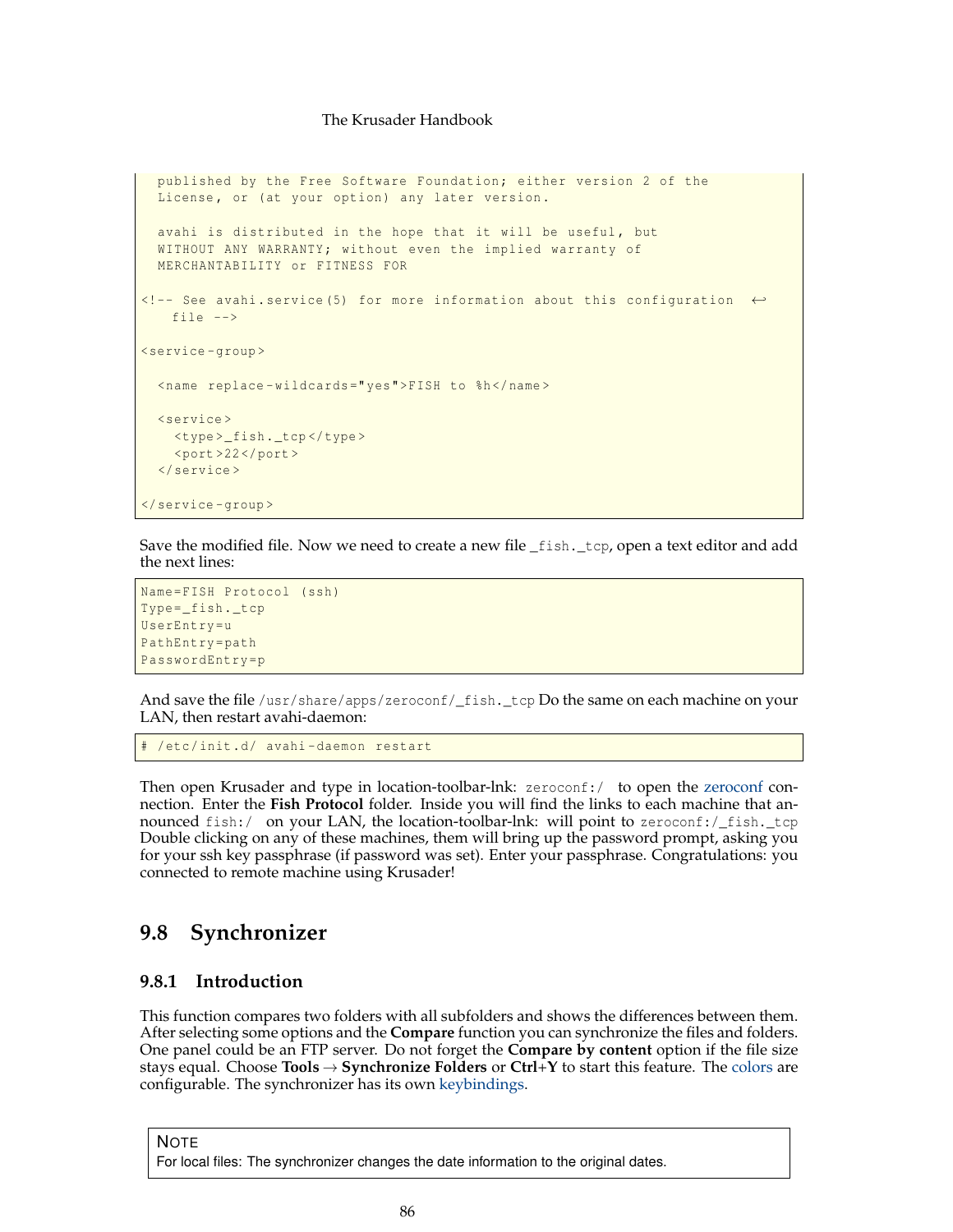```
  published by the Free Software Foundation; either version 2 of the
  License, or (at your option) any later version.

  avahi is distributed in the hope that it will be useful, but
  WITHOUT ANY WARRANTY; without even the implied warranty of
  MERCHANTABILITY or FITNESS FOR

<!-- See avahi.service(5) for more information about this configuration
    file -->

<service-group>

  <name replace-wildcards="yes">FISH to %h</name>

  <service>
    <type>_fish._tcp</type>
    <port>22</port>
  </service>

</service-group>
```

Save the modified file. Now we need to create a new file `_fish._tcp`, open a text editor and add the next lines:

```
Name=FISH Protocol (ssh)
Type=_fish._tcp
UserEntry=u
PathEntry=path
PasswordEntry=p
```

And save the file `/usr/share/apps/zeroconf/_fish._tcp` Do the same on each machine on your LAN, then restart avahi-daemon:

```
# /etc/init.d/ avahi-daemon restart
```

Then open Krusader and type in location-toolbar-lnk: `zeroconf:/` to open the zeroconf connection. Enter the **Fish Protocol** folder. Inside you will find the links to each machine that announced `fish:/` on your LAN, the location-toolbar-lnk: will point to `zeroconf:/_fish._tcp` Double clicking on any of these machines, them will bring up the password prompt, asking you for your ssh key passphrase (if password was set). Enter your passphrase. Congratulations: you connected to remote machine using Krusader!

## 9.8 Synchronizer

### 9.8.1 Introduction

This function compares two folders with all subfolders and shows the differences between them. After selecting some options and the **Compare** function you can synchronize the files and folders. One panel could be an FTP server. Do not forget the **Compare by content** option if the file size stays equal. Choose **Tools** → **Synchronize Folders** or **Ctrl+Y** to start this feature. The colors are configurable. The synchronizer has its own keybindings.

> **NOTE**
> For local files: The synchronizer changes the date information to the original dates.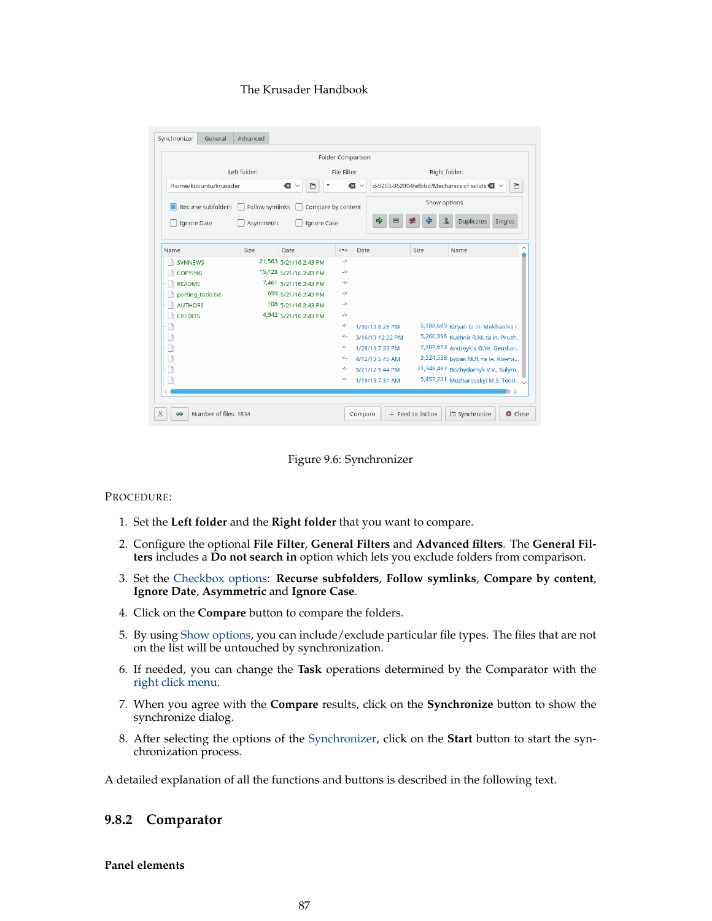Figure 9.6: Synchronizer

PROCEDURE:

1. Set the **Left folder** and the **Right folder** that you want to compare.
2. Configure the optional **File Filter**, **General Filters** and **Advanced filters**. The **General Filters** includes a **Do not search in** option which lets you exclude folders from comparison.
3. Set the Checkbox options: **Recurse subfolders**, **Follow symlinks**, **Compare by content**, **Ignore Date**, **Asymmetric** and **Ignore Case**.
4. Click on the **Compare** button to compare the folders.
5. By using Show options, you can include/exclude particular file types. The files that are not on the list will be untouched by synchronization.
6. If needed, you can change the **Task** operations determined by the Comparator with the right click menu.
7. When you agree with the **Compare** results, click on the **Synchronize** button to show the synchronize dialog.
8. After selecting the options of the Synchronizer, click on the **Start** button to start the synchronization process.

A detailed explanation of all the functions and buttons is described in the following text.

## 9.8.2 Comparator

### Panel elements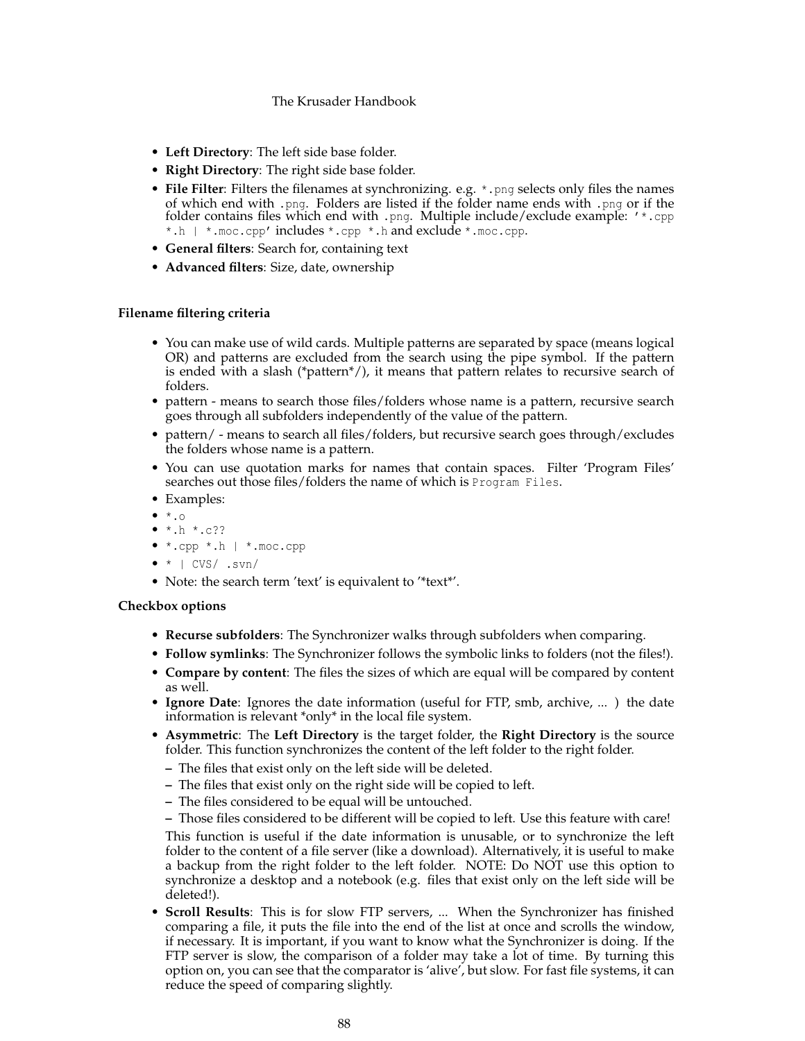- **Left Directory**: The left side base folder.
- **Right Directory**: The right side base folder.
- **File Filter**: Filters the filenames at synchronizing. e.g. `*.png` selects only files the names of which end with `.png`. Folders are listed if the folder name ends with `.png` or if the folder contains files which end with `.png`. Multiple include/exclude example: `'*.cpp *.h | *.moc.cpp'` includes `*.cpp *.h` and exclude `*.moc.cpp`.
- **General filters**: Search for, containing text
- **Advanced filters**: Size, date, ownership

### Filename filtering criteria

- You can make use of wild cards. Multiple patterns are separated by space (means logical OR) and patterns are excluded from the search using the pipe symbol. If the pattern is ended with a slash (*pattern*/), it means that pattern relates to recursive search of folders.
- pattern - means to search those files/folders whose name is a pattern, recursive search goes through all subfolders independently of the value of the pattern.
- pattern/ - means to search all files/folders, but recursive search goes through/excludes the folders whose name is a pattern.
- You can use quotation marks for names that contain spaces. Filter 'Program Files' searches out those files/folders the name of which is `Program Files`.
- Examples:
- `*.o`
- `*.h *.c??`
- `*.cpp *.h | *.moc.cpp`
- `* | CVS/ .svn/`
- Note: the search term 'text' is equivalent to '*text*'.

### Checkbox options

- **Recurse subfolders**: The Synchronizer walks through subfolders when comparing.
- **Follow symlinks**: The Synchronizer follows the symbolic links to folders (not the files!).
- **Compare by content**: The files the sizes of which are equal will be compared by content as well.
- **Ignore Date**: Ignores the date information (useful for FTP, smb, archive, ... ) the date information is relevant *only* in the local file system.
- **Asymmetric**: The **Left Directory** is the target folder, the **Right Directory** is the source folder. This function synchronizes the content of the left folder to the right folder.
  - The files that exist only on the left side will be deleted.
  - The files that exist only on the right side will be copied to left.
  - The files considered to be equal will be untouched.
  - Those files considered to be different will be copied to left. Use this feature with care!

  This function is useful if the date information is unusable, or to synchronize the left folder to the content of a file server (like a download). Alternatively, it is useful to make a backup from the right folder to the left folder. NOTE: Do NOT use this option to synchronize a desktop and a notebook (e.g. files that exist only on the left side will be deleted!).
- **Scroll Results**: This is for slow FTP servers, ... When the Synchronizer has finished comparing a file, it puts the file into the end of the list at once and scrolls the window, if necessary. It is important, if you want to know what the Synchronizer is doing. If the FTP server is slow, the comparison of a folder may take a lot of time. By turning this option on, you can see that the comparator is 'alive', but slow. For fast file systems, it can reduce the speed of comparing slightly.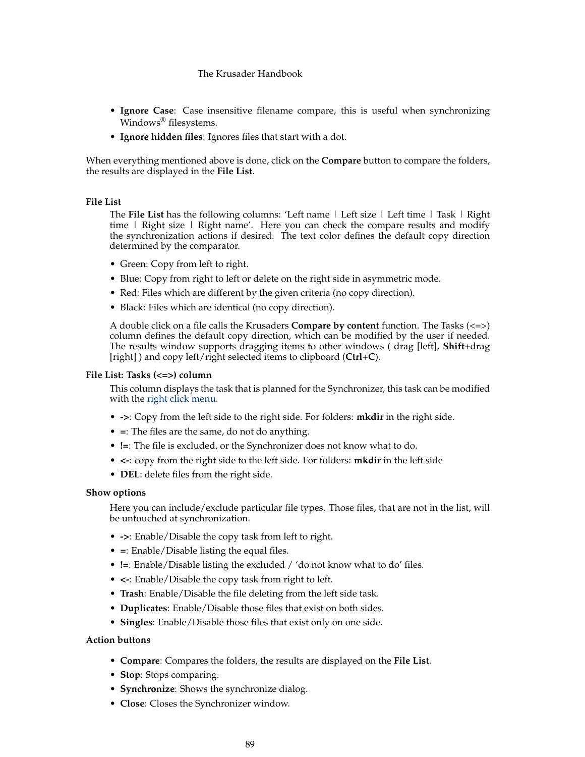- **Ignore Case**: Case insensitive filename compare, this is useful when synchronizing Windows® filesystems.
- **Ignore hidden files**: Ignores files that start with a dot.

When everything mentioned above is done, click on the **Compare** button to compare the folders, the results are displayed in the **File List**.

**File List**

The **File List** has the following columns: ‘Left name | Left size | Left time | Task | Right time | Right size | Right name’. Here you can check the compare results and modify the synchronization actions if desired. The text color defines the default copy direction determined by the comparator.

- Green: Copy from left to right.
- Blue: Copy from right to left or delete on the right side in asymmetric mode.
- Red: Files which are different by the given criteria (no copy direction).
- Black: Files which are identical (no copy direction).

A double click on a file calls the Krusaders **Compare by content** function. The Tasks (<=>) column defines the default copy direction, which can be modified by the user if needed. The results window supports dragging items to other windows ( drag [left], **Shift**+drag [right] ) and copy left/right selected items to clipboard (**Ctrl**+**C**).

**File List: Tasks (<=>) column**

This column displays the task that is planned for the Synchronizer, this task can be modified with the right click menu.

- **->**: Copy from the left side to the right side. For folders: **mkdir** in the right side.
- **=**: The files are the same, do not do anything.
- **!=**: The file is excluded, or the Synchronizer does not know what to do.
- **<-**: copy from the right side to the left side. For folders: **mkdir** in the left side
- **DEL**: delete files from the right side.

**Show options**

Here you can include/exclude particular file types. Those files, that are not in the list, will be untouched at synchronization.

- **->**: Enable/Disable the copy task from left to right.
- **=**: Enable/Disable listing the equal files.
- **!=**: Enable/Disable listing the excluded / ‘do not know what to do’ files.
- **<-**: Enable/Disable the copy task from right to left.
- **Trash**: Enable/Disable the file deleting from the left side task.
- **Duplicates**: Enable/Disable those files that exist on both sides.
- **Singles**: Enable/Disable those files that exist only on one side.

**Action buttons**

- **Compare**: Compares the folders, the results are displayed on the **File List**.
- **Stop**: Stops comparing.
- **Synchronize**: Shows the synchronize dialog.
- **Close**: Closes the Synchronizer window.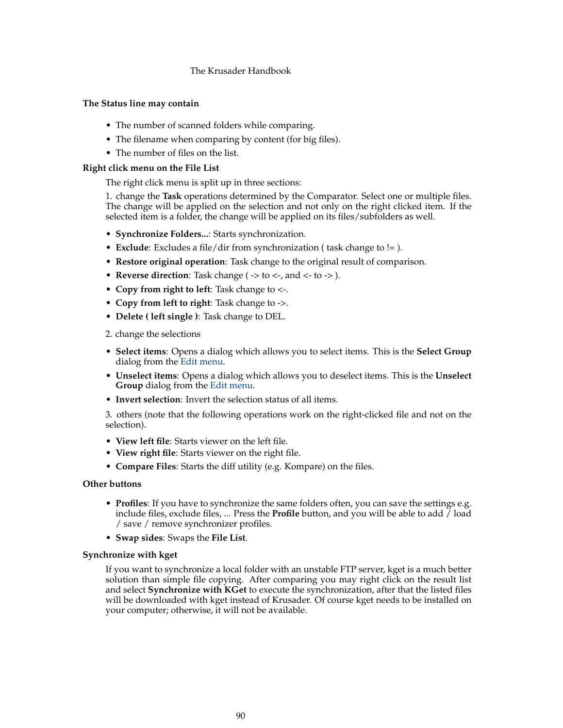**The Status line may contain**

- The number of scanned folders while comparing.
- The filename when comparing by content (for big files).
- The number of files on the list.

**Right click menu on the File List**

The right click menu is split up in three sections:

1. change the **Task** operations determined by the Comparator. Select one or multiple files. The change will be applied on the selection and not only on the right clicked item. If the selected item is a folder, the change will be applied on its files/subfolders as well.

- **Synchronize Folders...**: Starts synchronization.
- **Exclude**: Excludes a file/dir from synchronization ( task change to != ).
- **Restore original operation**: Task change to the original result of comparison.
- **Reverse direction**: Task change ( -> to <-, and <- to -> ).
- **Copy from right to left**: Task change to <-.
- **Copy from left to right**: Task change to ->.
- **Delete ( left single )**: Task change to DEL.

2. change the selections

- **Select items**: Opens a dialog which allows you to select items. This is the **Select Group** dialog from the Edit menu.
- **Unselect items**: Opens a dialog which allows you to deselect items. This is the **Unselect Group** dialog from the Edit menu.
- **Invert selection**: Invert the selection status of all items.

3. others (note that the following operations work on the right-clicked file and not on the selection).

- **View left file**: Starts viewer on the left file.
- **View right file**: Starts viewer on the right file.
- **Compare Files**: Starts the diff utility (e.g. Kompare) on the files.

**Other buttons**

- **Profiles**: If you have to synchronize the same folders often, you can save the settings e.g. include files, exclude files, ... Press the **Profile** button, and you will be able to add / load / save / remove synchronizer profiles.
- **Swap sides**: Swaps the **File List**.

**Synchronize with kget**

If you want to synchronize a local folder with an unstable FTP server, kget is a much better solution than simple file copying. After comparing you may right click on the result list and select **Synchronize with KGet** to execute the synchronization, after that the listed files will be downloaded with kget instead of Krusader. Of course kget needs to be installed on your computer; otherwise, it will not be available.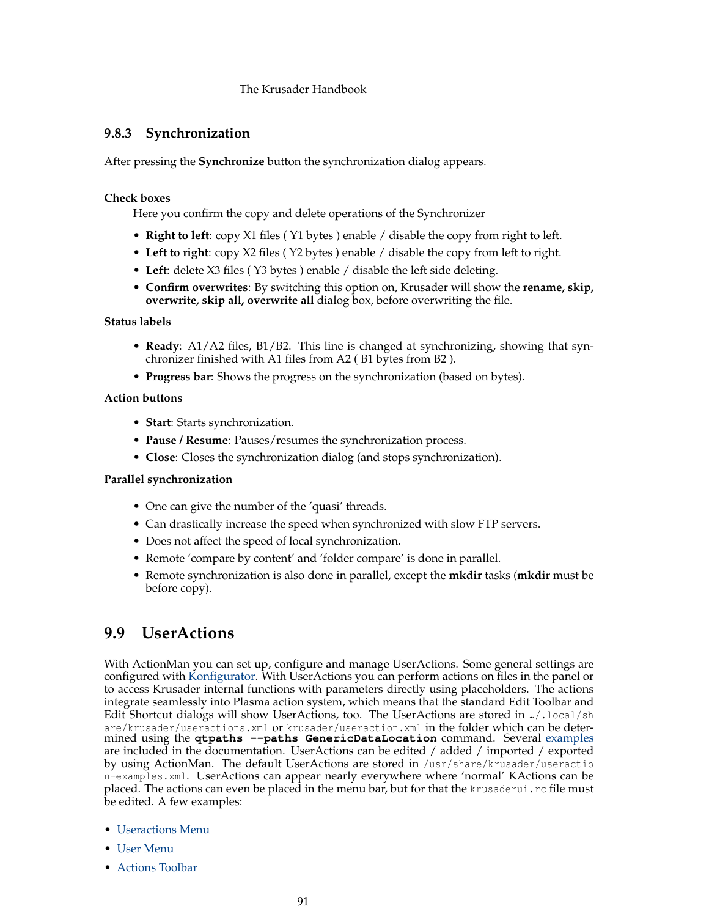### 9.8.3 Synchronization

After pressing the **Synchronize** button the synchronization dialog appears.

**Check boxes**

Here you confirm the copy and delete operations of the Synchronizer

- **Right to left**: copy X1 files ( Y1 bytes ) enable / disable the copy from right to left.
- **Left to right**: copy X2 files ( Y2 bytes ) enable / disable the copy from left to right.
- **Left**: delete X3 files ( Y3 bytes ) enable / disable the left side deleting.
- **Confirm overwrites**: By switching this option on, Krusader will show the **rename, skip, overwrite, skip all, overwrite all** dialog box, before overwriting the file.

**Status labels**

- **Ready**: A1/A2 files, B1/B2. This line is changed at synchronizing, showing that synchronizer finished with A1 files from A2 ( B1 bytes from B2 ).
- **Progress bar**: Shows the progress on the synchronization (based on bytes).

**Action buttons**

- **Start**: Starts synchronization.
- **Pause / Resume**: Pauses/resumes the synchronization process.
- **Close**: Closes the synchronization dialog (and stops synchronization).

**Parallel synchronization**

- One can give the number of the 'quasi' threads.
- Can drastically increase the speed when synchronized with slow FTP servers.
- Does not affect the speed of local synchronization.
- Remote 'compare by content' and 'folder compare' is done in parallel.
- Remote synchronization is also done in parallel, except the **mkdir** tasks (**mkdir** must be before copy).

## 9.9 UserActions

With ActionMan you can set up, configure and manage UserActions. Some general settings are configured with Konfigurator. With UserActions you can perform actions on files in the panel or to access Krusader internal functions with parameters directly using placeholders. The actions integrate seamlessly into Plasma action system, which means that the standard Edit Toolbar and Edit Shortcut dialogs will show UserActions, too. The UserActions are stored in `~/.local/share/krusader/useractions.xml` or `krusader/useraction.xml` in the folder which can be determined using the **`qtpaths --paths GenericDataLocation`** command. Several examples are included in the documentation. UserActions can be edited / added / imported / exported by using ActionMan. The default UserActions are stored in `/usr/share/krusader/useraction-examples.xml`. UserActions can appear nearly everywhere where 'normal' KActions can be placed. The actions can even be placed in the menu bar, but for that the `krusaderui.rc` file must be edited. A few examples:

- Useractions Menu
- User Menu
- Actions Toolbar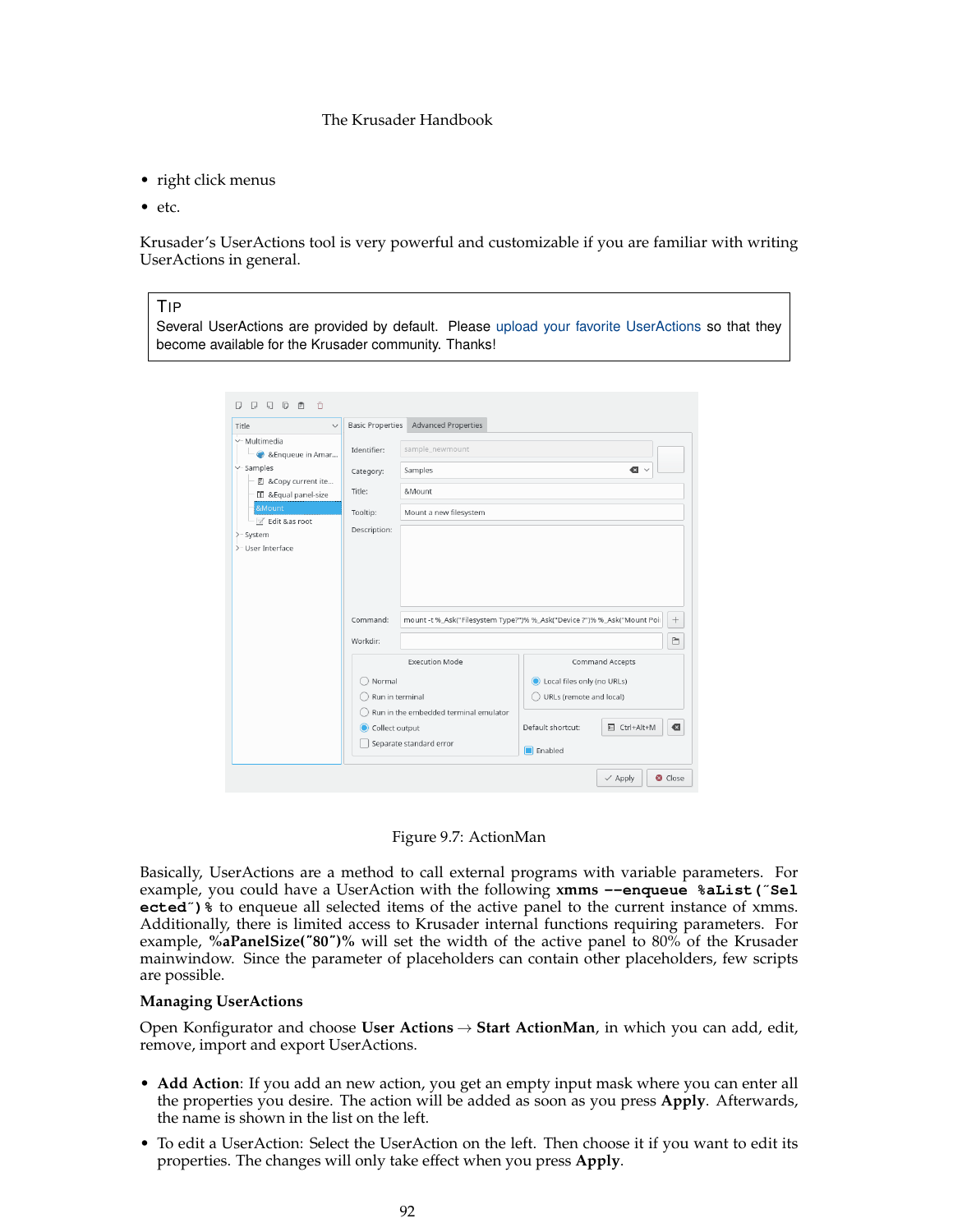- right click menus
- etc.

Krusader's UserActions tool is very powerful and customizable if you are familiar with writing UserActions in general.

> **TIP**
> Several UserActions are provided by default. Please upload your favorite UserActions so that they become available for the Krusader community. Thanks!

Figure 9.7: ActionMan

Basically, UserActions are a method to call external programs with variable parameters. For example, you could have a UserAction with the following **`xmms --enqueue %aList("Selected")%`** to enqueue all selected items of the active panel to the current instance of xmms. Additionally, there is limited access to Krusader internal functions requiring parameters. For example, **%aPanelSize("80")%** will set the width of the active panel to 80% of the Krusader mainwindow. Since the parameter of placeholders can contain other placeholders, few scripts are possible.

**Managing UserActions**

Open Konfigurator and choose **User Actions** → **Start ActionMan**, in which you can add, edit, remove, import and export UserActions.

- **Add Action**: If you add an new action, you get an empty input mask where you can enter all the properties you desire. The action will be added as soon as you press **Apply**. Afterwards, the name is shown in the list on the left.
- To edit a UserAction: Select the UserAction on the left. Then choose it if you want to edit its properties. The changes will only take effect when you press **Apply**.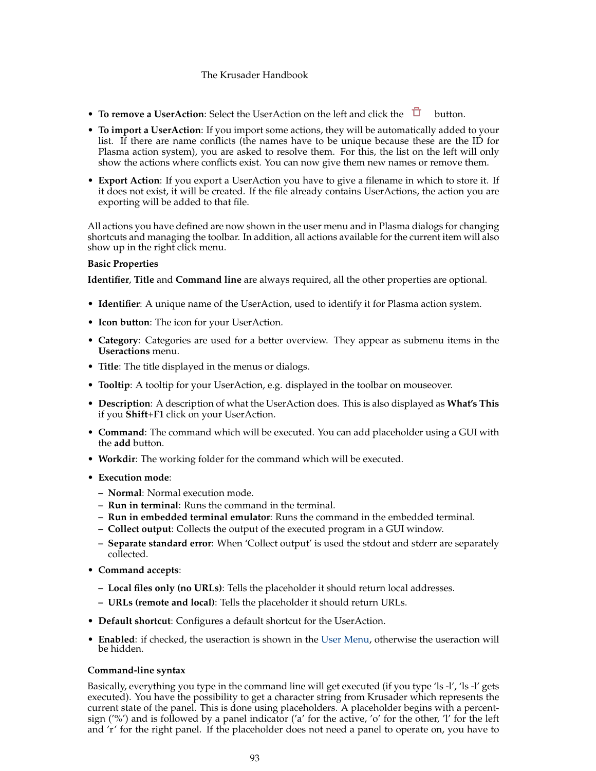- **To remove a UserAction**: Select the UserAction on the left and click the button.
- **To import a UserAction**: If you import some actions, they will be automatically added to your list. If there are name conflicts (the names have to be unique because these are the ID for Plasma action system), you are asked to resolve them. For this, the list on the left will only show the actions where conflicts exist. You can now give them new names or remove them.
- **Export Action**: If you export a UserAction you have to give a filename in which to store it. If it does not exist, it will be created. If the file already contains UserActions, the action you are exporting will be added to that file.

All actions you have defined are now shown in the user menu and in Plasma dialogs for changing shortcuts and managing the toolbar. In addition, all actions available for the current item will also show up in the right click menu.

**Basic Properties**

**Identifier**, **Title** and **Command line** are always required, all the other properties are optional.

- **Identifier**: A unique name of the UserAction, used to identify it for Plasma action system.
- **Icon button**: The icon for your UserAction.
- **Category**: Categories are used for a better overview. They appear as submenu items in the **Useractions** menu.
- **Title**: The title displayed in the menus or dialogs.
- **Tooltip**: A tooltip for your UserAction, e.g. displayed in the toolbar on mouseover.
- **Description**: A description of what the UserAction does. This is also displayed as **What's This** if you **Shift**+**F1** click on your UserAction.
- **Command**: The command which will be executed. You can add placeholder using a GUI with the **add** button.
- **Workdir**: The working folder for the command which will be executed.
- **Execution mode**:
  - **Normal**: Normal execution mode.
  - **Run in terminal**: Runs the command in the terminal.
  - **Run in embedded terminal emulator**: Runs the command in the embedded terminal.
  - **Collect output**: Collects the output of the executed program in a GUI window.
  - **Separate standard error**: When 'Collect output' is used the stdout and stderr are separately collected.
- **Command accepts**:
  - **Local files only (no URLs)**: Tells the placeholder it should return local addresses.
  - **URLs (remote and local)**: Tells the placeholder it should return URLs.
- **Default shortcut**: Configures a default shortcut for the UserAction.
- **Enabled**: if checked, the useraction is shown in the User Menu, otherwise the useraction will be hidden.

**Command-line syntax**

Basically, everything you type in the command line will get executed (if you type 'ls -l', 'ls -l' gets executed). You have the possibility to get a character string from Krusader which represents the current state of the panel. This is done using placeholders. A placeholder begins with a percent-sign ('%') and is followed by a panel indicator ('a' for the active, 'o' for the other, 'l' for the left and 'r' for the right panel. If the placeholder does not need a panel to operate on, you have to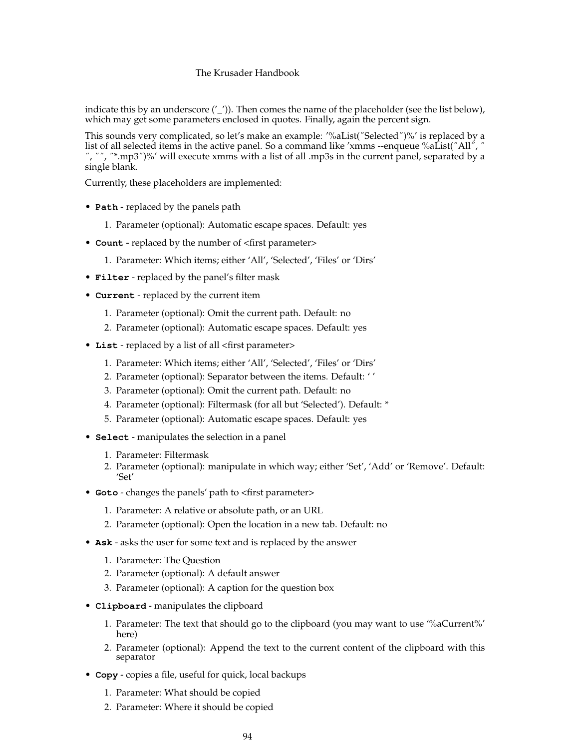indicate this by an underscore ('_')). Then comes the name of the placeholder (see the list below), which may get some parameters enclosed in quotes. Finally, again the percent sign.

This sounds very complicated, so let's make an example: '%aList("Selected")%' is replaced by a list of all selected items in the active panel. So a command like 'xmms --enqueue %aList("All", " ", "", "*.mp3")%' will execute xmms with a list of all .mp3s in the current panel, separated by a single blank.

Currently, these placeholders are implemented:

- **Path** - replaced by the panels path
  1. Parameter (optional): Automatic escape spaces. Default: yes
- **Count** - replaced by the number of <first parameter>
  1. Parameter: Which items; either 'All', 'Selected', 'Files' or 'Dirs'
- **Filter** - replaced by the panel's filter mask
- **Current** - replaced by the current item
  1. Parameter (optional): Omit the current path. Default: no
  2. Parameter (optional): Automatic escape spaces. Default: yes
- **List** - replaced by a list of all <first parameter>
  1. Parameter: Which items; either 'All', 'Selected', 'Files' or 'Dirs'
  2. Parameter (optional): Separator between the items. Default: ' '
  3. Parameter (optional): Omit the current path. Default: no
  4. Parameter (optional): Filtermask (for all but 'Selected'). Default: *
  5. Parameter (optional): Automatic escape spaces. Default: yes
- **Select** - manipulates the selection in a panel
  1. Parameter: Filtermask
  2. Parameter (optional): manipulate in which way; either 'Set', 'Add' or 'Remove'. Default: 'Set'
- **Goto** - changes the panels' path to <first parameter>
  1. Parameter: A relative or absolute path, or an URL
  2. Parameter (optional): Open the location in a new tab. Default: no
- **Ask** - asks the user for some text and is replaced by the answer
  1. Parameter: The Question
  2. Parameter (optional): A default answer
  3. Parameter (optional): A caption for the question box
- **Clipboard** - manipulates the clipboard
  1. Parameter: The text that should go to the clipboard (you may want to use '%aCurrent%' here)
  2. Parameter (optional): Append the text to the current content of the clipboard with this separator
- **Copy** - copies a file, useful for quick, local backups
  1. Parameter: What should be copied
  2. Parameter: Where it should be copied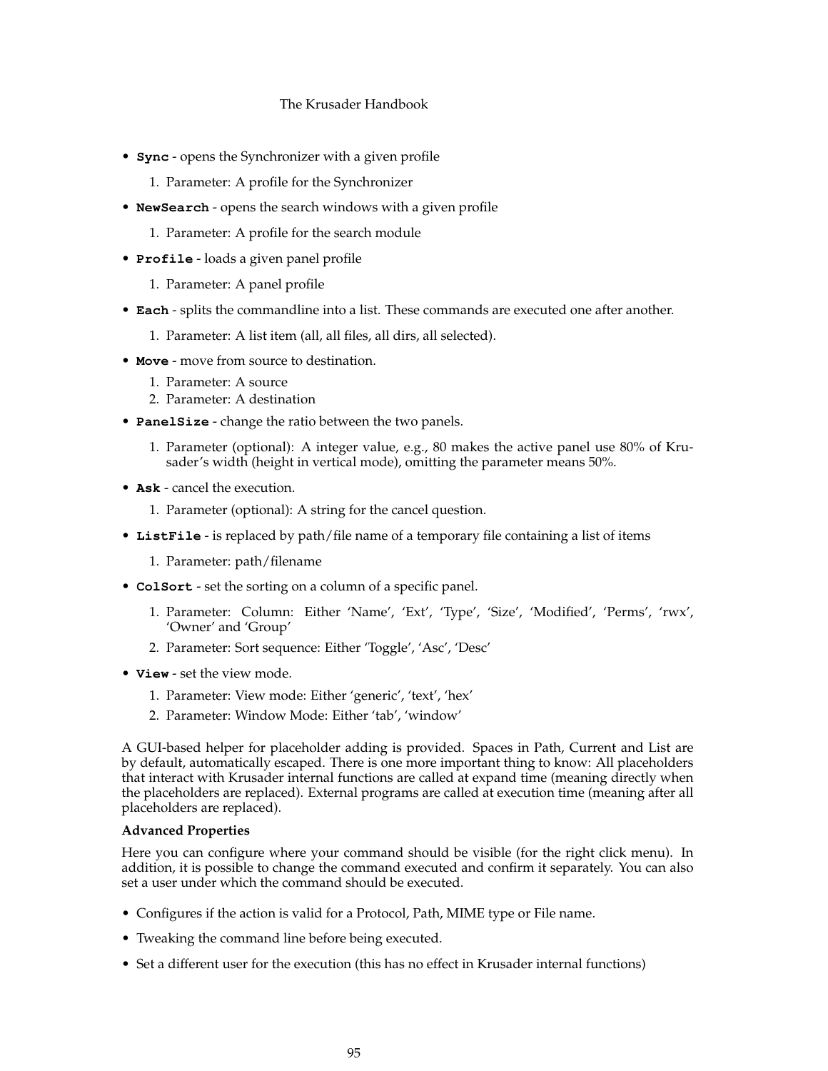- **`Sync`** - opens the Synchronizer with a given profile
  1. Parameter: A profile for the Synchronizer
- **`NewSearch`** - opens the search windows with a given profile
  1. Parameter: A profile for the search module
- **`Profile`** - loads a given panel profile
  1. Parameter: A panel profile
- **`Each`** - splits the commandline into a list. These commands are executed one after another.
  1. Parameter: A list item (all, all files, all dirs, all selected).
- **`Move`** - move from source to destination.
  1. Parameter: A source
  2. Parameter: A destination
- **`PanelSize`** - change the ratio between the two panels.
  1. Parameter (optional): A integer value, e.g., 80 makes the active panel use 80% of Krusader's width (height in vertical mode), omitting the parameter means 50%.
- **`Ask`** - cancel the execution.
  1. Parameter (optional): A string for the cancel question.
- **`ListFile`** - is replaced by path/file name of a temporary file containing a list of items
  1. Parameter: path/filename
- **`ColSort`** - set the sorting on a column of a specific panel.
  1. Parameter: Column: Either 'Name', 'Ext', 'Type', 'Size', 'Modified', 'Perms', 'rwx', 'Owner' and 'Group'
  2. Parameter: Sort sequence: Either 'Toggle', 'Asc', 'Desc'
- **`View`** - set the view mode.
  1. Parameter: View mode: Either 'generic', 'text', 'hex'
  2. Parameter: Window Mode: Either 'tab', 'window'

A GUI-based helper for placeholder adding is provided. Spaces in Path, Current and List are by default, automatically escaped. There is one more important thing to know: All placeholders that interact with Krusader internal functions are called at expand time (meaning directly when the placeholders are replaced). External programs are called at execution time (meaning after all placeholders are replaced).

**Advanced Properties**

Here you can configure where your command should be visible (for the right click menu). In addition, it is possible to change the command executed and confirm it separately. You can also set a user under which the command should be executed.

- Configures if the action is valid for a Protocol, Path, MIME type or File name.
- Tweaking the command line before being executed.
- Set a different user for the execution (this has no effect in Krusader internal functions)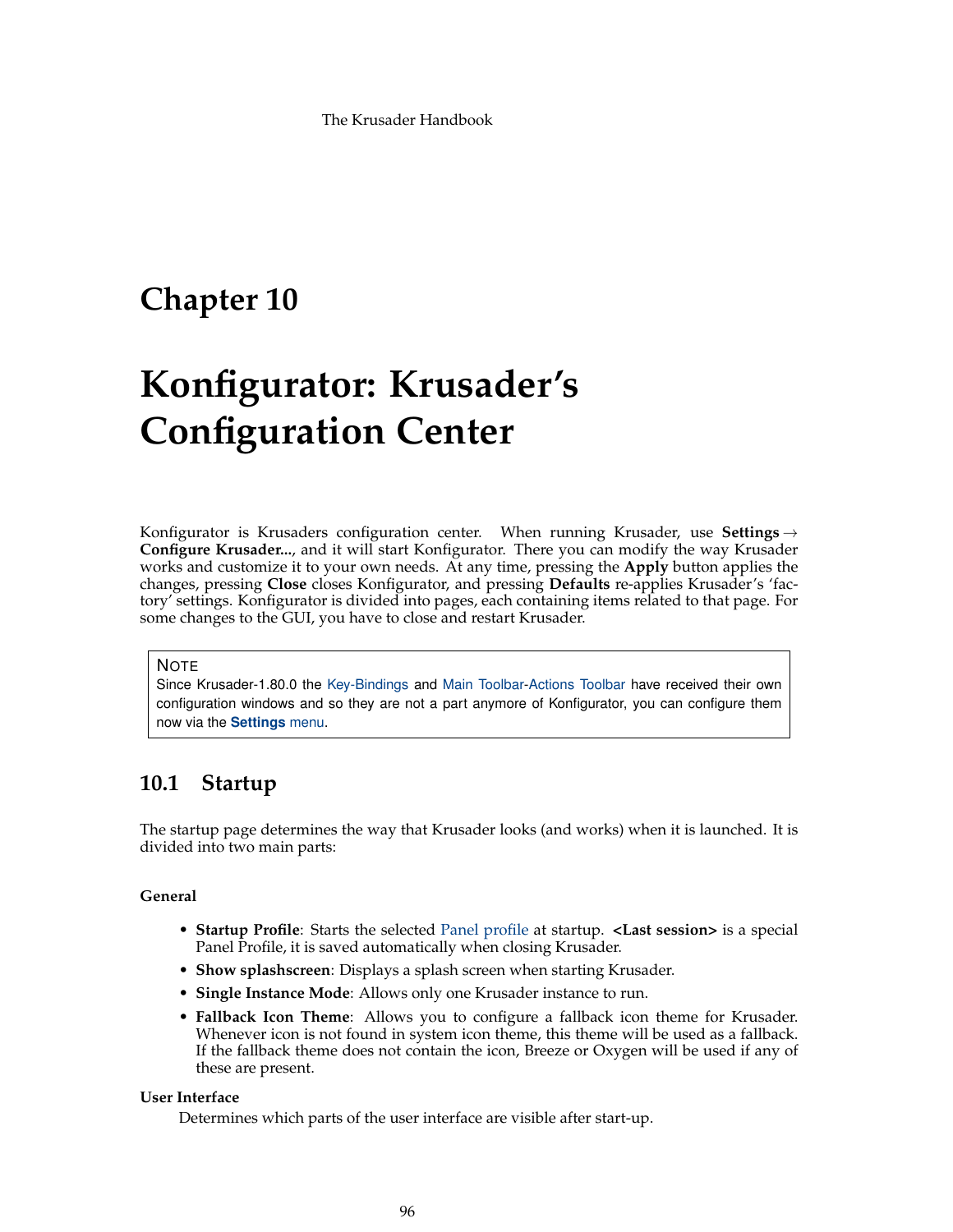# Chapter 10

# Konfigurator: Krusader's Configuration Center

Konfigurator is Krusaders configuration center. When running Krusader, use **Settings** → **Configure Krusader...**, and it will start Konfigurator. There you can modify the way Krusader works and customize it to your own needs. At any time, pressing the **Apply** button applies the changes, pressing **Close** closes Konfigurator, and pressing **Defaults** re-applies Krusader's 'factory' settings. Konfigurator is divided into pages, each containing items related to that page. For some changes to the GUI, you have to close and restart Krusader.

> NOTE
> Since Krusader-1.80.0 the Key-Bindings and Main Toolbar-Actions Toolbar have received their own configuration windows and so they are not a part anymore of Konfigurator, you can configure them now via the **Settings** menu.

## 10.1 Startup

The startup page determines the way that Krusader looks (and works) when it is launched. It is divided into two main parts:

**General**

- **Startup Profile**: Starts the selected Panel profile at startup. **<Last session>** is a special Panel Profile, it is saved automatically when closing Krusader.
- **Show splashscreen**: Displays a splash screen when starting Krusader.
- **Single Instance Mode**: Allows only one Krusader instance to run.
- **Fallback Icon Theme**: Allows you to configure a fallback icon theme for Krusader. Whenever icon is not found in system icon theme, this theme will be used as a fallback. If the fallback theme does not contain the icon, Breeze or Oxygen will be used if any of these are present.

**User Interface**

Determines which parts of the user interface are visible after start-up.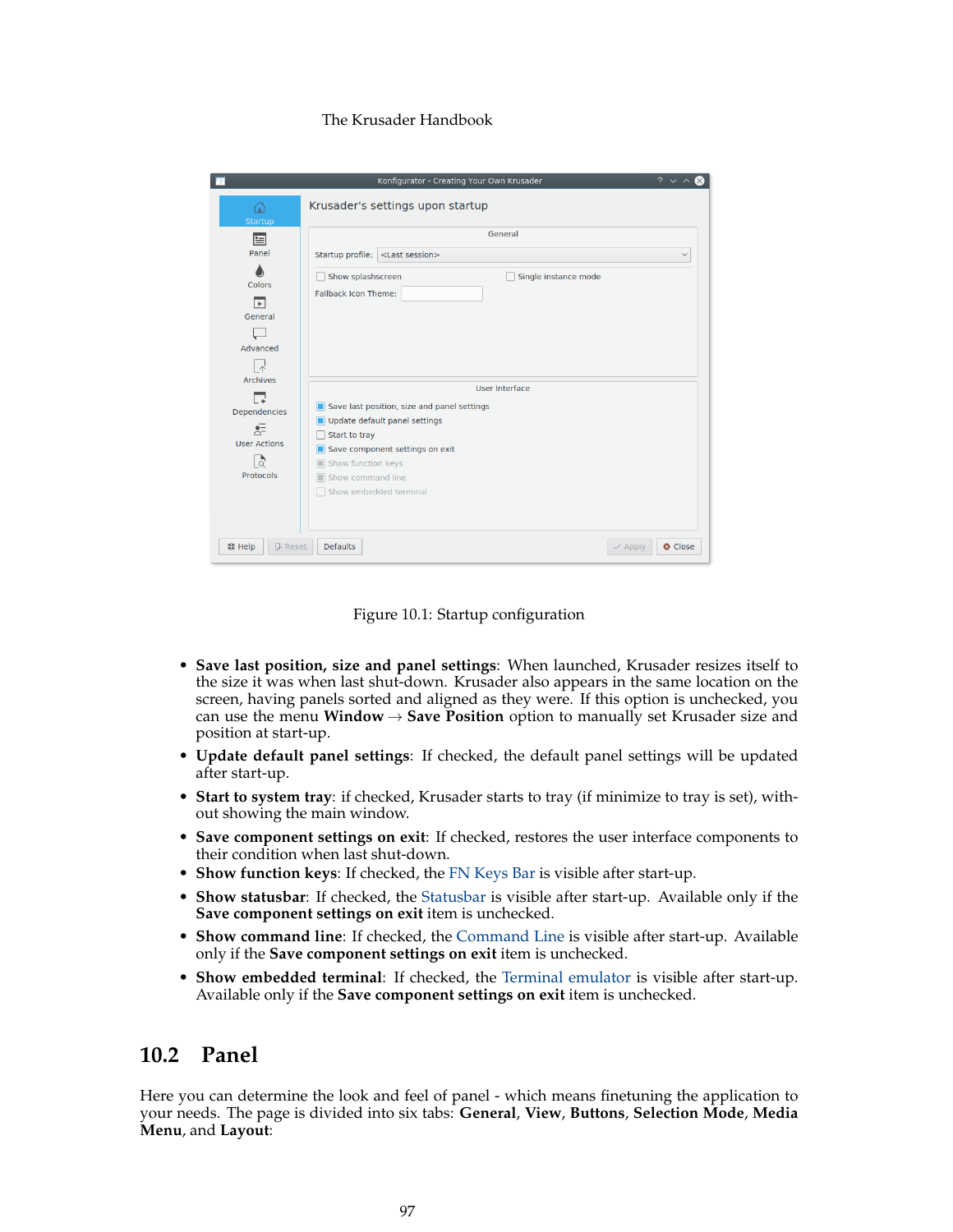Figure 10.1: Startup configuration

- **Save last position, size and panel settings**: When launched, Krusader resizes itself to the size it was when last shut-down. Krusader also appears in the same location on the screen, having panels sorted and aligned as they were. If this option is unchecked, you can use the menu **Window** → **Save Position** option to manually set Krusader size and position at start-up.
- **Update default panel settings**: If checked, the default panel settings will be updated after start-up.
- **Start to system tray**: if checked, Krusader starts to tray (if minimize to tray is set), without showing the main window.
- **Save component settings on exit**: If checked, restores the user interface components to their condition when last shut-down.
- **Show function keys**: If checked, the FN Keys Bar is visible after start-up.
- **Show statusbar**: If checked, the Statusbar is visible after start-up. Available only if the **Save component settings on exit** item is unchecked.
- **Show command line**: If checked, the Command Line is visible after start-up. Available only if the **Save component settings on exit** item is unchecked.
- **Show embedded terminal**: If checked, the Terminal emulator is visible after start-up. Available only if the **Save component settings on exit** item is unchecked.

## 10.2 Panel

Here you can determine the look and feel of panel - which means finetuning the application to your needs. The page is divided into six tabs: **General**, **View**, **Buttons**, **Selection Mode**, **Media Menu**, and **Layout**: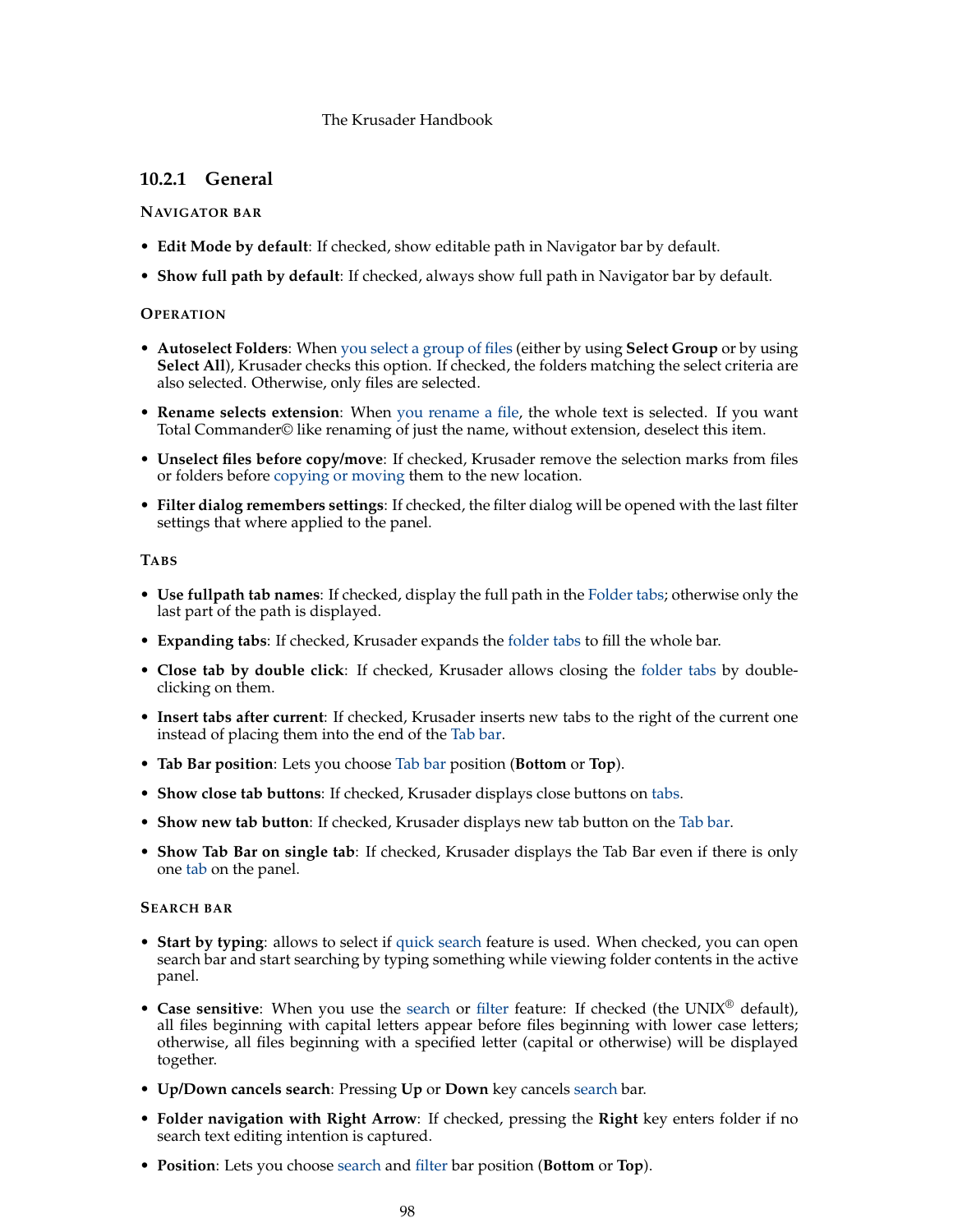### 10.2.1 General

#### Navigator bar

- **Edit Mode by default**: If checked, show editable path in Navigator bar by default.
- **Show full path by default**: If checked, always show full path in Navigator bar by default.

#### Operation

- **Autoselect Folders**: When you select a group of files (either by using **Select Group** or by using **Select All**), Krusader checks this option. If checked, the folders matching the select criteria are also selected. Otherwise, only files are selected.
- **Rename selects extension**: When you rename a file, the whole text is selected. If you want Total Commander© like renaming of just the name, without extension, deselect this item.
- **Unselect files before copy/move**: If checked, Krusader remove the selection marks from files or folders before copying or moving them to the new location.
- **Filter dialog remembers settings**: If checked, the filter dialog will be opened with the last filter settings that where applied to the panel.

#### Tabs

- **Use fullpath tab names**: If checked, display the full path in the Folder tabs; otherwise only the last part of the path is displayed.
- **Expanding tabs**: If checked, Krusader expands the folder tabs to fill the whole bar.
- **Close tab by double click**: If checked, Krusader allows closing the folder tabs by double-clicking on them.
- **Insert tabs after current**: If checked, Krusader inserts new tabs to the right of the current one instead of placing them into the end of the Tab bar.
- **Tab Bar position**: Lets you choose Tab bar position (**Bottom** or **Top**).
- **Show close tab buttons**: If checked, Krusader displays close buttons on tabs.
- **Show new tab button**: If checked, Krusader displays new tab button on the Tab bar.
- **Show Tab Bar on single tab**: If checked, Krusader displays the Tab Bar even if there is only one tab on the panel.

#### Search bar

- **Start by typing**: allows to select if quick search feature is used. When checked, you can open search bar and start searching by typing something while viewing folder contents in the active panel.
- **Case sensitive**: When you use the search or filter feature: If checked (the UNIX® default), all files beginning with capital letters appear before files beginning with lower case letters; otherwise, all files beginning with a specified letter (capital or otherwise) will be displayed together.
- **Up/Down cancels search**: Pressing **Up** or **Down** key cancels search bar.
- **Folder navigation with Right Arrow**: If checked, pressing the **Right** key enters folder if no search text editing intention is captured.
- **Position**: Lets you choose search and filter bar position (**Bottom** or **Top**).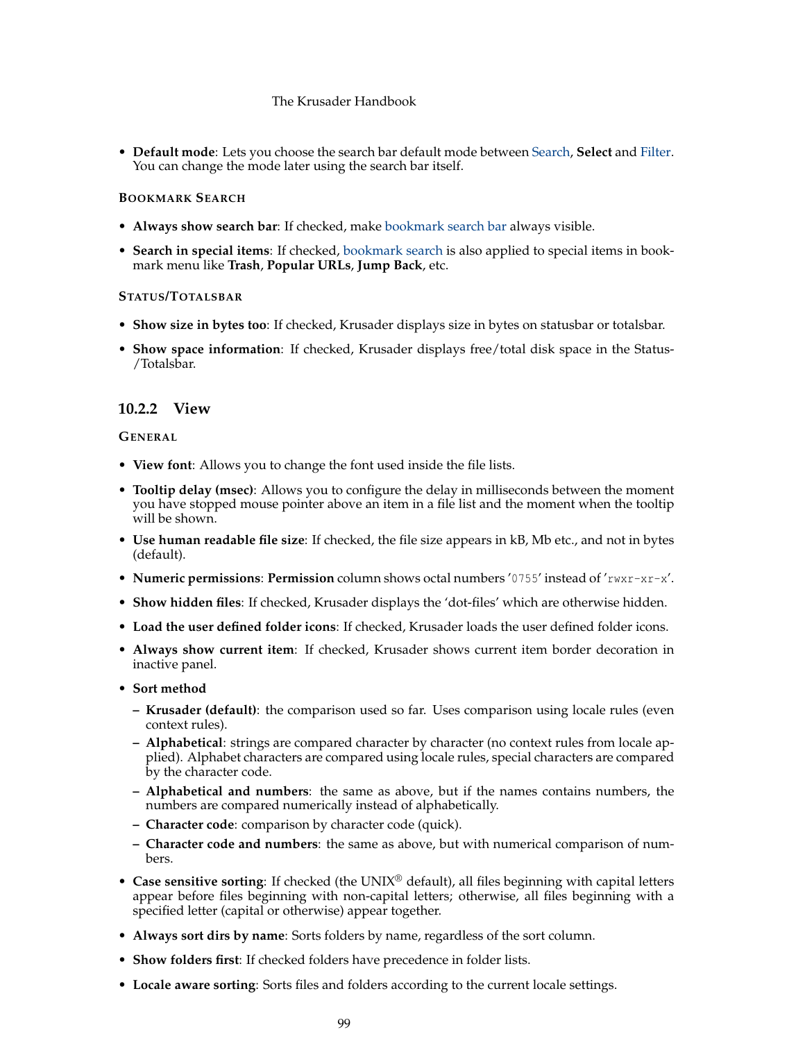- **Default mode**: Lets you choose the search bar default mode between Search, **Select** and Filter. You can change the mode later using the search bar itself.

**BOOKMARK SEARCH**

- **Always show search bar**: If checked, make bookmark search bar always visible.
- **Search in special items**: If checked, bookmark search is also applied to special items in bookmark menu like **Trash**, **Popular URLs**, **Jump Back**, etc.

**STATUS/TOTALSBAR**

- **Show size in bytes too**: If checked, Krusader displays size in bytes on statusbar or totalsbar.
- **Show space information**: If checked, Krusader displays free/total disk space in the Status-/Totalsbar.

### 10.2.2 View

**GENERAL**

- **View font**: Allows you to change the font used inside the file lists.
- **Tooltip delay (msec)**: Allows you to configure the delay in milliseconds between the moment you have stopped mouse pointer above an item in a file list and the moment when the tooltip will be shown.
- **Use human readable file size**: If checked, the file size appears in kB, Mb etc., and not in bytes (default).
- **Numeric permissions**: **Permission** column shows octal numbers '`0755`' instead of '`rwxr-xr-x`'.
- **Show hidden files**: If checked, Krusader displays the 'dot-files' which are otherwise hidden.
- **Load the user defined folder icons**: If checked, Krusader loads the user defined folder icons.
- **Always show current item**: If checked, Krusader shows current item border decoration in inactive panel.
- **Sort method**
  - **Krusader (default)**: the comparison used so far. Uses comparison using locale rules (even context rules).
  - **Alphabetical**: strings are compared character by character (no context rules from locale applied). Alphabet characters are compared using locale rules, special characters are compared by the character code.
  - **Alphabetical and numbers**: the same as above, but if the names contains numbers, the numbers are compared numerically instead of alphabetically.
  - **Character code**: comparison by character code (quick).
  - **Character code and numbers**: the same as above, but with numerical comparison of numbers.
- **Case sensitive sorting**: If checked (the UNIX® default), all files beginning with capital letters appear before files beginning with non-capital letters; otherwise, all files beginning with a specified letter (capital or otherwise) appear together.
- **Always sort dirs by name**: Sorts folders by name, regardless of the sort column.
- **Show folders first**: If checked folders have precedence in folder lists.
- **Locale aware sorting**: Sorts files and folders according to the current locale settings.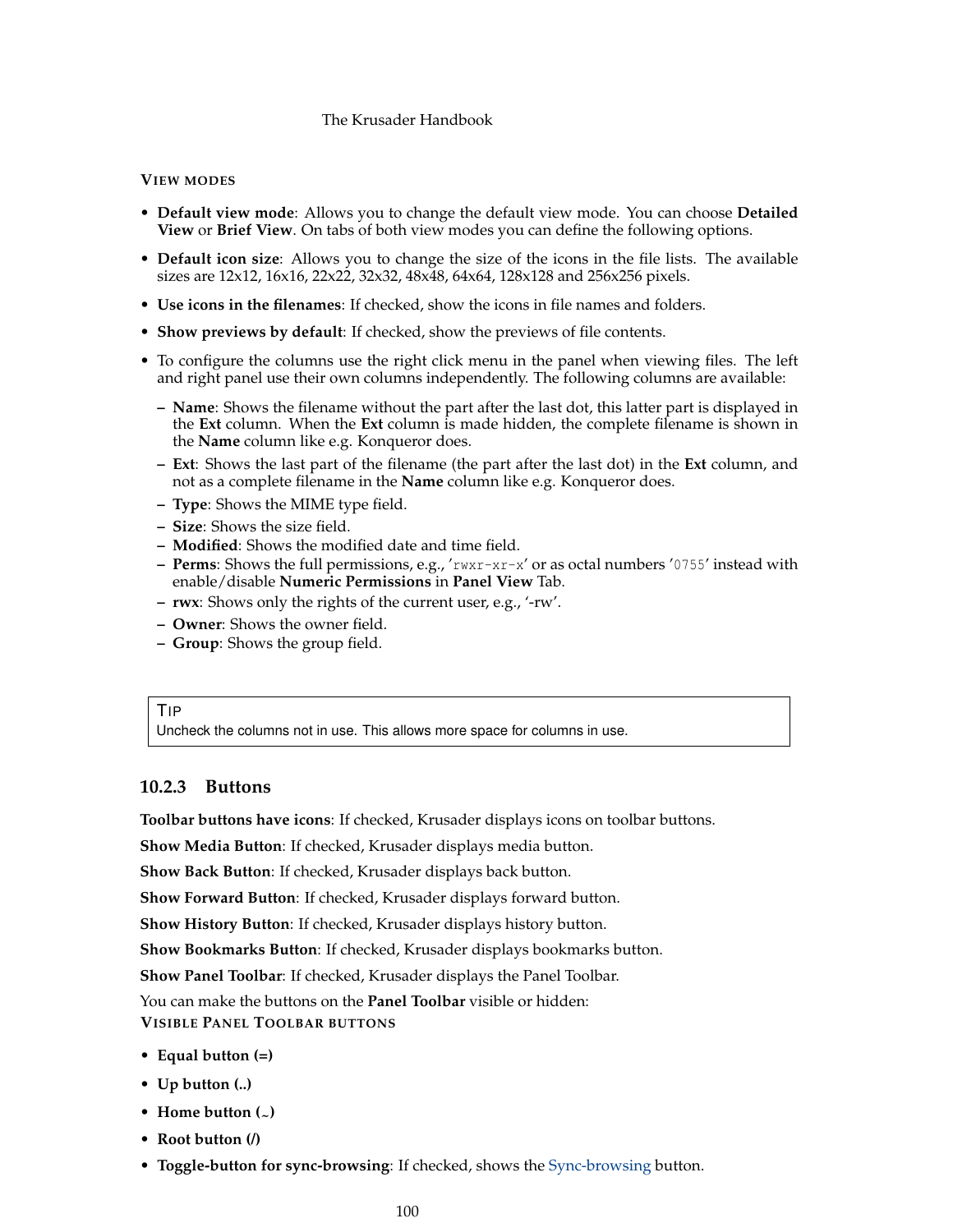**VIEW MODES**

- **Default view mode**: Allows you to change the default view mode. You can choose **Detailed View** or **Brief View**. On tabs of both view modes you can define the following options.
- **Default icon size**: Allows you to change the size of the icons in the file lists. The available sizes are 12x12, 16x16, 22x22, 32x32, 48x48, 64x64, 128x128 and 256x256 pixels.
- **Use icons in the filenames**: If checked, show the icons in file names and folders.
- **Show previews by default**: If checked, show the previews of file contents.
- To configure the columns use the right click menu in the panel when viewing files. The left and right panel use their own columns independently. The following columns are available:
  - **Name**: Shows the filename without the part after the last dot, this latter part is displayed in the **Ext** column. When the **Ext** column is made hidden, the complete filename is shown in the **Name** column like e.g. Konqueror does.
  - **Ext**: Shows the last part of the filename (the part after the last dot) in the **Ext** column, and not as a complete filename in the **Name** column like e.g. Konqueror does.
  - **Type**: Shows the MIME type field.
  - **Size**: Shows the size field.
  - **Modified**: Shows the modified date and time field.
  - **Perms**: Shows the full permissions, e.g., '`rwxr-xr-x`' or as octal numbers '`0755`' instead with enable/disable **Numeric Permissions** in **Panel View** Tab.
  - **rwx**: Shows only the rights of the current user, e.g., '-rw'.
  - **Owner**: Shows the owner field.
  - **Group**: Shows the group field.

> **TIP**
> Uncheck the columns not in use. This allows more space for columns in use.

### 10.2.3 Buttons

**Toolbar buttons have icons**: If checked, Krusader displays icons on toolbar buttons.

**Show Media Button**: If checked, Krusader displays media button.

**Show Back Button**: If checked, Krusader displays back button.

**Show Forward Button**: If checked, Krusader displays forward button.

**Show History Button**: If checked, Krusader displays history button.

**Show Bookmarks Button**: If checked, Krusader displays bookmarks button.

**Show Panel Toolbar**: If checked, Krusader displays the Panel Toolbar.

You can make the buttons on the **Panel Toolbar** visible or hidden:

**VISIBLE PANEL TOOLBAR BUTTONS**

- **Equal button (=)**
- **Up button (..)**
- **Home button (~)**
- **Root button (/)**
- **Toggle-button for sync-browsing**: If checked, shows the Sync-browsing button.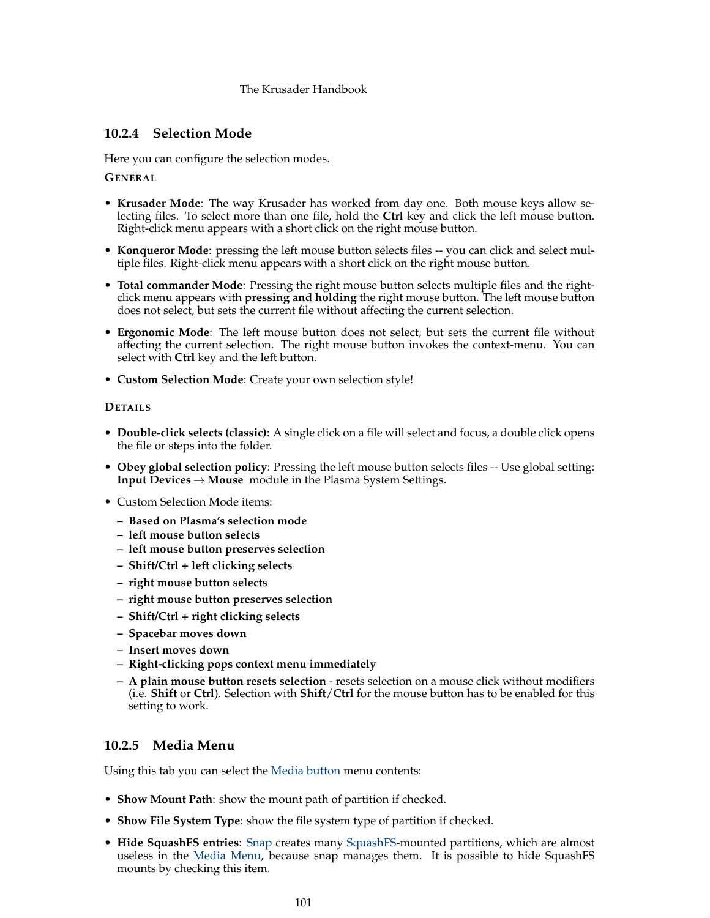### 10.2.4 Selection Mode

Here you can configure the selection modes.

GENERAL

- **Krusader Mode**: The way Krusader has worked from day one. Both mouse keys allow selecting files. To select more than one file, hold the **Ctrl** key and click the left mouse button. Right-click menu appears with a short click on the right mouse button.
- **Konqueror Mode**: pressing the left mouse button selects files -- you can click and select multiple files. Right-click menu appears with a short click on the right mouse button.
- **Total commander Mode**: Pressing the right mouse button selects multiple files and the right-click menu appears with **pressing and holding** the right mouse button. The left mouse button does not select, but sets the current file without affecting the current selection.
- **Ergonomic Mode**: The left mouse button does not select, but sets the current file without affecting the current selection. The right mouse button invokes the context-menu. You can select with **Ctrl** key and the left button.
- **Custom Selection Mode**: Create your own selection style!

DETAILS

- **Double-click selects (classic)**: A single click on a file will select and focus, a double click opens the file or steps into the folder.
- **Obey global selection policy**: Pressing the left mouse button selects files -- Use global setting: **Input Devices** → **Mouse** module in the Plasma System Settings.
- Custom Selection Mode items:
  - **Based on Plasma's selection mode**
  - **left mouse button selects**
  - **left mouse button preserves selection**
  - **Shift/Ctrl + left clicking selects**
  - **right mouse button selects**
  - **right mouse button preserves selection**
  - **Shift/Ctrl + right clicking selects**
  - **Spacebar moves down**
  - **Insert moves down**
  - **Right-clicking pops context menu immediately**
  - **A plain mouse button resets selection** - resets selection on a mouse click without modifiers (i.e. **Shift** or **Ctrl**). Selection with **Shift**/**Ctrl** for the mouse button has to be enabled for this setting to work.

### 10.2.5 Media Menu

Using this tab you can select the Media button menu contents:

- **Show Mount Path**: show the mount path of partition if checked.
- **Show File System Type**: show the file system type of partition if checked.
- **Hide SquashFS entries**: Snap creates many SquashFS-mounted partitions, which are almost useless in the Media Menu, because snap manages them. It is possible to hide SquashFS mounts by checking this item.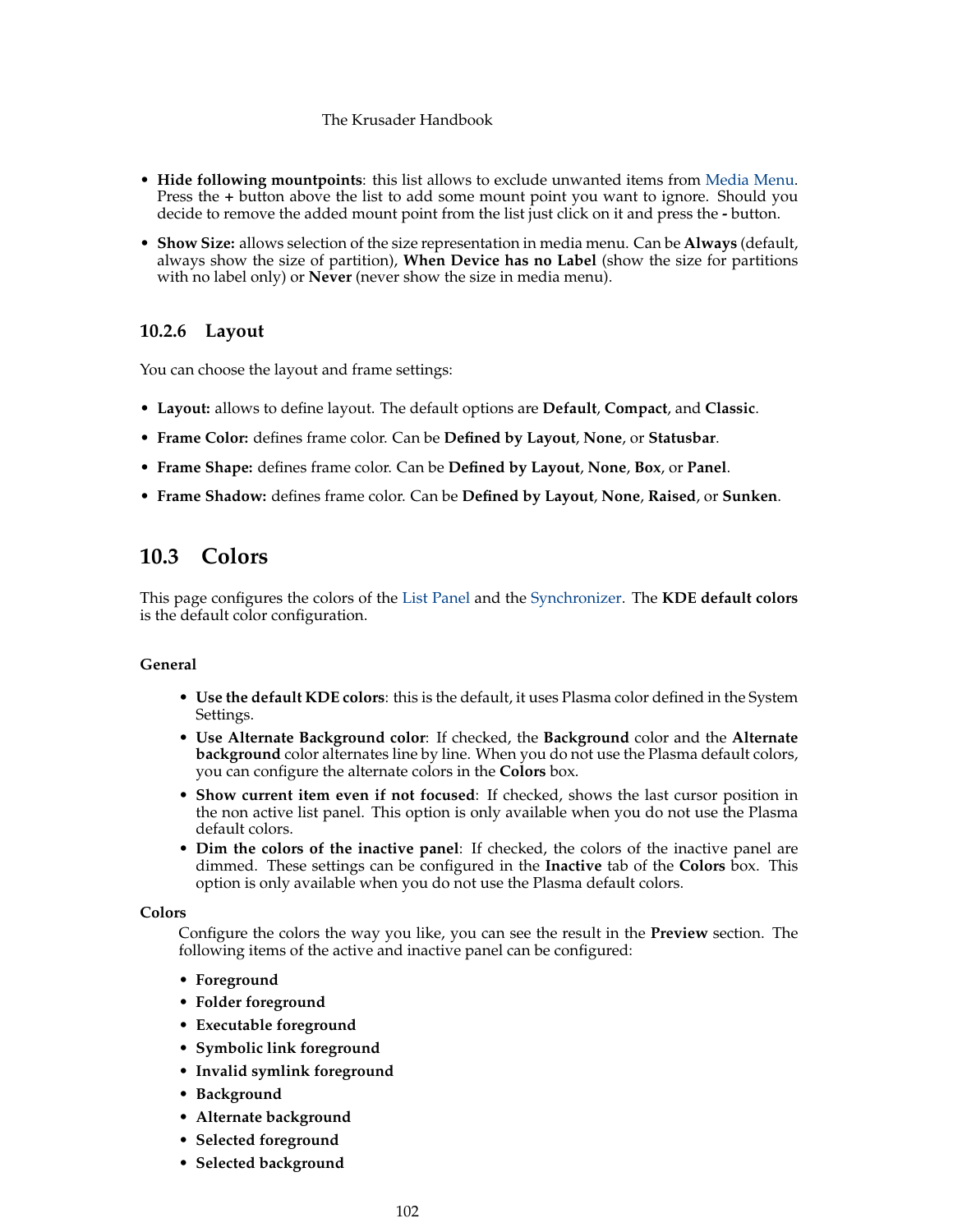- **Hide following mountpoints**: this list allows to exclude unwanted items from Media Menu. Press the **+** button above the list to add some mount point you want to ignore. Should you decide to remove the added mount point from the list just click on it and press the **-** button.
- **Show Size:** allows selection of the size representation in media menu. Can be **Always** (default, always show the size of partition), **When Device has no Label** (show the size for partitions with no label only) or **Never** (never show the size in media menu).

### 10.2.6 Layout

You can choose the layout and frame settings:

- **Layout:** allows to define layout. The default options are **Default**, **Compact**, and **Classic**.
- **Frame Color:** defines frame color. Can be **Defined by Layout**, **None**, or **Statusbar**.
- **Frame Shape:** defines frame color. Can be **Defined by Layout**, **None**, **Box**, or **Panel**.
- **Frame Shadow:** defines frame color. Can be **Defined by Layout**, **None**, **Raised**, or **Sunken**.

## 10.3 Colors

This page configures the colors of the List Panel and the Synchronizer. The **KDE default colors** is the default color configuration.

**General**

- **Use the default KDE colors**: this is the default, it uses Plasma color defined in the System Settings.
- **Use Alternate Background color**: If checked, the **Background** color and the **Alternate background** color alternates line by line. When you do not use the Plasma default colors, you can configure the alternate colors in the **Colors** box.
- **Show current item even if not focused**: If checked, shows the last cursor position in the non active list panel. This option is only available when you do not use the Plasma default colors.
- **Dim the colors of the inactive panel**: If checked, the colors of the inactive panel are dimmed. These settings can be configured in the **Inactive** tab of the **Colors** box. This option is only available when you do not use the Plasma default colors.

**Colors**

Configure the colors the way you like, you can see the result in the **Preview** section. The following items of the active and inactive panel can be configured:

- **Foreground**
- **Folder foreground**
- **Executable foreground**
- **Symbolic link foreground**
- **Invalid symlink foreground**
- **Background**
- **Alternate background**
- **Selected foreground**
- **Selected background**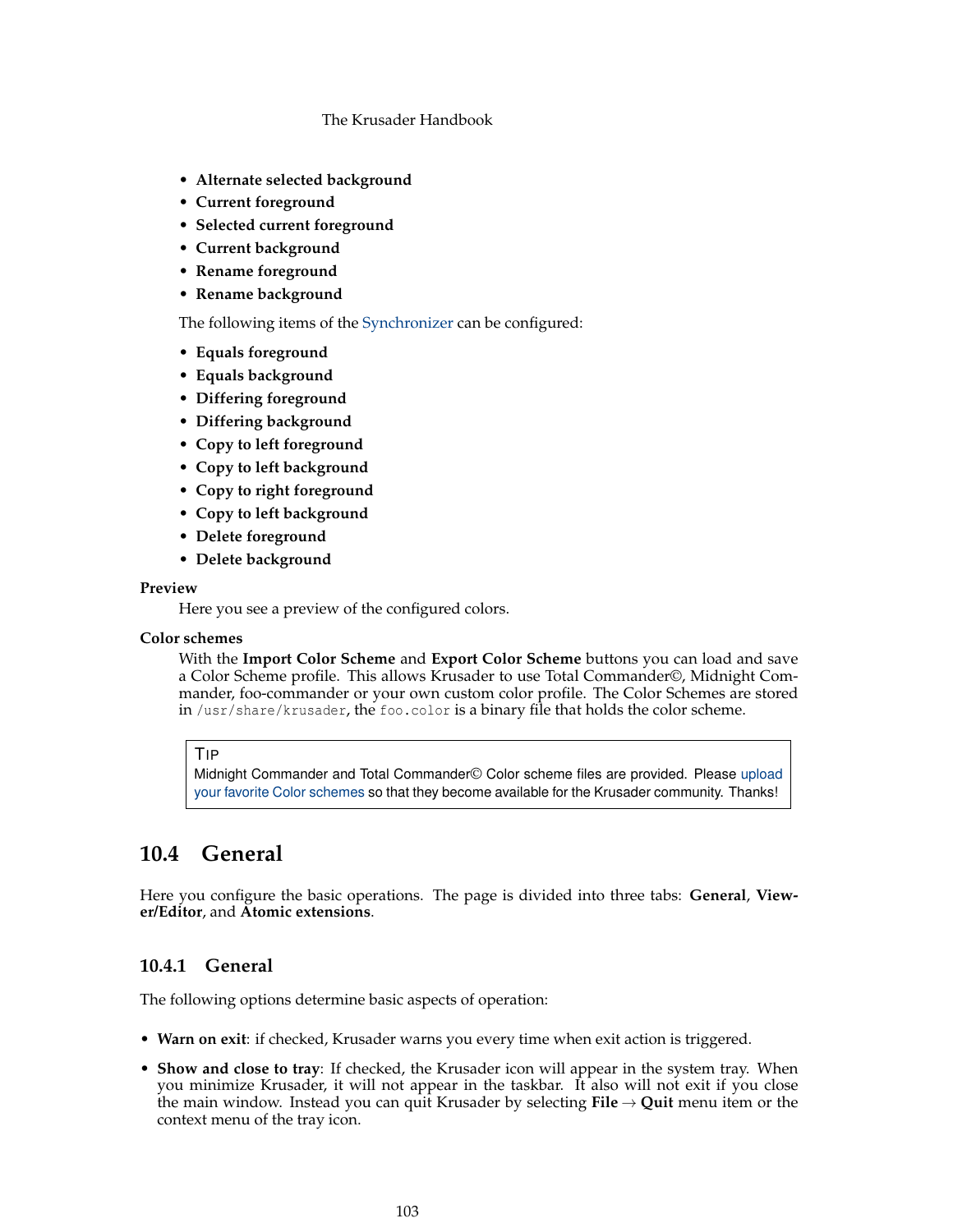- **Alternate selected background**
- **Current foreground**
- **Selected current foreground**
- **Current background**
- **Rename foreground**
- **Rename background**

The following items of the Synchronizer can be configured:

- **Equals foreground**
- **Equals background**
- **Differing foreground**
- **Differing background**
- **Copy to left foreground**
- **Copy to left background**
- **Copy to right foreground**
- **Copy to left background**
- **Delete foreground**
- **Delete background**

**Preview**

Here you see a preview of the configured colors.

**Color schemes**

With the **Import Color Scheme** and **Export Color Scheme** buttons you can load and save a Color Scheme profile. This allows Krusader to use Total Commander©, Midnight Commander, foo-commander or your own custom color profile. The Color Schemes are stored in `/usr/share/krusader`, the `foo.color` is a binary file that holds the color scheme.

> TIP
> Midnight Commander and Total Commander© Color scheme files are provided. Please upload your favorite Color schemes so that they become available for the Krusader community. Thanks!

## 10.4 General

Here you configure the basic operations. The page is divided into three tabs: **General**, **Viewer/Editor**, and **Atomic extensions**.

### 10.4.1 General

The following options determine basic aspects of operation:

- **Warn on exit**: if checked, Krusader warns you every time when exit action is triggered.
- **Show and close to tray**: If checked, the Krusader icon will appear in the system tray. When you minimize Krusader, it will not appear in the taskbar. It also will not exit if you close the main window. Instead you can quit Krusader by selecting **File** → **Quit** menu item or the context menu of the tray icon.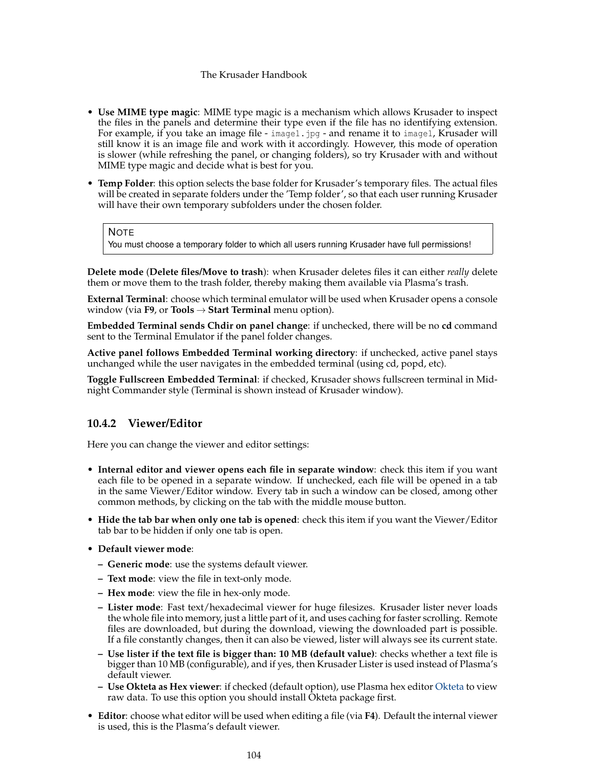- **Use MIME type magic**: MIME type magic is a mechanism which allows Krusader to inspect the files in the panels and determine their type even if the file has no identifying extension. For example, if you take an image file - `image1.jpg` - and rename it to `image1`, Krusader will still know it is an image file and work with it accordingly. However, this mode of operation is slower (while refreshing the panel, or changing folders), so try Krusader with and without MIME type magic and decide what is best for you.
- **Temp Folder**: this option selects the base folder for Krusader's temporary files. The actual files will be created in separate folders under the 'Temp folder', so that each user running Krusader will have their own temporary subfolders under the chosen folder.

> NOTE
> You must choose a temporary folder to which all users running Krusader have full permissions!

**Delete mode** (**Delete files/Move to trash**): when Krusader deletes files it can either *really* delete them or move them to the trash folder, thereby making them available via Plasma's trash.

**External Terminal**: choose which terminal emulator will be used when Krusader opens a console window (via **F9**, or **Tools** → **Start Terminal** menu option).

**Embedded Terminal sends Chdir on panel change**: if unchecked, there will be no **cd** command sent to the Terminal Emulator if the panel folder changes.

**Active panel follows Embedded Terminal working directory**: if unchecked, active panel stays unchanged while the user navigates in the embedded terminal (using cd, popd, etc).

**Toggle Fullscreen Embedded Terminal**: if checked, Krusader shows fullscreen terminal in Midnight Commander style (Terminal is shown instead of Krusader window).

### 10.4.2 Viewer/Editor

Here you can change the viewer and editor settings:

- **Internal editor and viewer opens each file in separate window**: check this item if you want each file to be opened in a separate window. If unchecked, each file will be opened in a tab in the same Viewer/Editor window. Every tab in such a window can be closed, among other common methods, by clicking on the tab with the middle mouse button.
- **Hide the tab bar when only one tab is opened**: check this item if you want the Viewer/Editor tab bar to be hidden if only one tab is open.
- **Default viewer mode**:
  - **Generic mode**: use the systems default viewer.
  - **Text mode**: view the file in text-only mode.
  - **Hex mode**: view the file in hex-only mode.
  - **Lister mode**: Fast text/hexadecimal viewer for huge filesizes. Krusader lister never loads the whole file into memory, just a little part of it, and uses caching for faster scrolling. Remote files are downloaded, but during the download, viewing the downloaded part is possible. If a file constantly changes, then it can also be viewed, lister will always see its current state.
  - **Use lister if the text file is bigger than: 10 MB (default value)**: checks whether a text file is bigger than 10 MB (configurable), and if yes, then Krusader Lister is used instead of Plasma's default viewer.
  - **Use Okteta as Hex viewer**: if checked (default option), use Plasma hex editor Okteta to view raw data. To use this option you should install Okteta package first.
- **Editor**: choose what editor will be used when editing a file (via **F4**). Default the internal viewer is used, this is the Plasma's default viewer.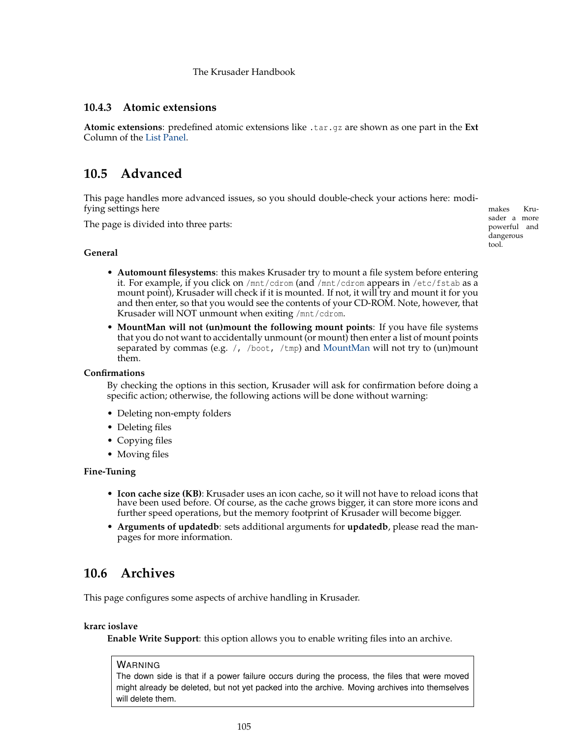### 10.4.3 Atomic extensions

**Atomic extensions**: predefined atomic extensions like `.tar.gz` are shown as one part in the **Ext** Column of the List Panel.

## 10.5 Advanced

This page handles more advanced issues, so you should double-check your actions here: modifying settings here makes Krusader a more powerful and dangerous tool.

The page is divided into three parts:

**General**

- **Automount filesystems**: this makes Krusader try to mount a file system before entering it. For example, if you click on `/mnt/cdrom` (and `/mnt/cdrom` appears in `/etc/fstab` as a mount point), Krusader will check if it is mounted. If not, it will try and mount it for you and then enter, so that you would see the contents of your CD-ROM. Note, however, that Krusader will NOT unmount when exiting `/mnt/cdrom`.
- **MountMan will not (un)mount the following mount points**: If you have file systems that you do not want to accidentally unmount (or mount) then enter a list of mount points separated by commas (e.g. `/, /boot, /tmp`) and MountMan will not try to (un)mount them.

**Confirmations**

By checking the options in this section, Krusader will ask for confirmation before doing a specific action; otherwise, the following actions will be done without warning:

- Deleting non-empty folders
- Deleting files
- Copying files
- Moving files

**Fine-Tuning**

- **Icon cache size (KB)**: Krusader uses an icon cache, so it will not have to reload icons that have been used before. Of course, as the cache grows bigger, it can store more icons and further speed operations, but the memory footprint of Krusader will become bigger.
- **Arguments of updatedb**: sets additional arguments for **updatedb**, please read the manpages for more information.

## 10.6 Archives

This page configures some aspects of archive handling in Krusader.

**krarc ioslave**

**Enable Write Support**: this option allows you to enable writing files into an archive.

> **WARNING**
> The down side is that if a power failure occurs during the process, the files that were moved might already be deleted, but not yet packed into the archive. Moving archives into themselves will delete them.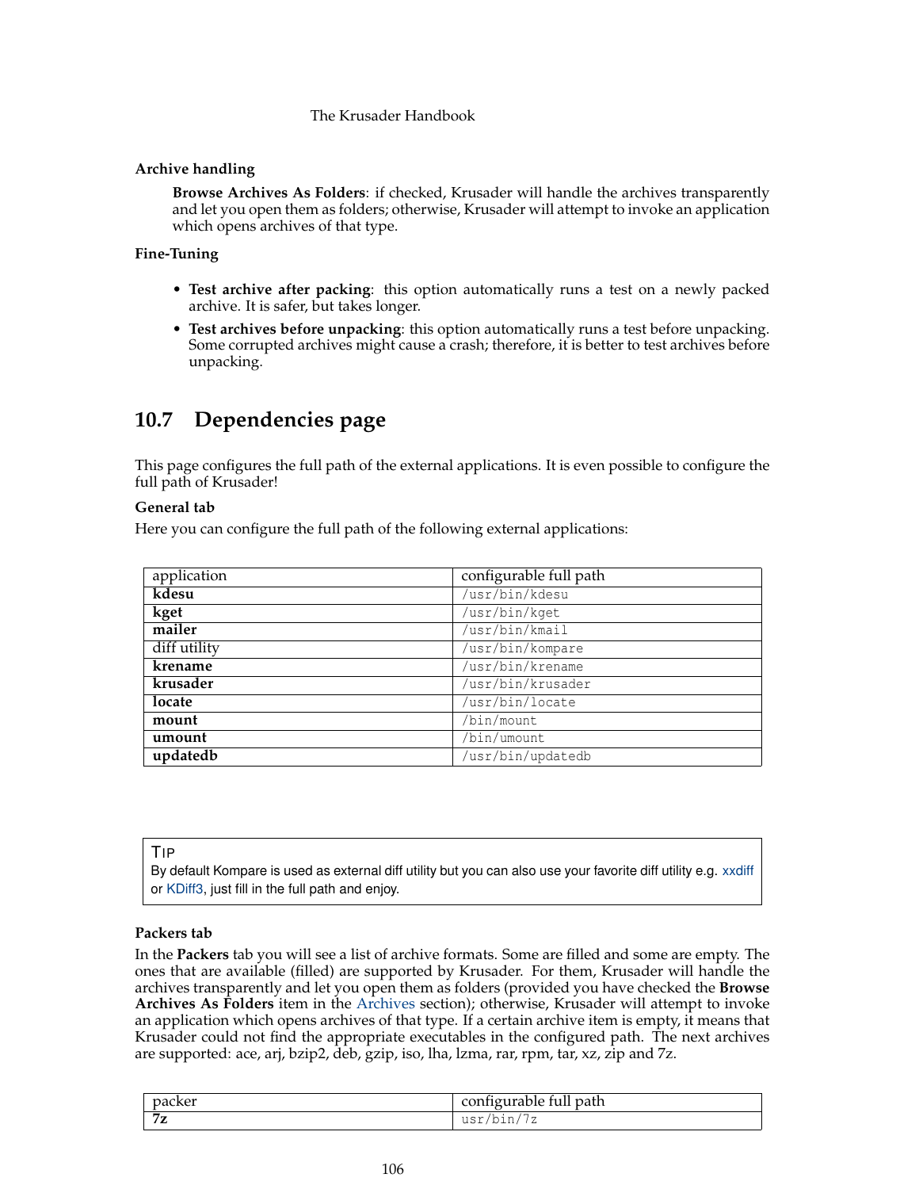**Archive handling**

**Browse Archives As Folders**: if checked, Krusader will handle the archives transparently and let you open them as folders; otherwise, Krusader will attempt to invoke an application which opens archives of that type.

**Fine-Tuning**

- **Test archive after packing**: this option automatically runs a test on a newly packed archive. It is safer, but takes longer.
- **Test archives before unpacking**: this option automatically runs a test before unpacking. Some corrupted archives might cause a crash; therefore, it is better to test archives before unpacking.

## 10.7 Dependencies page

This page configures the full path of the external applications. It is even possible to configure the full path of Krusader!

**General tab**

Here you can configure the full path of the following external applications:

| application | configurable full path |
|---|---|
| **kdesu** | `/usr/bin/kdesu` |
| **kget** | `/usr/bin/kget` |
| **mailer** | `/usr/bin/kmail` |
| diff utility | `/usr/bin/kompare` |
| **krename** | `/usr/bin/krename` |
| **krusader** | `/usr/bin/krusader` |
| **locate** | `/usr/bin/locate` |
| **mount** | `/bin/mount` |
| **umount** | `/bin/umount` |
| **updatedb** | `/usr/bin/updatedb` |

> TIP
> By default Kompare is used as external diff utility but you can also use your favorite diff utility e.g. xxdiff or KDiff3, just fill in the full path and enjoy.

**Packers tab**

In the **Packers** tab you will see a list of archive formats. Some are filled and some are empty. The ones that are available (filled) are supported by Krusader. For them, Krusader will handle the archives transparently and let you open them as folders (provided you have checked the **Browse Archives As Folders** item in the Archives section); otherwise, Krusader will attempt to invoke an application which opens archives of that type. If a certain archive item is empty, it means that Krusader could not find the appropriate executables in the configured path. The next archives are supported: ace, arj, bzip2, deb, gzip, iso, lha, lzma, rar, rpm, tar, xz, zip and 7z.

| packer | configurable full path |
|---|---|
| **7z** | `usr/bin/7z` |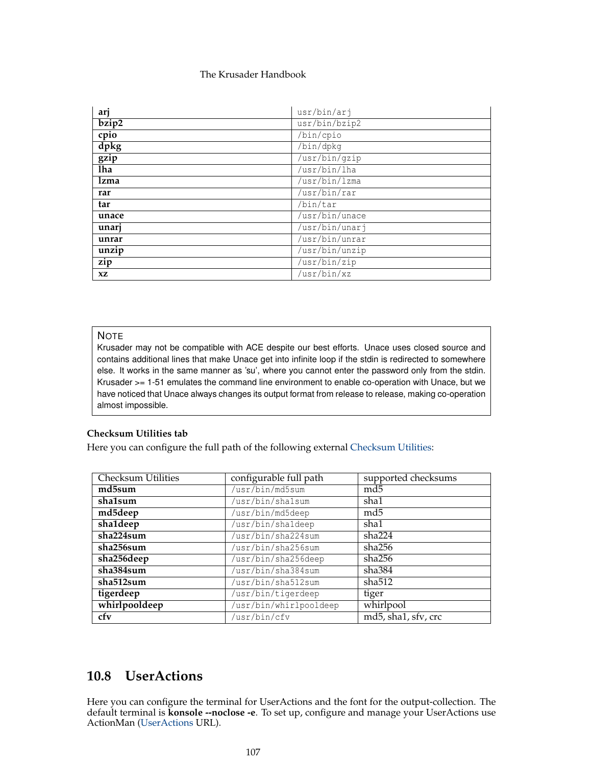| | |
|---|---|
| **arj** | `usr/bin/arj` |
| **bzip2** | `usr/bin/bzip2` |
| **cpio** | `/bin/cpio` |
| **dpkg** | `/bin/dpkg` |
| **gzip** | `/usr/bin/gzip` |
| **lha** | `/usr/bin/lha` |
| **lzma** | `/usr/bin/lzma` |
| **rar** | `/usr/bin/rar` |
| **tar** | `/bin/tar` |
| **unace** | `/usr/bin/unace` |
| **unarj** | `/usr/bin/unarj` |
| **unrar** | `/usr/bin/unrar` |
| **unzip** | `/usr/bin/unzip` |
| **zip** | `/usr/bin/zip` |
| **xz** | `/usr/bin/xz` |

> **NOTE**
> Krusader may not be compatible with ACE despite our best efforts. Unace uses closed source and contains additional lines that make Unace get into infinite loop if the stdin is redirected to somewhere else. It works in the same manner as 'su', where you cannot enter the password only from the stdin. Krusader >= 1-51 emulates the command line environment to enable co-operation with Unace, but we have noticed that Unace always changes its output format from release to release, making co-operation almost impossible.

**Checksum Utilities tab**

Here you can configure the full path of the following external Checksum Utilities:

| Checksum Utilities | configurable full path | supported checksums |
|---|---|---|
| **md5sum** | `/usr/bin/md5sum` | md5 |
| **sha1sum** | `/usr/bin/sha1sum` | sha1 |
| **md5deep** | `/usr/bin/md5deep` | md5 |
| **sha1deep** | `/usr/bin/sha1deep` | sha1 |
| **sha224sum** | `/usr/bin/sha224sum` | sha224 |
| **sha256sum** | `/usr/bin/sha256sum` | sha256 |
| **sha256deep** | `/usr/bin/sha256deep` | sha256 |
| **sha384sum** | `/usr/bin/sha384sum` | sha384 |
| **sha512sum** | `/usr/bin/sha512sum` | sha512 |
| **tigerdeep** | `/usr/bin/tigerdeep` | tiger |
| **whirlpooldeep** | `/usr/bin/whirlpooldeep` | whirlpool |
| **cfv** | `/usr/bin/cfv` | md5, sha1, sfv, crc |

## 10.8 UserActions

Here you can configure the terminal for UserActions and the font for the output-collection. The default terminal is **konsole --noclose -e**. To set up, configure and manage your UserActions use ActionMan (UserActions URL).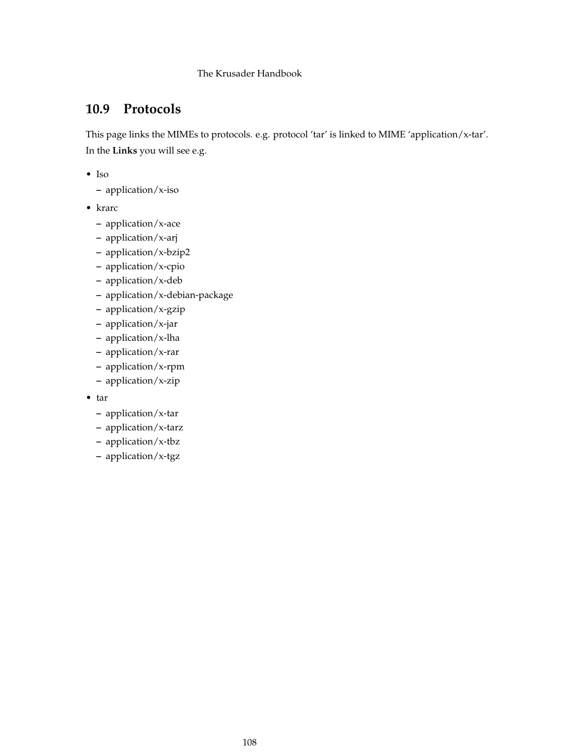## 10.9 Protocols

This page links the MIMEs to protocols. e.g. protocol 'tar' is linked to MIME 'application/x-tar'.

In the **Links** you will see e.g.

- Iso
  - application/x-iso
- krarc
  - application/x-ace
  - application/x-arj
  - application/x-bzip2
  - application/x-cpio
  - application/x-deb
  - application/x-debian-package
  - application/x-gzip
  - application/x-jar
  - application/x-lha
  - application/x-rar
  - application/x-rpm
  - application/x-zip
- tar
  - application/x-tar
  - application/x-tarz
  - application/x-tbz
  - application/x-tgz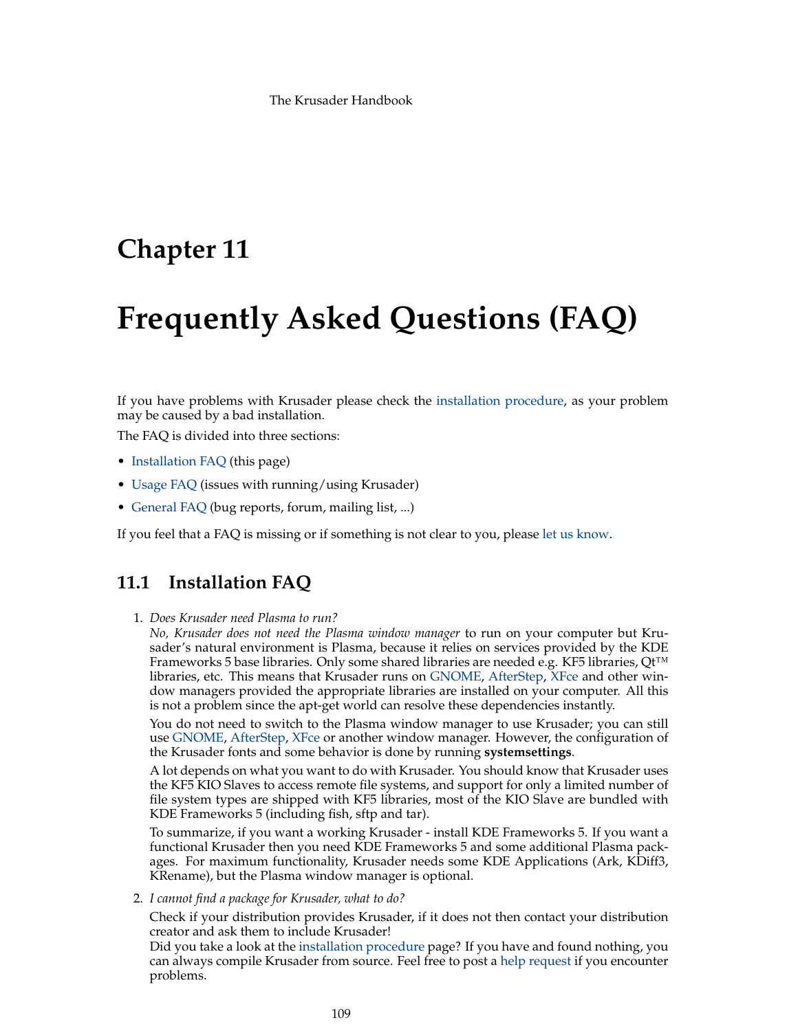# Chapter 11

# Frequently Asked Questions (FAQ)

If you have problems with Krusader please check the installation procedure, as your problem may be caused by a bad installation.

The FAQ is divided into three sections:

- Installation FAQ (this page)
- Usage FAQ (issues with running/using Krusader)
- General FAQ (bug reports, forum, mailing list, ...)

If you feel that a FAQ is missing or if something is not clear to you, please let us know.

## 11.1 Installation FAQ

1. *Does Krusader need Plasma to run?*
   *No, Krusader does not need the Plasma window manager* to run on your computer but Krusader's natural environment is Plasma, because it relies on services provided by the KDE Frameworks 5 base libraries. Only some shared libraries are needed e.g. KF5 libraries, Qt™ libraries, etc. This means that Krusader runs on GNOME, AfterStep, XFce and other window managers provided the appropriate libraries are installed on your computer. All this is not a problem since the apt-get world can resolve these dependencies instantly.

   You do not need to switch to the Plasma window manager to use Krusader; you can still use GNOME, AfterStep, XFce or another window manager. However, the configuration of the Krusader fonts and some behavior is done by running **systemsettings**.

   A lot depends on what you want to do with Krusader. You should know that Krusader uses the KF5 KIO Slaves to access remote file systems, and support for only a limited number of file system types are shipped with KF5 libraries, most of the KIO Slave are bundled with KDE Frameworks 5 (including fish, sftp and tar).

   To summarize, if you want a working Krusader - install KDE Frameworks 5. If you want a functional Krusader then you need KDE Frameworks 5 and some additional Plasma packages. For maximum functionality, Krusader needs some KDE Applications (Ark, KDiff3, KRename), but the Plasma window manager is optional.

2. *I cannot find a package for Krusader, what to do?*
   Check if your distribution provides Krusader, if it does not then contact your distribution creator and ask them to include Krusader!
   Did you take a look at the installation procedure page? If you have and found nothing, you can always compile Krusader from source. Feel free to post a help request if you encounter problems.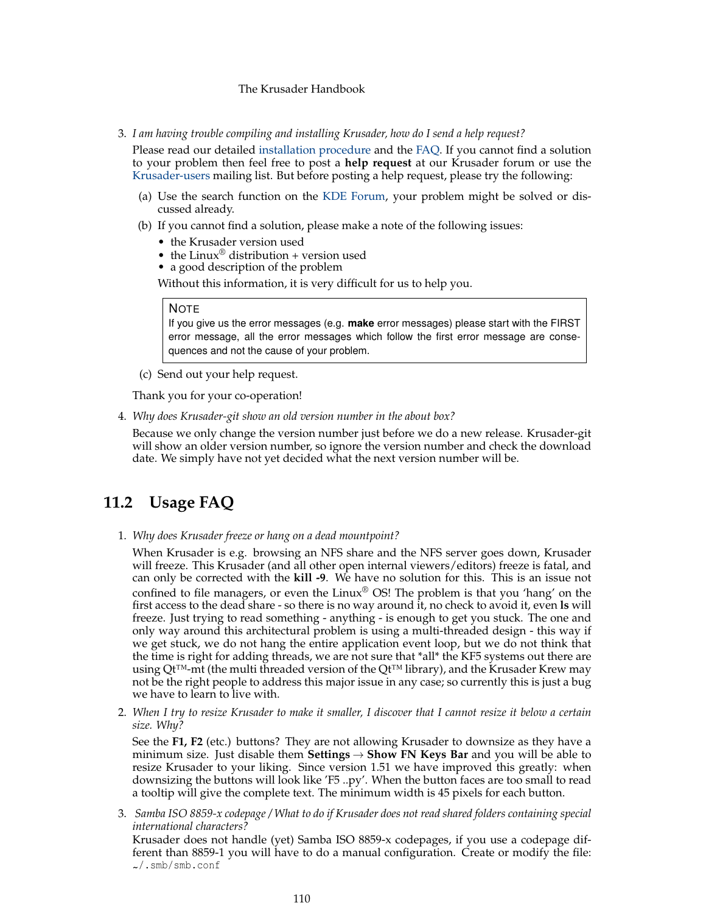3. *I am having trouble compiling and installing Krusader, how do I send a help request?*

   Please read our detailed installation procedure and the FAQ. If you cannot find a solution to your problem then feel free to post a **help request** at our Krusader forum or use the Krusader-users mailing list. But before posting a help request, please try the following:

   (a) Use the search function on the KDE Forum, your problem might be solved or discussed already.

   (b) If you cannot find a solution, please make a note of the following issues:

   - the Krusader version used
   - the Linux® distribution + version used
   - a good description of the problem

   Without this information, it is very difficult for us to help you.

   > NOTE
   > If you give us the error messages (e.g. **make** error messages) please start with the FIRST error message, all the error messages which follow the first error message are consequences and not the cause of your problem.

   (c) Send out your help request.

   Thank you for your co-operation!

4. *Why does Krusader-git show an old version number in the about box?*

   Because we only change the version number just before we do a new release. Krusader-git will show an older version number, so ignore the version number and check the download date. We simply have not yet decided what the next version number will be.

## 11.2 Usage FAQ

1. *Why does Krusader freeze or hang on a dead mountpoint?*

   When Krusader is e.g. browsing an NFS share and the NFS server goes down, Krusader will freeze. This Krusader (and all other open internal viewers/editors) freeze is fatal, and can only be corrected with the **kill -9**. We have no solution for this. This is an issue not confined to file managers, or even the Linux® OS! The problem is that you 'hang' on the first access to the dead share - so there is no way around it, no check to avoid it, even **ls** will freeze. Just trying to read something - anything - is enough to get you stuck. The one and only way around this architectural problem is using a multi-threaded design - this way if we get stuck, we do not hang the entire application event loop, but we do not think that the time is right for adding threads, we are not sure that *all* the KF5 systems out there are using Qt™-mt (the multi threaded version of the Qt™ library), and the Krusader Krew may not be the right people to address this major issue in any case; so currently this is just a bug we have to learn to live with.

2. *When I try to resize Krusader to make it smaller, I discover that I cannot resize it below a certain size. Why?*

   See the **F1, F2** (etc.) buttons? They are not allowing Krusader to downsize as they have a minimum size. Just disable them **Settings** → **Show FN Keys Bar** and you will be able to resize Krusader to your liking. Since version 1.51 we have improved this greatly: when downsizing the buttons will look like 'F5 ..py'. When the button faces are too small to read a tooltip will give the complete text. The minimum width is 45 pixels for each button.

3. *Samba ISO 8859-x codepage / What to do if Krusader does not read shared folders containing special international characters?*

   Krusader does not handle (yet) Samba ISO 8859-x codepages, if you use a codepage different than 8859-1 you will have to do a manual configuration. Create or modify the file: `~/.smb/smb.conf`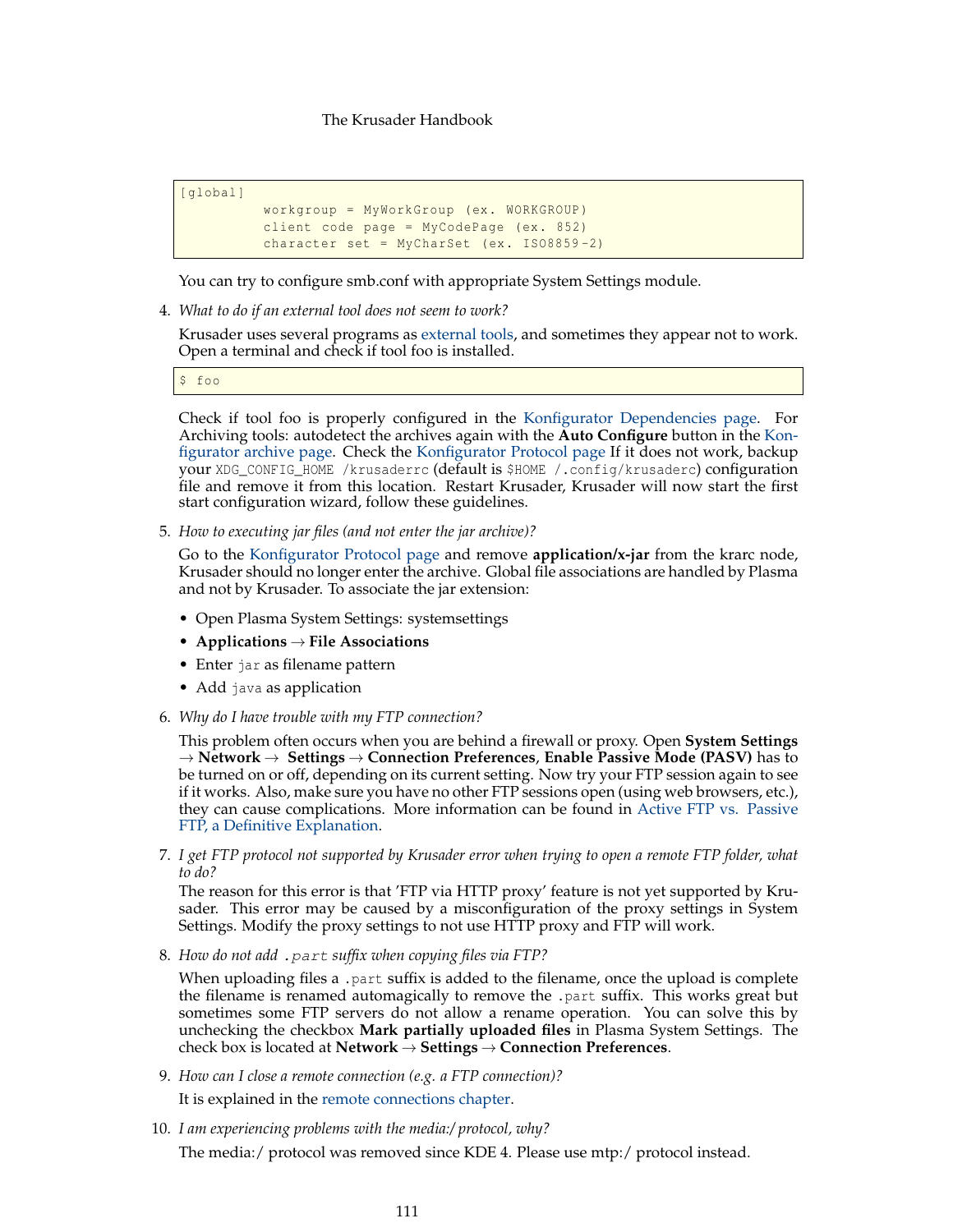```
[global]
          workgroup = MyWorkGroup (ex. WORKGROUP)
          client code page = MyCodePage (ex. 852)
          character set = MyCharSet (ex. ISO8859-2)
```

You can try to configure smb.conf with appropriate System Settings module.

4. *What to do if an external tool does not seem to work?*

   Krusader uses several programs as external tools, and sometimes they appear not to work. Open a terminal and check if tool foo is installed.

   ```
   $ foo
   ```

   Check if tool foo is properly configured in the Konfigurator Dependencies page. For Archiving tools: autodetect the archives again with the **Auto Configure** button in the Konfigurator archive page. Check the Konfigurator Protocol page If it does not work, backup your `XDG_CONFIG_HOME /krusaderrc` (default is `$HOME /.config/krusaderc`) configuration file and remove it from this location. Restart Krusader, Krusader will now start the first start configuration wizard, follow these guidelines.

5. *How to executing jar files (and not enter the jar archive)?*

   Go to the Konfigurator Protocol page and remove **application/x-jar** from the krarc node, Krusader should no longer enter the archive. Global file associations are handled by Plasma and not by Krusader. To associate the jar extension:

   - Open Plasma System Settings: systemsettings
   - **Applications** → **File Associations**
   - Enter `jar` as filename pattern
   - Add `java` as application

6. *Why do I have trouble with my FTP connection?*

   This problem often occurs when you are behind a firewall or proxy. Open **System Settings** → **Network** → **Settings** → **Connection Preferences**, **Enable Passive Mode (PASV)** has to be turned on or off, depending on its current setting. Now try your FTP session again to see if it works. Also, make sure you have no other FTP sessions open (using web browsers, etc.), they can cause complications. More information can be found in Active FTP vs. Passive FTP, a Definitive Explanation.

7. *I get FTP protocol not supported by Krusader error when trying to open a remote FTP folder, what to do?*

   The reason for this error is that 'FTP via HTTP proxy' feature is not yet supported by Krusader. This error may be caused by a misconfiguration of the proxy settings in System Settings. Modify the proxy settings to not use HTTP proxy and FTP will work.

8. *How do not add `.part` suffix when copying files via FTP?*

   When uploading files a `.part` suffix is added to the filename, once the upload is complete the filename is renamed automagically to remove the `.part` suffix. This works great but sometimes some FTP servers do not allow a rename operation. You can solve this by unchecking the checkbox **Mark partially uploaded files** in Plasma System Settings. The check box is located at **Network** → **Settings** → **Connection Preferences**.

9. *How can I close a remote connection (e.g. a FTP connection)?*

   It is explained in the remote connections chapter.

10. *I am experiencing problems with the media:/ protocol, why?*

    The media:/ protocol was removed since KDE 4. Please use mtp:/ protocol instead.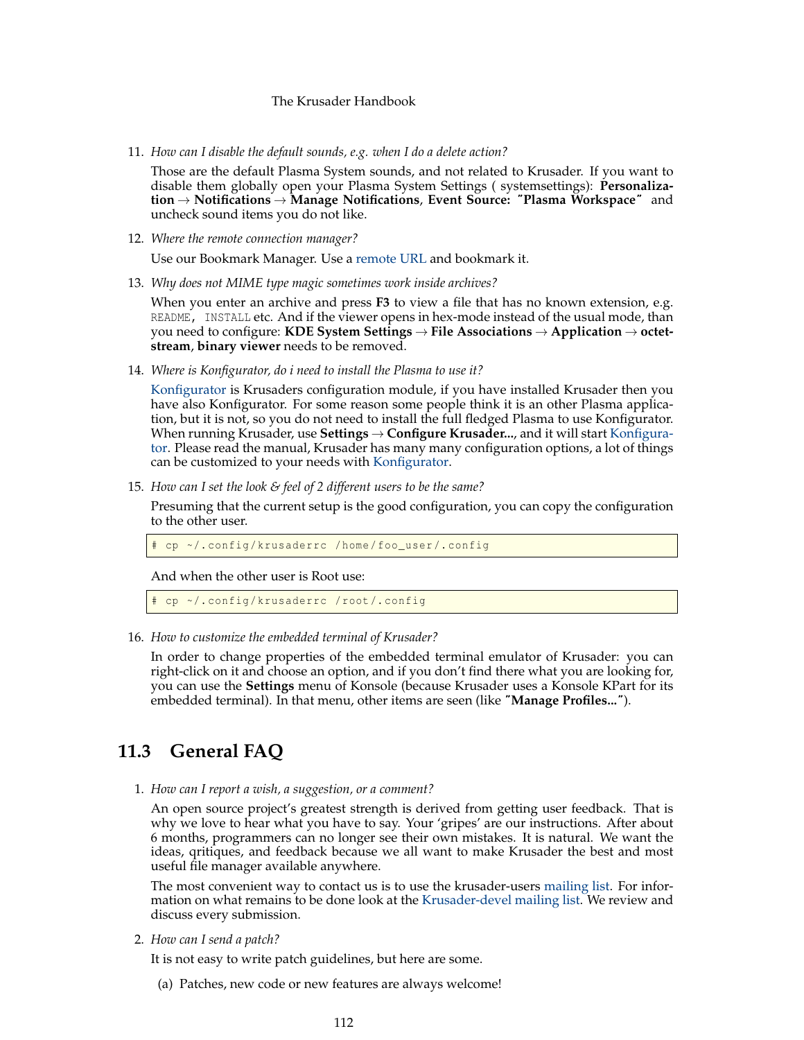11. *How can I disable the default sounds, e.g. when I do a delete action?*

    Those are the default Plasma System sounds, and not related to Krusader. If you want to disable them globally open your Plasma System Settings ( systemsettings): **Personalization** → **Notifications** → **Manage Notifications**, **Event Source: "Plasma Workspace"** and uncheck sound items you do not like.

12. *Where the remote connection manager?*

    Use our Bookmark Manager. Use a remote URL and bookmark it.

13. *Why does not MIME type magic sometimes work inside archives?*

    When you enter an archive and press **F3** to view a file that has no known extension, e.g. `README`, `INSTALL` etc. And if the viewer opens in hex-mode instead of the usual mode, than you need to configure: **KDE System Settings** → **File Associations** → **Application** → **octet-stream**, **binary viewer** needs to be removed.

14. *Where is Konfigurator, do i need to install the Plasma to use it?*

    Konfigurator is Krusaders configuration module, if you have installed Krusader then you have also Konfigurator. For some reason some people think it is an other Plasma application, but it is not, so you do not need to install the full fledged Plasma to use Konfigurator. When running Krusader, use **Settings** → **Configure Krusader...**, and it will start Konfigurator. Please read the manual, Krusader has many many configuration options, a lot of things can be customized to your needs with Konfigurator.

15. *How can I set the look & feel of 2 different users to be the same?*

    Presuming that the current setup is the good configuration, you can copy the configuration to the other user.

    ```
    # cp ~/.config/krusaderrc /home/foo_user/.config
    ```

    And when the other user is Root use:

    ```
    # cp ~/.config/krusaderrc /root/.config
    ```

16. *How to customize the embedded terminal of Krusader?*

    In order to change properties of the embedded terminal emulator of Krusader: you can right-click on it and choose an option, and if you don't find there what you are looking for, you can use the **Settings** menu of Konsole (because Krusader uses a Konsole KPart for its embedded terminal). In that menu, other items are seen (like **"Manage Profiles..."**).

## 11.3 General FAQ

1. *How can I report a wish, a suggestion, or a comment?*

   An open source project's greatest strength is derived from getting user feedback. That is why we love to hear what you have to say. Your 'gripes' are our instructions. After about 6 months, programmers can no longer see their own mistakes. It is natural. We want the ideas, qritiques, and feedback because we all want to make Krusader the best and most useful file manager available anywhere.

   The most convenient way to contact us is to use the krusader-users mailing list. For information on what remains to be done look at the Krusader-devel mailing list. We review and discuss every submission.

2. *How can I send a patch?*

   It is not easy to write patch guidelines, but here are some.

   (a) Patches, new code or new features are always welcome!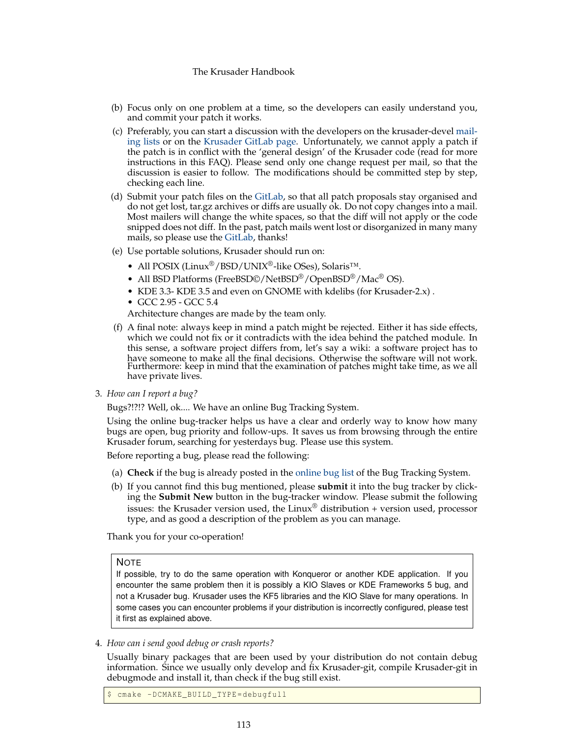(b) Focus only on one problem at a time, so the developers can easily understand you, and commit your patch it works.

(c) Preferably, you can start a discussion with the developers on the krusader-devel mailing lists or on the Krusader GitLab page. Unfortunately, we cannot apply a patch if the patch is in conflict with the 'general design' of the Krusader code (read for more instructions in this FAQ). Please send only one change request per mail, so that the discussion is easier to follow. The modifications should be committed step by step, checking each line.

(d) Submit your patch files on the GitLab, so that all patch proposals stay organised and do not get lost, tar.gz archives or diffs are usually ok. Do not copy changes into a mail. Most mailers will change the white spaces, so that the diff will not apply or the code snipped does not diff. In the past, patch mails went lost or disorganized in many many mails, so please use the GitLab, thanks!

(e) Use portable solutions, Krusader should run on:

- All POSIX (Linux®/BSD/UNIX®-like OSes), Solaris™.
- All BSD Platforms (FreeBSD©/NetBSD®/OpenBSD®/Mac® OS).
- KDE 3.3- KDE 3.5 and even on GNOME with kdelibs (for Krusader-2.x) .
- GCC 2.95 - GCC 5.4

Architecture changes are made by the team only.

(f) A final note: always keep in mind a patch might be rejected. Either it has side effects, which we could not fix or it contradicts with the idea behind the patched module. In this sense, a software project differs from, let's say a wiki: a software project has to have someone to make all the final decisions. Otherwise the software will not work. Furthermore: keep in mind that the examination of patches might take time, as we all have private lives.

3. *How can I report a bug?*

Bugs?!?!? Well, ok.... We have an online Bug Tracking System.

Using the online bug-tracker helps us have a clear and orderly way to know how many bugs are open, bug priority and follow-ups. It saves us from browsing through the entire Krusader forum, searching for yesterdays bug. Please use this system.

Before reporting a bug, please read the following:

(a) **Check** if the bug is already posted in the online bug list of the Bug Tracking System.

(b) If you cannot find this bug mentioned, please **submit** it into the bug tracker by clicking the **Submit New** button in the bug-tracker window. Please submit the following issues: the Krusader version used, the Linux® distribution + version used, processor type, and as good a description of the problem as you can manage.

Thank you for your co-operation!

> **NOTE**
>
> If possible, try to do the same operation with Konqueror or another KDE application. If you encounter the same problem then it is possibly a KIO Slaves or KDE Frameworks 5 bug, and not a Krusader bug. Krusader uses the KF5 libraries and the KIO Slave for many operations. In some cases you can encounter problems if your distribution is incorrectly configured, please test it first as explained above.

4. *How can i send good debug or crash reports?*

Usually binary packages that are been used by your distribution do not contain debug information. Since we usually only develop and fix Krusader-git, compile Krusader-git in debugmode and install it, than check if the bug still exist.

```
$ cmake -DCMAKE_BUILD_TYPE=debugfull
```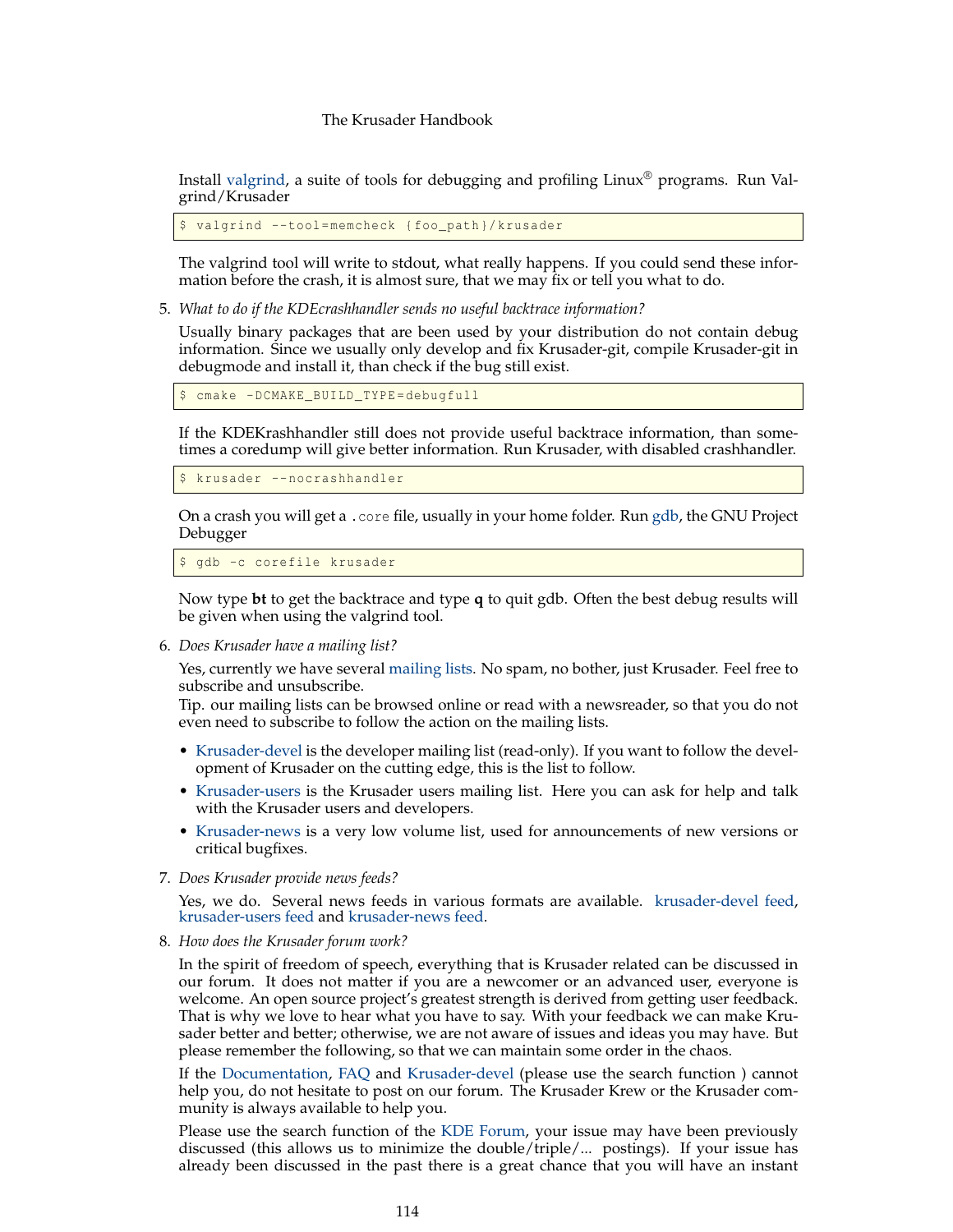Install valgrind, a suite of tools for debugging and profiling Linux® programs. Run Valgrind/Krusader

```
$ valgrind --tool=memcheck {foo_path}/krusader
```

The valgrind tool will write to stdout, what really happens. If you could send these information before the crash, it is almost sure, that we may fix or tell you what to do.

5. *What to do if the KDEcrashhandler sends no useful backtrace information?*

   Usually binary packages that are been used by your distribution do not contain debug information. Since we usually only develop and fix Krusader-git, compile Krusader-git in debugmode and install it, than check if the bug still exist.

   ```
   $ cmake -DCMAKE_BUILD_TYPE=debugfull
   ```

   If the KDEKrashhandler still does not provide useful backtrace information, than sometimes a coredump will give better information. Run Krusader, with disabled crashhandler.

   ```
   $ krusader --nocrashhandler
   ```

   On a crash you will get a `.core` file, usually in your home folder. Run gdb, the GNU Project Debugger

   ```
   $ gdb -c corefile krusader
   ```

   Now type **bt** to get the backtrace and type **q** to quit gdb. Often the best debug results will be given when using the valgrind tool.

6. *Does Krusader have a mailing list?*

   Yes, currently we have several mailing lists. No spam, no bother, just Krusader. Feel free to subscribe and unsubscribe.
   Tip. our mailing lists can be browsed online or read with a newsreader, so that you do not even need to subscribe to follow the action on the mailing lists.

   - Krusader-devel is the developer mailing list (read-only). If you want to follow the development of Krusader on the cutting edge, this is the list to follow.
   - Krusader-users is the Krusader users mailing list. Here you can ask for help and talk with the Krusader users and developers.
   - Krusader-news is a very low volume list, used for announcements of new versions or critical bugfixes.

7. *Does Krusader provide news feeds?*

   Yes, we do. Several news feeds in various formats are available. krusader-devel feed, krusader-users feed and krusader-news feed.

8. *How does the Krusader forum work?*

   In the spirit of freedom of speech, everything that is Krusader related can be discussed in our forum. It does not matter if you are a newcomer or an advanced user, everyone is welcome. An open source project's greatest strength is derived from getting user feedback. That is why we love to hear what you have to say. With your feedback we can make Krusader better and better; otherwise, we are not aware of issues and ideas you may have. But please remember the following, so that we can maintain some order in the chaos.

   If the Documentation, FAQ and Krusader-devel (please use the search function ) cannot help you, do not hesitate to post on our forum. The Krusader Krew or the Krusader community is always available to help you.

   Please use the search function of the KDE Forum, your issue may have been previously discussed (this allows us to minimize the double/triple/... postings). If your issue has already been discussed in the past there is a great chance that you will have an instant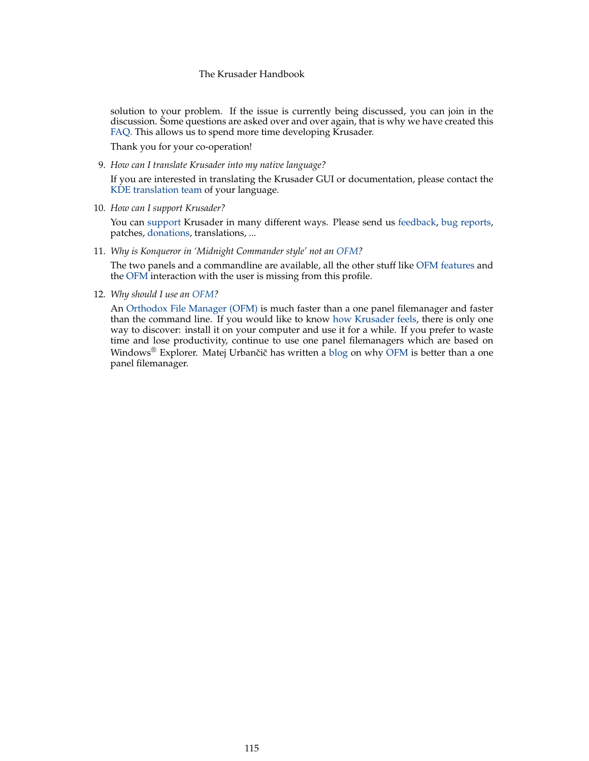solution to your problem. If the issue is currently being discussed, you can join in the discussion. Some questions are asked over and over again, that is why we have created this FAQ. This allows us to spend more time developing Krusader.

Thank you for your co-operation!

9. *How can I translate Krusader into my native language?*

   If you are interested in translating the Krusader GUI or documentation, please contact the KDE translation team of your language.

10. *How can I support Krusader?*

    You can support Krusader in many different ways. Please send us feedback, bug reports, patches, donations, translations, ...

11. *Why is Konqueror in 'Midnight Commander style' not an OFM?*

    The two panels and a commandline are available, all the other stuff like OFM features and the OFM interaction with the user is missing from this profile.

12. *Why should I use an OFM?*

    An Orthodox File Manager (OFM) is much faster than a one panel filemanager and faster than the command line. If you would like to know how Krusader feels, there is only one way to discover: install it on your computer and use it for a while. If you prefer to waste time and lose productivity, continue to use one panel filemanagers which are based on Windows® Explorer. Matej Urbančič has written a blog on why OFM is better than a one panel filemanager.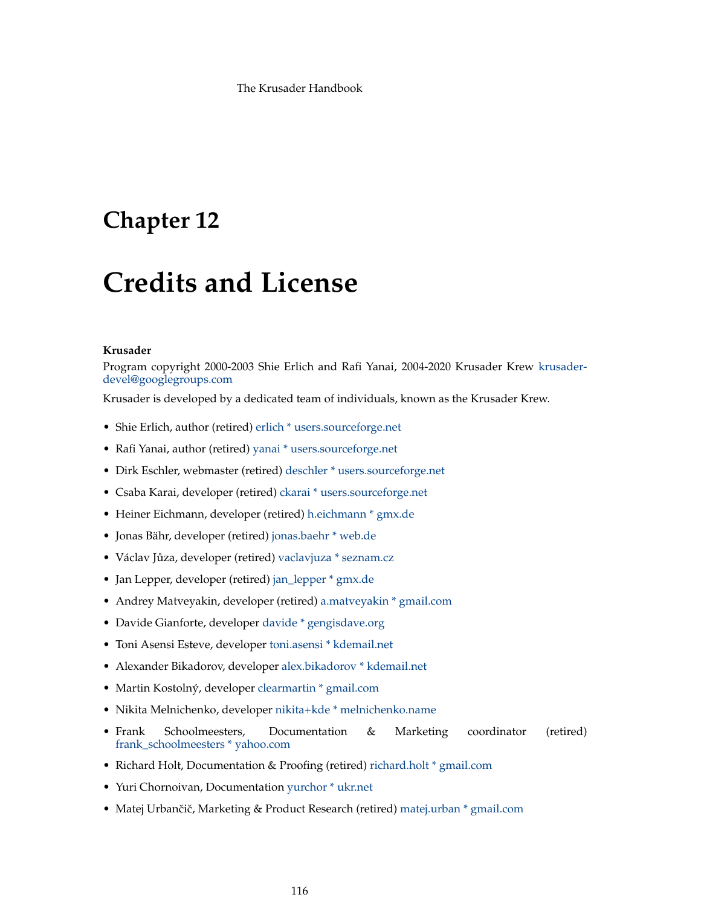# Chapter 12

# Credits and License

**Krusader**

Program copyright 2000-2003 Shie Erlich and Rafi Yanai, 2004-2020 Krusader Krew krusader-devel@googlegroups.com

Krusader is developed by a dedicated team of individuals, known as the Krusader Krew.

- Shie Erlich, author (retired) erlich * users.sourceforge.net
- Rafi Yanai, author (retired) yanai * users.sourceforge.net
- Dirk Eschler, webmaster (retired) deschler * users.sourceforge.net
- Csaba Karai, developer (retired) ckarai * users.sourceforge.net
- Heiner Eichmann, developer (retired) h.eichmann * gmx.de
- Jonas Bähr, developer (retired) jonas.baehr * web.de
- Václav Jůza, developer (retired) vaclavjuza * seznam.cz
- Jan Lepper, developer (retired) jan_lepper * gmx.de
- Andrey Matveyakin, developer (retired) a.matveyakin * gmail.com
- Davide Gianforte, developer davide * gengisdave.org
- Toni Asensi Esteve, developer toni.asensi * kdemail.net
- Alexander Bikadorov, developer alex.bikadorov * kdemail.net
- Martin Kostolný, developer clearmartin * gmail.com
- Nikita Melnichenko, developer nikita+kde * melnichenko.name
- Frank Schoolmeesters, Documentation & Marketing coordinator (retired) frank_schoolmeesters * yahoo.com
- Richard Holt, Documentation & Proofing (retired) richard.holt * gmail.com
- Yuri Chornoivan, Documentation yurchor * ukr.net
- Matej Urbančič, Marketing & Product Research (retired) matej.urban * gmail.com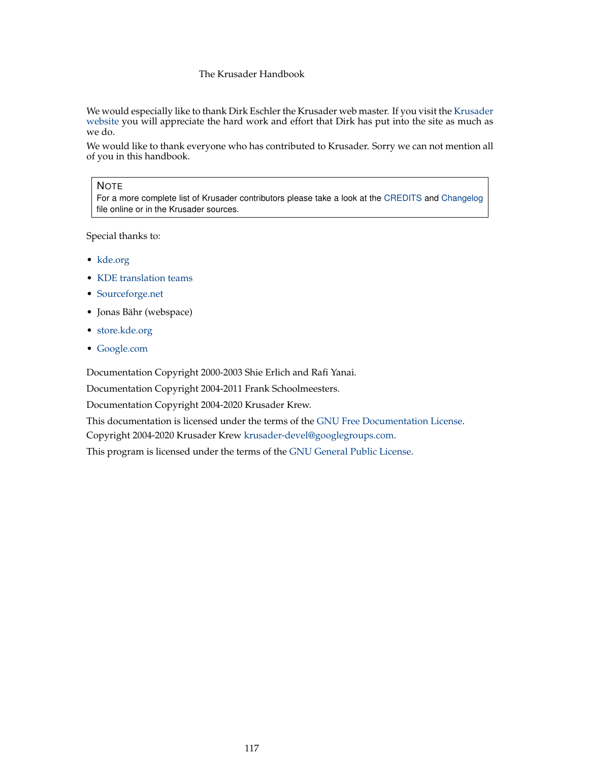We would especially like to thank Dirk Eschler the Krusader web master. If you visit the Krusader website you will appreciate the hard work and effort that Dirk has put into the site as much as we do.

We would like to thank everyone who has contributed to Krusader. Sorry we can not mention all of you in this handbook.

> **NOTE**
> For a more complete list of Krusader contributors please take a look at the CREDITS and Changelog file online or in the Krusader sources.

Special thanks to:

- kde.org
- KDE translation teams
- Sourceforge.net
- Jonas Bähr (webspace)
- store.kde.org
- Google.com

Documentation Copyright 2000-2003 Shie Erlich and Rafi Yanai.

Documentation Copyright 2004-2011 Frank Schoolmeesters.

Documentation Copyright 2004-2020 Krusader Krew.

This documentation is licensed under the terms of the GNU Free Documentation License.

Copyright 2004-2020 Krusader Krew krusader-devel@googlegroups.com.

This program is licensed under the terms of the GNU General Public License.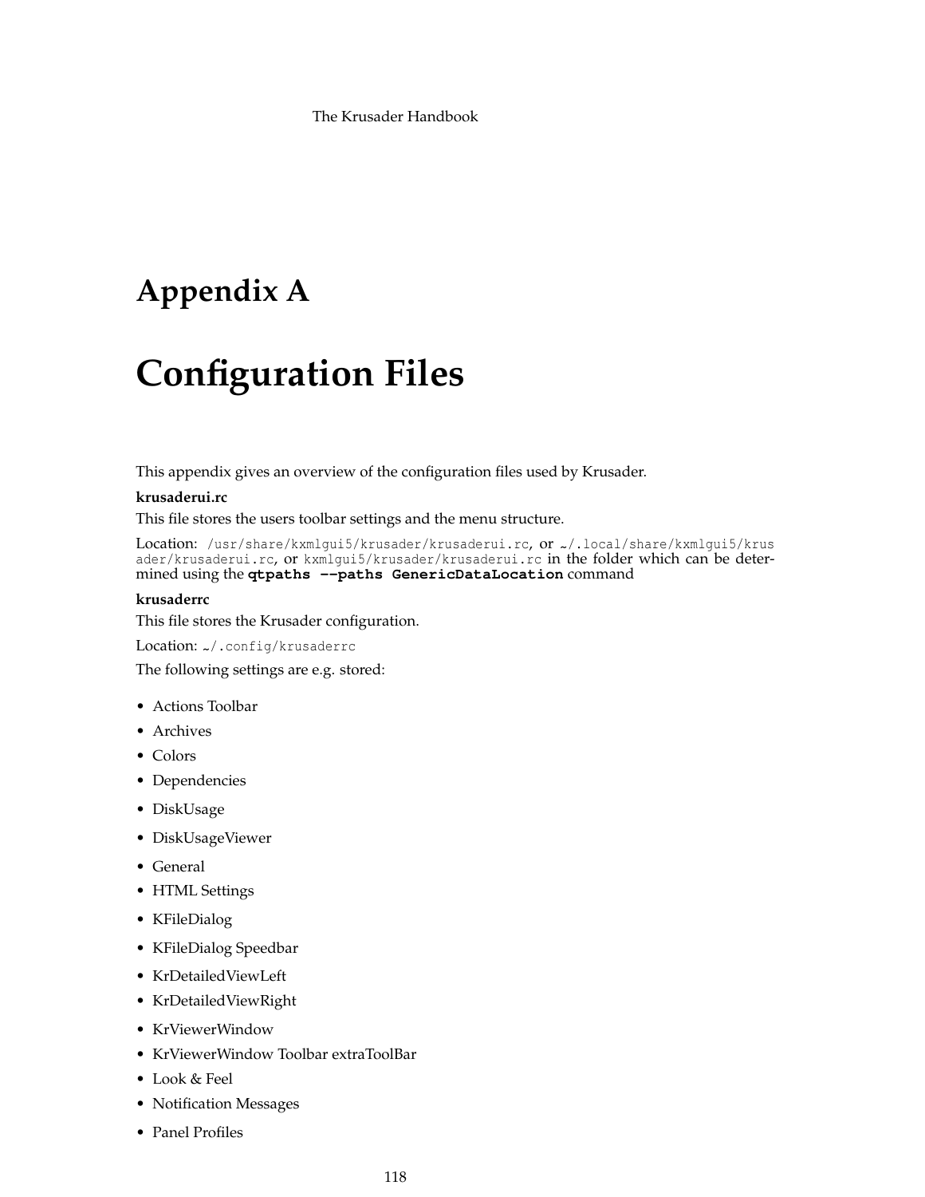# Appendix A

# Configuration Files

This appendix gives an overview of the configuration files used by Krusader.

**krusaderui.rc**

This file stores the users toolbar settings and the menu structure.

Location: `/usr/share/kxmlgui5/krusader/krusaderui.rc`, or `~/.local/share/kxmlgui5/krusader/krusaderui.rc`, or `kxmlgui5/krusader/krusaderui.rc` in the folder which can be determined using the **`qtpaths --paths GenericDataLocation`** command

**krusaderrc**

This file stores the Krusader configuration.

Location: `~/.config/krusaderrc`

The following settings are e.g. stored:

- Actions Toolbar
- Archives
- Colors
- Dependencies
- DiskUsage
- DiskUsageViewer
- General
- HTML Settings
- KFileDialog
- KFileDialog Speedbar
- KrDetailedViewLeft
- KrDetailedViewRight
- KrViewerWindow
- KrViewerWindow Toolbar extraToolBar
- Look & Feel
- Notification Messages
- Panel Profiles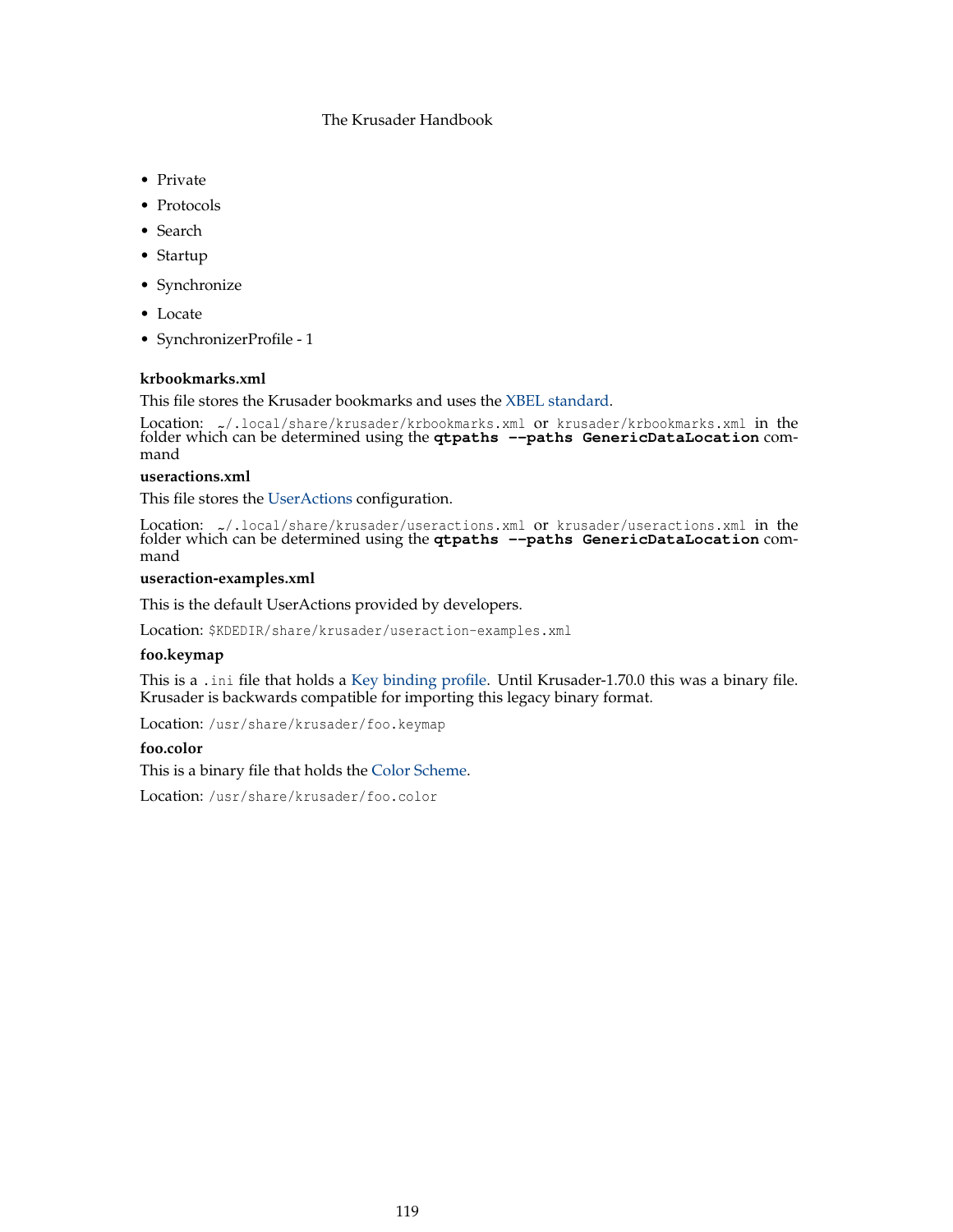- Private
- Protocols
- Search
- Startup
- Synchronize
- Locate
- SynchronizerProfile - 1

**krbookmarks.xml**

This file stores the Krusader bookmarks and uses the XBEL standard.

Location: `~/.local/share/krusader/krbookmarks.xml` or `krusader/krbookmarks.xml` in the folder which can be determined using the **`qtpaths --paths GenericDataLocation`** command

**useractions.xml**

This file stores the UserActions configuration.

Location: `~/.local/share/krusader/useractions.xml` or `krusader/useractions.xml` in the folder which can be determined using the **`qtpaths --paths GenericDataLocation`** command

**useraction-examples.xml**

This is the default UserActions provided by developers.

Location: `$KDEDIR/share/krusader/useraction-examples.xml`

**foo.keymap**

This is a `.ini` file that holds a Key binding profile. Until Krusader-1.70.0 this was a binary file. Krusader is backwards compatible for importing this legacy binary format.

Location: `/usr/share/krusader/foo.keymap`

**foo.color**

This is a binary file that holds the Color Scheme.

Location: `/usr/share/krusader/foo.color`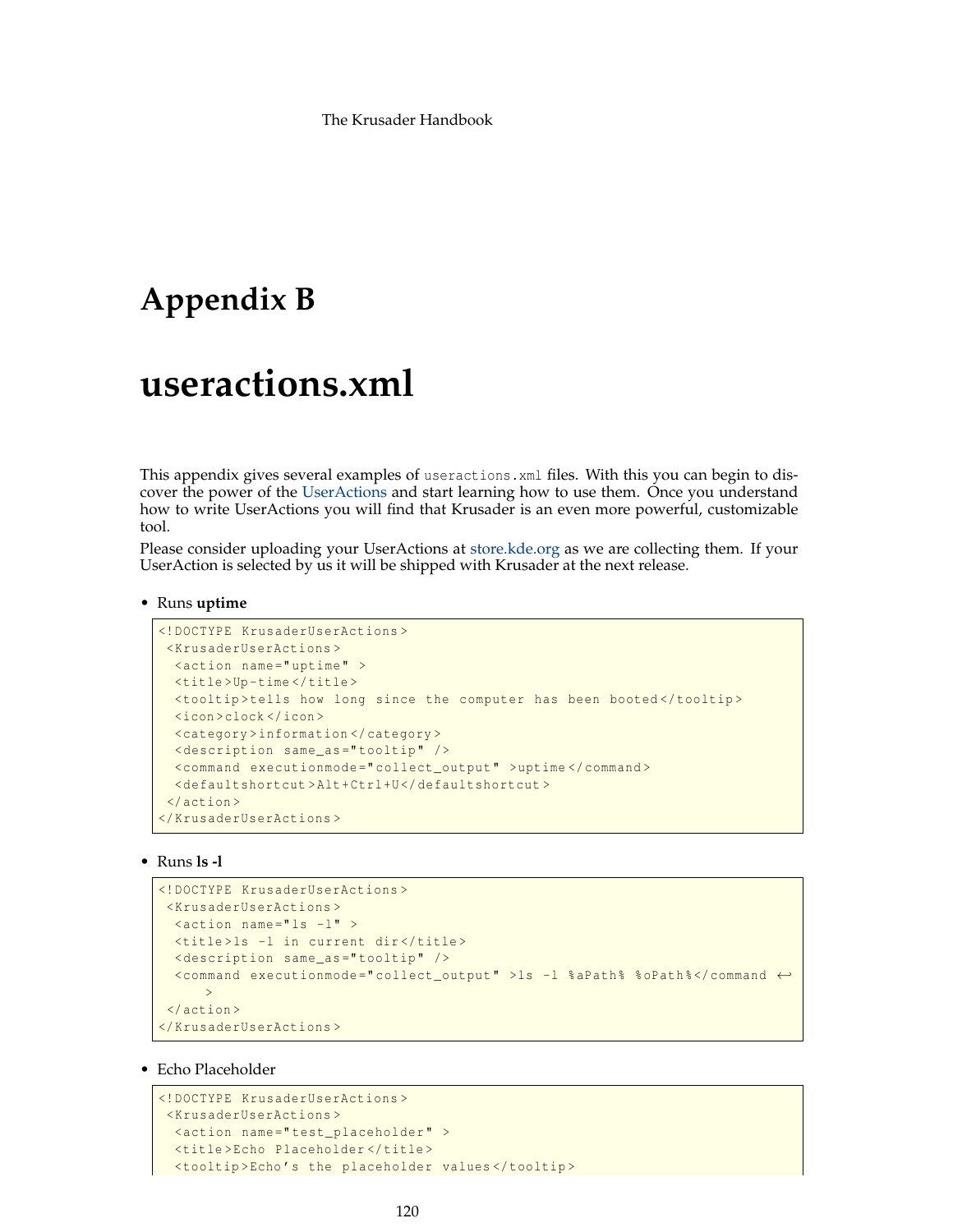# Appendix B

# useractions.xml

This appendix gives several examples of `useractions.xml` files. With this you can begin to discover the power of the UserActions and start learning how to use them. Once you understand how to write UserActions you will find that Krusader is an even more powerful, customizable tool.

Please consider uploading your UserActions at store.kde.org as we are collecting them. If your UserAction is selected by us it will be shipped with Krusader at the next release.

- Runs **uptime**

```
<!DOCTYPE KrusaderUserActions>
 <KrusaderUserActions>
  <action name="uptime" >
  <title>Up-time</title>
  <tooltip>tells how long since the computer has been booted</tooltip>
  <icon>clock</icon>
  <category>information</category>
  <description same_as="tooltip" />
  <command executionmode="collect_output" >uptime</command>
  <defaultshortcut>Alt+Ctrl+U</defaultshortcut>
 </action>
</KrusaderUserActions>
```

- Runs **ls -l**

```
<!DOCTYPE KrusaderUserActions>
 <KrusaderUserActions>
  <action name="ls -l" >
  <title>ls -l in current dir</title>
  <description same_as="tooltip" />
  <command executionmode="collect_output" >ls -l %aPath% %oPath%</command>
 </action>
</KrusaderUserActions>
```

- Echo Placeholder

```
<!DOCTYPE KrusaderUserActions>
 <KrusaderUserActions>
  <action name="test_placeholder" >
  <title>Echo Placeholder</title>
  <tooltip>Echo's the placeholder values</tooltip>
```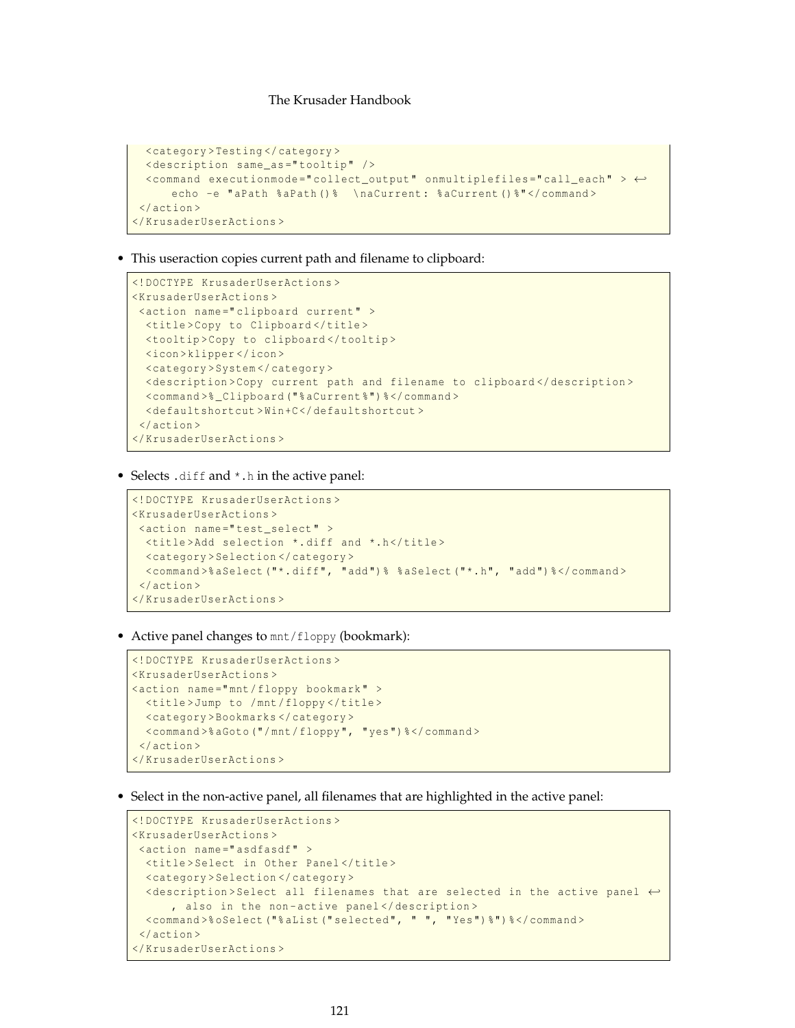```
  <category>Testing</category>
  <description same_as="tooltip" />
  <command executionmode="collect_output" onmultiplefiles="call_each" >
      echo -e "aPath %aPath()%  \naCurrent: %aCurrent()%"</command>
 </action>
</KrusaderUserActions>
```

- This useraction copies current path and filename to clipboard:

```
<!DOCTYPE KrusaderUserActions>
<KrusaderUserActions>
 <action name="clipboard current" >
  <title>Copy to Clipboard</title>
  <tooltip>Copy to clipboard</tooltip>
  <icon>klipper</icon>
  <category>System</category>
  <description>Copy current path and filename to clipboard</description>
  <command>%_Clipboard("%aCurrent%")%</command>
  <defaultshortcut>Win+C</defaultshortcut>
 </action>
</KrusaderUserActions>
```

- Selects .diff and *.h in the active panel:

```
<!DOCTYPE KrusaderUserActions>
<KrusaderUserActions>
 <action name="test_select" >
  <title>Add selection *.diff and *.h</title>
  <category>Selection</category>
  <command>%aSelect("*.diff", "add")% %aSelect("*.h", "add")%</command>
 </action>
</KrusaderUserActions>
```

- Active panel changes to mnt/floppy (bookmark):

```
<!DOCTYPE KrusaderUserActions>
<KrusaderUserActions>
<action name="mnt/floppy bookmark" >
  <title>Jump to /mnt/floppy</title>
  <category>Bookmarks</category>
  <command>%aGoto("/mnt/floppy", "yes")%</command>
 </action>
</KrusaderUserActions>
```

- Select in the non-active panel, all filenames that are highlighted in the active panel:

```
<!DOCTYPE KrusaderUserActions>
<KrusaderUserActions>
 <action name="asdfasdf" >
  <title>Select in Other Panel</title>
  <category>Selection</category>
  <description>Select all filenames that are selected in the active panel
      , also in the non-active panel</description>
  <command>%oSelect("%aList("selected", " ", "Yes")%")%</command>
 </action>
</KrusaderUserActions>
```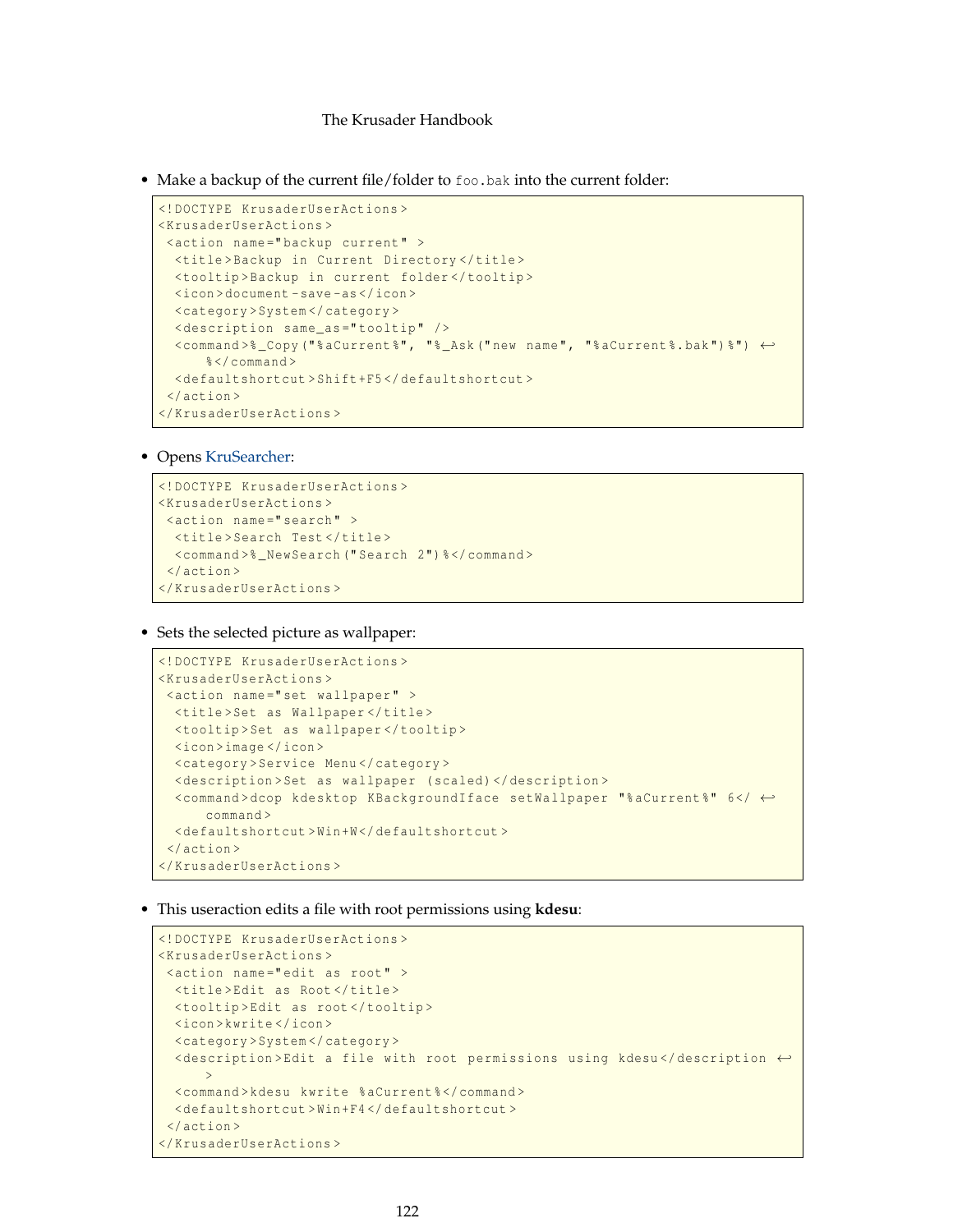- Make a backup of the current file/folder to `foo.bak` into the current folder:

```
<!DOCTYPE KrusaderUserActions>
<KrusaderUserActions>
 <action name="backup current" >
  <title>Backup in Current Directory</title>
  <tooltip>Backup in current folder</tooltip>
  <icon>document-save-as</icon>
  <category>System</category>
  <description same_as="tooltip" />
  <command>%_Copy("%aCurrent%", "%_Ask("new name", "%aCurrent%.bak")%")
      %</command>
  <defaultshortcut>Shift+F5</defaultshortcut>
 </action>
</KrusaderUserActions>
```

- Opens KruSearcher:

```
<!DOCTYPE KrusaderUserActions>
<KrusaderUserActions>
 <action name="search" >
  <title>Search Test</title>
  <command>%_NewSearch("Search 2")%</command>
 </action>
</KrusaderUserActions>
```

- Sets the selected picture as wallpaper:

```
<!DOCTYPE KrusaderUserActions>
<KrusaderUserActions>
 <action name="set wallpaper" >
  <title>Set as Wallpaper</title>
  <tooltip>Set as wallpaper</tooltip>
  <icon>image</icon>
  <category>Service Menu</category>
  <description>Set as wallpaper (scaled)</description>
  <command>dcop kdesktop KBackgroundIface setWallpaper "%aCurrent%" 6</
      command>
  <defaultshortcut>Win+W</defaultshortcut>
 </action>
</KrusaderUserActions>
```

- This useraction edits a file with root permissions using **kdesu**:

```
<!DOCTYPE KrusaderUserActions>
<KrusaderUserActions>
 <action name="edit as root" >
  <title>Edit as Root</title>
  <tooltip>Edit as root</tooltip>
  <icon>kwrite</icon>
  <category>System</category>
  <description>Edit a file with root permissions using kdesu</description
      >
  <command>kdesu kwrite %aCurrent%</command>
  <defaultshortcut>Win+F4</defaultshortcut>
 </action>
</KrusaderUserActions>
```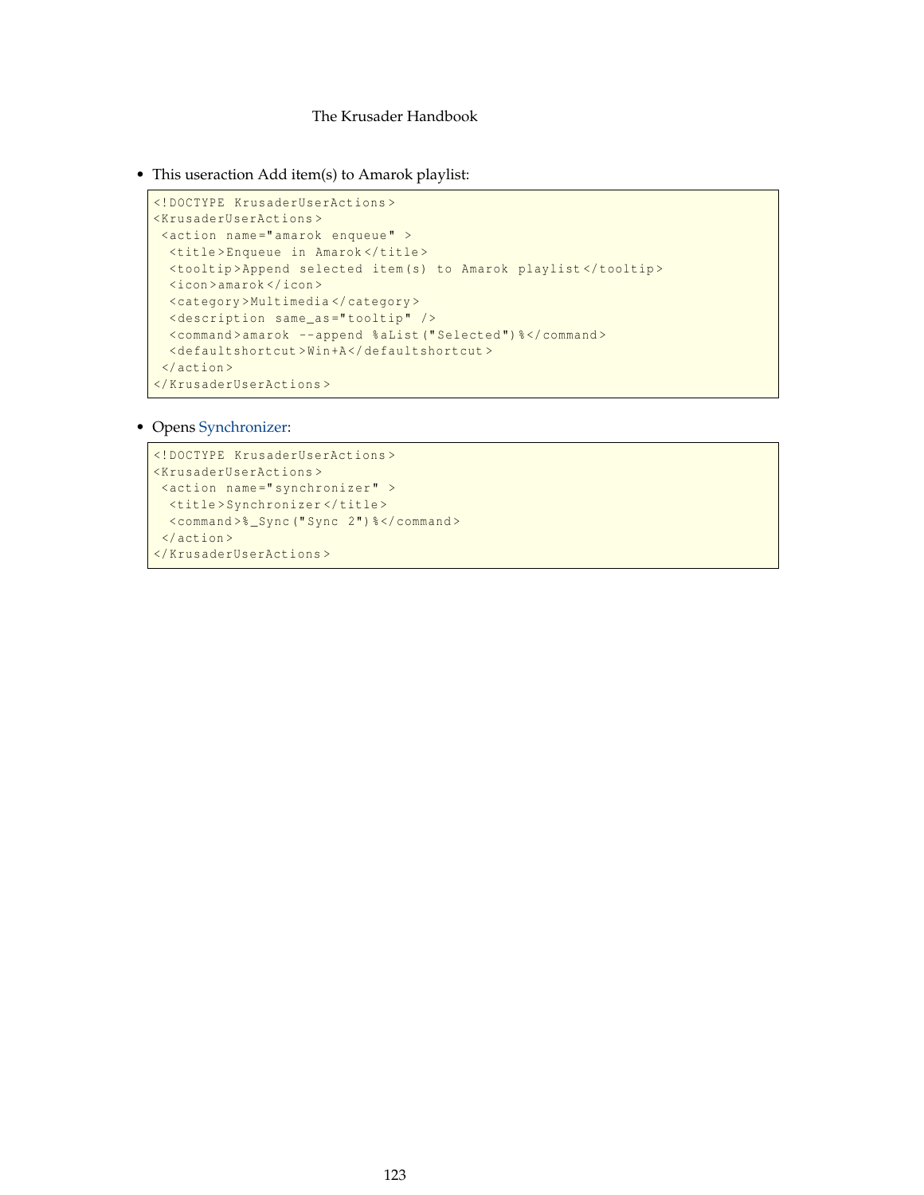- This useraction Add item(s) to Amarok playlist:

```
<!DOCTYPE KrusaderUserActions>
<KrusaderUserActions>
 <action name="amarok enqueue" >
  <title>Enqueue in Amarok</title>
  <tooltip>Append selected item(s) to Amarok playlist</tooltip>
  <icon>amarok</icon>
  <category>Multimedia</category>
  <description same_as="tooltip" />
  <command>amarok --append %aList("Selected")%</command>
  <defaultshortcut>Win+A</defaultshortcut>
 </action>
</KrusaderUserActions>
```

- Opens Synchronizer:

```
<!DOCTYPE KrusaderUserActions>
<KrusaderUserActions>
 <action name="synchronizer" >
  <title>Synchronizer</title>
  <command>%_Sync("Sync 2")%</command>
 </action>
</KrusaderUserActions>
```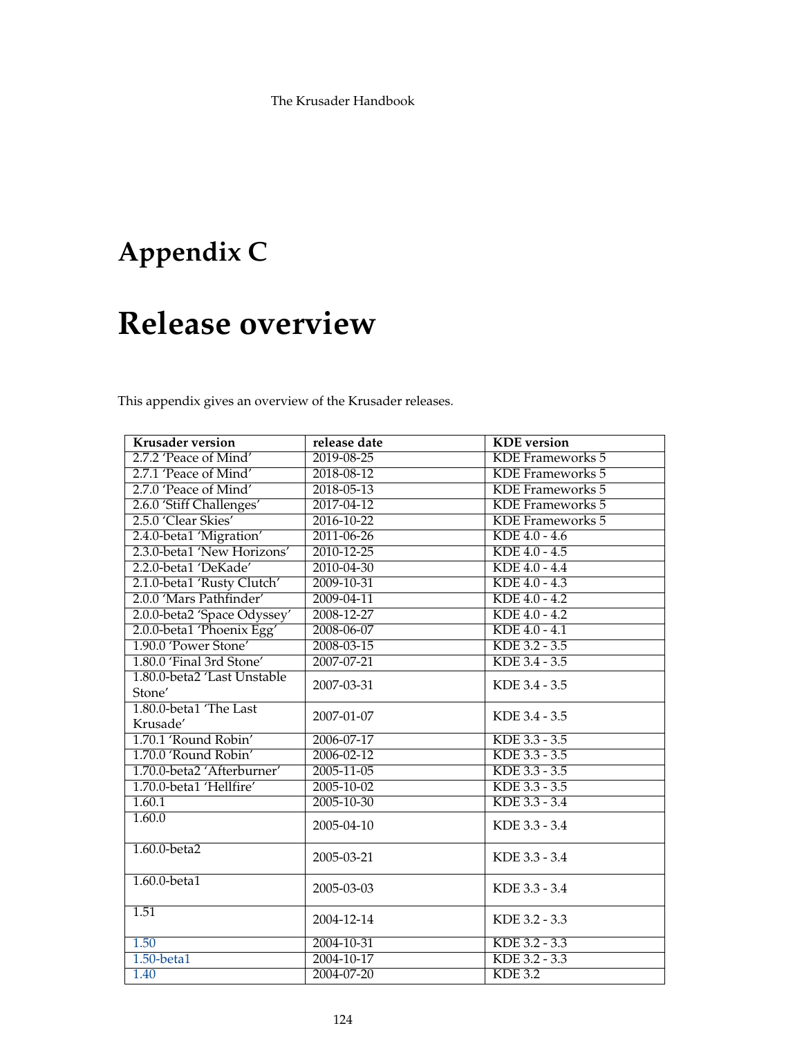# Appendix C

# Release overview

This appendix gives an overview of the Krusader releases.

| Krusader version | release date | KDE version |
|---|---|---|
| 2.7.2 'Peace of Mind' | 2019-08-25 | KDE Frameworks 5 |
| 2.7.1 'Peace of Mind' | 2018-08-12 | KDE Frameworks 5 |
| 2.7.0 'Peace of Mind' | 2018-05-13 | KDE Frameworks 5 |
| 2.6.0 'Stiff Challenges' | 2017-04-12 | KDE Frameworks 5 |
| 2.5.0 'Clear Skies' | 2016-10-22 | KDE Frameworks 5 |
| 2.4.0-beta1 'Migration' | 2011-06-26 | KDE 4.0 - 4.6 |
| 2.3.0-beta1 'New Horizons' | 2010-12-25 | KDE 4.0 - 4.5 |
| 2.2.0-beta1 'DeKade' | 2010-04-30 | KDE 4.0 - 4.4 |
| 2.1.0-beta1 'Rusty Clutch' | 2009-10-31 | KDE 4.0 - 4.3 |
| 2.0.0 'Mars Pathfinder' | 2009-04-11 | KDE 4.0 - 4.2 |
| 2.0.0-beta2 'Space Odyssey' | 2008-12-27 | KDE 4.0 - 4.2 |
| 2.0.0-beta1 'Phoenix Egg' | 2008-06-07 | KDE 4.0 - 4.1 |
| 1.90.0 'Power Stone' | 2008-03-15 | KDE 3.2 - 3.5 |
| 1.80.0 'Final 3rd Stone' | 2007-07-21 | KDE 3.4 - 3.5 |
| 1.80.0-beta2 'Last Unstable Stone' | 2007-03-31 | KDE 3.4 - 3.5 |
| 1.80.0-beta1 'The Last Krusade' | 2007-01-07 | KDE 3.4 - 3.5 |
| 1.70.1 'Round Robin' | 2006-07-17 | KDE 3.3 - 3.5 |
| 1.70.0 'Round Robin' | 2006-02-12 | KDE 3.3 - 3.5 |
| 1.70.0-beta2 'Afterburner' | 2005-11-05 | KDE 3.3 - 3.5 |
| 1.70.0-beta1 'Hellfire' | 2005-10-02 | KDE 3.3 - 3.5 |
| 1.60.1 | 2005-10-30 | KDE 3.3 - 3.4 |
| 1.60.0 | 2005-04-10 | KDE 3.3 - 3.4 |
| 1.60.0-beta2 | 2005-03-21 | KDE 3.3 - 3.4 |
| 1.60.0-beta1 | 2005-03-03 | KDE 3.3 - 3.4 |
| 1.51 | 2004-12-14 | KDE 3.2 - 3.3 |
| 1.50 | 2004-10-31 | KDE 3.2 - 3.3 |
| 1.50-beta1 | 2004-10-17 | KDE 3.2 - 3.3 |
| 1.40 | 2004-07-20 | KDE 3.2 |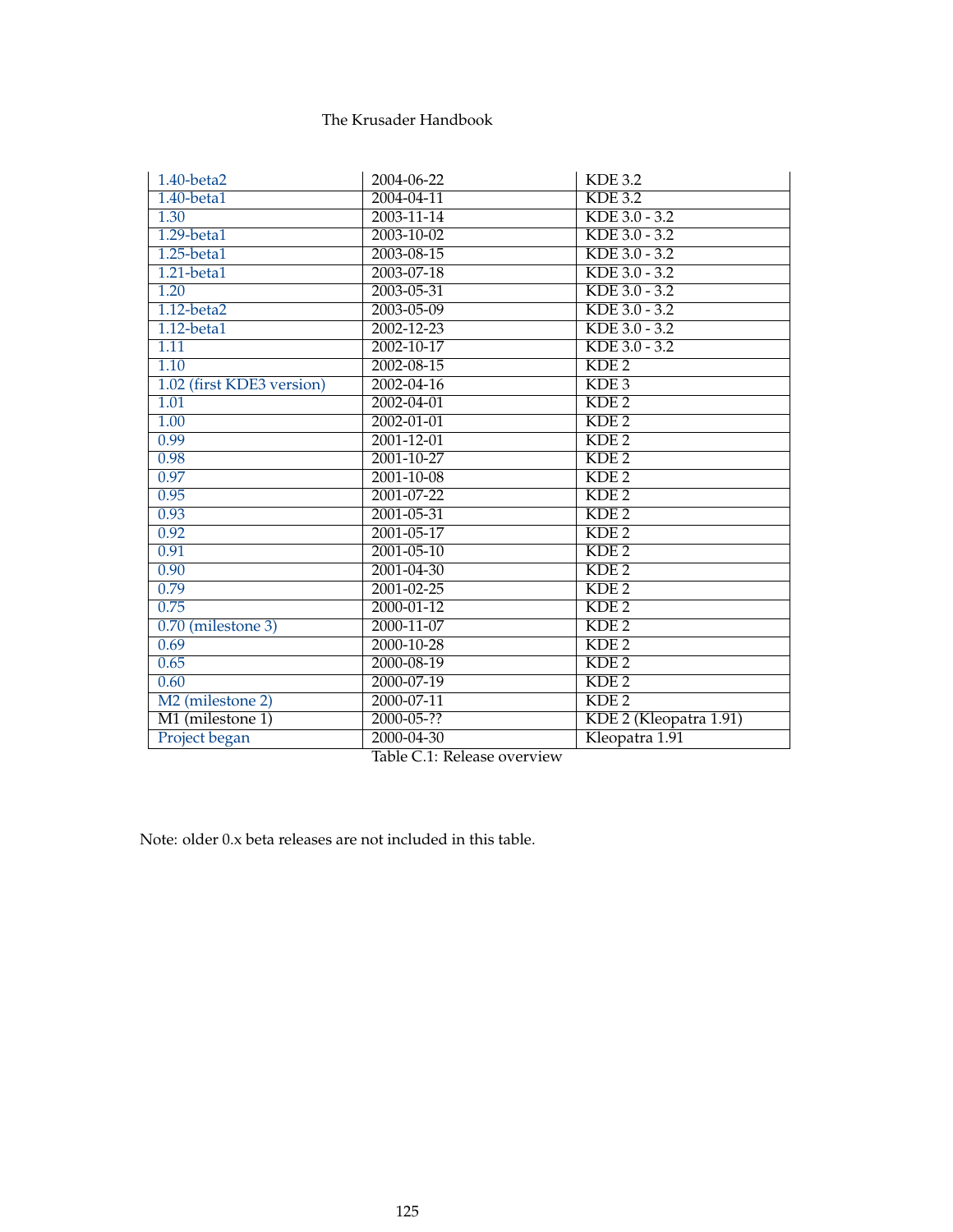| | | |
|---|---|---|
| 1.40-beta2 | 2004-06-22 | KDE 3.2 |
| 1.40-beta1 | 2004-04-11 | KDE 3.2 |
| 1.30 | 2003-11-14 | KDE 3.0 - 3.2 |
| 1.29-beta1 | 2003-10-02 | KDE 3.0 - 3.2 |
| 1.25-beta1 | 2003-08-15 | KDE 3.0 - 3.2 |
| 1.21-beta1 | 2003-07-18 | KDE 3.0 - 3.2 |
| 1.20 | 2003-05-31 | KDE 3.0 - 3.2 |
| 1.12-beta2 | 2003-05-09 | KDE 3.0 - 3.2 |
| 1.12-beta1 | 2002-12-23 | KDE 3.0 - 3.2 |
| 1.11 | 2002-10-17 | KDE 3.0 - 3.2 |
| 1.10 | 2002-08-15 | KDE 2 |
| 1.02 (first KDE3 version) | 2002-04-16 | KDE 3 |
| 1.01 | 2002-04-01 | KDE 2 |
| 1.00 | 2002-01-01 | KDE 2 |
| 0.99 | 2001-12-01 | KDE 2 |
| 0.98 | 2001-10-27 | KDE 2 |
| 0.97 | 2001-10-08 | KDE 2 |
| 0.95 | 2001-07-22 | KDE 2 |
| 0.93 | 2001-05-31 | KDE 2 |
| 0.92 | 2001-05-17 | KDE 2 |
| 0.91 | 2001-05-10 | KDE 2 |
| 0.90 | 2001-04-30 | KDE 2 |
| 0.79 | 2001-02-25 | KDE 2 |
| 0.75 | 2000-01-12 | KDE 2 |
| 0.70 (milestone 3) | 2000-11-07 | KDE 2 |
| 0.69 | 2000-10-28 | KDE 2 |
| 0.65 | 2000-08-19 | KDE 2 |
| 0.60 | 2000-07-19 | KDE 2 |
| M2 (milestone 2) | 2000-07-11 | KDE 2 |
| M1 (milestone 1) | 2000-05-?? | KDE 2 (Kleopatra 1.91) |
| Project began | 2000-04-30 | Kleopatra 1.91 |

Table C.1: Release overview

Note: older 0.x beta releases are not included in this table.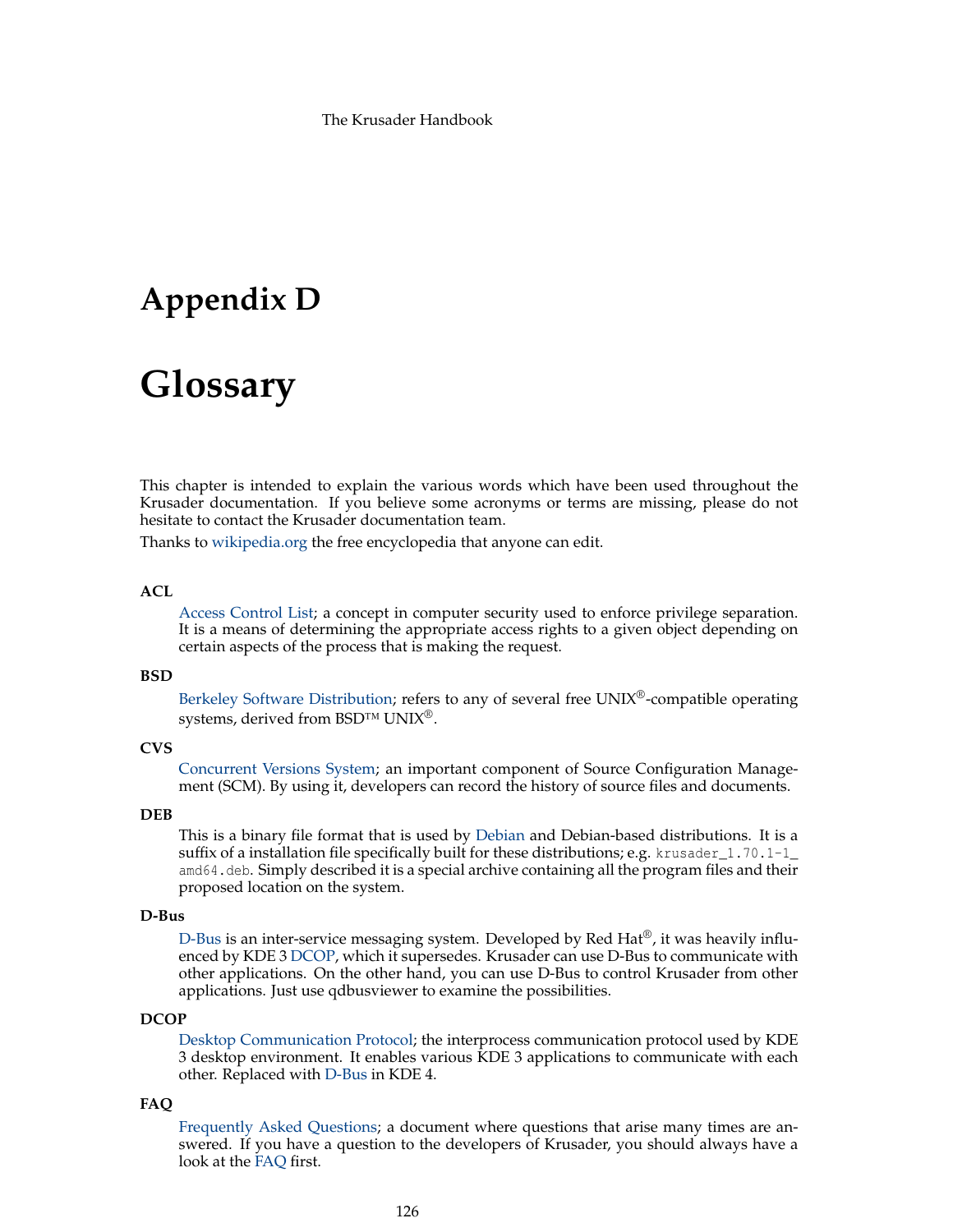# Appendix D

# Glossary

This chapter is intended to explain the various words which have been used throughout the Krusader documentation. If you believe some acronyms or terms are missing, please do not hesitate to contact the Krusader documentation team.

Thanks to wikipedia.org the free encyclopedia that anyone can edit.

**ACL**

Access Control List; a concept in computer security used to enforce privilege separation. It is a means of determining the appropriate access rights to a given object depending on certain aspects of the process that is making the request.

**BSD**

Berkeley Software Distribution; refers to any of several free UNIX®-compatible operating systems, derived from BSD™ UNIX®.

**CVS**

Concurrent Versions System; an important component of Source Configuration Management (SCM). By using it, developers can record the history of source files and documents.

**DEB**

This is a binary file format that is used by Debian and Debian-based distributions. It is a suffix of a installation file specifically built for these distributions; e.g. `krusader_1.70.1-1_amd64.deb`. Simply described it is a special archive containing all the program files and their proposed location on the system.

**D-Bus**

D-Bus is an inter-service messaging system. Developed by Red Hat®, it was heavily influenced by KDE 3 DCOP, which it supersedes. Krusader can use D-Bus to communicate with other applications. On the other hand, you can use D-Bus to control Krusader from other applications. Just use qdbusviewer to examine the possibilities.

**DCOP**

Desktop Communication Protocol; the interprocess communication protocol used by KDE 3 desktop environment. It enables various KDE 3 applications to communicate with each other. Replaced with D-Bus in KDE 4.

**FAQ**

Frequently Asked Questions; a document where questions that arise many times are answered. If you have a question to the developers of Krusader, you should always have a look at the FAQ first.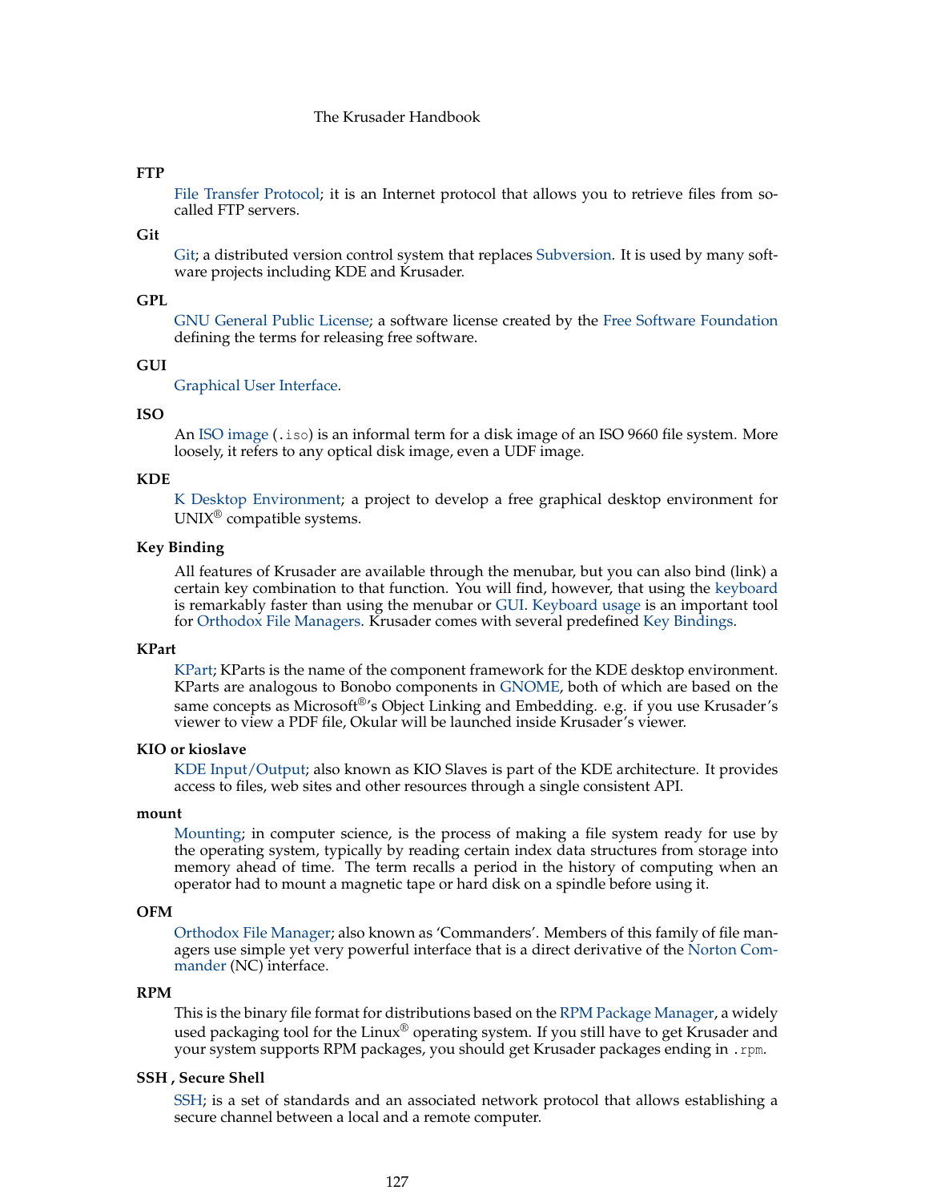**FTP**

File Transfer Protocol; it is an Internet protocol that allows you to retrieve files from so-called FTP servers.

**Git**

Git; a distributed version control system that replaces Subversion. It is used by many software projects including KDE and Krusader.

**GPL**

GNU General Public License; a software license created by the Free Software Foundation defining the terms for releasing free software.

**GUI**

Graphical User Interface.

**ISO**

An ISO image (`.iso`) is an informal term for a disk image of an ISO 9660 file system. More loosely, it refers to any optical disk image, even a UDF image.

**KDE**

K Desktop Environment; a project to develop a free graphical desktop environment for UNIX® compatible systems.

**Key Binding**

All features of Krusader are available through the menubar, but you can also bind (link) a certain key combination to that function. You will find, however, that using the keyboard is remarkably faster than using the menubar or GUI. Keyboard usage is an important tool for Orthodox File Managers. Krusader comes with several predefined Key Bindings.

**KPart**

KPart; KParts is the name of the component framework for the KDE desktop environment. KParts are analogous to Bonobo components in GNOME, both of which are based on the same concepts as Microsoft®'s Object Linking and Embedding. e.g. if you use Krusader's viewer to view a PDF file, Okular will be launched inside Krusader's viewer.

**KIO or kioslave**

KDE Input/Output; also known as KIO Slaves is part of the KDE architecture. It provides access to files, web sites and other resources through a single consistent API.

**mount**

Mounting; in computer science, is the process of making a file system ready for use by the operating system, typically by reading certain index data structures from storage into memory ahead of time. The term recalls a period in the history of computing when an operator had to mount a magnetic tape or hard disk on a spindle before using it.

**OFM**

Orthodox File Manager; also known as 'Commanders'. Members of this family of file managers use simple yet very powerful interface that is a direct derivative of the Norton Commander (NC) interface.

**RPM**

This is the binary file format for distributions based on the RPM Package Manager, a widely used packaging tool for the Linux® operating system. If you still have to get Krusader and your system supports RPM packages, you should get Krusader packages ending in `.rpm`.

**SSH , Secure Shell**

SSH; is a set of standards and an associated network protocol that allows establishing a secure channel between a local and a remote computer.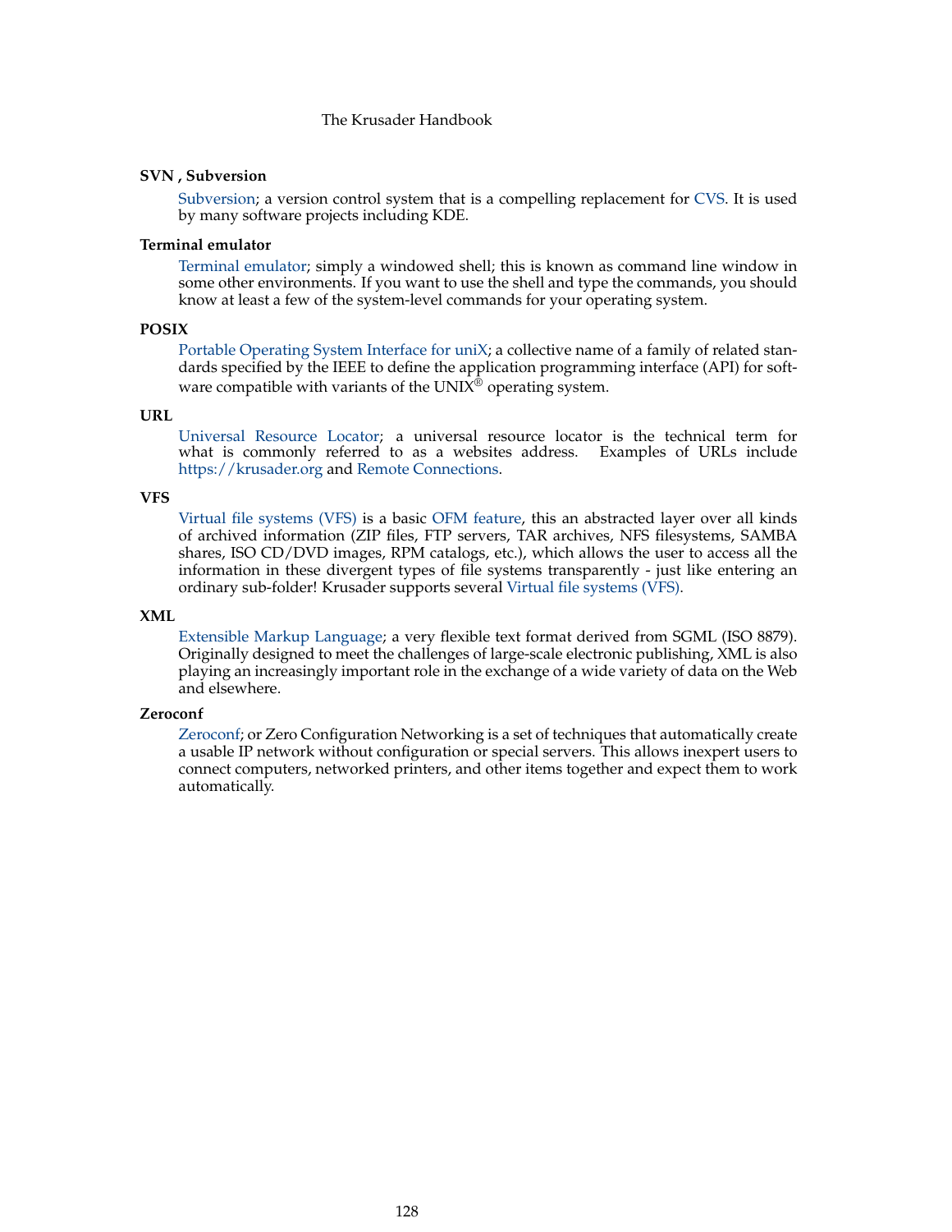**SVN , Subversion**

Subversion; a version control system that is a compelling replacement for CVS. It is used by many software projects including KDE.

**Terminal emulator**

Terminal emulator; simply a windowed shell; this is known as command line window in some other environments. If you want to use the shell and type the commands, you should know at least a few of the system-level commands for your operating system.

**POSIX**

Portable Operating System Interface for uniX; a collective name of a family of related standards specified by the IEEE to define the application programming interface (API) for software compatible with variants of the UNIX® operating system.

**URL**

Universal Resource Locator; a universal resource locator is the technical term for what is commonly referred to as a websites address. Examples of URLs include https://krusader.org and Remote Connections.

**VFS**

Virtual file systems (VFS) is a basic OFM feature, this an abstracted layer over all kinds of archived information (ZIP files, FTP servers, TAR archives, NFS filesystems, SAMBA shares, ISO CD/DVD images, RPM catalogs, etc.), which allows the user to access all the information in these divergent types of file systems transparently - just like entering an ordinary sub-folder! Krusader supports several Virtual file systems (VFS).

**XML**

Extensible Markup Language; a very flexible text format derived from SGML (ISO 8879). Originally designed to meet the challenges of large-scale electronic publishing, XML is also playing an increasingly important role in the exchange of a wide variety of data on the Web and elsewhere.

**Zeroconf**

Zeroconf; or Zero Configuration Networking is a set of techniques that automatically create a usable IP network without configuration or special servers. This allows inexpert users to connect computers, networked printers, and other items together and expect them to work automatically.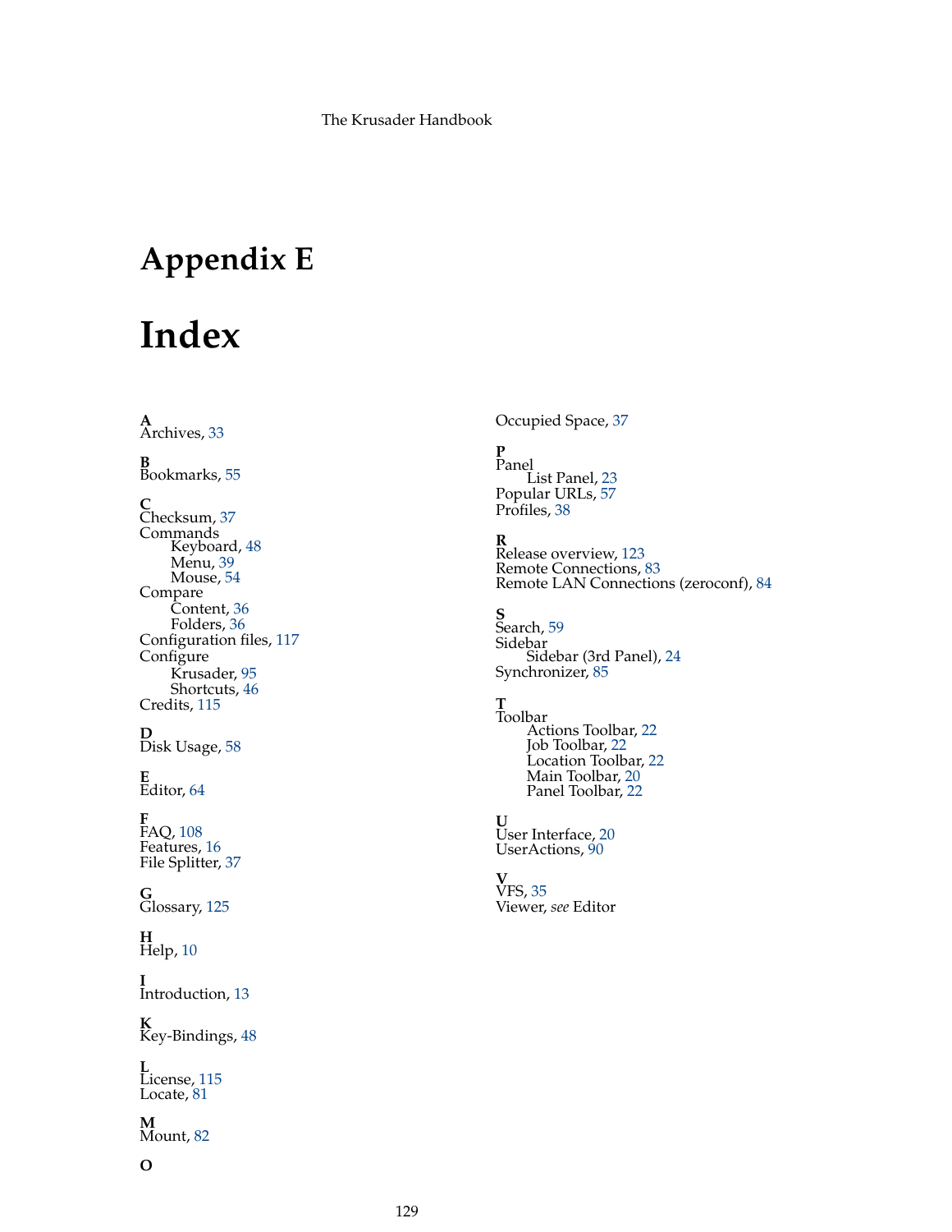# Appendix E

# Index

**A**
Archives, 33

**B**
Bookmarks, 55

**C**
Checksum, 37
Commands
- Keyboard, 48
- Menu, 39
- Mouse, 54

Compare
- Content, 36
- Folders, 36

Configuration files, 117
Configure
- Krusader, 95
- Shortcuts, 46

Credits, 115

**D**
Disk Usage, 58

**E**
Editor, 64

**F**
FAQ, 108
Features, 16
File Splitter, 37

**G**
Glossary, 125

**H**
Help, 10

**I**
Introduction, 13

**K**
Key-Bindings, 48

**L**
License, 115
Locate, 81

**M**
Mount, 82

**O**
Occupied Space, 37

**P**
Panel
- List Panel, 23

Popular URLs, 57
Profiles, 38

**R**
Release overview, 123
Remote Connections, 83
Remote LAN Connections (zeroconf), 84

**S**
Search, 59
Sidebar
- Sidebar (3rd Panel), 24

Synchronizer, 85

**T**
Toolbar
- Actions Toolbar, 22
- Job Toolbar, 22
- Location Toolbar, 22
- Main Toolbar, 20
- Panel Toolbar, 22

**U**
User Interface, 20
UserActions, 90

**V**
VFS, 35
Viewer, *see* Editor